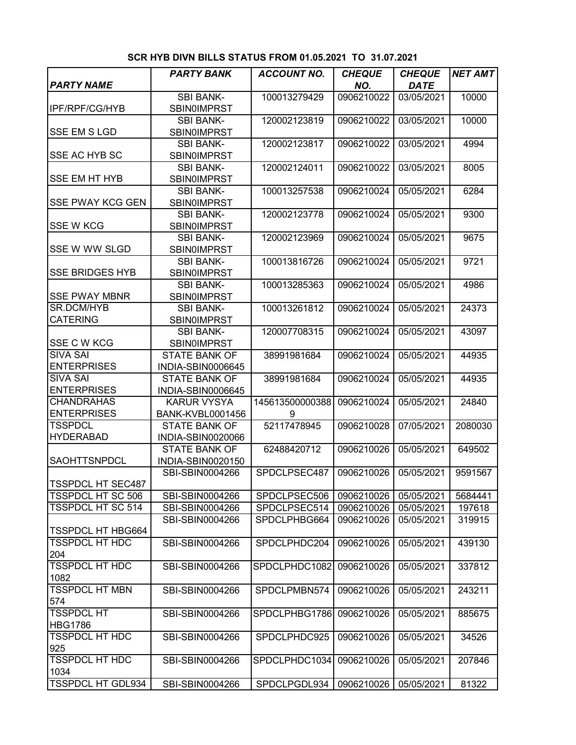**SCR HYB DIVN BILLS STATUS FROM 01.05.2021 TO 31.07.2021**

| *PARTY NAME* | *PARTY BANK* | *ACCOUNT NO.* | *CHEQUE NO.* | *CHEQUE DATE* | *NET AMT* |
|---|---|---|---|---|---|
| IPF/RPF/CG/HYB | SBI BANK-SBIN0IMPRST | 100013279429 | 0906210022 | 03/05/2021 | 10000 |
| SSE EM S LGD | SBI BANK-SBIN0IMPRST | 120002123819 | 0906210022 | 03/05/2021 | 10000 |
| SSE AC HYB SC | SBI BANK-SBIN0IMPRST | 120002123817 | 0906210022 | 03/05/2021 | 4994 |
| SSE EM HT HYB | SBI BANK-SBIN0IMPRST | 120002124011 | 0906210022 | 03/05/2021 | 8005 |
| SSE PWAY KCG GEN | SBI BANK-SBIN0IMPRST | 100013257538 | 0906210024 | 05/05/2021 | 6284 |
| SSE W KCG | SBI BANK-SBIN0IMPRST | 120002123778 | 0906210024 | 05/05/2021 | 9300 |
| SSE W WW SLGD | SBI BANK-SBIN0IMPRST | 120002123969 | 0906210024 | 05/05/2021 | 9675 |
| SSE BRIDGES HYB | SBI BANK-SBIN0IMPRST | 100013816726 | 0906210024 | 05/05/2021 | 9721 |
| SSE PWAY MBNR | SBI BANK-SBIN0IMPRST | 100013285363 | 0906210024 | 05/05/2021 | 4986 |
| SR.DCM/HYB CATERING | SBI BANK-SBIN0IMPRST | 100013261812 | 0906210024 | 05/05/2021 | 24373 |
| SSE C W KCG | SBI BANK-SBIN0IMPRST | 120007708315 | 0906210024 | 05/05/2021 | 43097 |
| SIVA SAI ENTERPRISES | STATE BANK OF INDIA-SBIN0006645 | 38991981684 | 0906210024 | 05/05/2021 | 44935 |
| SIVA SAI ENTERPRISES | STATE BANK OF INDIA-SBIN0006645 | 38991981684 | 0906210024 | 05/05/2021 | 44935 |
| CHANDRAHAS ENTERPRISES | KARUR VYSYA BANK-KVBL0001456 | 1456135000003889 | 0906210024 | 05/05/2021 | 24840 |
| TSSPDCL HYDERABAD | STATE BANK OF INDIA-SBIN0020066 | 52117478945 | 0906210028 | 07/05/2021 | 2080030 |
| SAOHTTSNPDCL | STATE BANK OF INDIA-SBIN0020150 | 62488420712 | 0906210026 | 05/05/2021 | 649502 |
| TSSPDCL HT SEC487 | SBI-SBIN0004266 | SPDCLPSEC487 | 0906210026 | 05/05/2021 | 9591567 |
| TSSPDCL HT SC 506 | SBI-SBIN0004266 | SPDCLPSEC506 | 0906210026 | 05/05/2021 | 5684441 |
| TSSPDCL HT SC 514 | SBI-SBIN0004266 | SPDCLPSEC514 | 0906210026 | 05/05/2021 | 197618 |
| TSSPDCL HT HBG664 | SBI-SBIN0004266 | SPDCLPHBG664 | 0906210026 | 05/05/2021 | 319915 |
| TSSPDCL HT HDC 204 | SBI-SBIN0004266 | SPDCLPHDC204 | 0906210026 | 05/05/2021 | 439130 |
| TSSPDCL HT HDC 1082 | SBI-SBIN0004266 | SPDCLPHDC1082 | 0906210026 | 05/05/2021 | 337812 |
| TSSPDCL HT MBN 574 | SBI-SBIN0004266 | SPDCLPMBN574 | 0906210026 | 05/05/2021 | 243211 |
| TSSPDCL HT HBG1786 | SBI-SBIN0004266 | SPDCLPHBG1786 | 0906210026 | 05/05/2021 | 885675 |
| TSSPDCL HT HDC 925 | SBI-SBIN0004266 | SPDCLPHDC925 | 0906210026 | 05/05/2021 | 34526 |
| TSSPDCL HT HDC 1034 | SBI-SBIN0004266 | SPDCLPHDC1034 | 0906210026 | 05/05/2021 | 207846 |
| TSSPDCL HT GDL934 | SBI-SBIN0004266 | SPDCLPGDL934 | 0906210026 | 05/05/2021 | 81322 |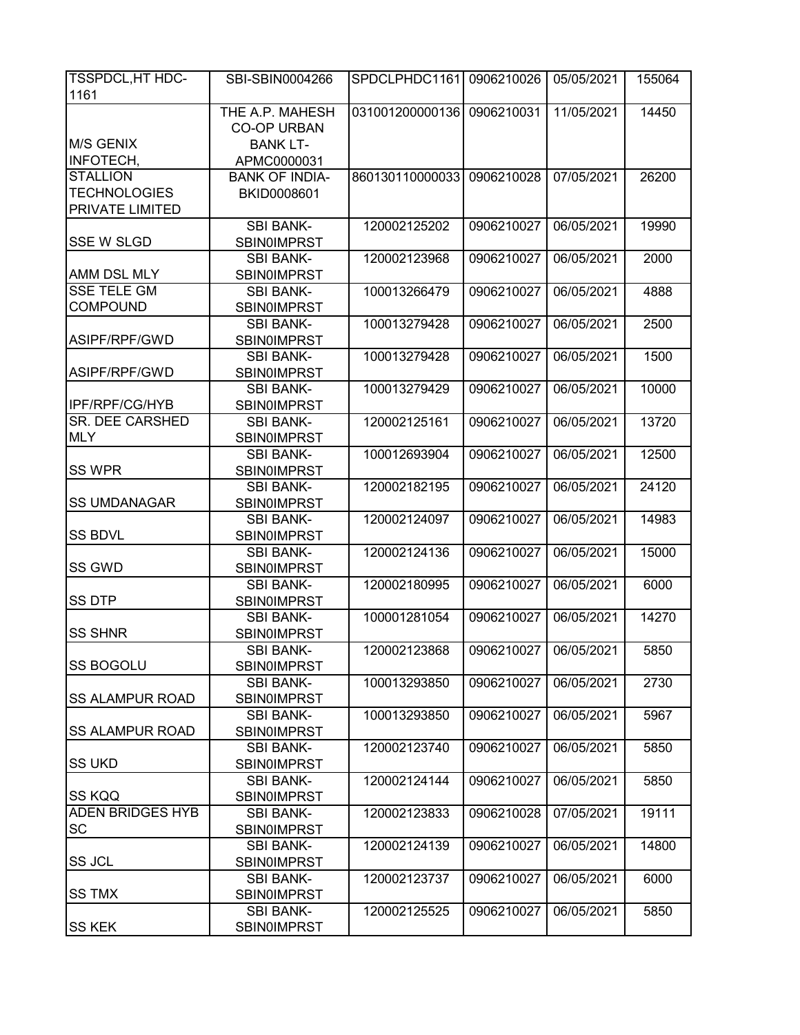| | | | | | |
|---|---|---|---|---|---|
| TSSPDCL,HT HDC-1161 | SBI-SBIN0004266 | SPDCLPHDC1161 | 0906210026 | 05/05/2021 | 155064 |
| M/S GENIX INFOTECH, | THE A.P. MAHESH CO-OP URBAN BANK LT-APMC0000031 | 031001200000136 | 0906210031 | 11/05/2021 | 14450 |
| STALLION TECHNOLOGIES PRIVATE LIMITED | BANK OF INDIA-BKID0008601 | 860130110000033 | 0906210028 | 07/05/2021 | 26200 |
| SSE W SLGD | SBI BANK-SBIN0IMPRST | 120002125202 | 0906210027 | 06/05/2021 | 19990 |
| AMM DSL MLY | SBI BANK-SBIN0IMPRST | 120002123968 | 0906210027 | 06/05/2021 | 2000 |
| SSE TELE GM COMPOUND | SBI BANK-SBIN0IMPRST | 100013266479 | 0906210027 | 06/05/2021 | 4888 |
| ASIPF/RPF/GWD | SBI BANK-SBIN0IMPRST | 100013279428 | 0906210027 | 06/05/2021 | 2500 |
| ASIPF/RPF/GWD | SBI BANK-SBIN0IMPRST | 100013279428 | 0906210027 | 06/05/2021 | 1500 |
| IPF/RPF/CG/HYB | SBI BANK-SBIN0IMPRST | 100013279429 | 0906210027 | 06/05/2021 | 10000 |
| SR. DEE CARSHED MLY | SBI BANK-SBIN0IMPRST | 120002125161 | 0906210027 | 06/05/2021 | 13720 |
| SS WPR | SBI BANK-SBIN0IMPRST | 100012693904 | 0906210027 | 06/05/2021 | 12500 |
| SS UMDANAGAR | SBI BANK-SBIN0IMPRST | 120002182195 | 0906210027 | 06/05/2021 | 24120 |
| SS BDVL | SBI BANK-SBIN0IMPRST | 120002124097 | 0906210027 | 06/05/2021 | 14983 |
| SS GWD | SBI BANK-SBIN0IMPRST | 120002124136 | 0906210027 | 06/05/2021 | 15000 |
| SS DTP | SBI BANK-SBIN0IMPRST | 120002180995 | 0906210027 | 06/05/2021 | 6000 |
| SS SHNR | SBI BANK-SBIN0IMPRST | 100001281054 | 0906210027 | 06/05/2021 | 14270 |
| SS BOGOLU | SBI BANK-SBIN0IMPRST | 120002123868 | 0906210027 | 06/05/2021 | 5850 |
| SS ALAMPUR ROAD | SBI BANK-SBIN0IMPRST | 100013293850 | 0906210027 | 06/05/2021 | 2730 |
| SS ALAMPUR ROAD | SBI BANK-SBIN0IMPRST | 100013293850 | 0906210027 | 06/05/2021 | 5967 |
| SS UKD | SBI BANK-SBIN0IMPRST | 120002123740 | 0906210027 | 06/05/2021 | 5850 |
| SS KQQ | SBI BANK-SBIN0IMPRST | 120002124144 | 0906210027 | 06/05/2021 | 5850 |
| ADEN BRIDGES HYB SC | SBI BANK-SBIN0IMPRST | 120002123833 | 0906210028 | 07/05/2021 | 19111 |
| SS JCL | SBI BANK-SBIN0IMPRST | 120002124139 | 0906210027 | 06/05/2021 | 14800 |
| SS TMX | SBI BANK-SBIN0IMPRST | 120002123737 | 0906210027 | 06/05/2021 | 6000 |
| SS KEK | SBI BANK-SBIN0IMPRST | 120002125525 | 0906210027 | 06/05/2021 | 5850 |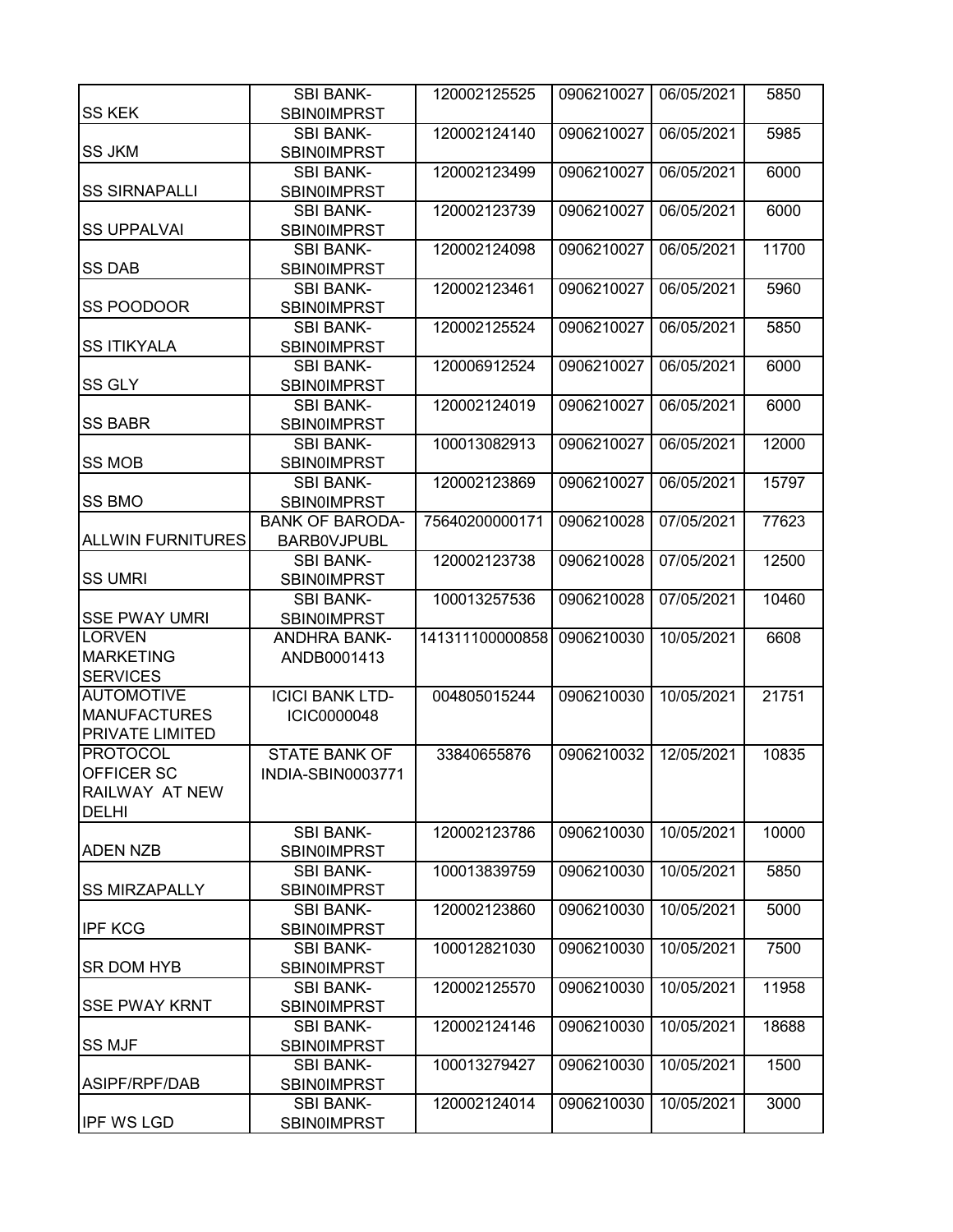| | | | | | |
|---|---|---|---|---|---|
| SS KEK | SBI BANK-SBIN0IMPRST | 120002125525 | 0906210027 | 06/05/2021 | 5850 |
| SS JKM | SBI BANK-SBIN0IMPRST | 120002124140 | 0906210027 | 06/05/2021 | 5985 |
| SS SIRNAPALLI | SBI BANK-SBIN0IMPRST | 120002123499 | 0906210027 | 06/05/2021 | 6000 |
| SS UPPALVAI | SBI BANK-SBIN0IMPRST | 120002123739 | 0906210027 | 06/05/2021 | 6000 |
| SS DAB | SBI BANK-SBIN0IMPRST | 120002124098 | 0906210027 | 06/05/2021 | 11700 |
| SS POODOOR | SBI BANK-SBIN0IMPRST | 120002123461 | 0906210027 | 06/05/2021 | 5960 |
| SS ITIKYALA | SBI BANK-SBIN0IMPRST | 120002125524 | 0906210027 | 06/05/2021 | 5850 |
| SS GLY | SBI BANK-SBIN0IMPRST | 120006912524 | 0906210027 | 06/05/2021 | 6000 |
| SS BABR | SBI BANK-SBIN0IMPRST | 120002124019 | 0906210027 | 06/05/2021 | 6000 |
| SS MOB | SBI BANK-SBIN0IMPRST | 100013082913 | 0906210027 | 06/05/2021 | 12000 |
| SS BMO | SBI BANK-SBIN0IMPRST | 120002123869 | 0906210027 | 06/05/2021 | 15797 |
| ALLWIN FURNITURES | BANK OF BARODA-BARB0VJPUBL | 75640200000171 | 0906210028 | 07/05/2021 | 77623 |
| SS UMRI | SBI BANK-SBIN0IMPRST | 120002123738 | 0906210028 | 07/05/2021 | 12500 |
| SSE PWAY UMRI | SBI BANK-SBIN0IMPRST | 100013257536 | 0906210028 | 07/05/2021 | 10460 |
| LORVEN MARKETING SERVICES | ANDHRA BANK-ANDB0001413 | 141311100000858 | 0906210030 | 10/05/2021 | 6608 |
| AUTOMOTIVE MANUFACTURES PRIVATE LIMITED | ICICI BANK LTD-ICIC0000048 | 004805015244 | 0906210030 | 10/05/2021 | 21751 |
| PROTOCOL OFFICER SC RAILWAY AT NEW DELHI | STATE BANK OF INDIA-SBIN0003771 | 33840655876 | 0906210032 | 12/05/2021 | 10835 |
| ADEN NZB | SBI BANK-SBIN0IMPRST | 120002123786 | 0906210030 | 10/05/2021 | 10000 |
| SS MIRZAPALLY | SBI BANK-SBIN0IMPRST | 100013839759 | 0906210030 | 10/05/2021 | 5850 |
| IPF KCG | SBI BANK-SBIN0IMPRST | 120002123860 | 0906210030 | 10/05/2021 | 5000 |
| SR DOM HYB | SBI BANK-SBIN0IMPRST | 100012821030 | 0906210030 | 10/05/2021 | 7500 |
| SSE PWAY KRNT | SBI BANK-SBIN0IMPRST | 120002125570 | 0906210030 | 10/05/2021 | 11958 |
| SS MJF | SBI BANK-SBIN0IMPRST | 120002124146 | 0906210030 | 10/05/2021 | 18688 |
| ASIPF/RPF/DAB | SBI BANK-SBIN0IMPRST | 100013279427 | 0906210030 | 10/05/2021 | 1500 |
| IPF WS LGD | SBI BANK-SBIN0IMPRST | 120002124014 | 0906210030 | 10/05/2021 | 3000 |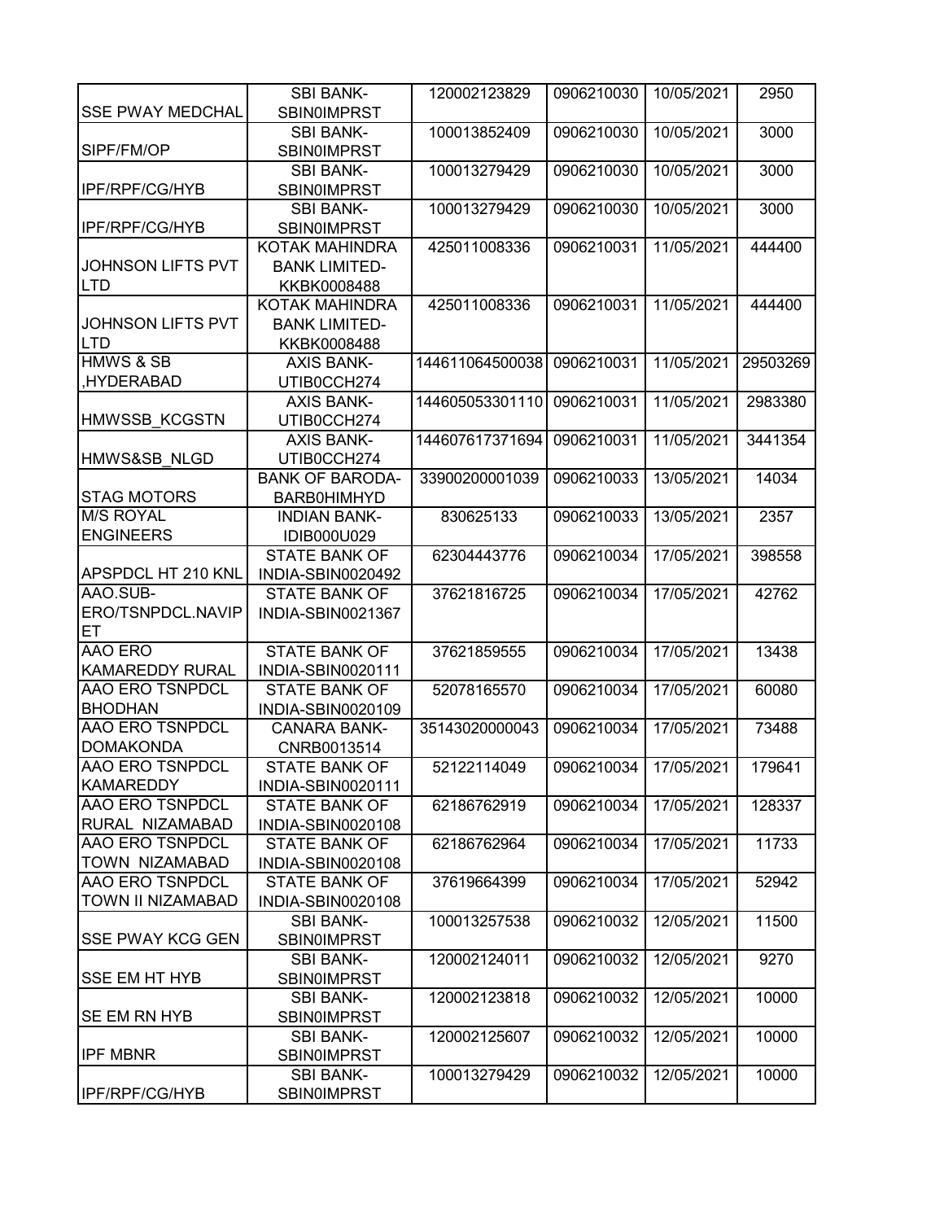| | | | | | |
|---|---|---|---|---|---|
| SSE PWAY MEDCHAL | SBI BANK-SBIN0IMPRST | 120002123829 | 0906210030 | 10/05/2021 | 2950 |
| SIPF/FM/OP | SBI BANK-SBIN0IMPRST | 100013852409 | 0906210030 | 10/05/2021 | 3000 |
| IPF/RPF/CG/HYB | SBI BANK-SBIN0IMPRST | 100013279429 | 0906210030 | 10/05/2021 | 3000 |
| IPF/RPF/CG/HYB | SBI BANK-SBIN0IMPRST | 100013279429 | 0906210030 | 10/05/2021 | 3000 |
| JOHNSON LIFTS PVT LTD | KOTAK MAHINDRA BANK LIMITED-KKBK0008488 | 425011008336 | 0906210031 | 11/05/2021 | 444400 |
| JOHNSON LIFTS PVT LTD | KOTAK MAHINDRA BANK LIMITED-KKBK0008488 | 425011008336 | 0906210031 | 11/05/2021 | 444400 |
| HMWS & SB ,HYDERABAD | AXIS BANK-UTIB0CCH274 | 144611064500038 | 0906210031 | 11/05/2021 | 29503269 |
| HMWSSB_KCGSTN | AXIS BANK-UTIB0CCH274 | 144605053301110 | 0906210031 | 11/05/2021 | 2983380 |
| HMWS&SB_NLGD | AXIS BANK-UTIB0CCH274 | 144607617371694 | 0906210031 | 11/05/2021 | 3441354 |
| STAG MOTORS | BANK OF BARODA-BARB0HIMHYD | 33900200001039 | 0906210033 | 13/05/2021 | 14034 |
| M/S ROYAL ENGINEERS | INDIAN BANK-IDIB000U029 | 830625133 | 0906210033 | 13/05/2021 | 2357 |
| APSPDCL HT 210 KNL | STATE BANK OF INDIA-SBIN0020492 | 62304443776 | 0906210034 | 17/05/2021 | 398558 |
| AAO.SUB-ERO/TSNPDCL.NAVIPET | STATE BANK OF INDIA-SBIN0021367 | 37621816725 | 0906210034 | 17/05/2021 | 42762 |
| AAO ERO KAMAREDDY RURAL | STATE BANK OF INDIA-SBIN0020111 | 37621859555 | 0906210034 | 17/05/2021 | 13438 |
| AAO ERO TSNPDCL BHODHAN | STATE BANK OF INDIA-SBIN0020109 | 52078165570 | 0906210034 | 17/05/2021 | 60080 |
| AAO ERO TSNPDCL DOMAKONDA | CANARA BANK-CNRB0013514 | 35143020000043 | 0906210034 | 17/05/2021 | 73488 |
| AAO ERO TSNPDCL KAMAREDDY | STATE BANK OF INDIA-SBIN0020111 | 52122114049 | 0906210034 | 17/05/2021 | 179641 |
| AAO ERO TSNPDCL RURAL NIZAMABAD | STATE BANK OF INDIA-SBIN0020108 | 62186762919 | 0906210034 | 17/05/2021 | 128337 |
| AAO ERO TSNPDCL TOWN NIZAMABAD | STATE BANK OF INDIA-SBIN0020108 | 62186762964 | 0906210034 | 17/05/2021 | 11733 |
| AAO ERO TSNPDCL TOWN II NIZAMABAD | STATE BANK OF INDIA-SBIN0020108 | 37619664399 | 0906210034 | 17/05/2021 | 52942 |
| SSE PWAY KCG GEN | SBI BANK-SBIN0IMPRST | 100013257538 | 0906210032 | 12/05/2021 | 11500 |
| SSE EM HT HYB | SBI BANK-SBIN0IMPRST | 120002124011 | 0906210032 | 12/05/2021 | 9270 |
| SE EM RN HYB | SBI BANK-SBIN0IMPRST | 120002123818 | 0906210032 | 12/05/2021 | 10000 |
| IPF MBNR | SBI BANK-SBIN0IMPRST | 120002125607 | 0906210032 | 12/05/2021 | 10000 |
| IPF/RPF/CG/HYB | SBI BANK-SBIN0IMPRST | 100013279429 | 0906210032 | 12/05/2021 | 10000 |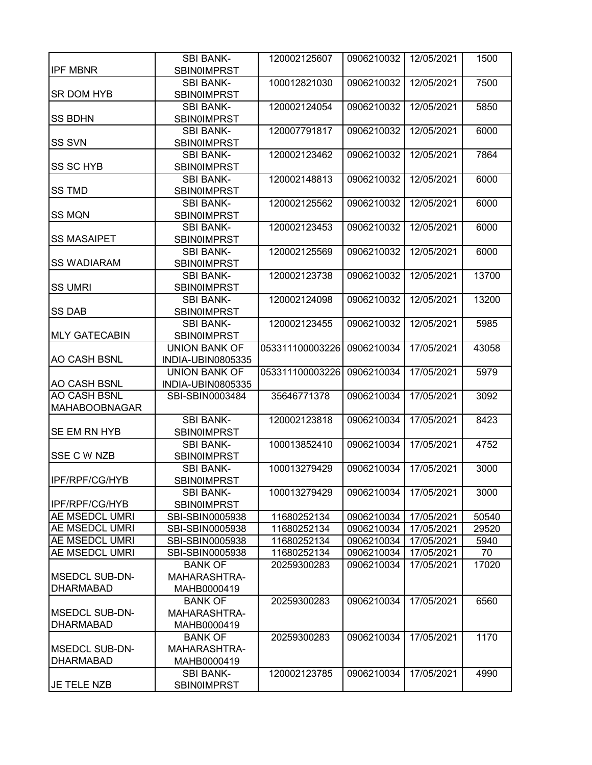| | | | | | |
|---|---|---|---|---|---|
| IPF MBNR | SBI BANK-SBIN0IMPRST | 120002125607 | 0906210032 | 12/05/2021 | 1500 |
| SR DOM HYB | SBI BANK-SBIN0IMPRST | 100012821030 | 0906210032 | 12/05/2021 | 7500 |
| SS BDHN | SBI BANK-SBIN0IMPRST | 120002124054 | 0906210032 | 12/05/2021 | 5850 |
| SS SVN | SBI BANK-SBIN0IMPRST | 120007791817 | 0906210032 | 12/05/2021 | 6000 |
| SS SC HYB | SBI BANK-SBIN0IMPRST | 120002123462 | 0906210032 | 12/05/2021 | 7864 |
| SS TMD | SBI BANK-SBIN0IMPRST | 120002148813 | 0906210032 | 12/05/2021 | 6000 |
| SS MQN | SBI BANK-SBIN0IMPRST | 120002125562 | 0906210032 | 12/05/2021 | 6000 |
| SS MASAIPET | SBI BANK-SBIN0IMPRST | 120002123453 | 0906210032 | 12/05/2021 | 6000 |
| SS WADIARAM | SBI BANK-SBIN0IMPRST | 120002125569 | 0906210032 | 12/05/2021 | 6000 |
| SS UMRI | SBI BANK-SBIN0IMPRST | 120002123738 | 0906210032 | 12/05/2021 | 13700 |
| SS DAB | SBI BANK-SBIN0IMPRST | 120002124098 | 0906210032 | 12/05/2021 | 13200 |
| MLY GATECABIN | SBI BANK-SBIN0IMPRST | 120002123455 | 0906210032 | 12/05/2021 | 5985 |
| AO CASH BSNL | UNION BANK OF INDIA-UBIN0805335 | 053311100003226 | 0906210034 | 17/05/2021 | 43058 |
| AO CASH BSNL | UNION BANK OF INDIA-UBIN0805335 | 053311100003226 | 0906210034 | 17/05/2021 | 5979 |
| AO CASH BSNL MAHABOOBNAGAR | SBI-SBIN0003484 | 35646771378 | 0906210034 | 17/05/2021 | 3092 |
| SE EM RN HYB | SBI BANK-SBIN0IMPRST | 120002123818 | 0906210034 | 17/05/2021 | 8423 |
| SSE C W NZB | SBI BANK-SBIN0IMPRST | 100013852410 | 0906210034 | 17/05/2021 | 4752 |
| IPF/RPF/CG/HYB | SBI BANK-SBIN0IMPRST | 100013279429 | 0906210034 | 17/05/2021 | 3000 |
| IPF/RPF/CG/HYB | SBI BANK-SBIN0IMPRST | 100013279429 | 0906210034 | 17/05/2021 | 3000 |
| AE MSEDCL UMRI | SBI-SBIN0005938 | 11680252134 | 0906210034 | 17/05/2021 | 50540 |
| AE MSEDCL UMRI | SBI-SBIN0005938 | 11680252134 | 0906210034 | 17/05/2021 | 29520 |
| AE MSEDCL UMRI | SBI-SBIN0005938 | 11680252134 | 0906210034 | 17/05/2021 | 5940 |
| AE MSEDCL UMRI | SBI-SBIN0005938 | 11680252134 | 0906210034 | 17/05/2021 | 70 |
| MSEDCL SUB-DN-DHARMABAD | BANK OF MAHARASHTRA-MAHB0000419 | 20259300283 | 0906210034 | 17/05/2021 | 17020 |
| MSEDCL SUB-DN-DHARMABAD | BANK OF MAHARASHTRA-MAHB0000419 | 20259300283 | 0906210034 | 17/05/2021 | 6560 |
| MSEDCL SUB-DN-DHARMABAD | BANK OF MAHARASHTRA-MAHB0000419 | 20259300283 | 0906210034 | 17/05/2021 | 1170 |
| JE TELE NZB | SBI BANK-SBIN0IMPRST | 120002123785 | 0906210034 | 17/05/2021 | 4990 |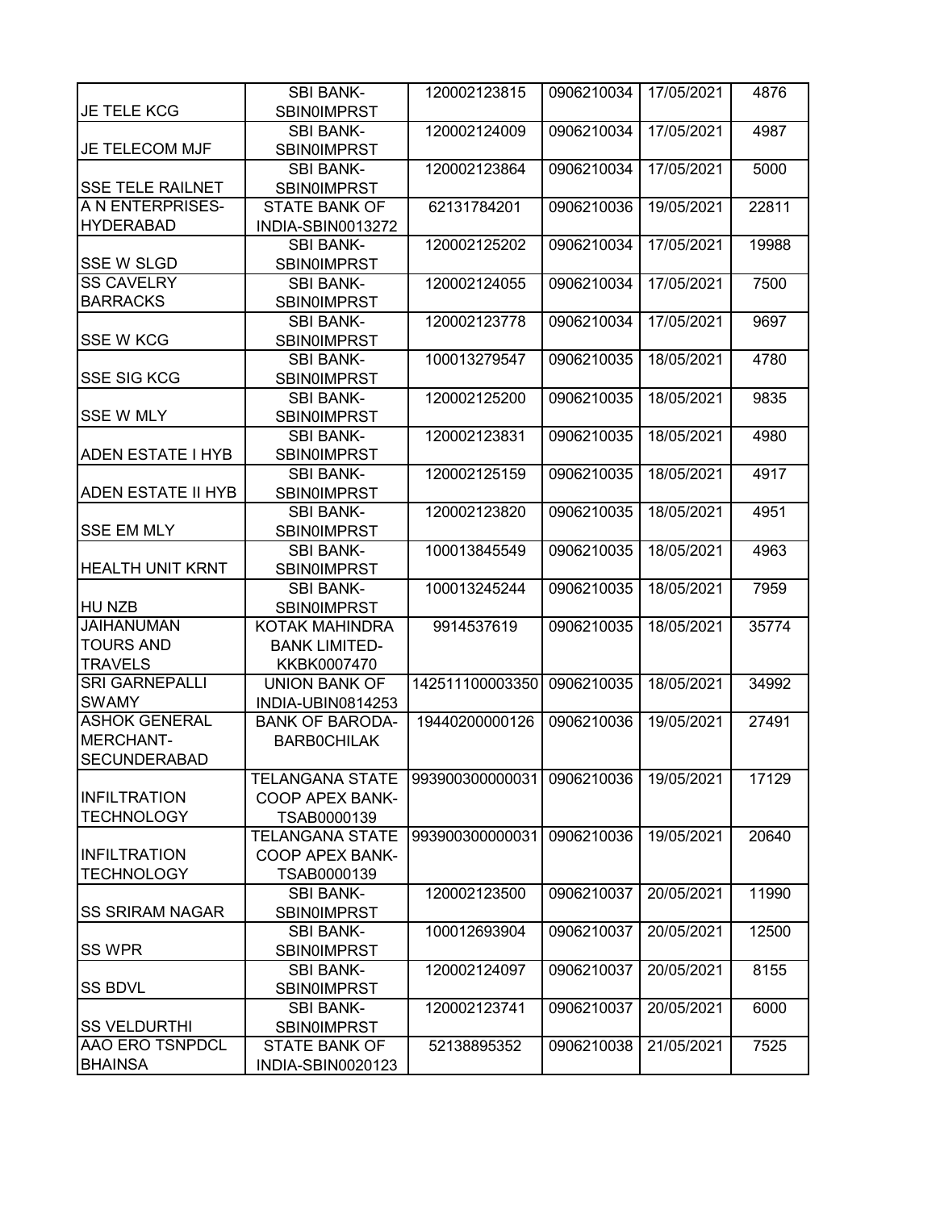| | | | | | |
|---|---|---|---|---|---|
| JE TELE KCG | SBI BANK-SBIN0IMPRST | 120002123815 | 0906210034 | 17/05/2021 | 4876 |
| JE TELECOM MJF | SBI BANK-SBIN0IMPRST | 120002124009 | 0906210034 | 17/05/2021 | 4987 |
| SSE TELE RAILNET | SBI BANK-SBIN0IMPRST | 120002123864 | 0906210034 | 17/05/2021 | 5000 |
| A N ENTERPRISES-HYDERABAD | STATE BANK OF INDIA-SBIN0013272 | 62131784201 | 0906210036 | 19/05/2021 | 22811 |
| SSE W SLGD | SBI BANK-SBIN0IMPRST | 120002125202 | 0906210034 | 17/05/2021 | 19988 |
| SS CAVELRY BARRACKS | SBI BANK-SBIN0IMPRST | 120002124055 | 0906210034 | 17/05/2021 | 7500 |
| SSE W KCG | SBI BANK-SBIN0IMPRST | 120002123778 | 0906210034 | 17/05/2021 | 9697 |
| SSE SIG KCG | SBI BANK-SBIN0IMPRST | 100013279547 | 0906210035 | 18/05/2021 | 4780 |
| SSE W MLY | SBI BANK-SBIN0IMPRST | 120002125200 | 0906210035 | 18/05/2021 | 9835 |
| ADEN ESTATE I HYB | SBI BANK-SBIN0IMPRST | 120002123831 | 0906210035 | 18/05/2021 | 4980 |
| ADEN ESTATE II HYB | SBI BANK-SBIN0IMPRST | 120002125159 | 0906210035 | 18/05/2021 | 4917 |
| SSE EM MLY | SBI BANK-SBIN0IMPRST | 120002123820 | 0906210035 | 18/05/2021 | 4951 |
| HEALTH UNIT KRNT | SBI BANK-SBIN0IMPRST | 100013845549 | 0906210035 | 18/05/2021 | 4963 |
| HU NZB | SBI BANK-SBIN0IMPRST | 100013245244 | 0906210035 | 18/05/2021 | 7959 |
| JAIHANUMAN TOURS AND TRAVELS | KOTAK MAHINDRA BANK LIMITED-KKBK0007470 | 9914537619 | 0906210035 | 18/05/2021 | 35774 |
| SRI GARNEPALLI SWAMY | UNION BANK OF INDIA-UBIN0814253 | 142511100003350 | 0906210035 | 18/05/2021 | 34992 |
| ASHOK GENERAL MERCHANT-SECUNDERABAD | BANK OF BARODA-BARB0CHILAK | 19440200000126 | 0906210036 | 19/05/2021 | 27491 |
| INFILTRATION TECHNOLOGY | TELANGANA STATE COOP APEX BANK-TSAB0000139 | 993900300000031 | 0906210036 | 19/05/2021 | 17129 |
| INFILTRATION TECHNOLOGY | TELANGANA STATE COOP APEX BANK-TSAB0000139 | 993900300000031 | 0906210036 | 19/05/2021 | 20640 |
| SS SRIRAM NAGAR | SBI BANK-SBIN0IMPRST | 120002123500 | 0906210037 | 20/05/2021 | 11990 |
| SS WPR | SBI BANK-SBIN0IMPRST | 100012693904 | 0906210037 | 20/05/2021 | 12500 |
| SS BDVL | SBI BANK-SBIN0IMPRST | 120002124097 | 0906210037 | 20/05/2021 | 8155 |
| SS VELDURTHI | SBI BANK-SBIN0IMPRST | 120002123741 | 0906210037 | 20/05/2021 | 6000 |
| AAO ERO TSNPDCL BHAINSA | STATE BANK OF INDIA-SBIN0020123 | 52138895352 | 0906210038 | 21/05/2021 | 7525 |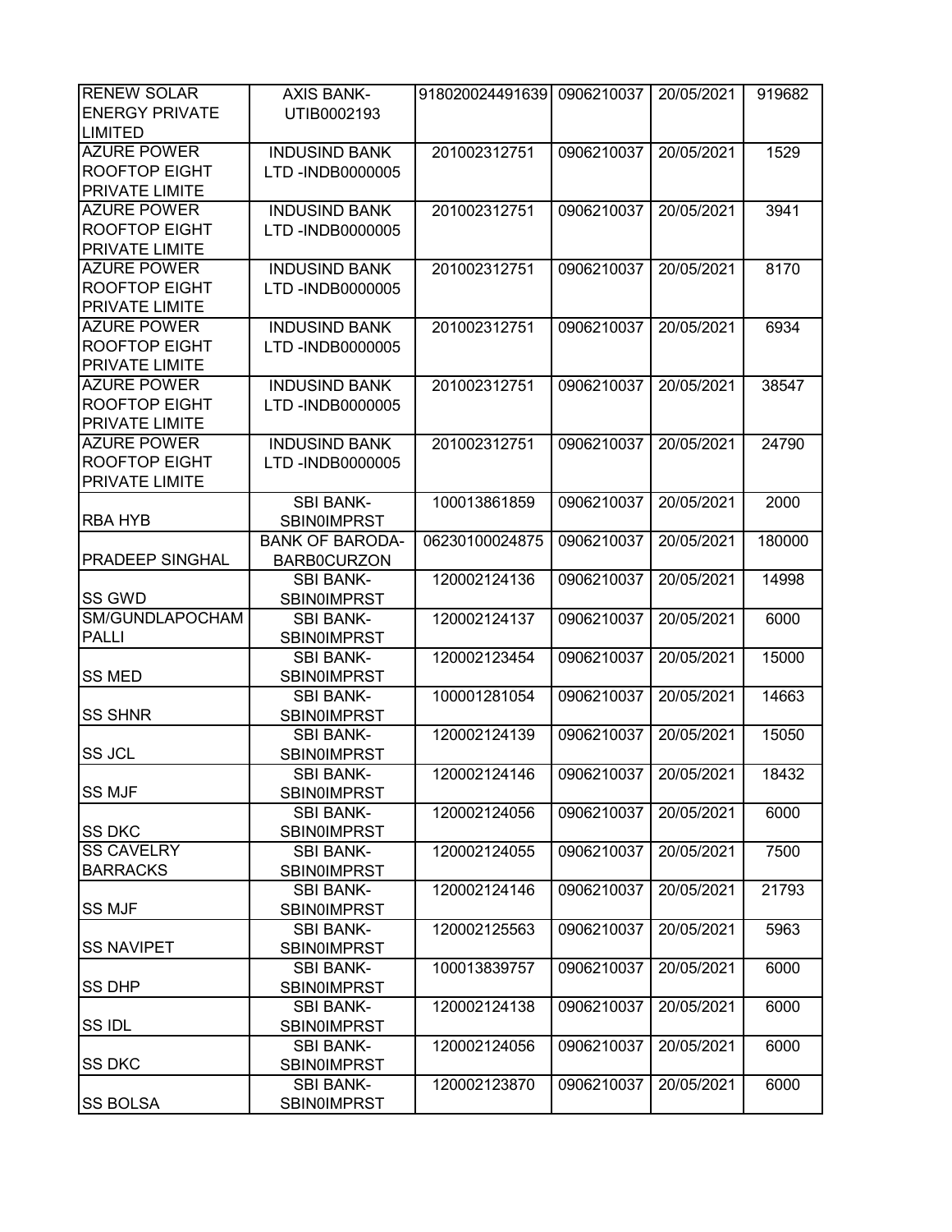| RENEW SOLAR ENERGY PRIVATE LIMITED | AXIS BANK-UTIB0002193 | 918020024491639 | 0906210037 | 20/05/2021 | 919682 |
|---|---|---|---|---|---|
| AZURE POWER ROOFTOP EIGHT PRIVATE LIMITE | INDUSIND BANK LTD -INDB0000005 | 201002312751 | 0906210037 | 20/05/2021 | 1529 |
| AZURE POWER ROOFTOP EIGHT PRIVATE LIMITE | INDUSIND BANK LTD -INDB0000005 | 201002312751 | 0906210037 | 20/05/2021 | 3941 |
| AZURE POWER ROOFTOP EIGHT PRIVATE LIMITE | INDUSIND BANK LTD -INDB0000005 | 201002312751 | 0906210037 | 20/05/2021 | 8170 |
| AZURE POWER ROOFTOP EIGHT PRIVATE LIMITE | INDUSIND BANK LTD -INDB0000005 | 201002312751 | 0906210037 | 20/05/2021 | 6934 |
| AZURE POWER ROOFTOP EIGHT PRIVATE LIMITE | INDUSIND BANK LTD -INDB0000005 | 201002312751 | 0906210037 | 20/05/2021 | 38547 |
| AZURE POWER ROOFTOP EIGHT PRIVATE LIMITE | INDUSIND BANK LTD -INDB0000005 | 201002312751 | 0906210037 | 20/05/2021 | 24790 |
| RBA HYB | SBI BANK-SBIN0IMPRST | 100013861859 | 0906210037 | 20/05/2021 | 2000 |
| PRADEEP SINGHAL | BANK OF BARODA-BARB0CURZON | 06230100024875 | 0906210037 | 20/05/2021 | 180000 |
| SS GWD | SBI BANK-SBIN0IMPRST | 120002124136 | 0906210037 | 20/05/2021 | 14998 |
| SM/GUNDLAPOCHAM PALLI | SBI BANK-SBIN0IMPRST | 120002124137 | 0906210037 | 20/05/2021 | 6000 |
| SS MED | SBI BANK-SBIN0IMPRST | 120002123454 | 0906210037 | 20/05/2021 | 15000 |
| SS SHNR | SBI BANK-SBIN0IMPRST | 100001281054 | 0906210037 | 20/05/2021 | 14663 |
| SS JCL | SBI BANK-SBIN0IMPRST | 120002124139 | 0906210037 | 20/05/2021 | 15050 |
| SS MJF | SBI BANK-SBIN0IMPRST | 120002124146 | 0906210037 | 20/05/2021 | 18432 |
| SS DKC | SBI BANK-SBIN0IMPRST | 120002124056 | 0906210037 | 20/05/2021 | 6000 |
| SS CAVELRY BARRACKS | SBI BANK-SBIN0IMPRST | 120002124055 | 0906210037 | 20/05/2021 | 7500 |
| SS MJF | SBI BANK-SBIN0IMPRST | 120002124146 | 0906210037 | 20/05/2021 | 21793 |
| SS NAVIPET | SBI BANK-SBIN0IMPRST | 120002125563 | 0906210037 | 20/05/2021 | 5963 |
| SS DHP | SBI BANK-SBIN0IMPRST | 100013839757 | 0906210037 | 20/05/2021 | 6000 |
| SS IDL | SBI BANK-SBIN0IMPRST | 120002124138 | 0906210037 | 20/05/2021 | 6000 |
| SS DKC | SBI BANK-SBIN0IMPRST | 120002124056 | 0906210037 | 20/05/2021 | 6000 |
| SS BOLSA | SBI BANK-SBIN0IMPRST | 120002123870 | 0906210037 | 20/05/2021 | 6000 |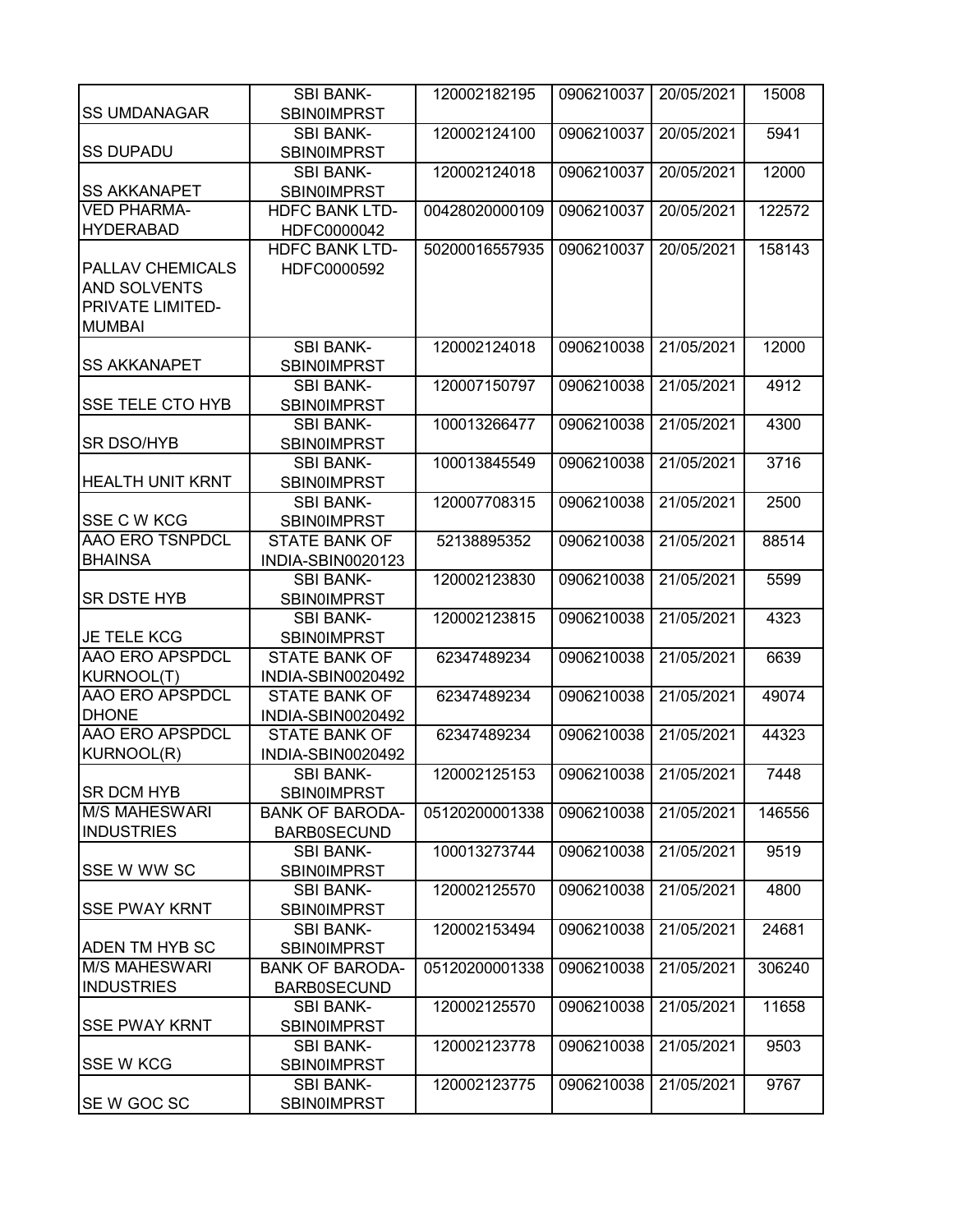| SS UMDANAGAR | SBI BANK-SBIN0IMPRST | 120002182195 | 0906210037 | 20/05/2021 | 15008 |
|---|---|---|---|---|---|
| SS DUPADU | SBI BANK-SBIN0IMPRST | 120002124100 | 0906210037 | 20/05/2021 | 5941 |
| SS AKKANAPET | SBI BANK-SBIN0IMPRST | 120002124018 | 0906210037 | 20/05/2021 | 12000 |
| VED PHARMA-HYDERABAD | HDFC BANK LTD-HDFC0000042 | 00428020000109 | 0906210037 | 20/05/2021 | 122572 |
| PALLAV CHEMICALS AND SOLVENTS PRIVATE LIMITED-MUMBAI | HDFC BANK LTD-HDFC0000592 | 50200016557935 | 0906210037 | 20/05/2021 | 158143 |
| SS AKKANAPET | SBI BANK-SBIN0IMPRST | 120002124018 | 0906210038 | 21/05/2021 | 12000 |
| SSE TELE CTO HYB | SBI BANK-SBIN0IMPRST | 120007150797 | 0906210038 | 21/05/2021 | 4912 |
| SR DSO/HYB | SBI BANK-SBIN0IMPRST | 100013266477 | 0906210038 | 21/05/2021 | 4300 |
| HEALTH UNIT KRNT | SBI BANK-SBIN0IMPRST | 100013845549 | 0906210038 | 21/05/2021 | 3716 |
| SSE C W KCG | SBI BANK-SBIN0IMPRST | 120007708315 | 0906210038 | 21/05/2021 | 2500 |
| AAO ERO TSNPDCL BHAINSA | STATE BANK OF INDIA-SBIN0020123 | 52138895352 | 0906210038 | 21/05/2021 | 88514 |
| SR DSTE HYB | SBI BANK-SBIN0IMPRST | 120002123830 | 0906210038 | 21/05/2021 | 5599 |
| JE TELE KCG | SBI BANK-SBIN0IMPRST | 120002123815 | 0906210038 | 21/05/2021 | 4323 |
| AAO ERO APSPDCL KURNOOL(T) | STATE BANK OF INDIA-SBIN0020492 | 62347489234 | 0906210038 | 21/05/2021 | 6639 |
| AAO ERO APSPDCL DHONE | STATE BANK OF INDIA-SBIN0020492 | 62347489234 | 0906210038 | 21/05/2021 | 49074 |
| AAO ERO APSPDCL KURNOOL(R) | STATE BANK OF INDIA-SBIN0020492 | 62347489234 | 0906210038 | 21/05/2021 | 44323 |
| SR DCM HYB | SBI BANK-SBIN0IMPRST | 120002125153 | 0906210038 | 21/05/2021 | 7448 |
| M/S MAHESWARI INDUSTRIES | BANK OF BARODA-BARB0SECUND | 05120200001338 | 0906210038 | 21/05/2021 | 146556 |
| SSE W WW SC | SBI BANK-SBIN0IMPRST | 100013273744 | 0906210038 | 21/05/2021 | 9519 |
| SSE PWAY KRNT | SBI BANK-SBIN0IMPRST | 120002125570 | 0906210038 | 21/05/2021 | 4800 |
| ADEN TM HYB SC | SBI BANK-SBIN0IMPRST | 120002153494 | 0906210038 | 21/05/2021 | 24681 |
| M/S MAHESWARI INDUSTRIES | BANK OF BARODA-BARB0SECUND | 05120200001338 | 0906210038 | 21/05/2021 | 306240 |
| SSE PWAY KRNT | SBI BANK-SBIN0IMPRST | 120002125570 | 0906210038 | 21/05/2021 | 11658 |
| SSE W KCG | SBI BANK-SBIN0IMPRST | 120002123778 | 0906210038 | 21/05/2021 | 9503 |
| SE W GOC SC | SBI BANK-SBIN0IMPRST | 120002123775 | 0906210038 | 21/05/2021 | 9767 |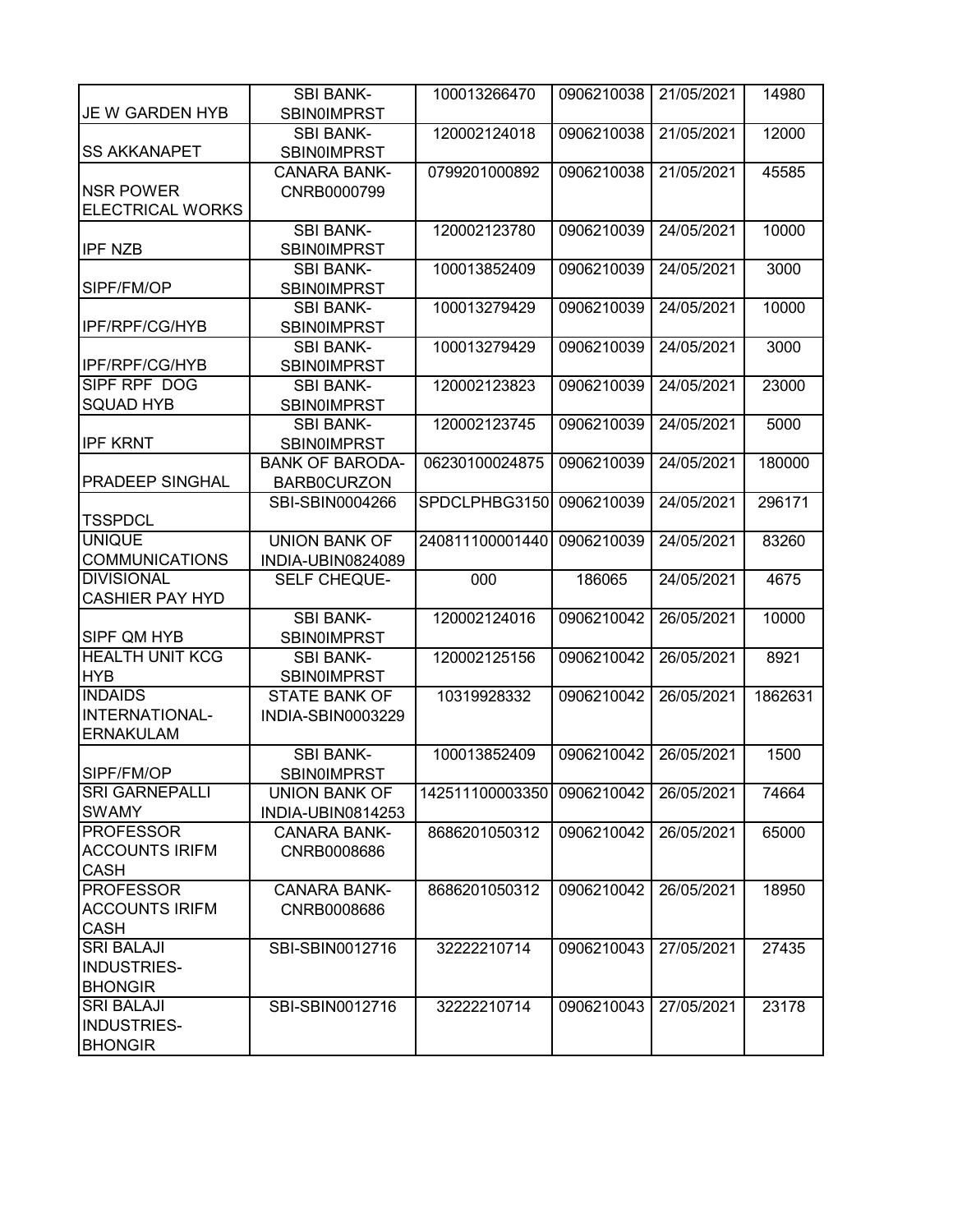| | | | | | |
|---|---|---|---|---|---|
| JE W GARDEN HYB | SBI BANK-SBIN0IMPRST | 100013266470 | 0906210038 | 21/05/2021 | 14980 |
| SS AKKANAPET | SBI BANK-SBIN0IMPRST | 120002124018 | 0906210038 | 21/05/2021 | 12000 |
| NSR POWER ELECTRICAL WORKS | CANARA BANK-CNRB0000799 | 0799201000892 | 0906210038 | 21/05/2021 | 45585 |
| IPF NZB | SBI BANK-SBIN0IMPRST | 120002123780 | 0906210039 | 24/05/2021 | 10000 |
| SIPF/FM/OP | SBI BANK-SBIN0IMPRST | 100013852409 | 0906210039 | 24/05/2021 | 3000 |
| IPF/RPF/CG/HYB | SBI BANK-SBIN0IMPRST | 100013279429 | 0906210039 | 24/05/2021 | 10000 |
| IPF/RPF/CG/HYB | SBI BANK-SBIN0IMPRST | 100013279429 | 0906210039 | 24/05/2021 | 3000 |
| SIPF RPF DOG SQUAD HYB | SBI BANK-SBIN0IMPRST | 120002123823 | 0906210039 | 24/05/2021 | 23000 |
| IPF KRNT | SBI BANK-SBIN0IMPRST | 120002123745 | 0906210039 | 24/05/2021 | 5000 |
| PRADEEP SINGHAL | BANK OF BARODA-BARB0CURZON | 06230100024875 | 0906210039 | 24/05/2021 | 180000 |
| TSSPDCL | SBI-SBIN0004266 | SPDCLPHBG3150 | 0906210039 | 24/05/2021 | 296171 |
| UNIQUE COMMUNICATIONS | UNION BANK OF INDIA-UBIN0824089 | 240811100001440 | 0906210039 | 24/05/2021 | 83260 |
| DIVISIONAL CASHIER PAY HYD | SELF CHEQUE- | 000 | 186065 | 24/05/2021 | 4675 |
| SIPF QM HYB | SBI BANK-SBIN0IMPRST | 120002124016 | 0906210042 | 26/05/2021 | 10000 |
| HEALTH UNIT KCG HYB | SBI BANK-SBIN0IMPRST | 120002125156 | 0906210042 | 26/05/2021 | 8921 |
| INDAIDS INTERNATIONAL-ERNAKULAM | STATE BANK OF INDIA-SBIN0003229 | 10319928332 | 0906210042 | 26/05/2021 | 1862631 |
| SIPF/FM/OP | SBI BANK-SBIN0IMPRST | 100013852409 | 0906210042 | 26/05/2021 | 1500 |
| SRI GARNEPALLI SWAMY | UNION BANK OF INDIA-UBIN0814253 | 142511100003350 | 0906210042 | 26/05/2021 | 74664 |
| PROFESSOR ACCOUNTS IRIFM CASH | CANARA BANK-CNRB0008686 | 8686201050312 | 0906210042 | 26/05/2021 | 65000 |
| PROFESSOR ACCOUNTS IRIFM CASH | CANARA BANK-CNRB0008686 | 8686201050312 | 0906210042 | 26/05/2021 | 18950 |
| SRI BALAJI INDUSTRIES-BHONGIR | SBI-SBIN0012716 | 32222210714 | 0906210043 | 27/05/2021 | 27435 |
| SRI BALAJI INDUSTRIES-BHONGIR | SBI-SBIN0012716 | 32222210714 | 0906210043 | 27/05/2021 | 23178 |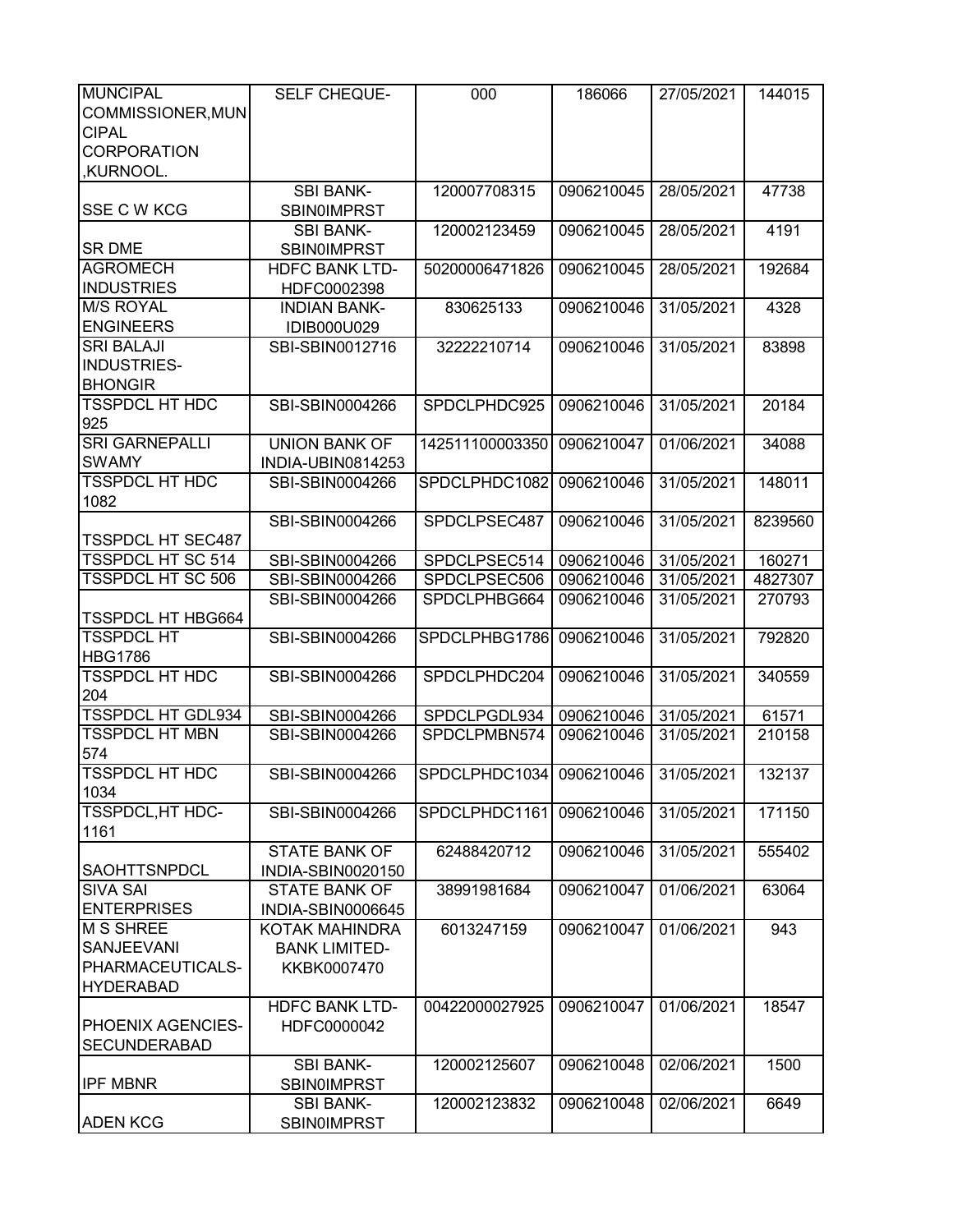| | | | | | |
|---|---|---|---|---|---|
| MUNCIPAL COMMISSIONER,MUNCIPAL CORPORATION ,KURNOOL. | SELF CHEQUE- | 000 | 186066 | 27/05/2021 | 144015 |
| SSE C W KCG | SBI BANK-SBIN0IMPRST | 120007708315 | 0906210045 | 28/05/2021 | 47738 |
| SR DME | SBI BANK-SBIN0IMPRST | 120002123459 | 0906210045 | 28/05/2021 | 4191 |
| AGROMECH INDUSTRIES | HDFC BANK LTD-HDFC0002398 | 50200006471826 | 0906210045 | 28/05/2021 | 192684 |
| M/S ROYAL ENGINEERS | INDIAN BANK-IDIB000U029 | 830625133 | 0906210046 | 31/05/2021 | 4328 |
| SRI BALAJI INDUSTRIES-BHONGIR | SBI-SBIN0012716 | 32222210714 | 0906210046 | 31/05/2021 | 83898 |
| TSSPDCL HT HDC 925 | SBI-SBIN0004266 | SPDCLPHDC925 | 0906210046 | 31/05/2021 | 20184 |
| SRI GARNEPALLI SWAMY | UNION BANK OF INDIA-UBIN0814253 | 142511100003350 | 0906210047 | 01/06/2021 | 34088 |
| TSSPDCL HT HDC 1082 | SBI-SBIN0004266 | SPDCLPHDC1082 | 0906210046 | 31/05/2021 | 148011 |
| TSSPDCL HT SEC487 | SBI-SBIN0004266 | SPDCLPSEC487 | 0906210046 | 31/05/2021 | 8239560 |
| TSSPDCL HT SC 514 | SBI-SBIN0004266 | SPDCLPSEC514 | 0906210046 | 31/05/2021 | 160271 |
| TSSPDCL HT SC 506 | SBI-SBIN0004266 | SPDCLPSEC506 | 0906210046 | 31/05/2021 | 4827307 |
| TSSPDCL HT HBG664 | SBI-SBIN0004266 | SPDCLPHBG664 | 0906210046 | 31/05/2021 | 270793 |
| TSSPDCL HT HBG1786 | SBI-SBIN0004266 | SPDCLPHBG1786 | 0906210046 | 31/05/2021 | 792820 |
| TSSPDCL HT HDC 204 | SBI-SBIN0004266 | SPDCLPHDC204 | 0906210046 | 31/05/2021 | 340559 |
| TSSPDCL HT GDL934 | SBI-SBIN0004266 | SPDCLPGDL934 | 0906210046 | 31/05/2021 | 61571 |
| TSSPDCL HT MBN 574 | SBI-SBIN0004266 | SPDCLPMBN574 | 0906210046 | 31/05/2021 | 210158 |
| TSSPDCL HT HDC 1034 | SBI-SBIN0004266 | SPDCLPHDC1034 | 0906210046 | 31/05/2021 | 132137 |
| TSSPDCL,HT HDC-1161 | SBI-SBIN0004266 | SPDCLPHDC1161 | 0906210046 | 31/05/2021 | 171150 |
| SAOHTTSNPDCL | STATE BANK OF INDIA-SBIN0020150 | 62488420712 | 0906210046 | 31/05/2021 | 555402 |
| SIVA SAI ENTERPRISES | STATE BANK OF INDIA-SBIN0006645 | 38991981684 | 0906210047 | 01/06/2021 | 63064 |
| M S SHREE SANJEEVANI PHARMACEUTICALS-HYDERABAD | KOTAK MAHINDRA BANK LIMITED-KKBK0007470 | 6013247159 | 0906210047 | 01/06/2021 | 943 |
| PHOENIX AGENCIES-SECUNDERABAD | HDFC BANK LTD-HDFC0000042 | 00422000027925 | 0906210047 | 01/06/2021 | 18547 |
| IPF MBNR | SBI BANK-SBIN0IMPRST | 120002125607 | 0906210048 | 02/06/2021 | 1500 |
| ADEN KCG | SBI BANK-SBIN0IMPRST | 120002123832 | 0906210048 | 02/06/2021 | 6649 |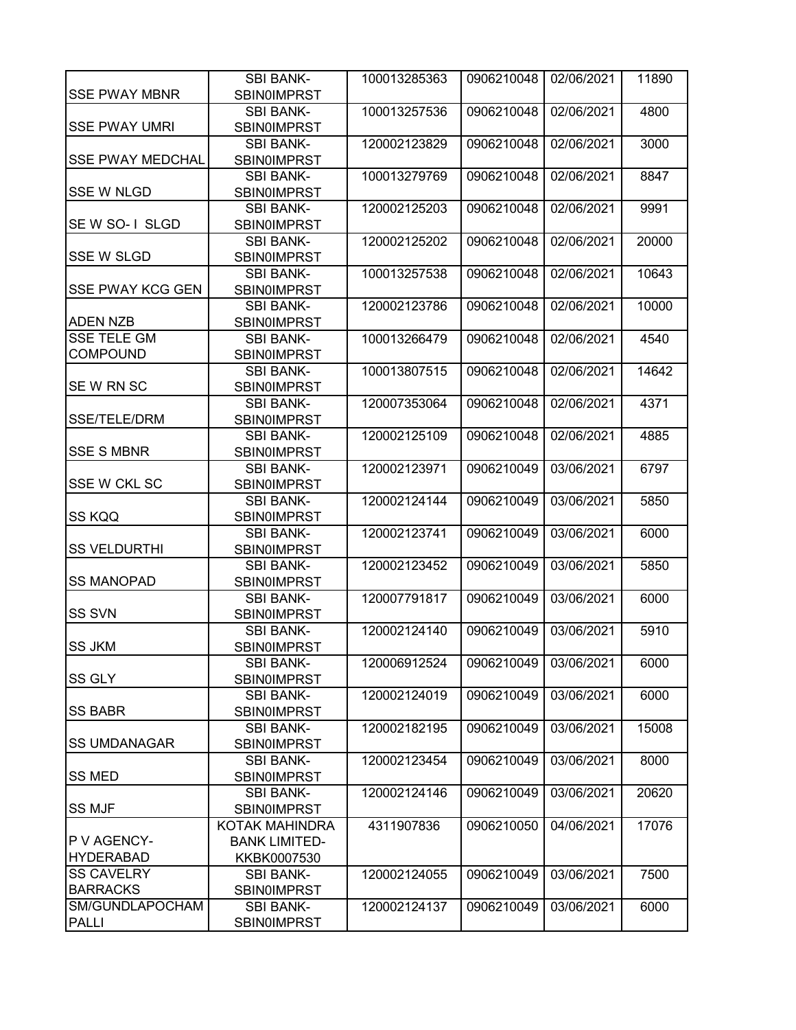| | | | | | |
|---|---|---|---|---|---|
| SSE PWAY MBNR | SBI BANK-SBIN0IMPRST | 100013285363 | 0906210048 | 02/06/2021 | 11890 |
| SSE PWAY UMRI | SBI BANK-SBIN0IMPRST | 100013257536 | 0906210048 | 02/06/2021 | 4800 |
| SSE PWAY MEDCHAL | SBI BANK-SBIN0IMPRST | 120002123829 | 0906210048 | 02/06/2021 | 3000 |
| SSE W NLGD | SBI BANK-SBIN0IMPRST | 100013279769 | 0906210048 | 02/06/2021 | 8847 |
| SE W SO- I SLGD | SBI BANK-SBIN0IMPRST | 120002125203 | 0906210048 | 02/06/2021 | 9991 |
| SSE W SLGD | SBI BANK-SBIN0IMPRST | 120002125202 | 0906210048 | 02/06/2021 | 20000 |
| SSE PWAY KCG GEN | SBI BANK-SBIN0IMPRST | 100013257538 | 0906210048 | 02/06/2021 | 10643 |
| ADEN NZB | SBI BANK-SBIN0IMPRST | 120002123786 | 0906210048 | 02/06/2021 | 10000 |
| SSE TELE GM COMPOUND | SBI BANK-SBIN0IMPRST | 100013266479 | 0906210048 | 02/06/2021 | 4540 |
| SE W RN SC | SBI BANK-SBIN0IMPRST | 100013807515 | 0906210048 | 02/06/2021 | 14642 |
| SSE/TELE/DRM | SBI BANK-SBIN0IMPRST | 120007353064 | 0906210048 | 02/06/2021 | 4371 |
| SSE S MBNR | SBI BANK-SBIN0IMPRST | 120002125109 | 0906210048 | 02/06/2021 | 4885 |
| SSE W CKL SC | SBI BANK-SBIN0IMPRST | 120002123971 | 0906210049 | 03/06/2021 | 6797 |
| SS KQQ | SBI BANK-SBIN0IMPRST | 120002124144 | 0906210049 | 03/06/2021 | 5850 |
| SS VELDURTHI | SBI BANK-SBIN0IMPRST | 120002123741 | 0906210049 | 03/06/2021 | 6000 |
| SS MANOPAD | SBI BANK-SBIN0IMPRST | 120002123452 | 0906210049 | 03/06/2021 | 5850 |
| SS SVN | SBI BANK-SBIN0IMPRST | 120007791817 | 0906210049 | 03/06/2021 | 6000 |
| SS JKM | SBI BANK-SBIN0IMPRST | 120002124140 | 0906210049 | 03/06/2021 | 5910 |
| SS GLY | SBI BANK-SBIN0IMPRST | 120006912524 | 0906210049 | 03/06/2021 | 6000 |
| SS BABR | SBI BANK-SBIN0IMPRST | 120002124019 | 0906210049 | 03/06/2021 | 6000 |
| SS UMDANAGAR | SBI BANK-SBIN0IMPRST | 120002182195 | 0906210049 | 03/06/2021 | 15008 |
| SS MED | SBI BANK-SBIN0IMPRST | 120002123454 | 0906210049 | 03/06/2021 | 8000 |
| SS MJF | SBI BANK-SBIN0IMPRST | 120002124146 | 0906210049 | 03/06/2021 | 20620 |
| P V AGENCY-HYDERABAD | KOTAK MAHINDRA BANK LIMITED-KKBK0007530 | 4311907836 | 0906210050 | 04/06/2021 | 17076 |
| SS CAVELRY BARRACKS | SBI BANK-SBIN0IMPRST | 120002124055 | 0906210049 | 03/06/2021 | 7500 |
| SM/GUNDLAPOCHAM PALLI | SBI BANK-SBIN0IMPRST | 120002124137 | 0906210049 | 03/06/2021 | 6000 |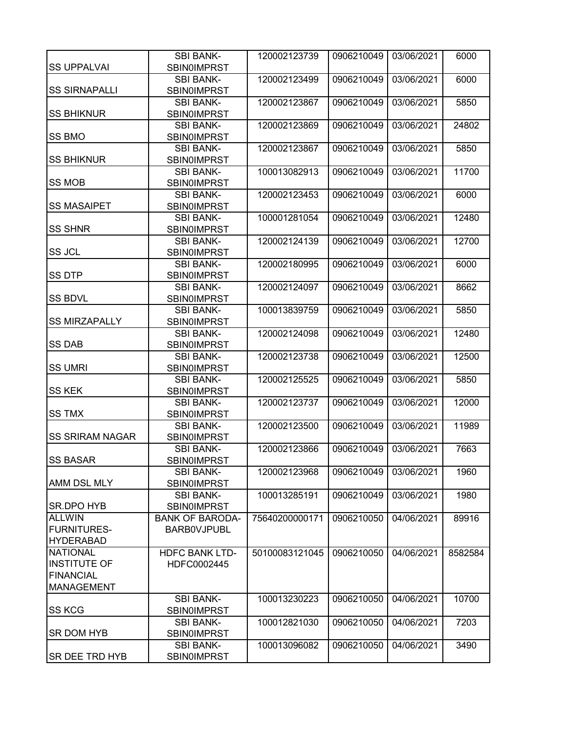| | | | | | |
|---|---|---|---|---|---|
| SS UPPALVAI | SBI BANK-SBIN0IMPRST | 120002123739 | 0906210049 | 03/06/2021 | 6000 |
| SS SIRNAPALLI | SBI BANK-SBIN0IMPRST | 120002123499 | 0906210049 | 03/06/2021 | 6000 |
| SS BHIKNUR | SBI BANK-SBIN0IMPRST | 120002123867 | 0906210049 | 03/06/2021 | 5850 |
| SS BMO | SBI BANK-SBIN0IMPRST | 120002123869 | 0906210049 | 03/06/2021 | 24802 |
| SS BHIKNUR | SBI BANK-SBIN0IMPRST | 120002123867 | 0906210049 | 03/06/2021 | 5850 |
| SS MOB | SBI BANK-SBIN0IMPRST | 100013082913 | 0906210049 | 03/06/2021 | 11700 |
| SS MASAIPET | SBI BANK-SBIN0IMPRST | 120002123453 | 0906210049 | 03/06/2021 | 6000 |
| SS SHNR | SBI BANK-SBIN0IMPRST | 100001281054 | 0906210049 | 03/06/2021 | 12480 |
| SS JCL | SBI BANK-SBIN0IMPRST | 120002124139 | 0906210049 | 03/06/2021 | 12700 |
| SS DTP | SBI BANK-SBIN0IMPRST | 120002180995 | 0906210049 | 03/06/2021 | 6000 |
| SS BDVL | SBI BANK-SBIN0IMPRST | 120002124097 | 0906210049 | 03/06/2021 | 8662 |
| SS MIRZAPALLY | SBI BANK-SBIN0IMPRST | 100013839759 | 0906210049 | 03/06/2021 | 5850 |
| SS DAB | SBI BANK-SBIN0IMPRST | 120002124098 | 0906210049 | 03/06/2021 | 12480 |
| SS UMRI | SBI BANK-SBIN0IMPRST | 120002123738 | 0906210049 | 03/06/2021 | 12500 |
| SS KEK | SBI BANK-SBIN0IMPRST | 120002125525 | 0906210049 | 03/06/2021 | 5850 |
| SS TMX | SBI BANK-SBIN0IMPRST | 120002123737 | 0906210049 | 03/06/2021 | 12000 |
| SS SRIRAM NAGAR | SBI BANK-SBIN0IMPRST | 120002123500 | 0906210049 | 03/06/2021 | 11989 |
| SS BASAR | SBI BANK-SBIN0IMPRST | 120002123866 | 0906210049 | 03/06/2021 | 7663 |
| AMM DSL MLY | SBI BANK-SBIN0IMPRST | 120002123968 | 0906210049 | 03/06/2021 | 1960 |
| SR.DPO HYB | SBI BANK-SBIN0IMPRST | 100013285191 | 0906210049 | 03/06/2021 | 1980 |
| ALLWIN FURNITURES-HYDERABAD | BANK OF BARODA-BARB0VJPUBL | 75640200000171 | 0906210050 | 04/06/2021 | 89916 |
| NATIONAL INSTITUTE OF FINANCIAL MANAGEMENT | HDFC BANK LTD-HDFC0002445 | 50100083121045 | 0906210050 | 04/06/2021 | 8582584 |
| SS KCG | SBI BANK-SBIN0IMPRST | 100013230223 | 0906210050 | 04/06/2021 | 10700 |
| SR DOM HYB | SBI BANK-SBIN0IMPRST | 100012821030 | 0906210050 | 04/06/2021 | 7203 |
| SR DEE TRD HYB | SBI BANK-SBIN0IMPRST | 100013096082 | 0906210050 | 04/06/2021 | 3490 |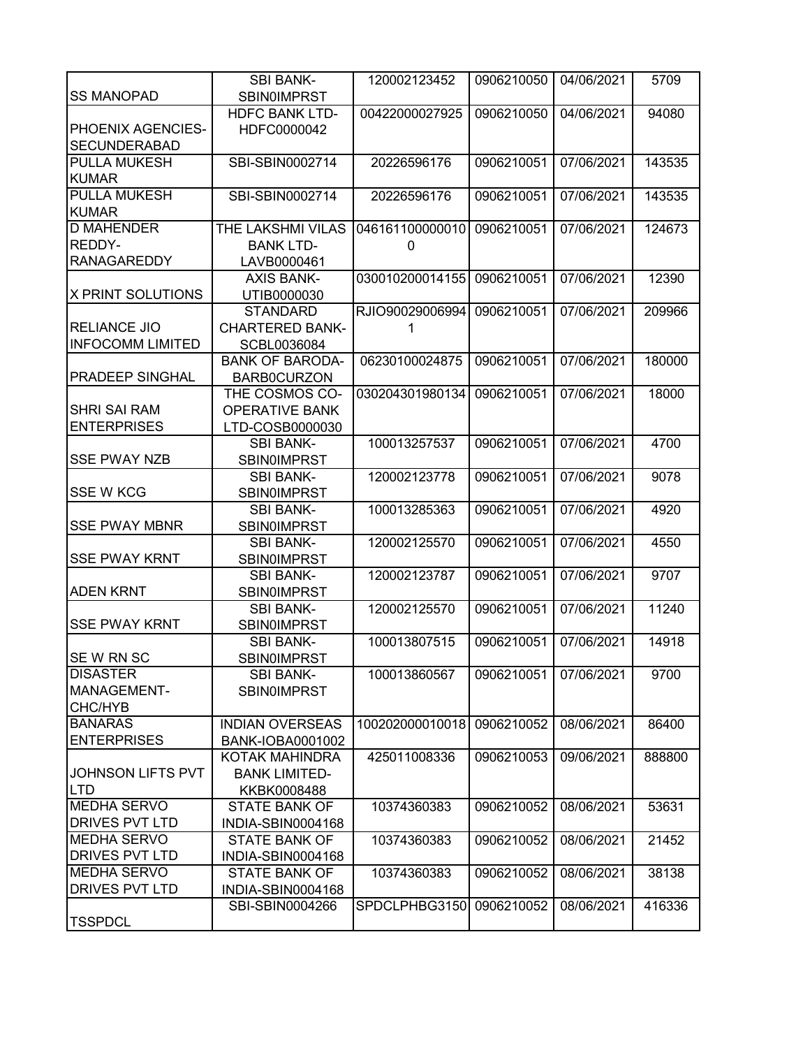| SS MANOPAD | SBI BANK-SBIN0IMPRST | 120002123452 | 0906210050 | 04/06/2021 | 5709 |
|---|---|---|---|---|---|
| PHOENIX AGENCIES-SECUNDERABAD | HDFC BANK LTD-HDFC0000042 | 00422000027925 | 0906210050 | 04/06/2021 | 94080 |
| PULLA MUKESH KUMAR | SBI-SBIN0002714 | 20226596176 | 0906210051 | 07/06/2021 | 143535 |
| PULLA MUKESH KUMAR | SBI-SBIN0002714 | 20226596176 | 0906210051 | 07/06/2021 | 143535 |
| D MAHENDER REDDY-RANAGAREDDY | THE LAKSHMI VILAS BANK LTD-LAVB0000461 | 0461611000000100 | 0906210051 | 07/06/2021 | 124673 |
| X PRINT SOLUTIONS | AXIS BANK-UTIB0000030 | 030010200014155 | 0906210051 | 07/06/2021 | 12390 |
| RELIANCE JIO INFOCOMM LIMITED | STANDARD CHARTERED BANK-SCBL0036084 | RJIO900290069941 | 0906210051 | 07/06/2021 | 209966 |
| PRADEEP SINGHAL | BANK OF BARODA-BARB0CURZON | 06230100024875 | 0906210051 | 07/06/2021 | 180000 |
| SHRI SAI RAM ENTERPRISES | THE COSMOS CO-OPERATIVE BANK LTD-COSB0000030 | 030204301980134 | 0906210051 | 07/06/2021 | 18000 |
| SSE PWAY NZB | SBI BANK-SBIN0IMPRST | 100013257537 | 0906210051 | 07/06/2021 | 4700 |
| SSE W KCG | SBI BANK-SBIN0IMPRST | 120002123778 | 0906210051 | 07/06/2021 | 9078 |
| SSE PWAY MBNR | SBI BANK-SBIN0IMPRST | 100013285363 | 0906210051 | 07/06/2021 | 4920 |
| SSE PWAY KRNT | SBI BANK-SBIN0IMPRST | 120002125570 | 0906210051 | 07/06/2021 | 4550 |
| ADEN KRNT | SBI BANK-SBIN0IMPRST | 120002123787 | 0906210051 | 07/06/2021 | 9707 |
| SSE PWAY KRNT | SBI BANK-SBIN0IMPRST | 120002125570 | 0906210051 | 07/06/2021 | 11240 |
| SE W RN SC | SBI BANK-SBIN0IMPRST | 100013807515 | 0906210051 | 07/06/2021 | 14918 |
| DISASTER MANAGEMENT-CHC/HYB | SBI BANK-SBIN0IMPRST | 100013860567 | 0906210051 | 07/06/2021 | 9700 |
| BANARAS ENTERPRISES | INDIAN OVERSEAS BANK-IOBA0001002 | 100202000010018 | 0906210052 | 08/06/2021 | 86400 |
| JOHNSON LIFTS PVT LTD | KOTAK MAHINDRA BANK LIMITED-KKBK0008488 | 425011008336 | 0906210053 | 09/06/2021 | 888800 |
| MEDHA SERVO DRIVES PVT LTD | STATE BANK OF INDIA-SBIN0004168 | 10374360383 | 0906210052 | 08/06/2021 | 53631 |
| MEDHA SERVO DRIVES PVT LTD | STATE BANK OF INDIA-SBIN0004168 | 10374360383 | 0906210052 | 08/06/2021 | 21452 |
| MEDHA SERVO DRIVES PVT LTD | STATE BANK OF INDIA-SBIN0004168 | 10374360383 | 0906210052 | 08/06/2021 | 38138 |
| TSSPDCL | SBI-SBIN0004266 | SPDCLPHBG3150 | 0906210052 | 08/06/2021 | 416336 |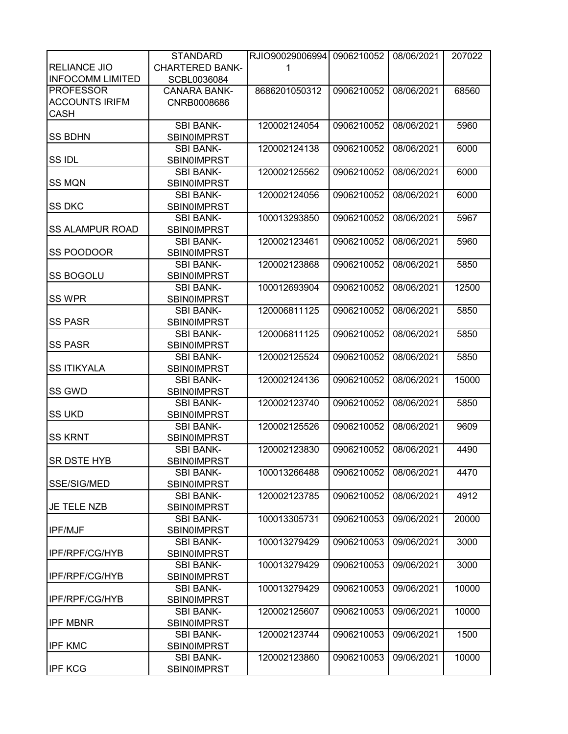| | | | | | |
|---|---|---|---|---|---|
| RELIANCE JIO INFOCOMM LIMITED | STANDARD CHARTERED BANK-SCBL0036084 | RJIO900290069941 | 0906210052 | 08/06/2021 | 207022 |
| PROFESSOR ACCOUNTS IRIFM CASH | CANARA BANK-CNRB0008686 | 8686201050312 | 0906210052 | 08/06/2021 | 68560 |
| SS BDHN | SBI BANK-SBIN0IMPRST | 120002124054 | 0906210052 | 08/06/2021 | 5960 |
| SS IDL | SBI BANK-SBIN0IMPRST | 120002124138 | 0906210052 | 08/06/2021 | 6000 |
| SS MQN | SBI BANK-SBIN0IMPRST | 120002125562 | 0906210052 | 08/06/2021 | 6000 |
| SS DKC | SBI BANK-SBIN0IMPRST | 120002124056 | 0906210052 | 08/06/2021 | 6000 |
| SS ALAMPUR ROAD | SBI BANK-SBIN0IMPRST | 100013293850 | 0906210052 | 08/06/2021 | 5967 |
| SS POODOOR | SBI BANK-SBIN0IMPRST | 120002123461 | 0906210052 | 08/06/2021 | 5960 |
| SS BOGOLU | SBI BANK-SBIN0IMPRST | 120002123868 | 0906210052 | 08/06/2021 | 5850 |
| SS WPR | SBI BANK-SBIN0IMPRST | 100012693904 | 0906210052 | 08/06/2021 | 12500 |
| SS PASR | SBI BANK-SBIN0IMPRST | 120006811125 | 0906210052 | 08/06/2021 | 5850 |
| SS PASR | SBI BANK-SBIN0IMPRST | 120006811125 | 0906210052 | 08/06/2021 | 5850 |
| SS ITIKYALA | SBI BANK-SBIN0IMPRST | 120002125524 | 0906210052 | 08/06/2021 | 5850 |
| SS GWD | SBI BANK-SBIN0IMPRST | 120002124136 | 0906210052 | 08/06/2021 | 15000 |
| SS UKD | SBI BANK-SBIN0IMPRST | 120002123740 | 0906210052 | 08/06/2021 | 5850 |
| SS KRNT | SBI BANK-SBIN0IMPRST | 120002125526 | 0906210052 | 08/06/2021 | 9609 |
| SR DSTE HYB | SBI BANK-SBIN0IMPRST | 120002123830 | 0906210052 | 08/06/2021 | 4490 |
| SSE/SIG/MED | SBI BANK-SBIN0IMPRST | 100013266488 | 0906210052 | 08/06/2021 | 4470 |
| JE TELE NZB | SBI BANK-SBIN0IMPRST | 120002123785 | 0906210052 | 08/06/2021 | 4912 |
| IPF/MJF | SBI BANK-SBIN0IMPRST | 100013305731 | 0906210053 | 09/06/2021 | 20000 |
| IPF/RPF/CG/HYB | SBI BANK-SBIN0IMPRST | 100013279429 | 0906210053 | 09/06/2021 | 3000 |
| IPF/RPF/CG/HYB | SBI BANK-SBIN0IMPRST | 100013279429 | 0906210053 | 09/06/2021 | 3000 |
| IPF/RPF/CG/HYB | SBI BANK-SBIN0IMPRST | 100013279429 | 0906210053 | 09/06/2021 | 10000 |
| IPF MBNR | SBI BANK-SBIN0IMPRST | 120002125607 | 0906210053 | 09/06/2021 | 10000 |
| IPF KMC | SBI BANK-SBIN0IMPRST | 120002123744 | 0906210053 | 09/06/2021 | 1500 |
| IPF KCG | SBI BANK-SBIN0IMPRST | 120002123860 | 0906210053 | 09/06/2021 | 10000 |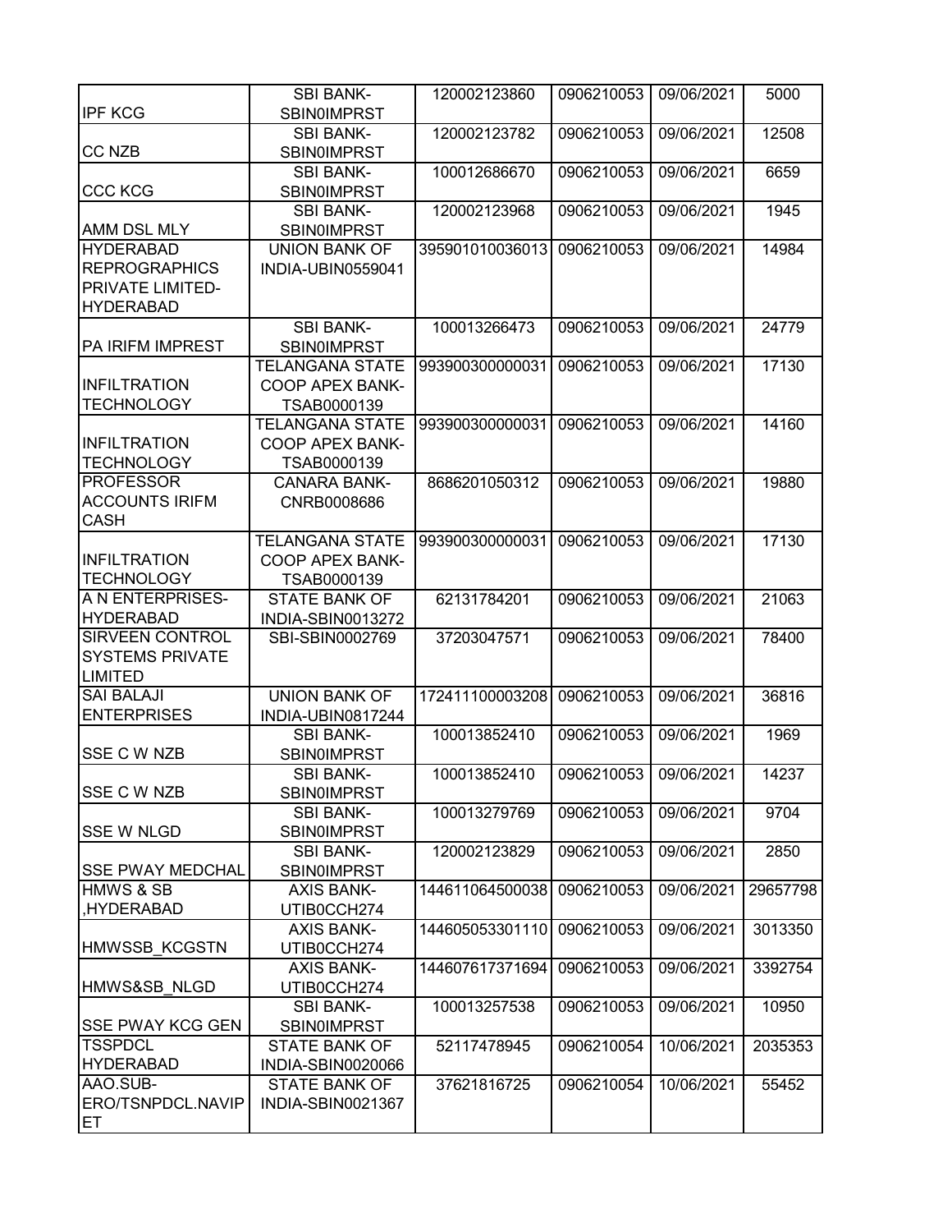| | | | | | |
|---|---|---|---|---|---|
| IPF KCG | SBI BANK-SBIN0IMPRST | 120002123860 | 0906210053 | 09/06/2021 | 5000 |
| CC NZB | SBI BANK-SBIN0IMPRST | 120002123782 | 0906210053 | 09/06/2021 | 12508 |
| CCC KCG | SBI BANK-SBIN0IMPRST | 100012686670 | 0906210053 | 09/06/2021 | 6659 |
| AMM DSL MLY | SBI BANK-SBIN0IMPRST | 120002123968 | 0906210053 | 09/06/2021 | 1945 |
| HYDERABAD REPROGRAPHICS PRIVATE LIMITED-HYDERABAD | UNION BANK OF INDIA-UBIN0559041 | 395901010036013 | 0906210053 | 09/06/2021 | 14984 |
| PA IRIFM IMPREST | SBI BANK-SBIN0IMPRST | 100013266473 | 0906210053 | 09/06/2021 | 24779 |
| INFILTRATION TECHNOLOGY | TELANGANA STATE COOP APEX BANK-TSAB0000139 | 993900300000031 | 0906210053 | 09/06/2021 | 17130 |
| INFILTRATION TECHNOLOGY | TELANGANA STATE COOP APEX BANK-TSAB0000139 | 993900300000031 | 0906210053 | 09/06/2021 | 14160 |
| PROFESSOR ACCOUNTS IRIFM CASH | CANARA BANK-CNRB0008686 | 8686201050312 | 0906210053 | 09/06/2021 | 19880 |
| INFILTRATION TECHNOLOGY | TELANGANA STATE COOP APEX BANK-TSAB0000139 | 993900300000031 | 0906210053 | 09/06/2021 | 17130 |
| A N ENTERPRISES-HYDERABAD | STATE BANK OF INDIA-SBIN0013272 | 62131784201 | 0906210053 | 09/06/2021 | 21063 |
| SIRVEEN CONTROL SYSTEMS PRIVATE LIMITED | SBI-SBIN0002769 | 37203047571 | 0906210053 | 09/06/2021 | 78400 |
| SAI BALAJI ENTERPRISES | UNION BANK OF INDIA-UBIN0817244 | 172411100003208 | 0906210053 | 09/06/2021 | 36816 |
| SSE C W NZB | SBI BANK-SBIN0IMPRST | 100013852410 | 0906210053 | 09/06/2021 | 1969 |
| SSE C W NZB | SBI BANK-SBIN0IMPRST | 100013852410 | 0906210053 | 09/06/2021 | 14237 |
| SSE W NLGD | SBI BANK-SBIN0IMPRST | 100013279769 | 0906210053 | 09/06/2021 | 9704 |
| SSE PWAY MEDCHAL | SBI BANK-SBIN0IMPRST | 120002123829 | 0906210053 | 09/06/2021 | 2850 |
| HMWS & SB ,HYDERABAD | AXIS BANK-UTIB0CCH274 | 144611064500038 | 0906210053 | 09/06/2021 | 29657798 |
| HMWSSB_KCGSTN | AXIS BANK-UTIB0CCH274 | 144605053301110 | 0906210053 | 09/06/2021 | 3013350 |
| HMWS&SB_NLGD | AXIS BANK-UTIB0CCH274 | 144607617371694 | 0906210053 | 09/06/2021 | 3392754 |
| SSE PWAY KCG GEN | SBI BANK-SBIN0IMPRST | 100013257538 | 0906210053 | 09/06/2021 | 10950 |
| TSSPDCL HYDERABAD | STATE BANK OF INDIA-SBIN0020066 | 52117478945 | 0906210054 | 10/06/2021 | 2035353 |
| AAO.SUB-ERO/TSNPDCL.NAVIPET | STATE BANK OF INDIA-SBIN0021367 | 37621816725 | 0906210054 | 10/06/2021 | 55452 |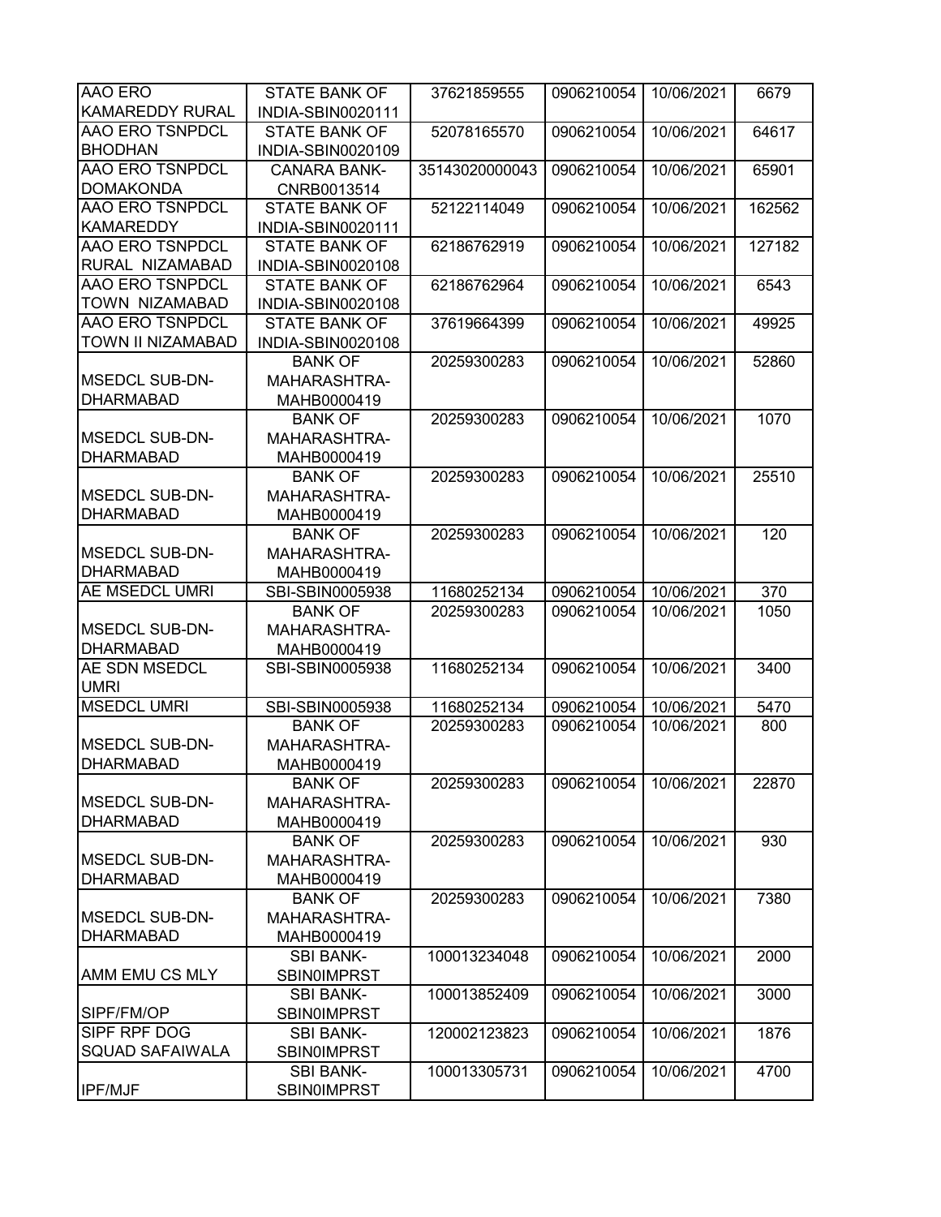| AAO ERO KAMAREDDY RURAL | STATE BANK OF INDIA-SBIN0020111 | 37621859555 | 0906210054 | 10/06/2021 | 6679 |
|---|---|---|---|---|---|
| AAO ERO TSNPDCL BHODHAN | STATE BANK OF INDIA-SBIN0020109 | 52078165570 | 0906210054 | 10/06/2021 | 64617 |
| AAO ERO TSNPDCL DOMAKONDA | CANARA BANK-CNRB0013514 | 35143020000043 | 0906210054 | 10/06/2021 | 65901 |
| AAO ERO TSNPDCL KAMAREDDY | STATE BANK OF INDIA-SBIN0020111 | 52122114049 | 0906210054 | 10/06/2021 | 162562 |
| AAO ERO TSNPDCL RURAL NIZAMABAD | STATE BANK OF INDIA-SBIN0020108 | 62186762919 | 0906210054 | 10/06/2021 | 127182 |
| AAO ERO TSNPDCL TOWN NIZAMABAD | STATE BANK OF INDIA-SBIN0020108 | 62186762964 | 0906210054 | 10/06/2021 | 6543 |
| AAO ERO TSNPDCL TOWN II NIZAMABAD | STATE BANK OF INDIA-SBIN0020108 | 37619664399 | 0906210054 | 10/06/2021 | 49925 |
| MSEDCL SUB-DN-DHARMABAD | BANK OF MAHARASHTRA-MAHB0000419 | 20259300283 | 0906210054 | 10/06/2021 | 52860 |
| MSEDCL SUB-DN-DHARMABAD | BANK OF MAHARASHTRA-MAHB0000419 | 20259300283 | 0906210054 | 10/06/2021 | 1070 |
| MSEDCL SUB-DN-DHARMABAD | BANK OF MAHARASHTRA-MAHB0000419 | 20259300283 | 0906210054 | 10/06/2021 | 25510 |
| MSEDCL SUB-DN-DHARMABAD | BANK OF MAHARASHTRA-MAHB0000419 | 20259300283 | 0906210054 | 10/06/2021 | 120 |
| AE MSEDCL UMRI | SBI-SBIN0005938 | 11680252134 | 0906210054 | 10/06/2021 | 370 |
| MSEDCL SUB-DN-DHARMABAD | BANK OF MAHARASHTRA-MAHB0000419 | 20259300283 | 0906210054 | 10/06/2021 | 1050 |
| AE SDN MSEDCL UMRI | SBI-SBIN0005938 | 11680252134 | 0906210054 | 10/06/2021 | 3400 |
| MSEDCL UMRI | SBI-SBIN0005938 | 11680252134 | 0906210054 | 10/06/2021 | 5470 |
| MSEDCL SUB-DN-DHARMABAD | BANK OF MAHARASHTRA-MAHB0000419 | 20259300283 | 0906210054 | 10/06/2021 | 800 |
| MSEDCL SUB-DN-DHARMABAD | BANK OF MAHARASHTRA-MAHB0000419 | 20259300283 | 0906210054 | 10/06/2021 | 22870 |
| MSEDCL SUB-DN-DHARMABAD | BANK OF MAHARASHTRA-MAHB0000419 | 20259300283 | 0906210054 | 10/06/2021 | 930 |
| MSEDCL SUB-DN-DHARMABAD | BANK OF MAHARASHTRA-MAHB0000419 | 20259300283 | 0906210054 | 10/06/2021 | 7380 |
| AMM EMU CS MLY | SBI BANK-SBIN0IMPRST | 100013234048 | 0906210054 | 10/06/2021 | 2000 |
| SIPF/FM/OP | SBI BANK-SBIN0IMPRST | 100013852409 | 0906210054 | 10/06/2021 | 3000 |
| SIPF RPF DOG SQUAD SAFAIWALA | SBI BANK-SBIN0IMPRST | 120002123823 | 0906210054 | 10/06/2021 | 1876 |
| IPF/MJF | SBI BANK-SBIN0IMPRST | 100013305731 | 0906210054 | 10/06/2021 | 4700 |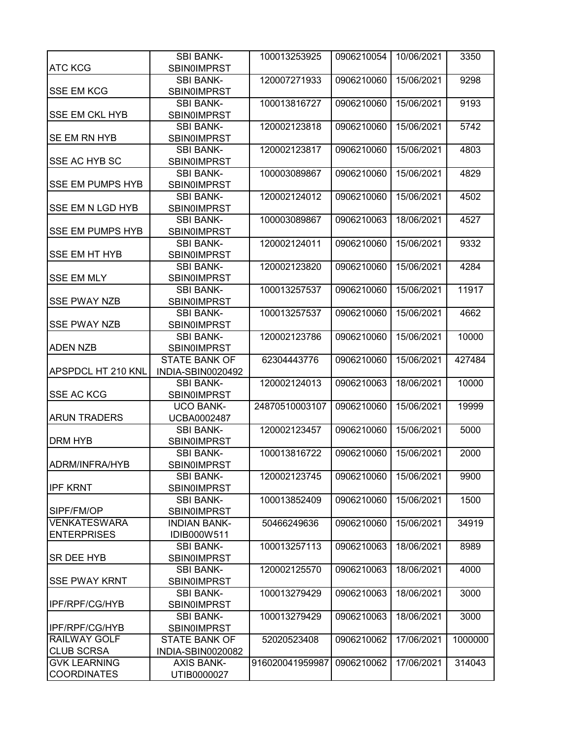| | | | | | |
|---|---|---|---|---|---|
| ATC KCG | SBI BANK-SBIN0IMPRST | 100013253925 | 0906210054 | 10/06/2021 | 3350 |
| SSE EM KCG | SBI BANK-SBIN0IMPRST | 120007271933 | 0906210060 | 15/06/2021 | 9298 |
| SSE EM CKL HYB | SBI BANK-SBIN0IMPRST | 100013816727 | 0906210060 | 15/06/2021 | 9193 |
| SE EM RN HYB | SBI BANK-SBIN0IMPRST | 120002123818 | 0906210060 | 15/06/2021 | 5742 |
| SSE AC HYB SC | SBI BANK-SBIN0IMPRST | 120002123817 | 0906210060 | 15/06/2021 | 4803 |
| SSE EM PUMPS HYB | SBI BANK-SBIN0IMPRST | 100003089867 | 0906210060 | 15/06/2021 | 4829 |
| SSE EM N LGD HYB | SBI BANK-SBIN0IMPRST | 120002124012 | 0906210060 | 15/06/2021 | 4502 |
| SSE EM PUMPS HYB | SBI BANK-SBIN0IMPRST | 100003089867 | 0906210063 | 18/06/2021 | 4527 |
| SSE EM HT HYB | SBI BANK-SBIN0IMPRST | 120002124011 | 0906210060 | 15/06/2021 | 9332 |
| SSE EM MLY | SBI BANK-SBIN0IMPRST | 120002123820 | 0906210060 | 15/06/2021 | 4284 |
| SSE PWAY NZB | SBI BANK-SBIN0IMPRST | 100013257537 | 0906210060 | 15/06/2021 | 11917 |
| SSE PWAY NZB | SBI BANK-SBIN0IMPRST | 100013257537 | 0906210060 | 15/06/2021 | 4662 |
| ADEN NZB | SBI BANK-SBIN0IMPRST | 120002123786 | 0906210060 | 15/06/2021 | 10000 |
| APSPDCL HT 210 KNL | STATE BANK OF INDIA-SBIN0020492 | 62304443776 | 0906210060 | 15/06/2021 | 427484 |
| SSE AC KCG | SBI BANK-SBIN0IMPRST | 120002124013 | 0906210063 | 18/06/2021 | 10000 |
| ARUN TRADERS | UCO BANK-UCBA0002487 | 24870510003107 | 0906210060 | 15/06/2021 | 19999 |
| DRM HYB | SBI BANK-SBIN0IMPRST | 120002123457 | 0906210060 | 15/06/2021 | 5000 |
| ADRM/INFRA/HYB | SBI BANK-SBIN0IMPRST | 100013816722 | 0906210060 | 15/06/2021 | 2000 |
| IPF KRNT | SBI BANK-SBIN0IMPRST | 120002123745 | 0906210060 | 15/06/2021 | 9900 |
| SIPF/FM/OP | SBI BANK-SBIN0IMPRST | 100013852409 | 0906210060 | 15/06/2021 | 1500 |
| VENKATESWARA ENTERPRISES | INDIAN BANK-IDIB000W511 | 50466249636 | 0906210060 | 15/06/2021 | 34919 |
| SR DEE HYB | SBI BANK-SBIN0IMPRST | 100013257113 | 0906210063 | 18/06/2021 | 8989 |
| SSE PWAY KRNT | SBI BANK-SBIN0IMPRST | 120002125570 | 0906210063 | 18/06/2021 | 4000 |
| IPF/RPF/CG/HYB | SBI BANK-SBIN0IMPRST | 100013279429 | 0906210063 | 18/06/2021 | 3000 |
| IPF/RPF/CG/HYB | SBI BANK-SBIN0IMPRST | 100013279429 | 0906210063 | 18/06/2021 | 3000 |
| RAILWAY GOLF CLUB SCRSA | STATE BANK OF INDIA-SBIN0020082 | 52020523408 | 0906210062 | 17/06/2021 | 1000000 |
| GVK LEARNING COORDINATES | AXIS BANK-UTIB0000027 | 916020041959987 | 0906210062 | 17/06/2021 | 314043 |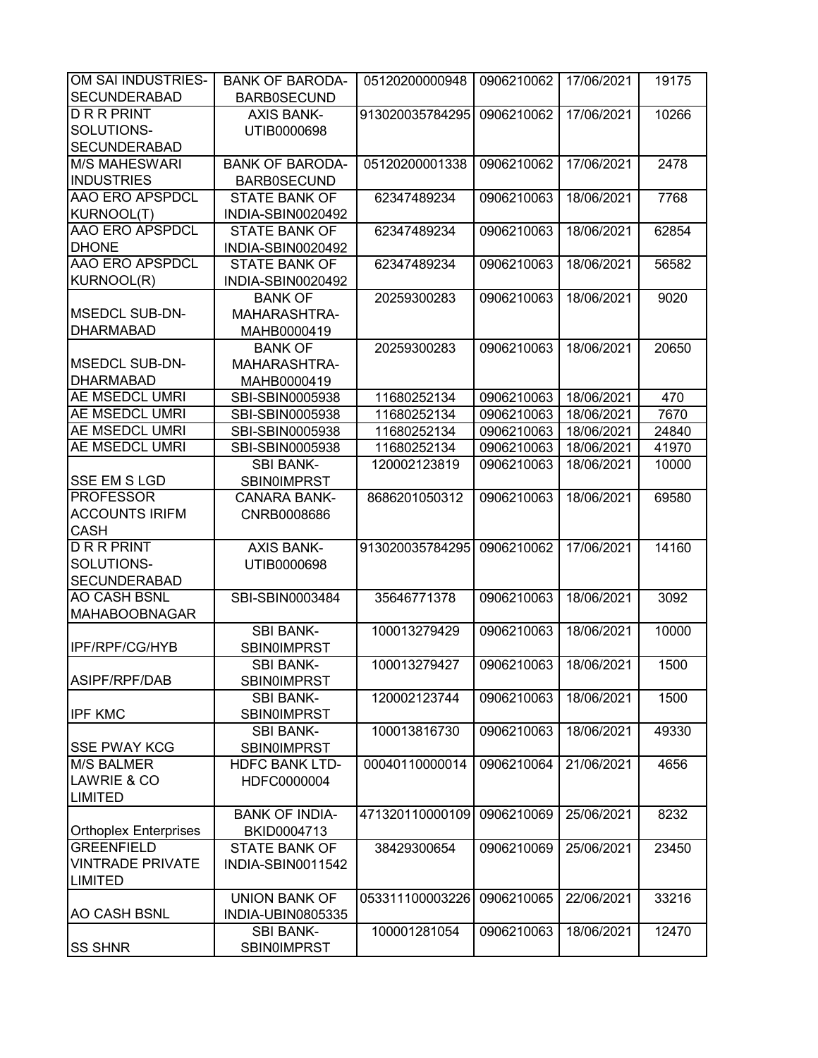| | | | | | |
|---|---|---|---|---|---|
| OM SAI INDUSTRIES-SECUNDERABAD | BANK OF BARODA-BARB0SECUND | 05120200000948 | 0906210062 | 17/06/2021 | 19175 |
| D R R PRINT SOLUTIONS-SECUNDERABAD | AXIS BANK-UTIB0000698 | 913020035784295 | 0906210062 | 17/06/2021 | 10266 |
| M/S MAHESWARI INDUSTRIES | BANK OF BARODA-BARB0SECUND | 05120200001338 | 0906210062 | 17/06/2021 | 2478 |
| AAO ERO APSPDCL KURNOOL(T) | STATE BANK OF INDIA-SBIN0020492 | 62347489234 | 0906210063 | 18/06/2021 | 7768 |
| AAO ERO APSPDCL DHONE | STATE BANK OF INDIA-SBIN0020492 | 62347489234 | 0906210063 | 18/06/2021 | 62854 |
| AAO ERO APSPDCL KURNOOL(R) | STATE BANK OF INDIA-SBIN0020492 | 62347489234 | 0906210063 | 18/06/2021 | 56582 |
| MSEDCL SUB-DN-DHARMABAD | BANK OF MAHARASHTRA-MAHB0000419 | 20259300283 | 0906210063 | 18/06/2021 | 9020 |
| MSEDCL SUB-DN-DHARMABAD | BANK OF MAHARASHTRA-MAHB0000419 | 20259300283 | 0906210063 | 18/06/2021 | 20650 |
| AE MSEDCL UMRI | SBI-SBIN0005938 | 11680252134 | 0906210063 | 18/06/2021 | 470 |
| AE MSEDCL UMRI | SBI-SBIN0005938 | 11680252134 | 0906210063 | 18/06/2021 | 7670 |
| AE MSEDCL UMRI | SBI-SBIN0005938 | 11680252134 | 0906210063 | 18/06/2021 | 24840 |
| AE MSEDCL UMRI | SBI-SBIN0005938 | 11680252134 | 0906210063 | 18/06/2021 | 41970 |
| SSE EM S LGD | SBI BANK-SBIN0IMPRST | 120002123819 | 0906210063 | 18/06/2021 | 10000 |
| PROFESSOR ACCOUNTS IRIFM CASH | CANARA BANK-CNRB0008686 | 8686201050312 | 0906210063 | 18/06/2021 | 69580 |
| D R R PRINT SOLUTIONS-SECUNDERABAD | AXIS BANK-UTIB0000698 | 913020035784295 | 0906210062 | 17/06/2021 | 14160 |
| AO CASH BSNL MAHABOOBNAGAR | SBI-SBIN0003484 | 35646771378 | 0906210063 | 18/06/2021 | 3092 |
| IPF/RPF/CG/HYB | SBI BANK-SBIN0IMPRST | 100013279429 | 0906210063 | 18/06/2021 | 10000 |
| ASIPF/RPF/DAB | SBI BANK-SBIN0IMPRST | 100013279427 | 0906210063 | 18/06/2021 | 1500 |
| IPF KMC | SBI BANK-SBIN0IMPRST | 120002123744 | 0906210063 | 18/06/2021 | 1500 |
| SSE PWAY KCG | SBI BANK-SBIN0IMPRST | 100013816730 | 0906210063 | 18/06/2021 | 49330 |
| M/S BALMER LAWRIE & CO LIMITED | HDFC BANK LTD-HDFC0000004 | 00040110000014 | 0906210064 | 21/06/2021 | 4656 |
| Orthoplex Enterprises | BANK OF INDIA-BKID0004713 | 471320110000109 | 0906210069 | 25/06/2021 | 8232 |
| GREENFIELD VINTRADE PRIVATE LIMITED | STATE BANK OF INDIA-SBIN0011542 | 38429300654 | 0906210069 | 25/06/2021 | 23450 |
| AO CASH BSNL | UNION BANK OF INDIA-UBIN0805335 | 053311100003226 | 0906210065 | 22/06/2021 | 33216 |
| SS SHNR | SBI BANK-SBIN0IMPRST | 100001281054 | 0906210063 | 18/06/2021 | 12470 |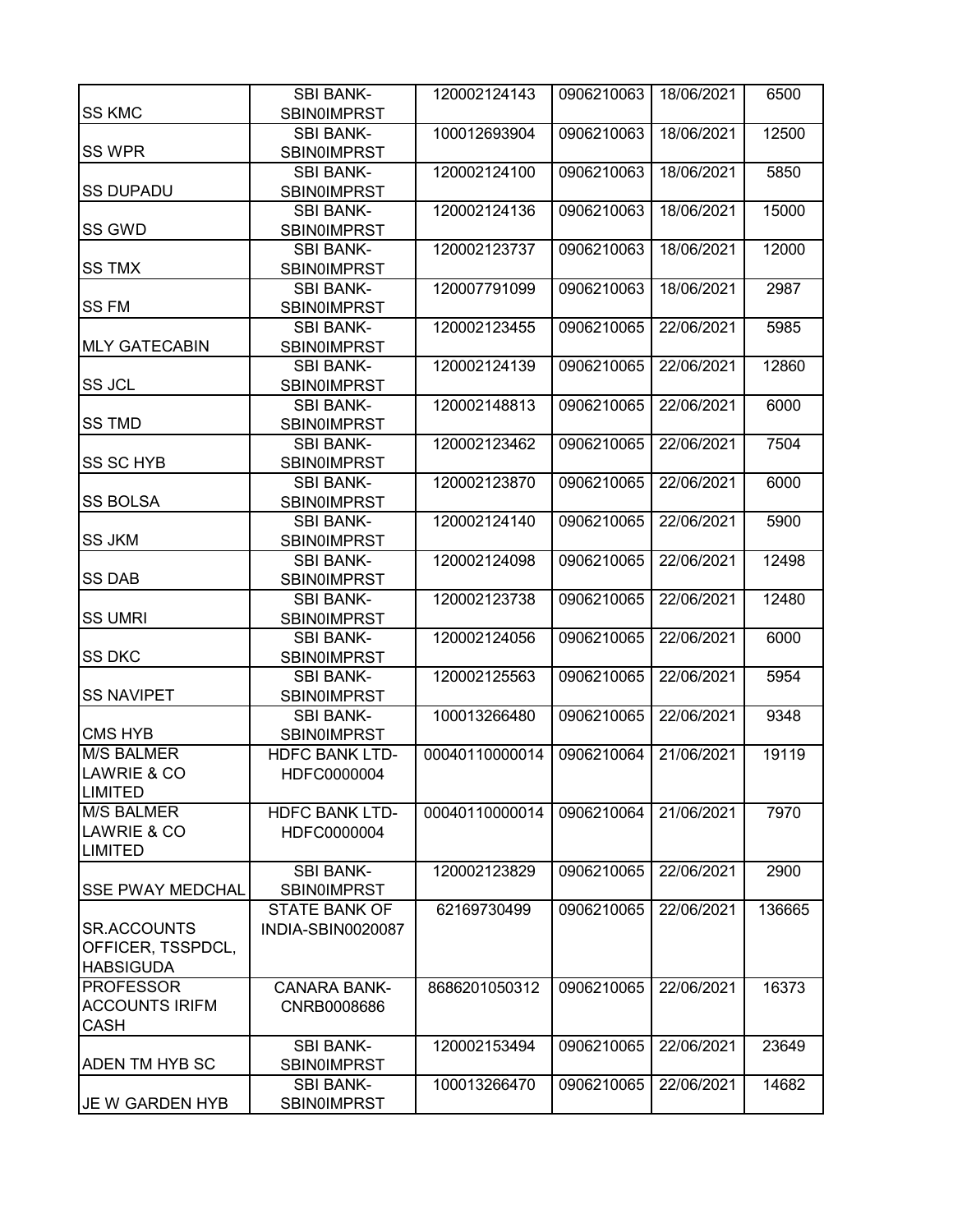| | | | | | |
|---|---|---|---|---|---|
| SS KMC | SBI BANK-SBIN0IMPRST | 120002124143 | 0906210063 | 18/06/2021 | 6500 |
| SS WPR | SBI BANK-SBIN0IMPRST | 100012693904 | 0906210063 | 18/06/2021 | 12500 |
| SS DUPADU | SBI BANK-SBIN0IMPRST | 120002124100 | 0906210063 | 18/06/2021 | 5850 |
| SS GWD | SBI BANK-SBIN0IMPRST | 120002124136 | 0906210063 | 18/06/2021 | 15000 |
| SS TMX | SBI BANK-SBIN0IMPRST | 120002123737 | 0906210063 | 18/06/2021 | 12000 |
| SS FM | SBI BANK-SBIN0IMPRST | 120007791099 | 0906210063 | 18/06/2021 | 2987 |
| MLY GATECABIN | SBI BANK-SBIN0IMPRST | 120002123455 | 0906210065 | 22/06/2021 | 5985 |
| SS JCL | SBI BANK-SBIN0IMPRST | 120002124139 | 0906210065 | 22/06/2021 | 12860 |
| SS TMD | SBI BANK-SBIN0IMPRST | 120002148813 | 0906210065 | 22/06/2021 | 6000 |
| SS SC HYB | SBI BANK-SBIN0IMPRST | 120002123462 | 0906210065 | 22/06/2021 | 7504 |
| SS BOLSA | SBI BANK-SBIN0IMPRST | 120002123870 | 0906210065 | 22/06/2021 | 6000 |
| SS JKM | SBI BANK-SBIN0IMPRST | 120002124140 | 0906210065 | 22/06/2021 | 5900 |
| SS DAB | SBI BANK-SBIN0IMPRST | 120002124098 | 0906210065 | 22/06/2021 | 12498 |
| SS UMRI | SBI BANK-SBIN0IMPRST | 120002123738 | 0906210065 | 22/06/2021 | 12480 |
| SS DKC | SBI BANK-SBIN0IMPRST | 120002124056 | 0906210065 | 22/06/2021 | 6000 |
| SS NAVIPET | SBI BANK-SBIN0IMPRST | 120002125563 | 0906210065 | 22/06/2021 | 5954 |
| CMS HYB | SBI BANK-SBIN0IMPRST | 100013266480 | 0906210065 | 22/06/2021 | 9348 |
| M/S BALMER LAWRIE & CO LIMITED | HDFC BANK LTD-HDFC0000004 | 00040110000014 | 0906210064 | 21/06/2021 | 19119 |
| M/S BALMER LAWRIE & CO LIMITED | HDFC BANK LTD-HDFC0000004 | 00040110000014 | 0906210064 | 21/06/2021 | 7970 |
| SSE PWAY MEDCHAL | SBI BANK-SBIN0IMPRST | 120002123829 | 0906210065 | 22/06/2021 | 2900 |
| SR.ACCOUNTS OFFICER, TSSPDCL, HABSIGUDA | STATE BANK OF INDIA-SBIN0020087 | 62169730499 | 0906210065 | 22/06/2021 | 136665 |
| PROFESSOR ACCOUNTS IRIFM CASH | CANARA BANK-CNRB0008686 | 8686201050312 | 0906210065 | 22/06/2021 | 16373 |
| ADEN TM HYB SC | SBI BANK-SBIN0IMPRST | 120002153494 | 0906210065 | 22/06/2021 | 23649 |
| JE W GARDEN HYB | SBI BANK-SBIN0IMPRST | 100013266470 | 0906210065 | 22/06/2021 | 14682 |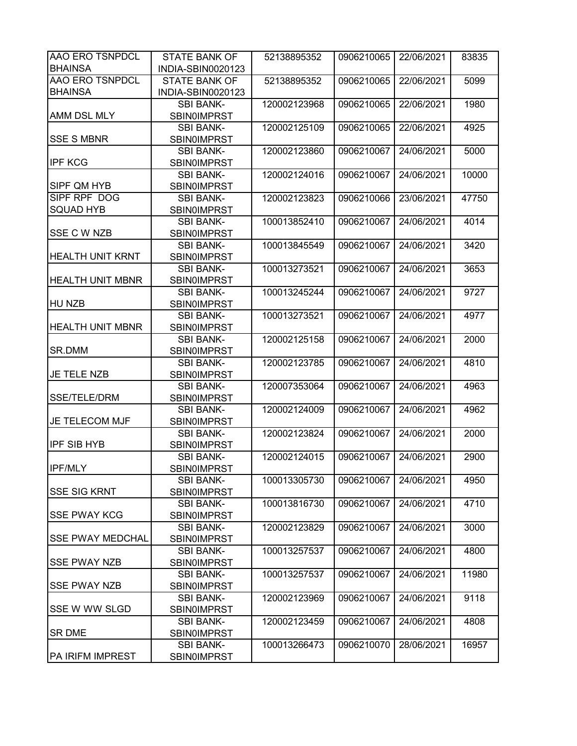| AAO ERO TSNPDCL BHAINSA | STATE BANK OF INDIA-SBIN0020123 | 52138895352 | 0906210065 | 22/06/2021 | 83835 |
|---|---|---|---|---|---|
| AAO ERO TSNPDCL BHAINSA | STATE BANK OF INDIA-SBIN0020123 | 52138895352 | 0906210065 | 22/06/2021 | 5099 |
| AMM DSL MLY | SBI BANK-SBIN0IMPRST | 120002123968 | 0906210065 | 22/06/2021 | 1980 |
| SSE S MBNR | SBI BANK-SBIN0IMPRST | 120002125109 | 0906210065 | 22/06/2021 | 4925 |
| IPF KCG | SBI BANK-SBIN0IMPRST | 120002123860 | 0906210067 | 24/06/2021 | 5000 |
| SIPF QM HYB | SBI BANK-SBIN0IMPRST | 120002124016 | 0906210067 | 24/06/2021 | 10000 |
| SIPF RPF DOG SQUAD HYB | SBI BANK-SBIN0IMPRST | 120002123823 | 0906210066 | 23/06/2021 | 47750 |
| SSE C W NZB | SBI BANK-SBIN0IMPRST | 100013852410 | 0906210067 | 24/06/2021 | 4014 |
| HEALTH UNIT KRNT | SBI BANK-SBIN0IMPRST | 100013845549 | 0906210067 | 24/06/2021 | 3420 |
| HEALTH UNIT MBNR | SBI BANK-SBIN0IMPRST | 100013273521 | 0906210067 | 24/06/2021 | 3653 |
| HU NZB | SBI BANK-SBIN0IMPRST | 100013245244 | 0906210067 | 24/06/2021 | 9727 |
| HEALTH UNIT MBNR | SBI BANK-SBIN0IMPRST | 100013273521 | 0906210067 | 24/06/2021 | 4977 |
| SR.DMM | SBI BANK-SBIN0IMPRST | 120002125158 | 0906210067 | 24/06/2021 | 2000 |
| JE TELE NZB | SBI BANK-SBIN0IMPRST | 120002123785 | 0906210067 | 24/06/2021 | 4810 |
| SSE/TELE/DRM | SBI BANK-SBIN0IMPRST | 120007353064 | 0906210067 | 24/06/2021 | 4963 |
| JE TELECOM MJF | SBI BANK-SBIN0IMPRST | 120002124009 | 0906210067 | 24/06/2021 | 4962 |
| IPF SIB HYB | SBI BANK-SBIN0IMPRST | 120002123824 | 0906210067 | 24/06/2021 | 2000 |
| IPF/MLY | SBI BANK-SBIN0IMPRST | 120002124015 | 0906210067 | 24/06/2021 | 2900 |
| SSE SIG KRNT | SBI BANK-SBIN0IMPRST | 100013305730 | 0906210067 | 24/06/2021 | 4950 |
| SSE PWAY KCG | SBI BANK-SBIN0IMPRST | 100013816730 | 0906210067 | 24/06/2021 | 4710 |
| SSE PWAY MEDCHAL | SBI BANK-SBIN0IMPRST | 120002123829 | 0906210067 | 24/06/2021 | 3000 |
| SSE PWAY NZB | SBI BANK-SBIN0IMPRST | 100013257537 | 0906210067 | 24/06/2021 | 4800 |
| SSE PWAY NZB | SBI BANK-SBIN0IMPRST | 100013257537 | 0906210067 | 24/06/2021 | 11980 |
| SSE W WW SLGD | SBI BANK-SBIN0IMPRST | 120002123969 | 0906210067 | 24/06/2021 | 9118 |
| SR DME | SBI BANK-SBIN0IMPRST | 120002123459 | 0906210067 | 24/06/2021 | 4808 |
| PA IRIFM IMPREST | SBI BANK-SBIN0IMPRST | 100013266473 | 0906210070 | 28/06/2021 | 16957 |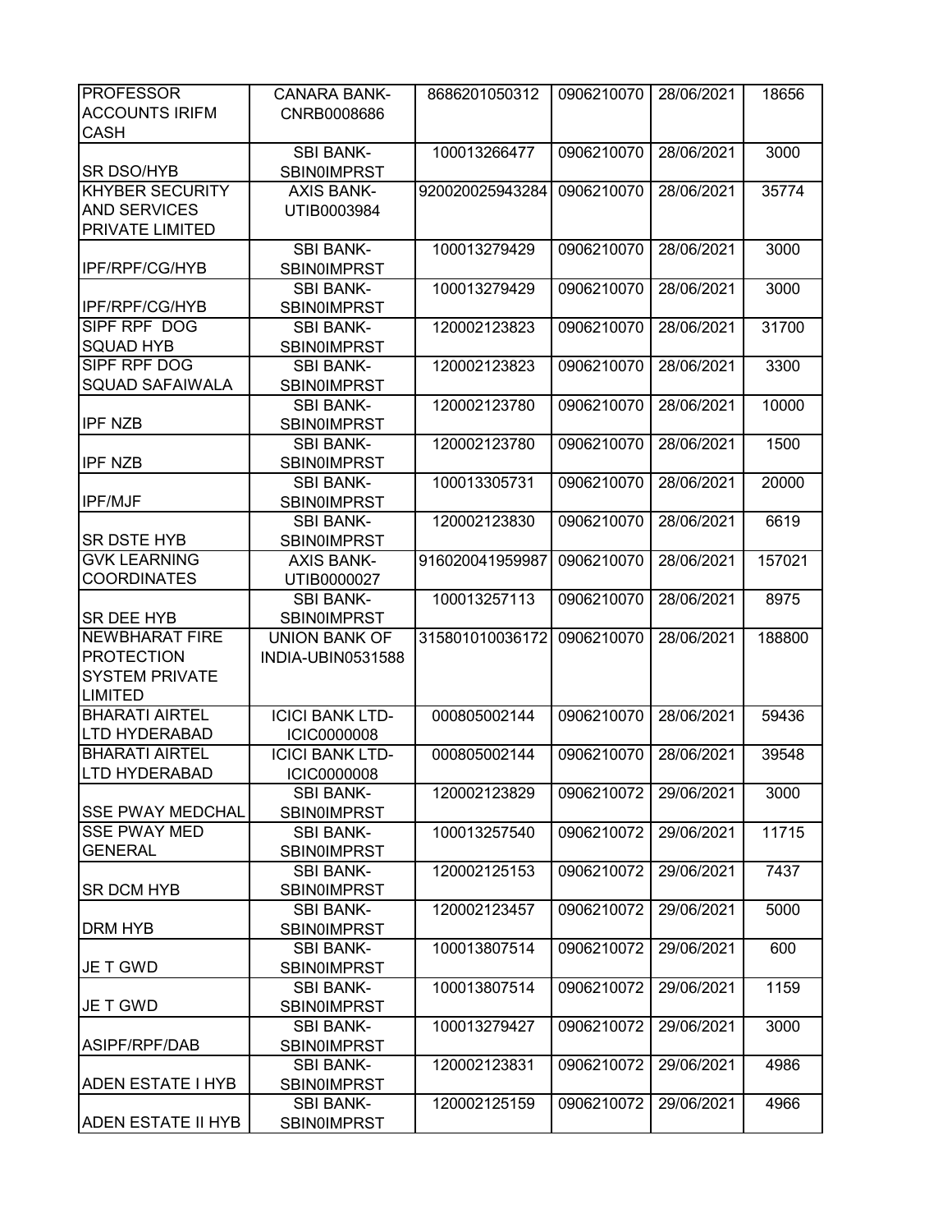| PROFESSOR ACCOUNTS IRIFM CASH | CANARA BANK-CNRB0008686 | 8686201050312 | 0906210070 | 28/06/2021 | 18656 |
|---|---|---|---|---|---|
| SR DSO/HYB | SBI BANK-SBIN0IMPRST | 100013266477 | 0906210070 | 28/06/2021 | 3000 |
| KHYBER SECURITY AND SERVICES PRIVATE LIMITED | AXIS BANK-UTIB0003984 | 920020025943284 | 0906210070 | 28/06/2021 | 35774 |
| IPF/RPF/CG/HYB | SBI BANK-SBIN0IMPRST | 100013279429 | 0906210070 | 28/06/2021 | 3000 |
| IPF/RPF/CG/HYB | SBI BANK-SBIN0IMPRST | 100013279429 | 0906210070 | 28/06/2021 | 3000 |
| SIPF RPF DOG SQUAD HYB | SBI BANK-SBIN0IMPRST | 120002123823 | 0906210070 | 28/06/2021 | 31700 |
| SIPF RPF DOG SQUAD SAFAIWALA | SBI BANK-SBIN0IMPRST | 120002123823 | 0906210070 | 28/06/2021 | 3300 |
| IPF NZB | SBI BANK-SBIN0IMPRST | 120002123780 | 0906210070 | 28/06/2021 | 10000 |
| IPF NZB | SBI BANK-SBIN0IMPRST | 120002123780 | 0906210070 | 28/06/2021 | 1500 |
| IPF/MJF | SBI BANK-SBIN0IMPRST | 100013305731 | 0906210070 | 28/06/2021 | 20000 |
| SR DSTE HYB | SBI BANK-SBIN0IMPRST | 120002123830 | 0906210070 | 28/06/2021 | 6619 |
| GVK LEARNING COORDINATES | AXIS BANK-UTIB0000027 | 916020041959987 | 0906210070 | 28/06/2021 | 157021 |
| SR DEE HYB | SBI BANK-SBIN0IMPRST | 100013257113 | 0906210070 | 28/06/2021 | 8975 |
| NEWBHARAT FIRE PROTECTION SYSTEM PRIVATE LIMITED | UNION BANK OF INDIA-UBIN0531588 | 315801010036172 | 0906210070 | 28/06/2021 | 188800 |
| BHARATI AIRTEL LTD HYDERABAD | ICICI BANK LTD-ICIC0000008 | 000805002144 | 0906210070 | 28/06/2021 | 59436 |
| BHARATI AIRTEL LTD HYDERABAD | ICICI BANK LTD-ICIC0000008 | 000805002144 | 0906210070 | 28/06/2021 | 39548 |
| SSE PWAY MEDCHAL | SBI BANK-SBIN0IMPRST | 120002123829 | 0906210072 | 29/06/2021 | 3000 |
| SSE PWAY MED GENERAL | SBI BANK-SBIN0IMPRST | 100013257540 | 0906210072 | 29/06/2021 | 11715 |
| SR DCM HYB | SBI BANK-SBIN0IMPRST | 120002125153 | 0906210072 | 29/06/2021 | 7437 |
| DRM HYB | SBI BANK-SBIN0IMPRST | 120002123457 | 0906210072 | 29/06/2021 | 5000 |
| JE T GWD | SBI BANK-SBIN0IMPRST | 100013807514 | 0906210072 | 29/06/2021 | 600 |
| JE T GWD | SBI BANK-SBIN0IMPRST | 100013807514 | 0906210072 | 29/06/2021 | 1159 |
| ASIPF/RPF/DAB | SBI BANK-SBIN0IMPRST | 100013279427 | 0906210072 | 29/06/2021 | 3000 |
| ADEN ESTATE I HYB | SBI BANK-SBIN0IMPRST | 120002123831 | 0906210072 | 29/06/2021 | 4986 |
| ADEN ESTATE II HYB | SBI BANK-SBIN0IMPRST | 120002125159 | 0906210072 | 29/06/2021 | 4966 |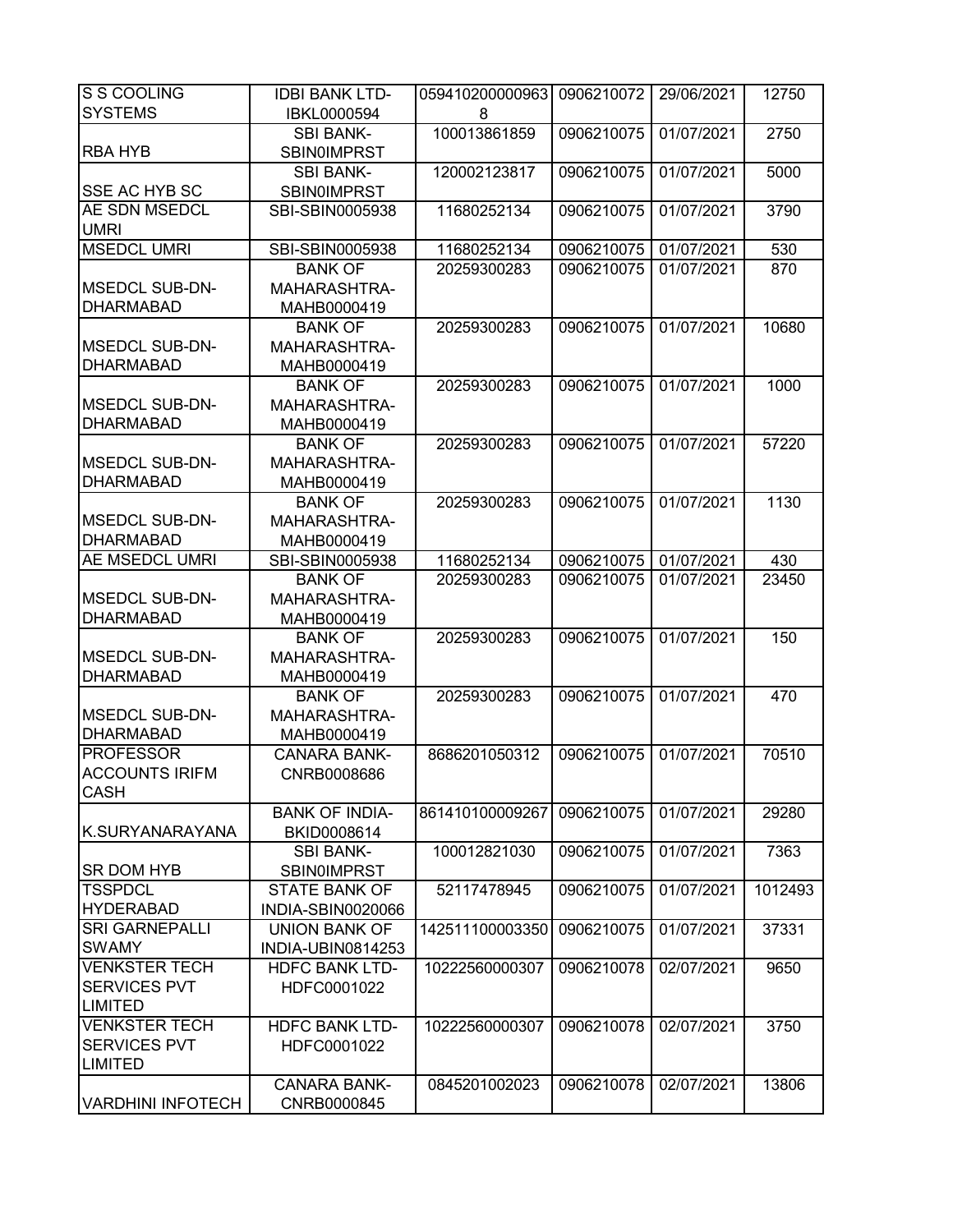| S S COOLING SYSTEMS | IDBI BANK LTD-IBKL0000594 | 0594102000009638 | 0906210072 | 29/06/2021 | 12750 |
|---|---|---|---|---|---|
| RBA HYB | SBI BANK-SBIN0IMPRST | 100013861859 | 0906210075 | 01/07/2021 | 2750 |
| SSE AC HYB SC | SBI BANK-SBIN0IMPRST | 120002123817 | 0906210075 | 01/07/2021 | 5000 |
| AE SDN MSEDCL UMRI | SBI-SBIN0005938 | 11680252134 | 0906210075 | 01/07/2021 | 3790 |
| MSEDCL UMRI | SBI-SBIN0005938 | 11680252134 | 0906210075 | 01/07/2021 | 530 |
| MSEDCL SUB-DN-DHARMABAD | BANK OF MAHARASHTRA-MAHB0000419 | 20259300283 | 0906210075 | 01/07/2021 | 870 |
| MSEDCL SUB-DN-DHARMABAD | BANK OF MAHARASHTRA-MAHB0000419 | 20259300283 | 0906210075 | 01/07/2021 | 10680 |
| MSEDCL SUB-DN-DHARMABAD | BANK OF MAHARASHTRA-MAHB0000419 | 20259300283 | 0906210075 | 01/07/2021 | 1000 |
| MSEDCL SUB-DN-DHARMABAD | BANK OF MAHARASHTRA-MAHB0000419 | 20259300283 | 0906210075 | 01/07/2021 | 57220 |
| MSEDCL SUB-DN-DHARMABAD | BANK OF MAHARASHTRA-MAHB0000419 | 20259300283 | 0906210075 | 01/07/2021 | 1130 |
| AE MSEDCL UMRI | SBI-SBIN0005938 | 11680252134 | 0906210075 | 01/07/2021 | 430 |
| MSEDCL SUB-DN-DHARMABAD | BANK OF MAHARASHTRA-MAHB0000419 | 20259300283 | 0906210075 | 01/07/2021 | 23450 |
| MSEDCL SUB-DN-DHARMABAD | BANK OF MAHARASHTRA-MAHB0000419 | 20259300283 | 0906210075 | 01/07/2021 | 150 |
| MSEDCL SUB-DN-DHARMABAD | BANK OF MAHARASHTRA-MAHB0000419 | 20259300283 | 0906210075 | 01/07/2021 | 470 |
| PROFESSOR ACCOUNTS IRIFM CASH | CANARA BANK-CNRB0008686 | 8686201050312 | 0906210075 | 01/07/2021 | 70510 |
| K.SURYANARAYANA | BANK OF INDIA-BKID0008614 | 861410100009267 | 0906210075 | 01/07/2021 | 29280 |
| SR DOM HYB | SBI BANK-SBIN0IMPRST | 100012821030 | 0906210075 | 01/07/2021 | 7363 |
| TSSPDCL HYDERABAD | STATE BANK OF INDIA-SBIN0020066 | 52117478945 | 0906210075 | 01/07/2021 | 1012493 |
| SRI GARNEPALLI SWAMY | UNION BANK OF INDIA-UBIN0814253 | 142511100003350 | 0906210075 | 01/07/2021 | 37331 |
| VENKSTER TECH SERVICES PVT LIMITED | HDFC BANK LTD-HDFC0001022 | 10222560000307 | 0906210078 | 02/07/2021 | 9650 |
| VENKSTER TECH SERVICES PVT LIMITED | HDFC BANK LTD-HDFC0001022 | 10222560000307 | 0906210078 | 02/07/2021 | 3750 |
| VARDHINI INFOTECH | CANARA BANK-CNRB0000845 | 0845201002023 | 0906210078 | 02/07/2021 | 13806 |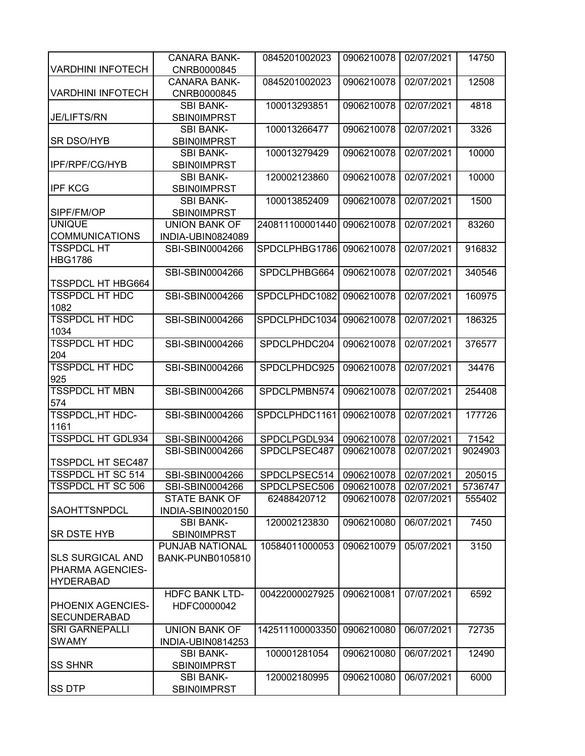| | | | | | |
|---|---|---|---|---|---|
| VARDHINI INFOTECH | CANARA BANK-CNRB0000845 | 0845201002023 | 0906210078 | 02/07/2021 | 14750 |
| VARDHINI INFOTECH | CANARA BANK-CNRB0000845 | 0845201002023 | 0906210078 | 02/07/2021 | 12508 |
| JE/LIFTS/RN | SBI BANK-SBIN0IMPRST | 100013293851 | 0906210078 | 02/07/2021 | 4818 |
| SR DSO/HYB | SBI BANK-SBIN0IMPRST | 100013266477 | 0906210078 | 02/07/2021 | 3326 |
| IPF/RPF/CG/HYB | SBI BANK-SBIN0IMPRST | 100013279429 | 0906210078 | 02/07/2021 | 10000 |
| IPF KCG | SBI BANK-SBIN0IMPRST | 120002123860 | 0906210078 | 02/07/2021 | 10000 |
| SIPF/FM/OP | SBI BANK-SBIN0IMPRST | 100013852409 | 0906210078 | 02/07/2021 | 1500 |
| UNIQUE COMMUNICATIONS | UNION BANK OF INDIA-UBIN0824089 | 240811100001440 | 0906210078 | 02/07/2021 | 83260 |
| TSSPDCL HT HBG1786 | SBI-SBIN0004266 | SPDCLPHBG1786 | 0906210078 | 02/07/2021 | 916832 |
| TSSPDCL HT HBG664 | SBI-SBIN0004266 | SPDCLPHBG664 | 0906210078 | 02/07/2021 | 340546 |
| TSSPDCL HT HDC 1082 | SBI-SBIN0004266 | SPDCLPHDC1082 | 0906210078 | 02/07/2021 | 160975 |
| TSSPDCL HT HDC 1034 | SBI-SBIN0004266 | SPDCLPHDC1034 | 0906210078 | 02/07/2021 | 186325 |
| TSSPDCL HT HDC 204 | SBI-SBIN0004266 | SPDCLPHDC204 | 0906210078 | 02/07/2021 | 376577 |
| TSSPDCL HT HDC 925 | SBI-SBIN0004266 | SPDCLPHDC925 | 0906210078 | 02/07/2021 | 34476 |
| TSSPDCL HT MBN 574 | SBI-SBIN0004266 | SPDCLPMBN574 | 0906210078 | 02/07/2021 | 254408 |
| TSSPDCL,HT HDC-1161 | SBI-SBIN0004266 | SPDCLPHDC1161 | 0906210078 | 02/07/2021 | 177726 |
| TSSPDCL HT GDL934 | SBI-SBIN0004266 | SPDCLPGDL934 | 0906210078 | 02/07/2021 | 71542 |
| TSSPDCL HT SEC487 | SBI-SBIN0004266 | SPDCLPSEC487 | 0906210078 | 02/07/2021 | 9024903 |
| TSSPDCL HT SC 514 | SBI-SBIN0004266 | SPDCLPSEC514 | 0906210078 | 02/07/2021 | 205015 |
| TSSPDCL HT SC 506 | SBI-SBIN0004266 | SPDCLPSEC506 | 0906210078 | 02/07/2021 | 5736747 |
| SAOHTTSNPDCL | STATE BANK OF INDIA-SBIN0020150 | 62488420712 | 0906210078 | 02/07/2021 | 555402 |
| SR DSTE HYB | SBI BANK-SBIN0IMPRST | 120002123830 | 0906210080 | 06/07/2021 | 7450 |
| SLS SURGICAL AND PHARMA AGENCIES-HYDERABAD | PUNJAB NATIONAL BANK-PUNB0105810 | 10584011000053 | 0906210079 | 05/07/2021 | 3150 |
| PHOENIX AGENCIES-SECUNDERABAD | HDFC BANK LTD-HDFC0000042 | 00422000027925 | 0906210081 | 07/07/2021 | 6592 |
| SRI GARNEPALLI SWAMY | UNION BANK OF INDIA-UBIN0814253 | 142511100003350 | 0906210080 | 06/07/2021 | 72735 |
| SS SHNR | SBI BANK-SBIN0IMPRST | 100001281054 | 0906210080 | 06/07/2021 | 12490 |
| SS DTP | SBI BANK-SBIN0IMPRST | 120002180995 | 0906210080 | 06/07/2021 | 6000 |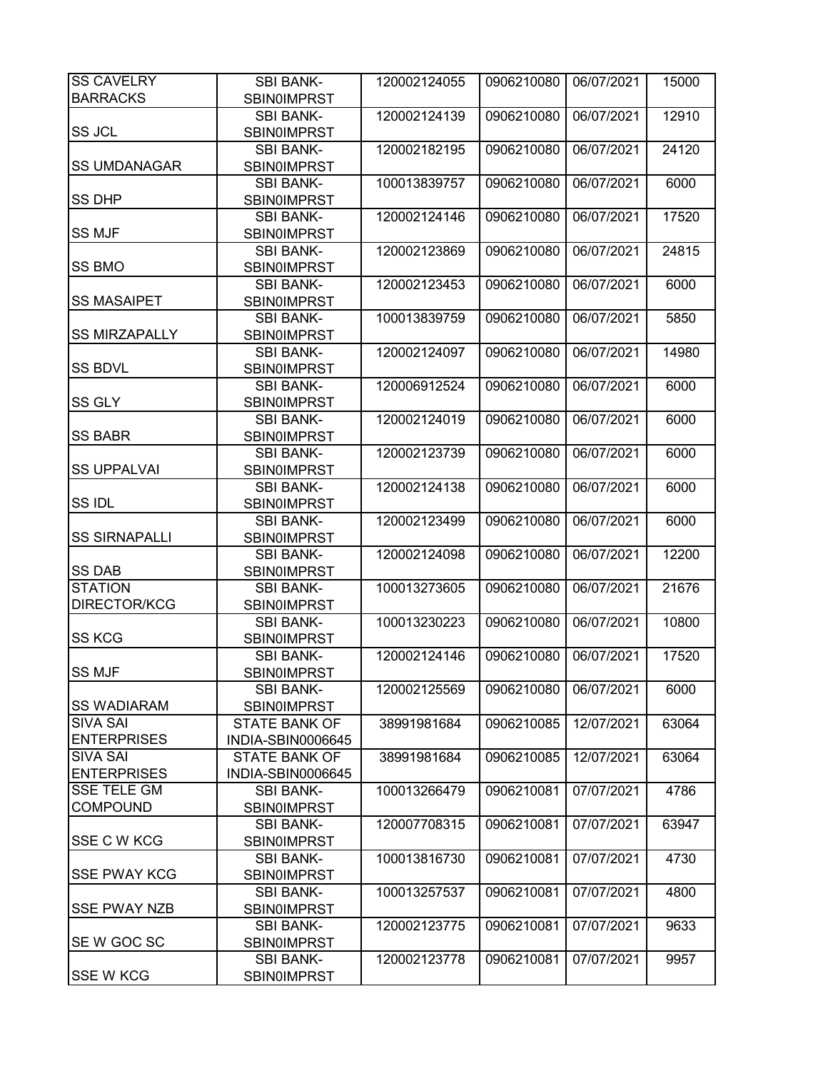| SS CAVELRY BARRACKS | SBI BANK-SBIN0IMPRST | 120002124055 | 0906210080 | 06/07/2021 | 15000 |
|---|---|---|---|---|---|
| SS JCL | SBI BANK-SBIN0IMPRST | 120002124139 | 0906210080 | 06/07/2021 | 12910 |
| SS UMDANAGAR | SBI BANK-SBIN0IMPRST | 120002182195 | 0906210080 | 06/07/2021 | 24120 |
| SS DHP | SBI BANK-SBIN0IMPRST | 100013839757 | 0906210080 | 06/07/2021 | 6000 |
| SS MJF | SBI BANK-SBIN0IMPRST | 120002124146 | 0906210080 | 06/07/2021 | 17520 |
| SS BMO | SBI BANK-SBIN0IMPRST | 120002123869 | 0906210080 | 06/07/2021 | 24815 |
| SS MASAIPET | SBI BANK-SBIN0IMPRST | 120002123453 | 0906210080 | 06/07/2021 | 6000 |
| SS MIRZAPALLY | SBI BANK-SBIN0IMPRST | 100013839759 | 0906210080 | 06/07/2021 | 5850 |
| SS BDVL | SBI BANK-SBIN0IMPRST | 120002124097 | 0906210080 | 06/07/2021 | 14980 |
| SS GLY | SBI BANK-SBIN0IMPRST | 120006912524 | 0906210080 | 06/07/2021 | 6000 |
| SS BABR | SBI BANK-SBIN0IMPRST | 120002124019 | 0906210080 | 06/07/2021 | 6000 |
| SS UPPALVAI | SBI BANK-SBIN0IMPRST | 120002123739 | 0906210080 | 06/07/2021 | 6000 |
| SS IDL | SBI BANK-SBIN0IMPRST | 120002124138 | 0906210080 | 06/07/2021 | 6000 |
| SS SIRNAPALLI | SBI BANK-SBIN0IMPRST | 120002123499 | 0906210080 | 06/07/2021 | 6000 |
| SS DAB | SBI BANK-SBIN0IMPRST | 120002124098 | 0906210080 | 06/07/2021 | 12200 |
| STATION DIRECTOR/KCG | SBI BANK-SBIN0IMPRST | 100013273605 | 0906210080 | 06/07/2021 | 21676 |
| SS KCG | SBI BANK-SBIN0IMPRST | 100013230223 | 0906210080 | 06/07/2021 | 10800 |
| SS MJF | SBI BANK-SBIN0IMPRST | 120002124146 | 0906210080 | 06/07/2021 | 17520 |
| SS WADIARAM | SBI BANK-SBIN0IMPRST | 120002125569 | 0906210080 | 06/07/2021 | 6000 |
| SIVA SAI ENTERPRISES | STATE BANK OF INDIA-SBIN0006645 | 38991981684 | 0906210085 | 12/07/2021 | 63064 |
| SIVA SAI ENTERPRISES | STATE BANK OF INDIA-SBIN0006645 | 38991981684 | 0906210085 | 12/07/2021 | 63064 |
| SSE TELE GM COMPOUND | SBI BANK-SBIN0IMPRST | 100013266479 | 0906210081 | 07/07/2021 | 4786 |
| SSE C W KCG | SBI BANK-SBIN0IMPRST | 120007708315 | 0906210081 | 07/07/2021 | 63947 |
| SSE PWAY KCG | SBI BANK-SBIN0IMPRST | 100013816730 | 0906210081 | 07/07/2021 | 4730 |
| SSE PWAY NZB | SBI BANK-SBIN0IMPRST | 100013257537 | 0906210081 | 07/07/2021 | 4800 |
| SE W GOC SC | SBI BANK-SBIN0IMPRST | 120002123775 | 0906210081 | 07/07/2021 | 9633 |
| SSE W KCG | SBI BANK-SBIN0IMPRST | 120002123778 | 0906210081 | 07/07/2021 | 9957 |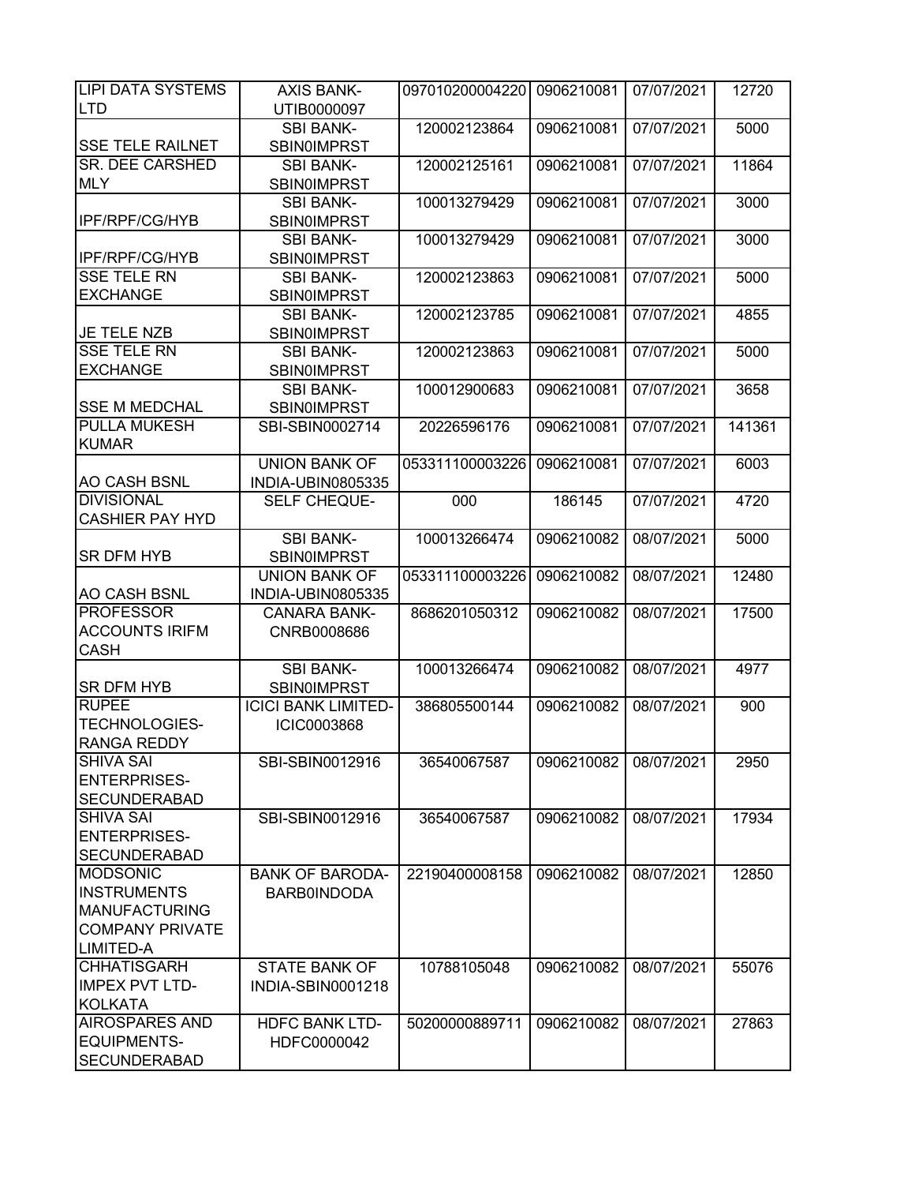| | | | | | |
|---|---|---|---|---|---|
| LIPI DATA SYSTEMS LTD | AXIS BANK-UTIB0000097 | 097010200004220 | 0906210081 | 07/07/2021 | 12720 |
| SSE TELE RAILNET | SBI BANK-SBIN0IMPRST | 120002123864 | 0906210081 | 07/07/2021 | 5000 |
| SR. DEE CARSHED MLY | SBI BANK-SBIN0IMPRST | 120002125161 | 0906210081 | 07/07/2021 | 11864 |
| IPF/RPF/CG/HYB | SBI BANK-SBIN0IMPRST | 100013279429 | 0906210081 | 07/07/2021 | 3000 |
| IPF/RPF/CG/HYB | SBI BANK-SBIN0IMPRST | 100013279429 | 0906210081 | 07/07/2021 | 3000 |
| SSE TELE RN EXCHANGE | SBI BANK-SBIN0IMPRST | 120002123863 | 0906210081 | 07/07/2021 | 5000 |
| JE TELE NZB | SBI BANK-SBIN0IMPRST | 120002123785 | 0906210081 | 07/07/2021 | 4855 |
| SSE TELE RN EXCHANGE | SBI BANK-SBIN0IMPRST | 120002123863 | 0906210081 | 07/07/2021 | 5000 |
| SSE M MEDCHAL | SBI BANK-SBIN0IMPRST | 100012900683 | 0906210081 | 07/07/2021 | 3658 |
| PULLA MUKESH KUMAR | SBI-SBIN0002714 | 20226596176 | 0906210081 | 07/07/2021 | 141361 |
| AO CASH BSNL | UNION BANK OF INDIA-UBIN0805335 | 053311100003226 | 0906210081 | 07/07/2021 | 6003 |
| DIVISIONAL CASHIER PAY HYD | SELF CHEQUE- | 000 | 186145 | 07/07/2021 | 4720 |
| SR DFM HYB | SBI BANK-SBIN0IMPRST | 100013266474 | 0906210082 | 08/07/2021 | 5000 |
| AO CASH BSNL | UNION BANK OF INDIA-UBIN0805335 | 053311100003226 | 0906210082 | 08/07/2021 | 12480 |
| PROFESSOR ACCOUNTS IRIFM CASH | CANARA BANK-CNRB0008686 | 8686201050312 | 0906210082 | 08/07/2021 | 17500 |
| SR DFM HYB | SBI BANK-SBIN0IMPRST | 100013266474 | 0906210082 | 08/07/2021 | 4977 |
| RUPEE TECHNOLOGIES-RANGA REDDY | ICICI BANK LIMITED-ICIC0003868 | 386805500144 | 0906210082 | 08/07/2021 | 900 |
| SHIVA SAI ENTERPRISES-SECUNDERABAD | SBI-SBIN0012916 | 36540067587 | 0906210082 | 08/07/2021 | 2950 |
| SHIVA SAI ENTERPRISES-SECUNDERABAD | SBI-SBIN0012916 | 36540067587 | 0906210082 | 08/07/2021 | 17934 |
| MODSONIC INSTRUMENTS MANUFACTURING COMPANY PRIVATE LIMITED-A | BANK OF BARODA-BARB0INDODA | 22190400008158 | 0906210082 | 08/07/2021 | 12850 |
| CHHATISGARH IMPEX PVT LTD-KOLKATA | STATE BANK OF INDIA-SBIN0001218 | 10788105048 | 0906210082 | 08/07/2021 | 55076 |
| AIROSPARES AND EQUIPMENTS-SECUNDERABAD | HDFC BANK LTD-HDFC0000042 | 50200000889711 | 0906210082 | 08/07/2021 | 27863 |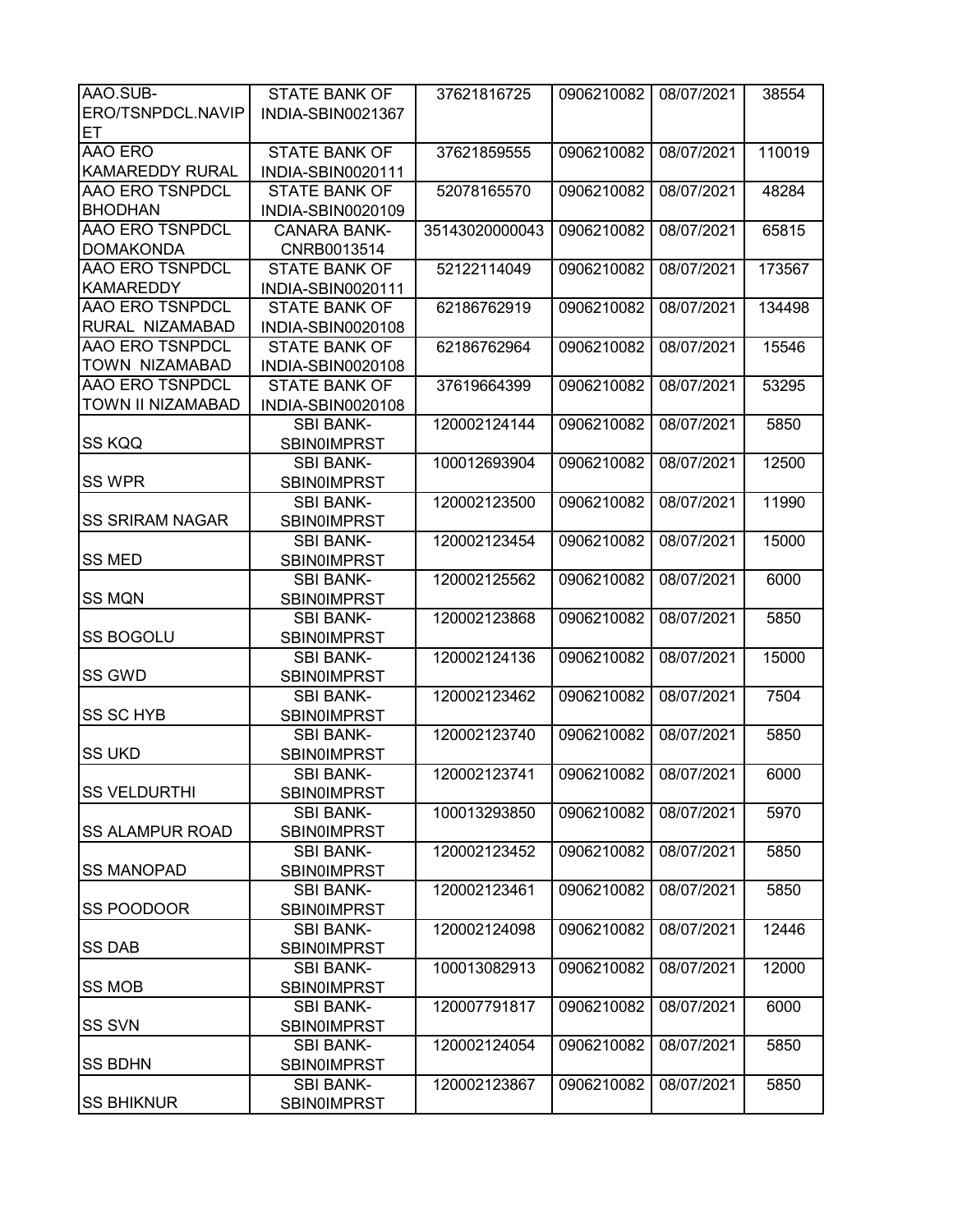| | | | | | |
|---|---|---|---|---|---|
| AAO.SUB-ERO/TSNPDCL.NAVIPET | STATE BANK OF INDIA-SBIN0021367 | 37621816725 | 0906210082 | 08/07/2021 | 38554 |
| AAO ERO KAMAREDDY RURAL | STATE BANK OF INDIA-SBIN0020111 | 37621859555 | 0906210082 | 08/07/2021 | 110019 |
| AAO ERO TSNPDCL BHODHAN | STATE BANK OF INDIA-SBIN0020109 | 52078165570 | 0906210082 | 08/07/2021 | 48284 |
| AAO ERO TSNPDCL DOMAKONDA | CANARA BANK-CNRB0013514 | 35143020000043 | 0906210082 | 08/07/2021 | 65815 |
| AAO ERO TSNPDCL KAMAREDDY | STATE BANK OF INDIA-SBIN0020111 | 52122114049 | 0906210082 | 08/07/2021 | 173567 |
| AAO ERO TSNPDCL RURAL NIZAMABAD | STATE BANK OF INDIA-SBIN0020108 | 62186762919 | 0906210082 | 08/07/2021 | 134498 |
| AAO ERO TSNPDCL TOWN NIZAMABAD | STATE BANK OF INDIA-SBIN0020108 | 62186762964 | 0906210082 | 08/07/2021 | 15546 |
| AAO ERO TSNPDCL TOWN II NIZAMABAD | STATE BANK OF INDIA-SBIN0020108 | 37619664399 | 0906210082 | 08/07/2021 | 53295 |
| SS KQQ | SBI BANK-SBIN0IMPRST | 120002124144 | 0906210082 | 08/07/2021 | 5850 |
| SS WPR | SBI BANK-SBIN0IMPRST | 100012693904 | 0906210082 | 08/07/2021 | 12500 |
| SS SRIRAM NAGAR | SBI BANK-SBIN0IMPRST | 120002123500 | 0906210082 | 08/07/2021 | 11990 |
| SS MED | SBI BANK-SBIN0IMPRST | 120002123454 | 0906210082 | 08/07/2021 | 15000 |
| SS MQN | SBI BANK-SBIN0IMPRST | 120002125562 | 0906210082 | 08/07/2021 | 6000 |
| SS BOGOLU | SBI BANK-SBIN0IMPRST | 120002123868 | 0906210082 | 08/07/2021 | 5850 |
| SS GWD | SBI BANK-SBIN0IMPRST | 120002124136 | 0906210082 | 08/07/2021 | 15000 |
| SS SC HYB | SBI BANK-SBIN0IMPRST | 120002123462 | 0906210082 | 08/07/2021 | 7504 |
| SS UKD | SBI BANK-SBIN0IMPRST | 120002123740 | 0906210082 | 08/07/2021 | 5850 |
| SS VELDURTHI | SBI BANK-SBIN0IMPRST | 120002123741 | 0906210082 | 08/07/2021 | 6000 |
| SS ALAMPUR ROAD | SBI BANK-SBIN0IMPRST | 100013293850 | 0906210082 | 08/07/2021 | 5970 |
| SS MANOPAD | SBI BANK-SBIN0IMPRST | 120002123452 | 0906210082 | 08/07/2021 | 5850 |
| SS POODOOR | SBI BANK-SBIN0IMPRST | 120002123461 | 0906210082 | 08/07/2021 | 5850 |
| SS DAB | SBI BANK-SBIN0IMPRST | 120002124098 | 0906210082 | 08/07/2021 | 12446 |
| SS MOB | SBI BANK-SBIN0IMPRST | 100013082913 | 0906210082 | 08/07/2021 | 12000 |
| SS SVN | SBI BANK-SBIN0IMPRST | 120007791817 | 0906210082 | 08/07/2021 | 6000 |
| SS BDHN | SBI BANK-SBIN0IMPRST | 120002124054 | 0906210082 | 08/07/2021 | 5850 |
| SS BHIKNUR | SBI BANK-SBIN0IMPRST | 120002123867 | 0906210082 | 08/07/2021 | 5850 |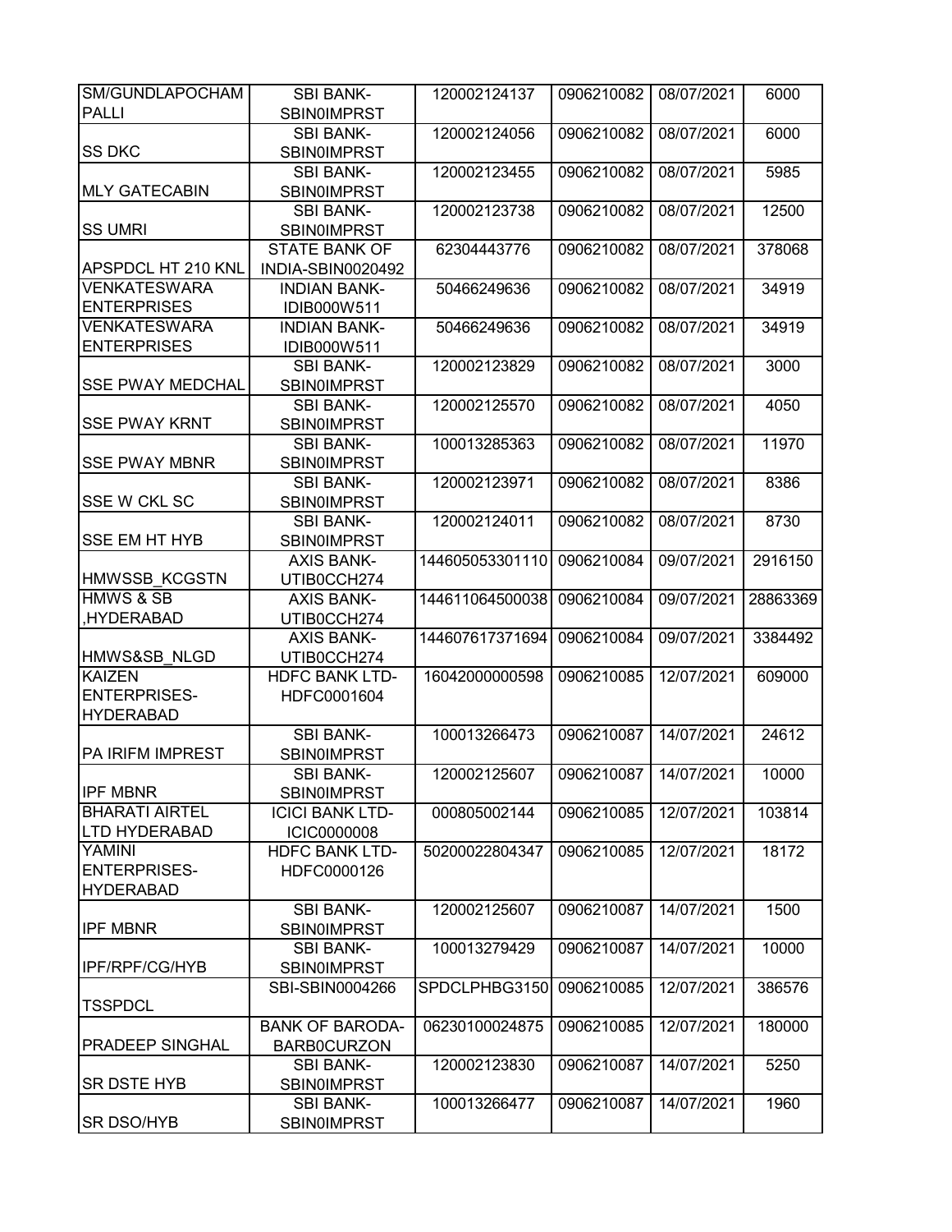| SM/GUNDLAPOCHAM PALLI | SBI BANK-SBIN0IMPRST | 120002124137 | 0906210082 | 08/07/2021 | 6000 |
|---|---|---|---|---|---|
| SS DKC | SBI BANK-SBIN0IMPRST | 120002124056 | 0906210082 | 08/07/2021 | 6000 |
| MLY GATECABIN | SBI BANK-SBIN0IMPRST | 120002123455 | 0906210082 | 08/07/2021 | 5985 |
| SS UMRI | SBI BANK-SBIN0IMPRST | 120002123738 | 0906210082 | 08/07/2021 | 12500 |
| APSPDCL HT 210 KNL | STATE BANK OF INDIA-SBIN0020492 | 62304443776 | 0906210082 | 08/07/2021 | 378068 |
| VENKATESWARA ENTERPRISES | INDIAN BANK-IDIB000W511 | 50466249636 | 0906210082 | 08/07/2021 | 34919 |
| VENKATESWARA ENTERPRISES | INDIAN BANK-IDIB000W511 | 50466249636 | 0906210082 | 08/07/2021 | 34919 |
| SSE PWAY MEDCHAL | SBI BANK-SBIN0IMPRST | 120002123829 | 0906210082 | 08/07/2021 | 3000 |
| SSE PWAY KRNT | SBI BANK-SBIN0IMPRST | 120002125570 | 0906210082 | 08/07/2021 | 4050 |
| SSE PWAY MBNR | SBI BANK-SBIN0IMPRST | 100013285363 | 0906210082 | 08/07/2021 | 11970 |
| SSE W CKL SC | SBI BANK-SBIN0IMPRST | 120002123971 | 0906210082 | 08/07/2021 | 8386 |
| SSE EM HT HYB | SBI BANK-SBIN0IMPRST | 120002124011 | 0906210082 | 08/07/2021 | 8730 |
| HMWSSB_KCGSTN | AXIS BANK-UTIB0CCH274 | 144605053301110 | 0906210084 | 09/07/2021 | 2916150 |
| HMWS & SB ,HYDERABAD | AXIS BANK-UTIB0CCH274 | 144611064500038 | 0906210084 | 09/07/2021 | 28863369 |
| HMWS&SB_NLGD | AXIS BANK-UTIB0CCH274 | 144607617371694 | 0906210084 | 09/07/2021 | 3384492 |
| KAIZEN ENTERPRISES-HYDERABAD | HDFC BANK LTD-HDFC0001604 | 16042000000598 | 0906210085 | 12/07/2021 | 609000 |
| PA IRIFM IMPREST | SBI BANK-SBIN0IMPRST | 100013266473 | 0906210087 | 14/07/2021 | 24612 |
| IPF MBNR | SBI BANK-SBIN0IMPRST | 120002125607 | 0906210087 | 14/07/2021 | 10000 |
| BHARATI AIRTEL LTD HYDERABAD | ICICI BANK LTD-ICIC0000008 | 000805002144 | 0906210085 | 12/07/2021 | 103814 |
| YAMINI ENTERPRISES-HYDERABAD | HDFC BANK LTD-HDFC0000126 | 50200022804347 | 0906210085 | 12/07/2021 | 18172 |
| IPF MBNR | SBI BANK-SBIN0IMPRST | 120002125607 | 0906210087 | 14/07/2021 | 1500 |
| IPF/RPF/CG/HYB | SBI BANK-SBIN0IMPRST | 100013279429 | 0906210087 | 14/07/2021 | 10000 |
| TSSPDCL | SBI-SBIN0004266 | SPDCLPHBG3150 | 0906210085 | 12/07/2021 | 386576 |
| PRADEEP SINGHAL | BANK OF BARODA-BARB0CURZON | 06230100024875 | 0906210085 | 12/07/2021 | 180000 |
| SR DSTE HYB | SBI BANK-SBIN0IMPRST | 120002123830 | 0906210087 | 14/07/2021 | 5250 |
| SR DSO/HYB | SBI BANK-SBIN0IMPRST | 100013266477 | 0906210087 | 14/07/2021 | 1960 |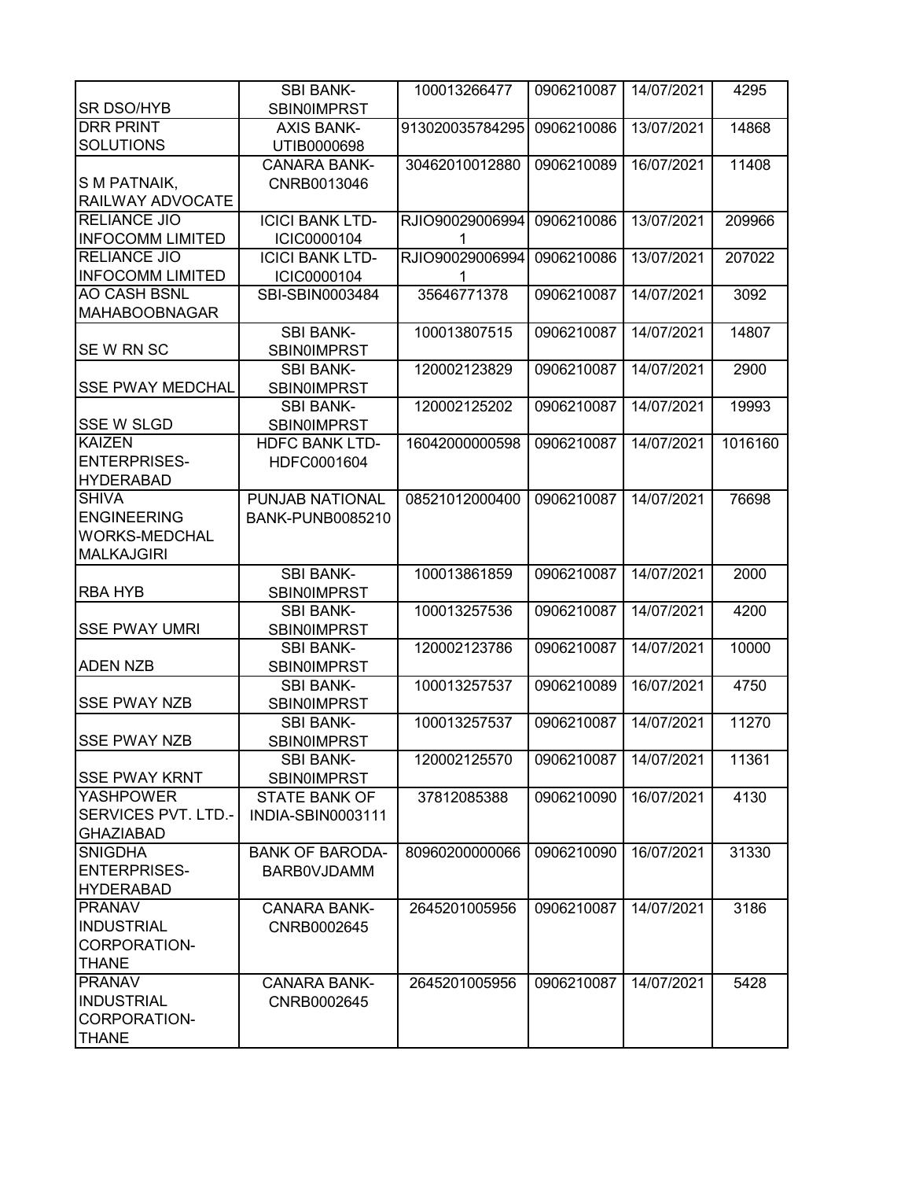| | | | | | |
|---|---|---|---|---|---|
| SR DSO/HYB | SBI BANK-SBIN0IMPRST | 100013266477 | 0906210087 | 14/07/2021 | 4295 |
| DRR PRINT SOLUTIONS | AXIS BANK-UTIB0000698 | 913020035784295 | 0906210086 | 13/07/2021 | 14868 |
| S M PATNAIK, RAILWAY ADVOCATE | CANARA BANK-CNRB0013046 | 30462010012880 | 0906210089 | 16/07/2021 | 11408 |
| RELIANCE JIO INFOCOMM LIMITED | ICICI BANK LTD-ICIC0000104 | RJIO900290069941 | 0906210086 | 13/07/2021 | 209966 |
| RELIANCE JIO INFOCOMM LIMITED | ICICI BANK LTD-ICIC0000104 | RJIO900290069941 | 0906210086 | 13/07/2021 | 207022 |
| AO CASH BSNL MAHABOOBNAGAR | SBI-SBIN0003484 | 35646771378 | 0906210087 | 14/07/2021 | 3092 |
| SE W RN SC | SBI BANK-SBIN0IMPRST | 100013807515 | 0906210087 | 14/07/2021 | 14807 |
| SSE PWAY MEDCHAL | SBI BANK-SBIN0IMPRST | 120002123829 | 0906210087 | 14/07/2021 | 2900 |
| SSE W SLGD | SBI BANK-SBIN0IMPRST | 120002125202 | 0906210087 | 14/07/2021 | 19993 |
| KAIZEN ENTERPRISES-HYDERABAD | HDFC BANK LTD-HDFC0001604 | 16042000000598 | 0906210087 | 14/07/2021 | 1016160 |
| SHIVA ENGINEERING WORKS-MEDCHAL MALKAJGIRI | PUNJAB NATIONAL BANK-PUNB0085210 | 08521012000400 | 0906210087 | 14/07/2021 | 76698 |
| RBA HYB | SBI BANK-SBIN0IMPRST | 100013861859 | 0906210087 | 14/07/2021 | 2000 |
| SSE PWAY UMRI | SBI BANK-SBIN0IMPRST | 100013257536 | 0906210087 | 14/07/2021 | 4200 |
| ADEN NZB | SBI BANK-SBIN0IMPRST | 120002123786 | 0906210087 | 14/07/2021 | 10000 |
| SSE PWAY NZB | SBI BANK-SBIN0IMPRST | 100013257537 | 0906210089 | 16/07/2021 | 4750 |
| SSE PWAY NZB | SBI BANK-SBIN0IMPRST | 100013257537 | 0906210087 | 14/07/2021 | 11270 |
| SSE PWAY KRNT | SBI BANK-SBIN0IMPRST | 120002125570 | 0906210087 | 14/07/2021 | 11361 |
| YASHPOWER SERVICES PVT. LTD.-GHAZIABAD | STATE BANK OF INDIA-SBIN0003111 | 37812085388 | 0906210090 | 16/07/2021 | 4130 |
| SNIGDHA ENTERPRISES-HYDERABAD | BANK OF BARODA-BARB0VJDAMM | 80960200000066 | 0906210090 | 16/07/2021 | 31330 |
| PRANAV INDUSTRIAL CORPORATION-THANE | CANARA BANK-CNRB0002645 | 2645201005956 | 0906210087 | 14/07/2021 | 3186 |
| PRANAV INDUSTRIAL CORPORATION-THANE | CANARA BANK-CNRB0002645 | 2645201005956 | 0906210087 | 14/07/2021 | 5428 |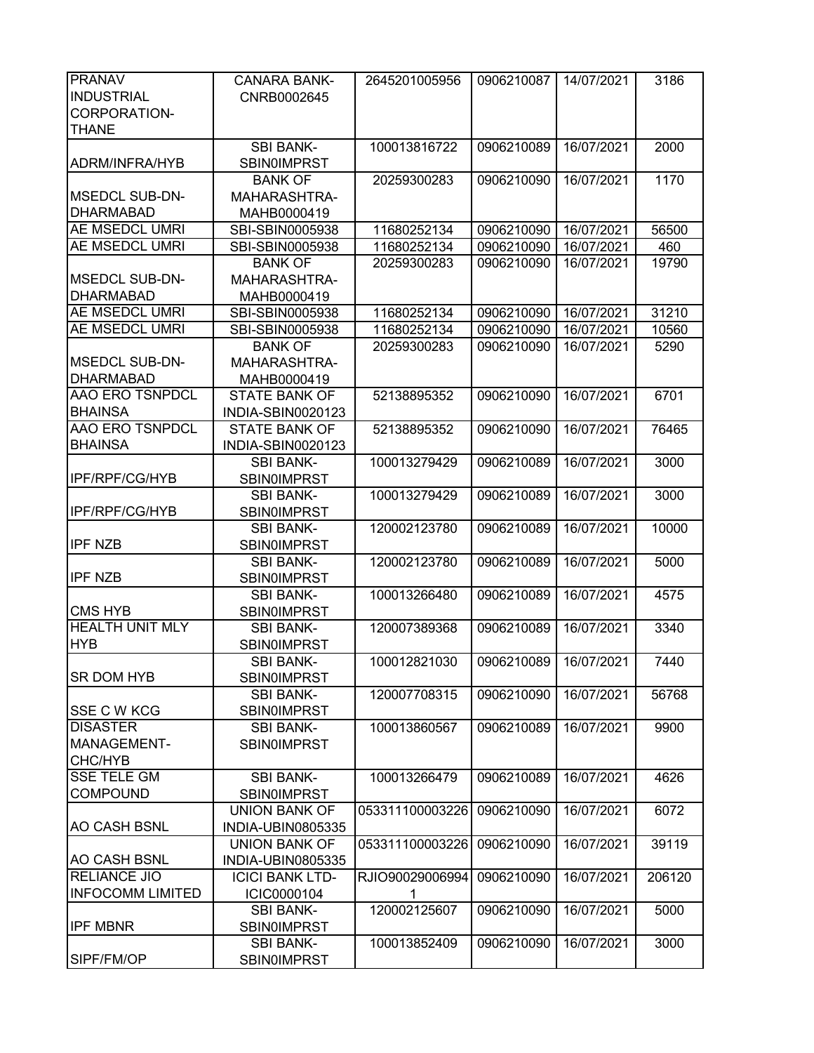| PRANAV INDUSTRIAL CORPORATION-THANE | CANARA BANK-CNRB0002645 | 2645201005956 | 0906210087 | 14/07/2021 | 3186 |
|---|---|---|---|---|---|
| ADRM/INFRA/HYB | SBI BANK-SBIN0IMPRST | 100013816722 | 0906210089 | 16/07/2021 | 2000 |
| MSEDCL SUB-DN-DHARMABAD | BANK OF MAHARASHTRA-MAHB0000419 | 20259300283 | 0906210090 | 16/07/2021 | 1170 |
| AE MSEDCL UMRI | SBI-SBIN0005938 | 11680252134 | 0906210090 | 16/07/2021 | 56500 |
| AE MSEDCL UMRI | SBI-SBIN0005938 | 11680252134 | 0906210090 | 16/07/2021 | 460 |
| MSEDCL SUB-DN-DHARMABAD | BANK OF MAHARASHTRA-MAHB0000419 | 20259300283 | 0906210090 | 16/07/2021 | 19790 |
| AE MSEDCL UMRI | SBI-SBIN0005938 | 11680252134 | 0906210090 | 16/07/2021 | 31210 |
| AE MSEDCL UMRI | SBI-SBIN0005938 | 11680252134 | 0906210090 | 16/07/2021 | 10560 |
| MSEDCL SUB-DN-DHARMABAD | BANK OF MAHARASHTRA-MAHB0000419 | 20259300283 | 0906210090 | 16/07/2021 | 5290 |
| AAO ERO TSNPDCL BHAINSA | STATE BANK OF INDIA-SBIN0020123 | 52138895352 | 0906210090 | 16/07/2021 | 6701 |
| AAO ERO TSNPDCL BHAINSA | STATE BANK OF INDIA-SBIN0020123 | 52138895352 | 0906210090 | 16/07/2021 | 76465 |
| IPF/RPF/CG/HYB | SBI BANK-SBIN0IMPRST | 100013279429 | 0906210089 | 16/07/2021 | 3000 |
| IPF/RPF/CG/HYB | SBI BANK-SBIN0IMPRST | 100013279429 | 0906210089 | 16/07/2021 | 3000 |
| IPF NZB | SBI BANK-SBIN0IMPRST | 120002123780 | 0906210089 | 16/07/2021 | 10000 |
| IPF NZB | SBI BANK-SBIN0IMPRST | 120002123780 | 0906210089 | 16/07/2021 | 5000 |
| CMS HYB | SBI BANK-SBIN0IMPRST | 100013266480 | 0906210089 | 16/07/2021 | 4575 |
| HEALTH UNIT MLY HYB | SBI BANK-SBIN0IMPRST | 120007389368 | 0906210089 | 16/07/2021 | 3340 |
| SR DOM HYB | SBI BANK-SBIN0IMPRST | 100012821030 | 0906210089 | 16/07/2021 | 7440 |
| SSE C W KCG | SBI BANK-SBIN0IMPRST | 120007708315 | 0906210090 | 16/07/2021 | 56768 |
| DISASTER MANAGEMENT-CHC/HYB | SBI BANK-SBIN0IMPRST | 100013860567 | 0906210089 | 16/07/2021 | 9900 |
| SSE TELE GM COMPOUND | SBI BANK-SBIN0IMPRST | 100013266479 | 0906210089 | 16/07/2021 | 4626 |
| AO CASH BSNL | UNION BANK OF INDIA-UBIN0805335 | 053311100003226 | 0906210090 | 16/07/2021 | 6072 |
| AO CASH BSNL | UNION BANK OF INDIA-UBIN0805335 | 053311100003226 | 0906210090 | 16/07/2021 | 39119 |
| RELIANCE JIO INFOCOMM LIMITED | ICICI BANK LTD-ICIC0000104 | RJIO900290069941 | 0906210090 | 16/07/2021 | 206120 |
| IPF MBNR | SBI BANK-SBIN0IMPRST | 120002125607 | 0906210090 | 16/07/2021 | 5000 |
| SIPF/FM/OP | SBI BANK-SBIN0IMPRST | 100013852409 | 0906210090 | 16/07/2021 | 3000 |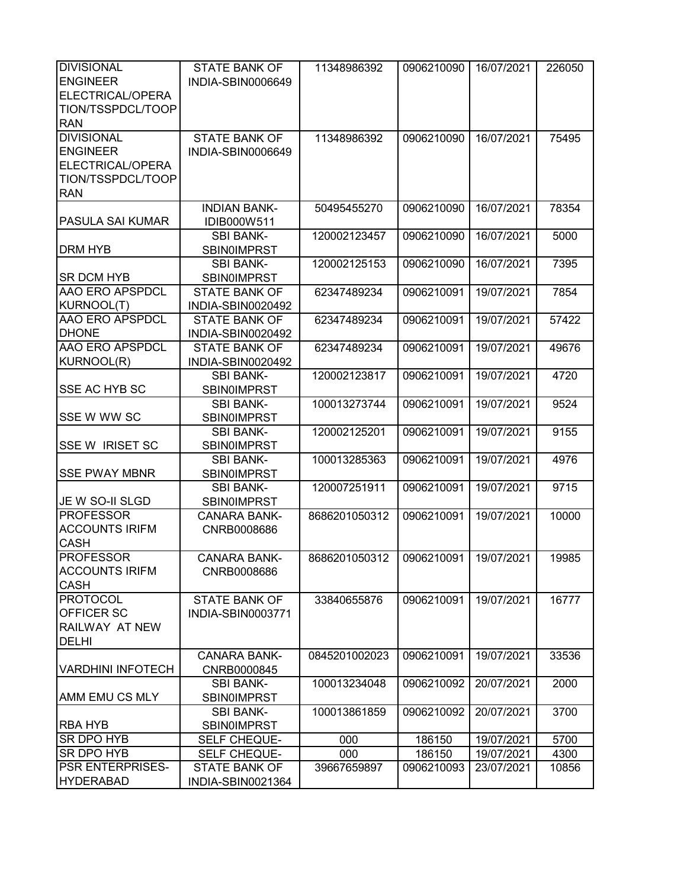| | | | | | |
|---|---|---|---|---|---|
| DIVISIONAL ENGINEER ELECTRICAL/OPERATION/TSSPDCL/TOOPRAN | STATE BANK OF INDIA-SBIN0006649 | 11348986392 | 0906210090 | 16/07/2021 | 226050 |
| DIVISIONAL ENGINEER ELECTRICAL/OPERATION/TSSPDCL/TOOPRAN | STATE BANK OF INDIA-SBIN0006649 | 11348986392 | 0906210090 | 16/07/2021 | 75495 |
| PASULA SAI KUMAR | INDIAN BANK-IDIB000W511 | 50495455270 | 0906210090 | 16/07/2021 | 78354 |
| DRM HYB | SBI BANK-SBIN0IMPRST | 120002123457 | 0906210090 | 16/07/2021 | 5000 |
| SR DCM HYB | SBI BANK-SBIN0IMPRST | 120002125153 | 0906210090 | 16/07/2021 | 7395 |
| AAO ERO APSPDCL KURNOOL(T) | STATE BANK OF INDIA-SBIN0020492 | 62347489234 | 0906210091 | 19/07/2021 | 7854 |
| AAO ERO APSPDCL DHONE | STATE BANK OF INDIA-SBIN0020492 | 62347489234 | 0906210091 | 19/07/2021 | 57422 |
| AAO ERO APSPDCL KURNOOL(R) | STATE BANK OF INDIA-SBIN0020492 | 62347489234 | 0906210091 | 19/07/2021 | 49676 |
| SSE AC HYB SC | SBI BANK-SBIN0IMPRST | 120002123817 | 0906210091 | 19/07/2021 | 4720 |
| SSE W WW SC | SBI BANK-SBIN0IMPRST | 100013273744 | 0906210091 | 19/07/2021 | 9524 |
| SSE W IRISET SC | SBI BANK-SBIN0IMPRST | 120002125201 | 0906210091 | 19/07/2021 | 9155 |
| SSE PWAY MBNR | SBI BANK-SBIN0IMPRST | 100013285363 | 0906210091 | 19/07/2021 | 4976 |
| JE W SO-II SLGD | SBI BANK-SBIN0IMPRST | 120007251911 | 0906210091 | 19/07/2021 | 9715 |
| PROFESSOR ACCOUNTS IRIFM CASH | CANARA BANK-CNRB0008686 | 8686201050312 | 0906210091 | 19/07/2021 | 10000 |
| PROFESSOR ACCOUNTS IRIFM CASH | CANARA BANK-CNRB0008686 | 8686201050312 | 0906210091 | 19/07/2021 | 19985 |
| PROTOCOL OFFICER SC RAILWAY AT NEW DELHI | STATE BANK OF INDIA-SBIN0003771 | 33840655876 | 0906210091 | 19/07/2021 | 16777 |
| VARDHINI INFOTECH | CANARA BANK-CNRB0000845 | 0845201002023 | 0906210091 | 19/07/2021 | 33536 |
| AMM EMU CS MLY | SBI BANK-SBIN0IMPRST | 100013234048 | 0906210092 | 20/07/2021 | 2000 |
| RBA HYB | SBI BANK-SBIN0IMPRST | 100013861859 | 0906210092 | 20/07/2021 | 3700 |
| SR DPO HYB | SELF CHEQUE- | 000 | 186150 | 19/07/2021 | 5700 |
| SR DPO HYB | SELF CHEQUE- | 000 | 186150 | 19/07/2021 | 4300 |
| PSR ENTERPRISES-HYDERABAD | STATE BANK OF INDIA-SBIN0021364 | 39667659897 | 0906210093 | 23/07/2021 | 10856 |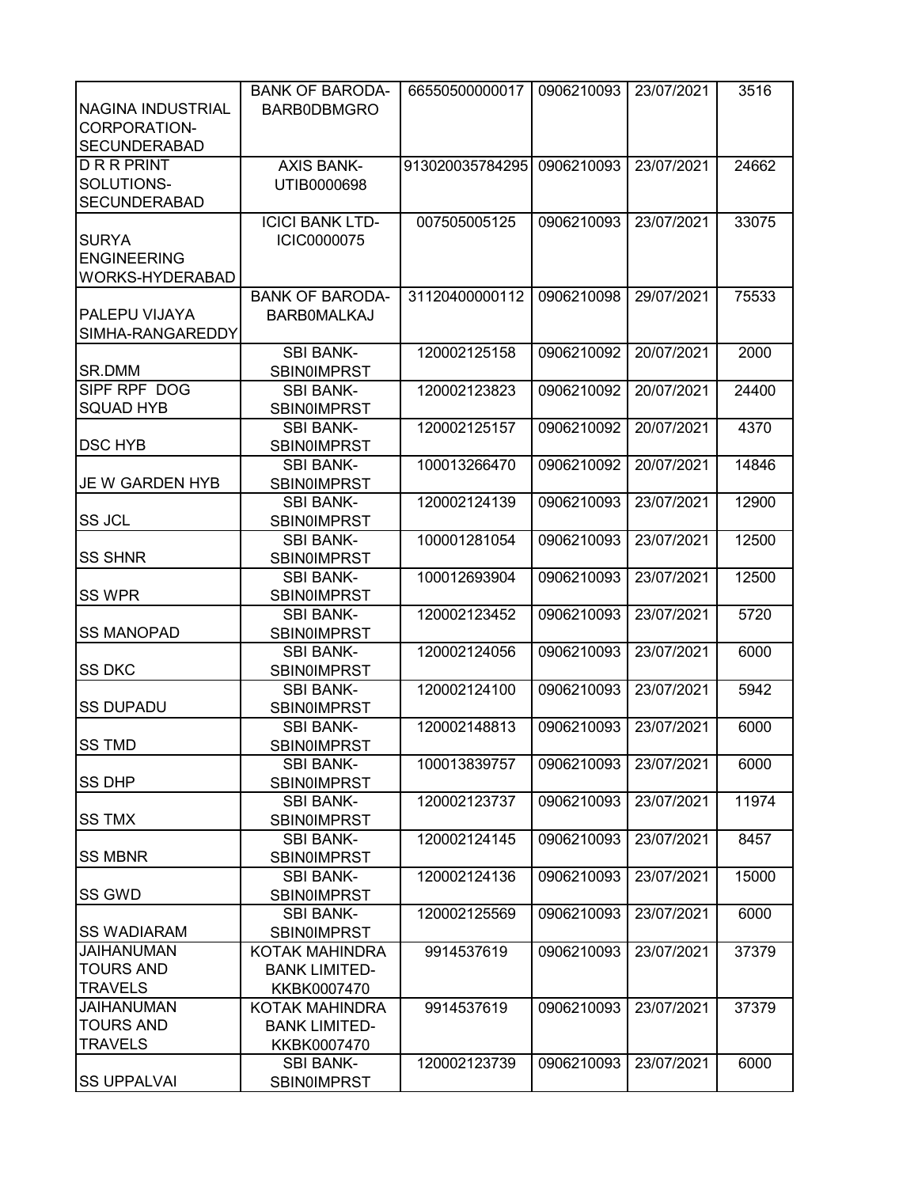| | | | | | |
|---|---|---|---|---|---|
| NAGINA INDUSTRIAL CORPORATION-SECUNDERABAD | BANK OF BARODA-BARB0DBMGRO | 66550500000017 | 0906210093 | 23/07/2021 | 3516 |
| D R R PRINT SOLUTIONS-SECUNDERABAD | AXIS BANK-UTIB0000698 | 913020035784295 | 0906210093 | 23/07/2021 | 24662 |
| SURYA ENGINEERING WORKS-HYDERABAD | ICICI BANK LTD-ICIC0000075 | 007505005125 | 0906210093 | 23/07/2021 | 33075 |
| PALEPU VIJAYA SIMHA-RANGAREDDY | BANK OF BARODA-BARB0MALKAJ | 31120400000112 | 0906210098 | 29/07/2021 | 75533 |
| SR.DMM | SBI BANK-SBIN0IMPRST | 120002125158 | 0906210092 | 20/07/2021 | 2000 |
| SIPF RPF DOG SQUAD HYB | SBI BANK-SBIN0IMPRST | 120002123823 | 0906210092 | 20/07/2021 | 24400 |
| DSC HYB | SBI BANK-SBIN0IMPRST | 120002125157 | 0906210092 | 20/07/2021 | 4370 |
| JE W GARDEN HYB | SBI BANK-SBIN0IMPRST | 100013266470 | 0906210092 | 20/07/2021 | 14846 |
| SS JCL | SBI BANK-SBIN0IMPRST | 120002124139 | 0906210093 | 23/07/2021 | 12900 |
| SS SHNR | SBI BANK-SBIN0IMPRST | 100001281054 | 0906210093 | 23/07/2021 | 12500 |
| SS WPR | SBI BANK-SBIN0IMPRST | 100012693904 | 0906210093 | 23/07/2021 | 12500 |
| SS MANOPAD | SBI BANK-SBIN0IMPRST | 120002123452 | 0906210093 | 23/07/2021 | 5720 |
| SS DKC | SBI BANK-SBIN0IMPRST | 120002124056 | 0906210093 | 23/07/2021 | 6000 |
| SS DUPADU | SBI BANK-SBIN0IMPRST | 120002124100 | 0906210093 | 23/07/2021 | 5942 |
| SS TMD | SBI BANK-SBIN0IMPRST | 120002148813 | 0906210093 | 23/07/2021 | 6000 |
| SS DHP | SBI BANK-SBIN0IMPRST | 100013839757 | 0906210093 | 23/07/2021 | 6000 |
| SS TMX | SBI BANK-SBIN0IMPRST | 120002123737 | 0906210093 | 23/07/2021 | 11974 |
| SS MBNR | SBI BANK-SBIN0IMPRST | 120002124145 | 0906210093 | 23/07/2021 | 8457 |
| SS GWD | SBI BANK-SBIN0IMPRST | 120002124136 | 0906210093 | 23/07/2021 | 15000 |
| SS WADIARAM | SBI BANK-SBIN0IMPRST | 120002125569 | 0906210093 | 23/07/2021 | 6000 |
| JAIHANUMAN TOURS AND TRAVELS | KOTAK MAHINDRA BANK LIMITED-KKBK0007470 | 9914537619 | 0906210093 | 23/07/2021 | 37379 |
| JAIHANUMAN TOURS AND TRAVELS | KOTAK MAHINDRA BANK LIMITED-KKBK0007470 | 9914537619 | 0906210093 | 23/07/2021 | 37379 |
| SS UPPALVAI | SBI BANK-SBIN0IMPRST | 120002123739 | 0906210093 | 23/07/2021 | 6000 |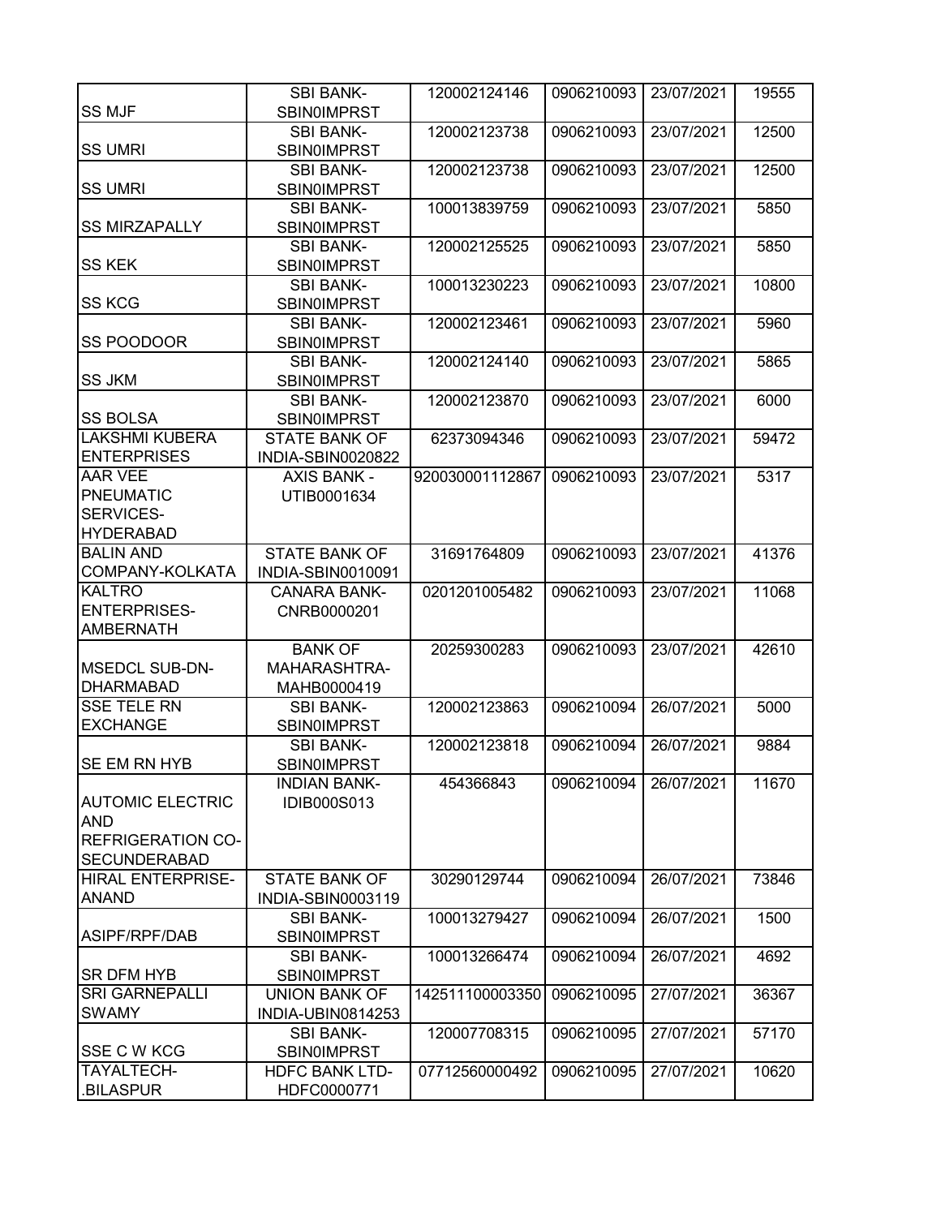| | | | | | |
|---|---|---|---|---|---|
| SS MJF | SBI BANK-SBIN0IMPRST | 120002124146 | 0906210093 | 23/07/2021 | 19555 |
| SS UMRI | SBI BANK-SBIN0IMPRST | 120002123738 | 0906210093 | 23/07/2021 | 12500 |
| SS UMRI | SBI BANK-SBIN0IMPRST | 120002123738 | 0906210093 | 23/07/2021 | 12500 |
| SS MIRZAPALLY | SBI BANK-SBIN0IMPRST | 100013839759 | 0906210093 | 23/07/2021 | 5850 |
| SS KEK | SBI BANK-SBIN0IMPRST | 120002125525 | 0906210093 | 23/07/2021 | 5850 |
| SS KCG | SBI BANK-SBIN0IMPRST | 100013230223 | 0906210093 | 23/07/2021 | 10800 |
| SS POODOOR | SBI BANK-SBIN0IMPRST | 120002123461 | 0906210093 | 23/07/2021 | 5960 |
| SS JKM | SBI BANK-SBIN0IMPRST | 120002124140 | 0906210093 | 23/07/2021 | 5865 |
| SS BOLSA | SBI BANK-SBIN0IMPRST | 120002123870 | 0906210093 | 23/07/2021 | 6000 |
| LAKSHMI KUBERA ENTERPRISES | STATE BANK OF INDIA-SBIN0020822 | 62373094346 | 0906210093 | 23/07/2021 | 59472 |
| AAR VEE PNEUMATIC SERVICES-HYDERABAD | AXIS BANK - UTIB0001634 | 920030001112867 | 0906210093 | 23/07/2021 | 5317 |
| BALIN AND COMPANY-KOLKATA | STATE BANK OF INDIA-SBIN0010091 | 31691764809 | 0906210093 | 23/07/2021 | 41376 |
| KALTRO ENTERPRISES-AMBERNATH | CANARA BANK-CNRB0000201 | 0201201005482 | 0906210093 | 23/07/2021 | 11068 |
| MSEDCL SUB-DN-DHARMABAD | BANK OF MAHARASHTRA-MAHB0000419 | 20259300283 | 0906210093 | 23/07/2021 | 42610 |
| SSE TELE RN EXCHANGE | SBI BANK-SBIN0IMPRST | 120002123863 | 0906210094 | 26/07/2021 | 5000 |
| SE EM RN HYB | SBI BANK-SBIN0IMPRST | 120002123818 | 0906210094 | 26/07/2021 | 9884 |
| AUTOMIC ELECTRIC AND REFRIGERATION CO-SECUNDERABAD | INDIAN BANK-IDIB000S013 | 454366843 | 0906210094 | 26/07/2021 | 11670 |
| HIRAL ENTERPRISE-ANAND | STATE BANK OF INDIA-SBIN0003119 | 30290129744 | 0906210094 | 26/07/2021 | 73846 |
| ASIPF/RPF/DAB | SBI BANK-SBIN0IMPRST | 100013279427 | 0906210094 | 26/07/2021 | 1500 |
| SR DFM HYB | SBI BANK-SBIN0IMPRST | 100013266474 | 0906210094 | 26/07/2021 | 4692 |
| SRI GARNEPALLI SWAMY | UNION BANK OF INDIA-UBIN0814253 | 142511100003350 | 0906210095 | 27/07/2021 | 36367 |
| SSE C W KCG | SBI BANK-SBIN0IMPRST | 120007708315 | 0906210095 | 27/07/2021 | 57170 |
| TAYALTECH-.BILASPUR | HDFC BANK LTD-HDFC0000771 | 07712560000492 | 0906210095 | 27/07/2021 | 10620 |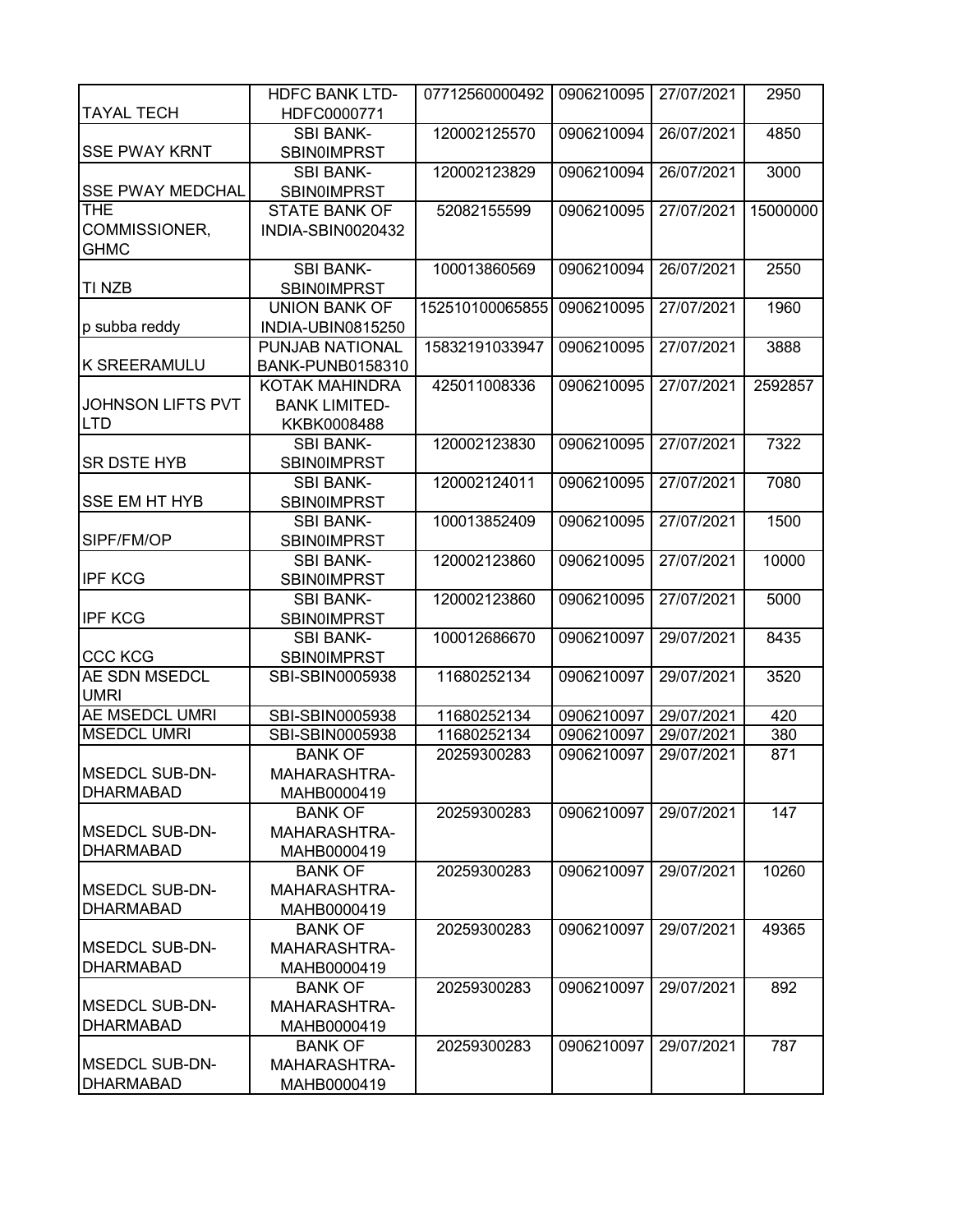| | | | | | |
|---|---|---|---|---|---|
| TAYAL TECH | HDFC BANK LTD-HDFC0000771 | 07712560000492 | 0906210095 | 27/07/2021 | 2950 |
| SSE PWAY KRNT | SBI BANK-SBIN0IMPRST | 120002125570 | 0906210094 | 26/07/2021 | 4850 |
| SSE PWAY MEDCHAL | SBI BANK-SBIN0IMPRST | 120002123829 | 0906210094 | 26/07/2021 | 3000 |
| THE COMMISSIONER, GHMC | STATE BANK OF INDIA-SBIN0020432 | 52082155599 | 0906210095 | 27/07/2021 | 15000000 |
| TI NZB | SBI BANK-SBIN0IMPRST | 100013860569 | 0906210094 | 26/07/2021 | 2550 |
| p subba reddy | UNION BANK OF INDIA-UBIN0815250 | 152510100065855 | 0906210095 | 27/07/2021 | 1960 |
| K SREERAMULU | PUNJAB NATIONAL BANK-PUNB0158310 | 15832191033947 | 0906210095 | 27/07/2021 | 3888 |
| JOHNSON LIFTS PVT LTD | KOTAK MAHINDRA BANK LIMITED-KKBK0008488 | 425011008336 | 0906210095 | 27/07/2021 | 2592857 |
| SR DSTE HYB | SBI BANK-SBIN0IMPRST | 120002123830 | 0906210095 | 27/07/2021 | 7322 |
| SSE EM HT HYB | SBI BANK-SBIN0IMPRST | 120002124011 | 0906210095 | 27/07/2021 | 7080 |
| SIPF/FM/OP | SBI BANK-SBIN0IMPRST | 100013852409 | 0906210095 | 27/07/2021 | 1500 |
| IPF KCG | SBI BANK-SBIN0IMPRST | 120002123860 | 0906210095 | 27/07/2021 | 10000 |
| IPF KCG | SBI BANK-SBIN0IMPRST | 120002123860 | 0906210095 | 27/07/2021 | 5000 |
| CCC KCG | SBI BANK-SBIN0IMPRST | 100012686670 | 0906210097 | 29/07/2021 | 8435 |
| AE SDN MSEDCL UMRI | SBI-SBIN0005938 | 11680252134 | 0906210097 | 29/07/2021 | 3520 |
| AE MSEDCL UMRI | SBI-SBIN0005938 | 11680252134 | 0906210097 | 29/07/2021 | 420 |
| MSEDCL UMRI | SBI-SBIN0005938 | 11680252134 | 0906210097 | 29/07/2021 | 380 |
| MSEDCL SUB-DN-DHARMABAD | BANK OF MAHARASHTRA-MAHB0000419 | 20259300283 | 0906210097 | 29/07/2021 | 871 |
| MSEDCL SUB-DN-DHARMABAD | BANK OF MAHARASHTRA-MAHB0000419 | 20259300283 | 0906210097 | 29/07/2021 | 147 |
| MSEDCL SUB-DN-DHARMABAD | BANK OF MAHARASHTRA-MAHB0000419 | 20259300283 | 0906210097 | 29/07/2021 | 10260 |
| MSEDCL SUB-DN-DHARMABAD | BANK OF MAHARASHTRA-MAHB0000419 | 20259300283 | 0906210097 | 29/07/2021 | 49365 |
| MSEDCL SUB-DN-DHARMABAD | BANK OF MAHARASHTRA-MAHB0000419 | 20259300283 | 0906210097 | 29/07/2021 | 892 |
| MSEDCL SUB-DN-DHARMABAD | BANK OF MAHARASHTRA-MAHB0000419 | 20259300283 | 0906210097 | 29/07/2021 | 787 |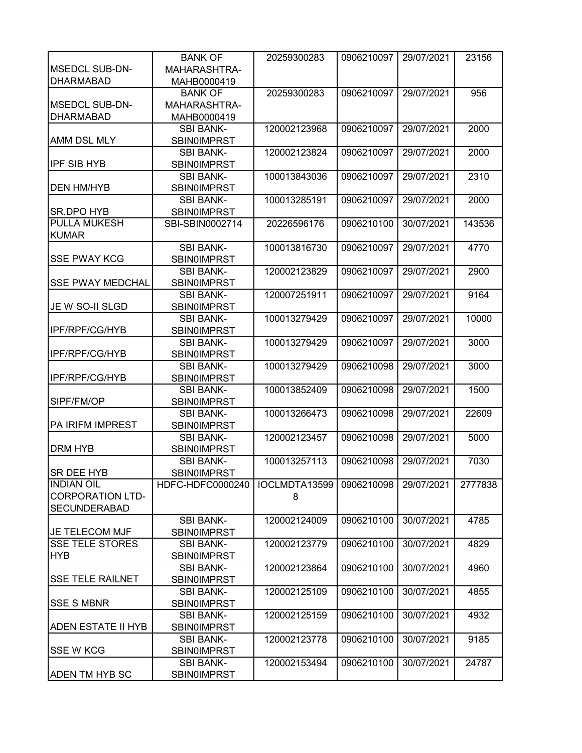| | | | | | |
|---|---|---|---|---|---|
| MSEDCL SUB-DN-DHARMABAD | BANK OF MAHARASHTRA-MAHB0000419 | 20259300283 | 0906210097 | 29/07/2021 | 23156 |
| MSEDCL SUB-DN-DHARMABAD | BANK OF MAHARASHTRA-MAHB0000419 | 20259300283 | 0906210097 | 29/07/2021 | 956 |
| AMM DSL MLY | SBI BANK-SBIN0IMPRST | 120002123968 | 0906210097 | 29/07/2021 | 2000 |
| IPF SIB HYB | SBI BANK-SBIN0IMPRST | 120002123824 | 0906210097 | 29/07/2021 | 2000 |
| DEN HM/HYB | SBI BANK-SBIN0IMPRST | 100013843036 | 0906210097 | 29/07/2021 | 2310 |
| SR.DPO HYB | SBI BANK-SBIN0IMPRST | 100013285191 | 0906210097 | 29/07/2021 | 2000 |
| PULLA MUKESH KUMAR | SBI-SBIN0002714 | 20226596176 | 0906210100 | 30/07/2021 | 143536 |
| SSE PWAY KCG | SBI BANK-SBIN0IMPRST | 100013816730 | 0906210097 | 29/07/2021 | 4770 |
| SSE PWAY MEDCHAL | SBI BANK-SBIN0IMPRST | 120002123829 | 0906210097 | 29/07/2021 | 2900 |
| JE W SO-II SLGD | SBI BANK-SBIN0IMPRST | 120007251911 | 0906210097 | 29/07/2021 | 9164 |
| IPF/RPF/CG/HYB | SBI BANK-SBIN0IMPRST | 100013279429 | 0906210097 | 29/07/2021 | 10000 |
| IPF/RPF/CG/HYB | SBI BANK-SBIN0IMPRST | 100013279429 | 0906210097 | 29/07/2021 | 3000 |
| IPF/RPF/CG/HYB | SBI BANK-SBIN0IMPRST | 100013279429 | 0906210098 | 29/07/2021 | 3000 |
| SIPF/FM/OP | SBI BANK-SBIN0IMPRST | 100013852409 | 0906210098 | 29/07/2021 | 1500 |
| PA IRIFM IMPREST | SBI BANK-SBIN0IMPRST | 100013266473 | 0906210098 | 29/07/2021 | 22609 |
| DRM HYB | SBI BANK-SBIN0IMPRST | 120002123457 | 0906210098 | 29/07/2021 | 5000 |
| SR DEE HYB | SBI BANK-SBIN0IMPRST | 100013257113 | 0906210098 | 29/07/2021 | 7030 |
| INDIAN OIL CORPORATION LTD-SECUNDERABAD | HDFC-HDFC0000240 | IOCLMDTA135998 | 0906210098 | 29/07/2021 | 2777838 |
| JE TELECOM MJF | SBI BANK-SBIN0IMPRST | 120002124009 | 0906210100 | 30/07/2021 | 4785 |
| SSE TELE STORES HYB | SBI BANK-SBIN0IMPRST | 120002123779 | 0906210100 | 30/07/2021 | 4829 |
| SSE TELE RAILNET | SBI BANK-SBIN0IMPRST | 120002123864 | 0906210100 | 30/07/2021 | 4960 |
| SSE S MBNR | SBI BANK-SBIN0IMPRST | 120002125109 | 0906210100 | 30/07/2021 | 4855 |
| ADEN ESTATE II HYB | SBI BANK-SBIN0IMPRST | 120002125159 | 0906210100 | 30/07/2021 | 4932 |
| SSE W KCG | SBI BANK-SBIN0IMPRST | 120002123778 | 0906210100 | 30/07/2021 | 9185 |
| ADEN TM HYB SC | SBI BANK-SBIN0IMPRST | 120002153494 | 0906210100 | 30/07/2021 | 24787 |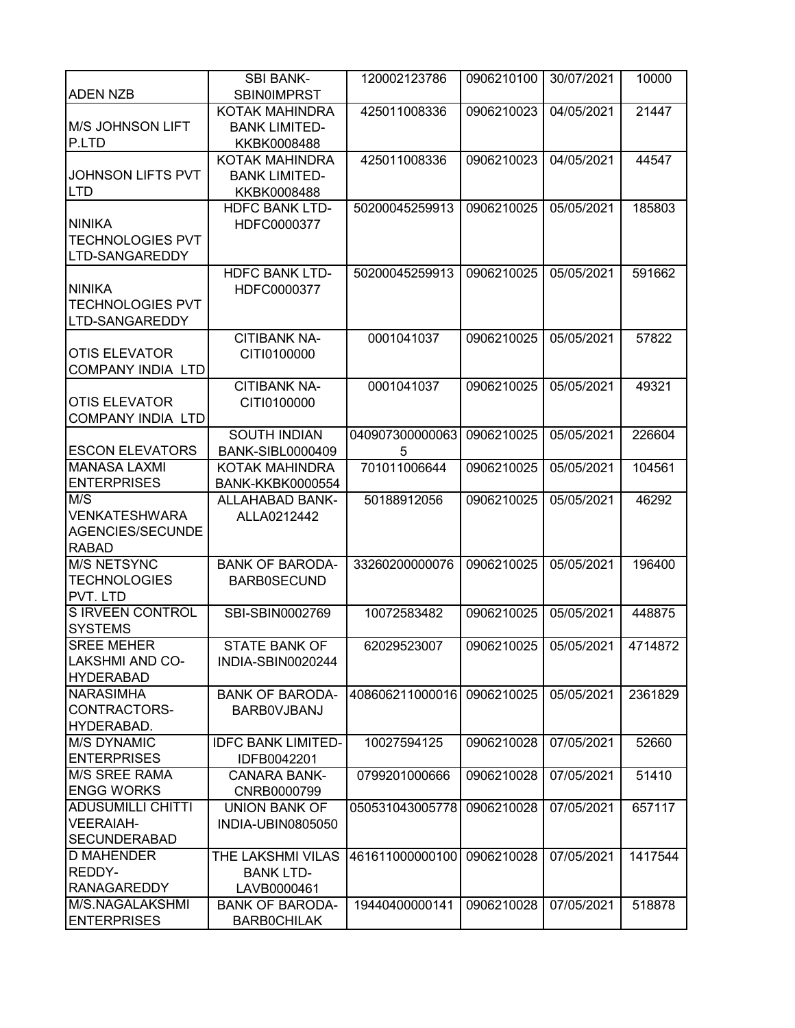| | | | | | |
|---|---|---|---|---|---|
| ADEN NZB | SBI BANK-SBIN0IMPRST | 120002123786 | 0906210100 | 30/07/2021 | 10000 |
| M/S JOHNSON LIFT P.LTD | KOTAK MAHINDRA BANK LIMITED-KKBK0008488 | 425011008336 | 0906210023 | 04/05/2021 | 21447 |
| JOHNSON LIFTS PVT LTD | KOTAK MAHINDRA BANK LIMITED-KKBK0008488 | 425011008336 | 0906210023 | 04/05/2021 | 44547 |
| NINIKA TECHNOLOGIES PVT LTD-SANGAREDDY | HDFC BANK LTD-HDFC0000377 | 50200045259913 | 0906210025 | 05/05/2021 | 185803 |
| NINIKA TECHNOLOGIES PVT LTD-SANGAREDDY | HDFC BANK LTD-HDFC0000377 | 50200045259913 | 0906210025 | 05/05/2021 | 591662 |
| OTIS ELEVATOR COMPANY INDIA LTD | CITIBANK NA-CITI0100000 | 0001041037 | 0906210025 | 05/05/2021 | 57822 |
| OTIS ELEVATOR COMPANY INDIA LTD | CITIBANK NA-CITI0100000 | 0001041037 | 0906210025 | 05/05/2021 | 49321 |
| ESCON ELEVATORS | SOUTH INDIAN BANK-SIBL0000409 | 0409073000000635 | 0906210025 | 05/05/2021 | 226604 |
| MANASA LAXMI ENTERPRISES | KOTAK MAHINDRA BANK-KKBK0000554 | 701011006644 | 0906210025 | 05/05/2021 | 104561 |
| M/S VENKATESHWARA AGENCIES/SECUNDERABAD | ALLAHABAD BANK-ALLA0212442 | 50188912056 | 0906210025 | 05/05/2021 | 46292 |
| M/S NETSYNC TECHNOLOGIES PVT. LTD | BANK OF BARODA-BARB0SECUND | 33260200000076 | 0906210025 | 05/05/2021 | 196400 |
| S IRVEEN CONTROL SYSTEMS | SBI-SBIN0002769 | 10072583482 | 0906210025 | 05/05/2021 | 448875 |
| SREE MEHER LAKSHMI AND CO-HYDERABAD | STATE BANK OF INDIA-SBIN0020244 | 62029523007 | 0906210025 | 05/05/2021 | 4714872 |
| NARASIMHA CONTRACTORS-HYDERABAD. | BANK OF BARODA-BARB0VJBANJ | 408606211000016 | 0906210025 | 05/05/2021 | 2361829 |
| M/S DYNAMIC ENTERPRISES | IDFC BANK LIMITED-IDFB0042201 | 10027594125 | 0906210028 | 07/05/2021 | 52660 |
| M/S SREE RAMA ENGG WORKS | CANARA BANK-CNRB0000799 | 0799201000666 | 0906210028 | 07/05/2021 | 51410 |
| ADUSUMILLI CHITTI VEERAIAH-SECUNDERABAD | UNION BANK OF INDIA-UBIN0805050 | 050531043005778 | 0906210028 | 07/05/2021 | 657117 |
| D MAHENDER REDDY-RANAGAREDDY | THE LAKSHMI VILAS BANK LTD-LAVB0000461 | 461611000000100 | 0906210028 | 07/05/2021 | 1417544 |
| M/S.NAGALAKSHMI ENTERPRISES | BANK OF BARODA-BARB0CHILAK | 19440400000141 | 0906210028 | 07/05/2021 | 518878 |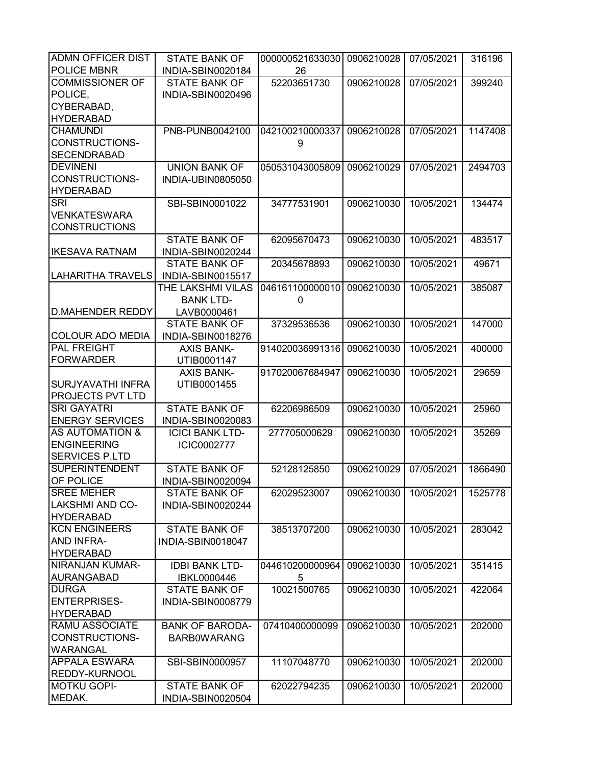| | | | | | |
|---|---|---|---|---|---|
| ADMN OFFICER DIST POLICE MBNR | STATE BANK OF INDIA-SBIN0020184 | 00000052163303026 | 0906210028 | 07/05/2021 | 316196 |
| COMMISSIONER OF POLICE, CYBERABAD, HYDERABAD | STATE BANK OF INDIA-SBIN0020496 | 52203651730 | 0906210028 | 07/05/2021 | 399240 |
| CHAMUNDI CONSTRUCTIONS-SECENDRABAD | PNB-PUNB0042100 | 0421002100003379 | 0906210028 | 07/05/2021 | 1147408 |
| DEVINENI CONSTRUCTIONS-HYDERABAD | UNION BANK OF INDIA-UBIN0805050 | 050531043005809 | 0906210029 | 07/05/2021 | 2494703 |
| SRI VENKATESWARA CONSTRUCTIONS | SBI-SBIN0001022 | 34777531901 | 0906210030 | 10/05/2021 | 134474 |
| IKESAVA RATNAM | STATE BANK OF INDIA-SBIN0020244 | 62095670473 | 0906210030 | 10/05/2021 | 483517 |
| LAHARITHA TRAVELS | STATE BANK OF INDIA-SBIN0015517 | 20345678893 | 0906210030 | 10/05/2021 | 49671 |
| D.MAHENDER REDDY | THE LAKSHMI VILAS BANK LTD-LAVB0000461 | 0461611000000100 | 0906210030 | 10/05/2021 | 385087 |
| COLOUR ADO MEDIA | STATE BANK OF INDIA-SBIN0018276 | 37329536536 | 0906210030 | 10/05/2021 | 147000 |
| PAL FREIGHT FORWARDER | AXIS BANK-UTIB0001147 | 914020036991316 | 0906210030 | 10/05/2021 | 400000 |
| SURJYAVATHI INFRA PROJECTS PVT LTD | AXIS BANK-UTIB0001455 | 917020067684947 | 0906210030 | 10/05/2021 | 29659 |
| SRI GAYATRI ENERGY SERVICES | STATE BANK OF INDIA-SBIN0020083 | 62206986509 | 0906210030 | 10/05/2021 | 25960 |
| AS AUTOMATION & ENGINEERING SERVICES P.LTD | ICICI BANK LTD-ICIC0002777 | 277705000629 | 0906210030 | 10/05/2021 | 35269 |
| SUPERINTENDENT OF POLICE | STATE BANK OF INDIA-SBIN0020094 | 52128125850 | 0906210029 | 07/05/2021 | 1866490 |
| SREE MEHER LAKSHMI AND CO-HYDERABAD | STATE BANK OF INDIA-SBIN0020244 | 62029523007 | 0906210030 | 10/05/2021 | 1525778 |
| KCN ENGINEERS AND INFRA-HYDERABAD | STATE BANK OF INDIA-SBIN0018047 | 38513707200 | 0906210030 | 10/05/2021 | 283042 |
| NIRANJAN KUMAR-AURANGABAD | IDBI BANK LTD-IBKL0000446 | 0446102000009645 | 0906210030 | 10/05/2021 | 351415 |
| DURGA ENTERPRISES-HYDERABAD | STATE BANK OF INDIA-SBIN0008779 | 10021500765 | 0906210030 | 10/05/2021 | 422064 |
| RAMU ASSOCIATE CONSTRUCTIONS-WARANGAL | BANK OF BARODA-BARB0WARANG | 07410400000099 | 0906210030 | 10/05/2021 | 202000 |
| APPALA ESWARA REDDY-KURNOOL | SBI-SBIN0000957 | 11107048770 | 0906210030 | 10/05/2021 | 202000 |
| MOTKU GOPI-MEDAK. | STATE BANK OF INDIA-SBIN0020504 | 62022794235 | 0906210030 | 10/05/2021 | 202000 |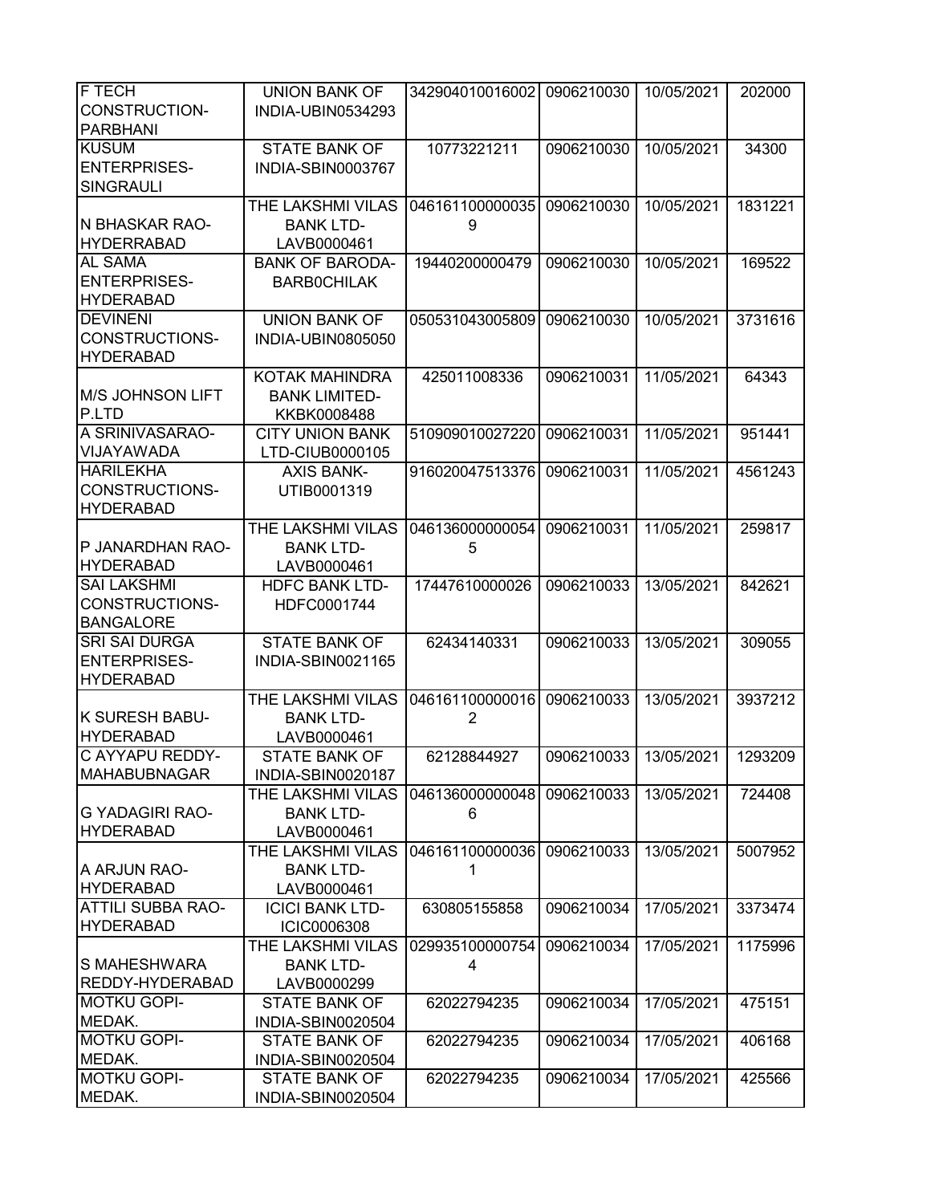| F TECH CONSTRUCTION-PARBHANI | UNION BANK OF INDIA-UBIN0534293 | 342904010016002 | 0906210030 | 10/05/2021 | 202000 |
|---|---|---|---|---|---|
| KUSUM ENTERPRISES-SINGRAULI | STATE BANK OF INDIA-SBIN0003767 | 10773221211 | 0906210030 | 10/05/2021 | 34300 |
| N BHASKAR RAO-HYDERRABAD | THE LAKSHMI VILAS BANK LTD-LAVB0000461 | 0461611000000359 | 0906210030 | 10/05/2021 | 1831221 |
| AL SAMA ENTERPRISES-HYDERABAD | BANK OF BARODA-BARB0CHILAK | 19440200000479 | 0906210030 | 10/05/2021 | 169522 |
| DEVINENI CONSTRUCTIONS-HYDERABAD | UNION BANK OF INDIA-UBIN0805050 | 050531043005809 | 0906210030 | 10/05/2021 | 3731616 |
| M/S JOHNSON LIFT P.LTD | KOTAK MAHINDRA BANK LIMITED-KKBK0008488 | 425011008336 | 0906210031 | 11/05/2021 | 64343 |
| A SRINIVASARAO-VIJAYAWADA | CITY UNION BANK LTD-CIUB0000105 | 510909010027220 | 0906210031 | 11/05/2021 | 951441 |
| HARILEKHA CONSTRUCTIONS-HYDERABAD | AXIS BANK-UTIB0001319 | 916020047513376 | 0906210031 | 11/05/2021 | 4561243 |
| P JANARDHAN RAO-HYDERABAD | THE LAKSHMI VILAS BANK LTD-LAVB0000461 | 0461360000000545 | 0906210031 | 11/05/2021 | 259817 |
| SAI LAKSHMI CONSTRUCTIONS-BANGALORE | HDFC BANK LTD-HDFC0001744 | 17447610000026 | 0906210033 | 13/05/2021 | 842621 |
| SRI SAI DURGA ENTERPRISES-HYDERABAD | STATE BANK OF INDIA-SBIN0021165 | 62434140331 | 0906210033 | 13/05/2021 | 309055 |
| K SURESH BABU-HYDERABAD | THE LAKSHMI VILAS BANK LTD-LAVB0000461 | 0461611000000162 | 0906210033 | 13/05/2021 | 3937212 |
| C AYYAPU REDDY-MAHABUBNAGAR | STATE BANK OF INDIA-SBIN0020187 | 62128844927 | 0906210033 | 13/05/2021 | 1293209 |
| G YADAGIRI RAO-HYDERABAD | THE LAKSHMI VILAS BANK LTD-LAVB0000461 | 0461360000000486 | 0906210033 | 13/05/2021 | 724408 |
| A ARJUN RAO-HYDERABAD | THE LAKSHMI VILAS BANK LTD-LAVB0000461 | 0461611000000361 | 0906210033 | 13/05/2021 | 5007952 |
| ATTILI SUBBA RAO-HYDERABAD | ICICI BANK LTD-ICIC0006308 | 630805155858 | 0906210034 | 17/05/2021 | 3373474 |
| S MAHESHWARA REDDY-HYDERABAD | THE LAKSHMI VILAS BANK LTD-LAVB0000299 | 0299351000007544 | 0906210034 | 17/05/2021 | 1175996 |
| MOTKU GOPI-MEDAK. | STATE BANK OF INDIA-SBIN0020504 | 62022794235 | 0906210034 | 17/05/2021 | 475151 |
| MOTKU GOPI-MEDAK. | STATE BANK OF INDIA-SBIN0020504 | 62022794235 | 0906210034 | 17/05/2021 | 406168 |
| MOTKU GOPI-MEDAK. | STATE BANK OF INDIA-SBIN0020504 | 62022794235 | 0906210034 | 17/05/2021 | 425566 |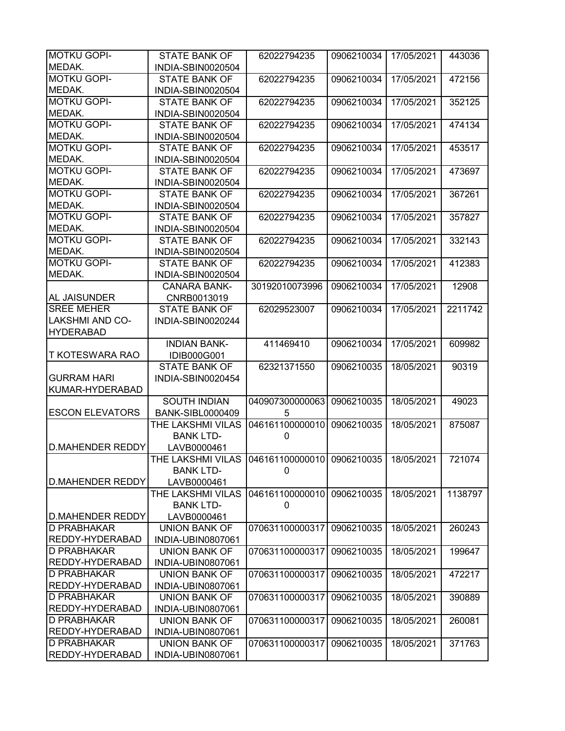| | | | | | |
|---|---|---|---|---|---|
| MOTKU GOPI-MEDAK. | STATE BANK OF INDIA-SBIN0020504 | 62022794235 | 0906210034 | 17/05/2021 | 443036 |
| MOTKU GOPI-MEDAK. | STATE BANK OF INDIA-SBIN0020504 | 62022794235 | 0906210034 | 17/05/2021 | 472156 |
| MOTKU GOPI-MEDAK. | STATE BANK OF INDIA-SBIN0020504 | 62022794235 | 0906210034 | 17/05/2021 | 352125 |
| MOTKU GOPI-MEDAK. | STATE BANK OF INDIA-SBIN0020504 | 62022794235 | 0906210034 | 17/05/2021 | 474134 |
| MOTKU GOPI-MEDAK. | STATE BANK OF INDIA-SBIN0020504 | 62022794235 | 0906210034 | 17/05/2021 | 453517 |
| MOTKU GOPI-MEDAK. | STATE BANK OF INDIA-SBIN0020504 | 62022794235 | 0906210034 | 17/05/2021 | 473697 |
| MOTKU GOPI-MEDAK. | STATE BANK OF INDIA-SBIN0020504 | 62022794235 | 0906210034 | 17/05/2021 | 367261 |
| MOTKU GOPI-MEDAK. | STATE BANK OF INDIA-SBIN0020504 | 62022794235 | 0906210034 | 17/05/2021 | 357827 |
| MOTKU GOPI-MEDAK. | STATE BANK OF INDIA-SBIN0020504 | 62022794235 | 0906210034 | 17/05/2021 | 332143 |
| MOTKU GOPI-MEDAK. | STATE BANK OF INDIA-SBIN0020504 | 62022794235 | 0906210034 | 17/05/2021 | 412383 |
| AL JAISUNDER | CANARA BANK-CNRB0013019 | 30192010073996 | 0906210034 | 17/05/2021 | 12908 |
| SREE MEHER LAKSHMI AND CO-HYDERABAD | STATE BANK OF INDIA-SBIN0020244 | 62029523007 | 0906210034 | 17/05/2021 | 2211742 |
| T KOTESWARA RAO | INDIAN BANK-IDIB000G001 | 411469410 | 0906210034 | 17/05/2021 | 609982 |
| GURRAM HARI KUMAR-HYDERABAD | STATE BANK OF INDIA-SBIN0020454 | 62321371550 | 0906210035 | 18/05/2021 | 90319 |
| ESCON ELEVATORS | SOUTH INDIAN BANK-SIBL0000409 | 0409073000000635 | 0906210035 | 18/05/2021 | 49023 |
| D.MAHENDER REDDY | THE LAKSHMI VILAS BANK LTD-LAVB0000461 | 0461611000000100 | 0906210035 | 18/05/2021 | 875087 |
| D.MAHENDER REDDY | THE LAKSHMI VILAS BANK LTD-LAVB0000461 | 0461611000000100 | 0906210035 | 18/05/2021 | 721074 |
| D.MAHENDER REDDY | THE LAKSHMI VILAS BANK LTD-LAVB0000461 | 0461611000000100 | 0906210035 | 18/05/2021 | 1138797 |
| D PRABHAKAR REDDY-HYDERABAD | UNION BANK OF INDIA-UBIN0807061 | 070631100000317 | 0906210035 | 18/05/2021 | 260243 |
| D PRABHAKAR REDDY-HYDERABAD | UNION BANK OF INDIA-UBIN0807061 | 070631100000317 | 0906210035 | 18/05/2021 | 199647 |
| D PRABHAKAR REDDY-HYDERABAD | UNION BANK OF INDIA-UBIN0807061 | 070631100000317 | 0906210035 | 18/05/2021 | 472217 |
| D PRABHAKAR REDDY-HYDERABAD | UNION BANK OF INDIA-UBIN0807061 | 070631100000317 | 0906210035 | 18/05/2021 | 390889 |
| D PRABHAKAR REDDY-HYDERABAD | UNION BANK OF INDIA-UBIN0807061 | 070631100000317 | 0906210035 | 18/05/2021 | 260081 |
| D PRABHAKAR REDDY-HYDERABAD | UNION BANK OF INDIA-UBIN0807061 | 070631100000317 | 0906210035 | 18/05/2021 | 371763 |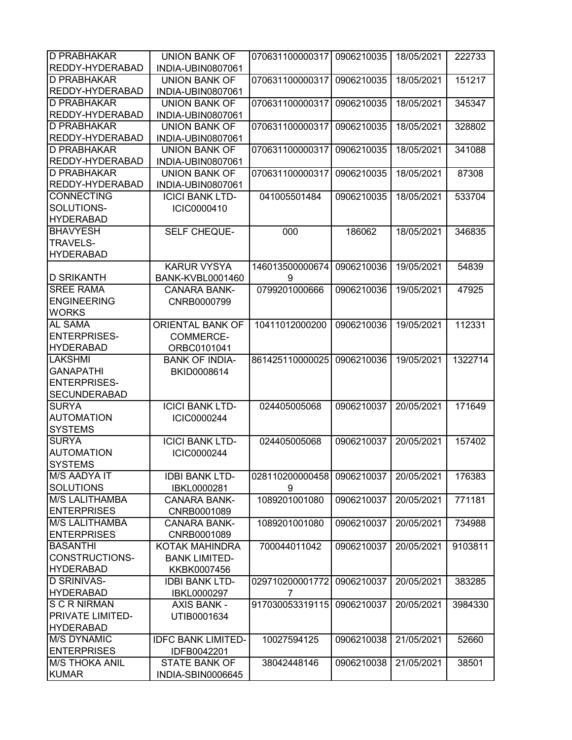| D PRABHAKAR REDDY-HYDERABAD | UNION BANK OF INDIA-UBIN0807061 | 070631100000317 | 0906210035 | 18/05/2021 | 222733 |
|---|---|---|---|---|---|
| D PRABHAKAR REDDY-HYDERABAD | UNION BANK OF INDIA-UBIN0807061 | 070631100000317 | 0906210035 | 18/05/2021 | 151217 |
| D PRABHAKAR REDDY-HYDERABAD | UNION BANK OF INDIA-UBIN0807061 | 070631100000317 | 0906210035 | 18/05/2021 | 345347 |
| D PRABHAKAR REDDY-HYDERABAD | UNION BANK OF INDIA-UBIN0807061 | 070631100000317 | 0906210035 | 18/05/2021 | 328802 |
| D PRABHAKAR REDDY-HYDERABAD | UNION BANK OF INDIA-UBIN0807061 | 070631100000317 | 0906210035 | 18/05/2021 | 341088 |
| D PRABHAKAR REDDY-HYDERABAD | UNION BANK OF INDIA-UBIN0807061 | 070631100000317 | 0906210035 | 18/05/2021 | 87308 |
| CONNECTING SOLUTIONS-HYDERABAD | ICICI BANK LTD-ICIC0000410 | 041005501484 | 0906210035 | 18/05/2021 | 533704 |
| BHAVYESH TRAVELS-HYDERABAD | SELF CHEQUE- | 000 | 186062 | 18/05/2021 | 346835 |
| D SRIKANTH | KARUR VYSYA BANK-KVBL0001460 | 1460135000006749 | 0906210036 | 19/05/2021 | 54839 |
| SREE RAMA ENGINEERING WORKS | CANARA BANK-CNRB0000799 | 0799201000666 | 0906210036 | 19/05/2021 | 47925 |
| AL SAMA ENTERPRISES-HYDERABAD | ORIENTAL BANK OF COMMERCE-ORBC0101041 | 10411012000200 | 0906210036 | 19/05/2021 | 112331 |
| LAKSHMI GANAPATHI ENTERPRISES-SECUNDERABAD | BANK OF INDIA-BKID0008614 | 861425110000025 | 0906210036 | 19/05/2021 | 1322714 |
| SURYA AUTOMATION SYSTEMS | ICICI BANK LTD-ICIC0000244 | 024405005068 | 0906210037 | 20/05/2021 | 171649 |
| SURYA AUTOMATION SYSTEMS | ICICI BANK LTD-ICIC0000244 | 024405005068 | 0906210037 | 20/05/2021 | 157402 |
| M/S AADYA IT SOLUTIONS | IDBI BANK LTD-IBKL0000281 | 0281102000004589 | 0906210037 | 20/05/2021 | 176383 |
| M/S LALITHAMBA ENTERPRISES | CANARA BANK-CNRB0001089 | 1089201001080 | 0906210037 | 20/05/2021 | 771181 |
| M/S LALITHAMBA ENTERPRISES | CANARA BANK-CNRB0001089 | 1089201001080 | 0906210037 | 20/05/2021 | 734988 |
| BASANTHI CONSTRUCTIONS-HYDERABAD | KOTAK MAHINDRA BANK LIMITED-KKBK0007456 | 700044011042 | 0906210037 | 20/05/2021 | 9103811 |
| D SRINIVAS-HYDERABAD | IDBI BANK LTD-IBKL0000297 | 0297102000017727 | 0906210037 | 20/05/2021 | 383285 |
| S C R NIRMAN PRIVATE LIMITED-HYDERABAD | AXIS BANK - UTIB0001634 | 917030053319115 | 0906210037 | 20/05/2021 | 3984330 |
| M/S DYNAMIC ENTERPRISES | IDFC BANK LIMITED-IDFB0042201 | 10027594125 | 0906210038 | 21/05/2021 | 52660 |
| M/S THOKA ANIL KUMAR | STATE BANK OF INDIA-SBIN0006645 | 38042448146 | 0906210038 | 21/05/2021 | 38501 |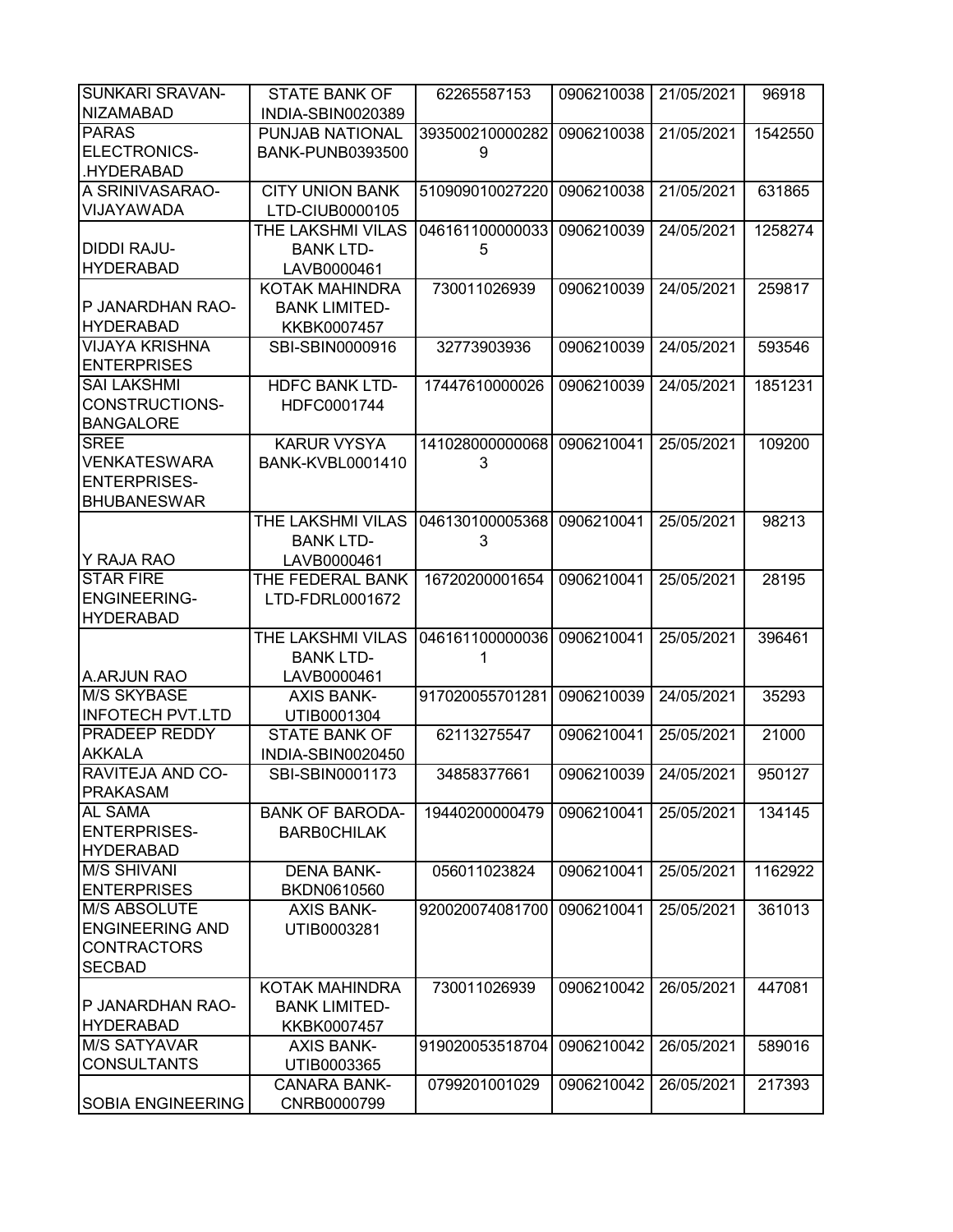| SUNKARI SRAVAN-NIZAMABAD | STATE BANK OF INDIA-SBIN0020389 | 62265587153 | 0906210038 | 21/05/2021 | 96918 |
|---|---|---|---|---|---|
| PARAS ELECTRONICS-.HYDERABAD | PUNJAB NATIONAL BANK-PUNB0393500 | 3935002100002829 | 0906210038 | 21/05/2021 | 1542550 |
| A SRINIVASARAO-VIJAYAWADA | CITY UNION BANK LTD-CIUB0000105 | 510909010027220 | 0906210038 | 21/05/2021 | 631865 |
| DIDDI RAJU-HYDERABAD | THE LAKSHMI VILAS BANK LTD-LAVB0000461 | 0461611000000335 | 0906210039 | 24/05/2021 | 1258274 |
| P JANARDHAN RAO-HYDERABAD | KOTAK MAHINDRA BANK LIMITED-KKBK0007457 | 730011026939 | 0906210039 | 24/05/2021 | 259817 |
| VIJAYA KRISHNA ENTERPRISES | SBI-SBIN0000916 | 32773903936 | 0906210039 | 24/05/2021 | 593546 |
| SAI LAKSHMI CONSTRUCTIONS-BANGALORE | HDFC BANK LTD-HDFC0001744 | 17447610000026 | 0906210039 | 24/05/2021 | 1851231 |
| SREE VENKATESWARA ENTERPRISES-BHUBANESWAR | KARUR VYSYA BANK-KVBL0001410 | 1410280000000683 | 0906210041 | 25/05/2021 | 109200 |
| Y RAJA RAO | THE LAKSHMI VILAS BANK LTD-LAVB0000461 | 0461301000053683 | 0906210041 | 25/05/2021 | 98213 |
| STAR FIRE ENGINEERING-HYDERABAD | THE FEDERAL BANK LTD-FDRL0001672 | 16720200001654 | 0906210041 | 25/05/2021 | 28195 |
| A.ARJUN RAO | THE LAKSHMI VILAS BANK LTD-LAVB0000461 | 0461611000000361 | 0906210041 | 25/05/2021 | 396461 |
| M/S SKYBASE INFOTECH PVT.LTD | AXIS BANK-UTIB0001304 | 917020055701281 | 0906210039 | 24/05/2021 | 35293 |
| PRADEEP REDDY AKKALA | STATE BANK OF INDIA-SBIN0020450 | 62113275547 | 0906210041 | 25/05/2021 | 21000 |
| RAVITEJA AND CO-PRAKASAM | SBI-SBIN0001173 | 34858377661 | 0906210039 | 24/05/2021 | 950127 |
| AL SAMA ENTERPRISES-HYDERABAD | BANK OF BARODA-BARB0CHILAK | 19440200000479 | 0906210041 | 25/05/2021 | 134145 |
| M/S SHIVANI ENTERPRISES | DENA BANK-BKDN0610560 | 056011023824 | 0906210041 | 25/05/2021 | 1162922 |
| M/S ABSOLUTE ENGINEERING AND CONTRACTORS SECBAD | AXIS BANK-UTIB0003281 | 920020074081700 | 0906210041 | 25/05/2021 | 361013 |
| P JANARDHAN RAO-HYDERABAD | KOTAK MAHINDRA BANK LIMITED-KKBK0007457 | 730011026939 | 0906210042 | 26/05/2021 | 447081 |
| M/S SATYAVAR CONSULTANTS | AXIS BANK-UTIB0003365 | 919020053518704 | 0906210042 | 26/05/2021 | 589016 |
| SOBIA ENGINEERING | CANARA BANK-CNRB0000799 | 0799201001029 | 0906210042 | 26/05/2021 | 217393 |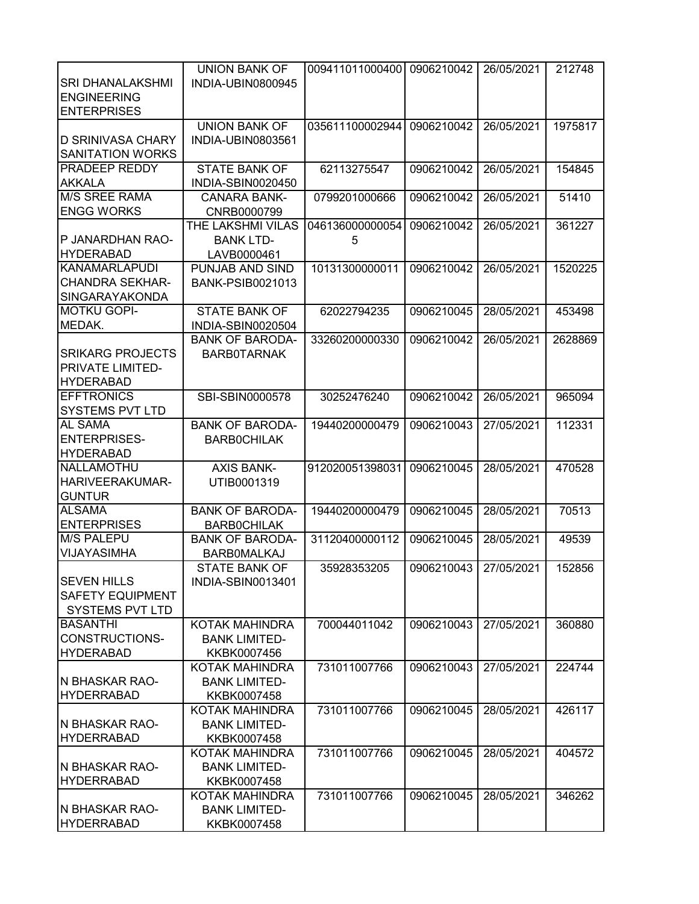| | | | | | |
|---|---|---|---|---|---|
| SRI DHANALAKSHMI ENGINEERING ENTERPRISES | UNION BANK OF INDIA-UBIN0800945 | 009411011000400 | 0906210042 | 26/05/2021 | 212748 |
| D SRINIVASA CHARY SANITATION WORKS | UNION BANK OF INDIA-UBIN0803561 | 035611100002944 | 0906210042 | 26/05/2021 | 1975817 |
| PRADEEP REDDY AKKALA | STATE BANK OF INDIA-SBIN0020450 | 62113275547 | 0906210042 | 26/05/2021 | 154845 |
| M/S SREE RAMA ENGG WORKS | CANARA BANK-CNRB0000799 | 0799201000666 | 0906210042 | 26/05/2021 | 51410 |
| P JANARDHAN RAO-HYDERABAD | THE LAKSHMI VILAS BANK LTD-LAVB0000461 | 0461360000000545 | 0906210042 | 26/05/2021 | 361227 |
| KANAMARLAPUDI CHANDRA SEKHAR-SINGARAYAKONDA | PUNJAB AND SIND BANK-PSIB0021013 | 10131300000011 | 0906210042 | 26/05/2021 | 1520225 |
| MOTKU GOPI-MEDAK. | STATE BANK OF INDIA-SBIN0020504 | 62022794235 | 0906210045 | 28/05/2021 | 453498 |
| SRIKARG PROJECTS PRIVATE LIMITED-HYDERABAD | BANK OF BARODA-BARB0TARNAK | 33260200000330 | 0906210042 | 26/05/2021 | 2628869 |
| EFFTRONICS SYSTEMS PVT LTD | SBI-SBIN0000578 | 30252476240 | 0906210042 | 26/05/2021 | 965094 |
| AL SAMA ENTERPRISES-HYDERABAD | BANK OF BARODA-BARB0CHILAK | 19440200000479 | 0906210043 | 27/05/2021 | 112331 |
| NALLAMOTHU HARIVEERAKUMAR-GUNTUR | AXIS BANK-UTIB0001319 | 912020051398031 | 0906210045 | 28/05/2021 | 470528 |
| ALSAMA ENTERPRISES | BANK OF BARODA-BARB0CHILAK | 19440200000479 | 0906210045 | 28/05/2021 | 70513 |
| M/S PALEPU VIJAYASIMHA | BANK OF BARODA-BARB0MALKAJ | 31120400000112 | 0906210045 | 28/05/2021 | 49539 |
| SEVEN HILLS SAFETY EQUIPMENT SYSTEMS PVT LTD | STATE BANK OF INDIA-SBIN0013401 | 35928353205 | 0906210043 | 27/05/2021 | 152856 |
| BASANTHI CONSTRUCTIONS-HYDERABAD | KOTAK MAHINDRA BANK LIMITED-KKBK0007456 | 700044011042 | 0906210043 | 27/05/2021 | 360880 |
| N BHASKAR RAO-HYDERRABAD | KOTAK MAHINDRA BANK LIMITED-KKBK0007458 | 731011007766 | 0906210043 | 27/05/2021 | 224744 |
| N BHASKAR RAO-HYDERRABAD | KOTAK MAHINDRA BANK LIMITED-KKBK0007458 | 731011007766 | 0906210045 | 28/05/2021 | 426117 |
| N BHASKAR RAO-HYDERRABAD | KOTAK MAHINDRA BANK LIMITED-KKBK0007458 | 731011007766 | 0906210045 | 28/05/2021 | 404572 |
| N BHASKAR RAO-HYDERRABAD | KOTAK MAHINDRA BANK LIMITED-KKBK0007458 | 731011007766 | 0906210045 | 28/05/2021 | 346262 |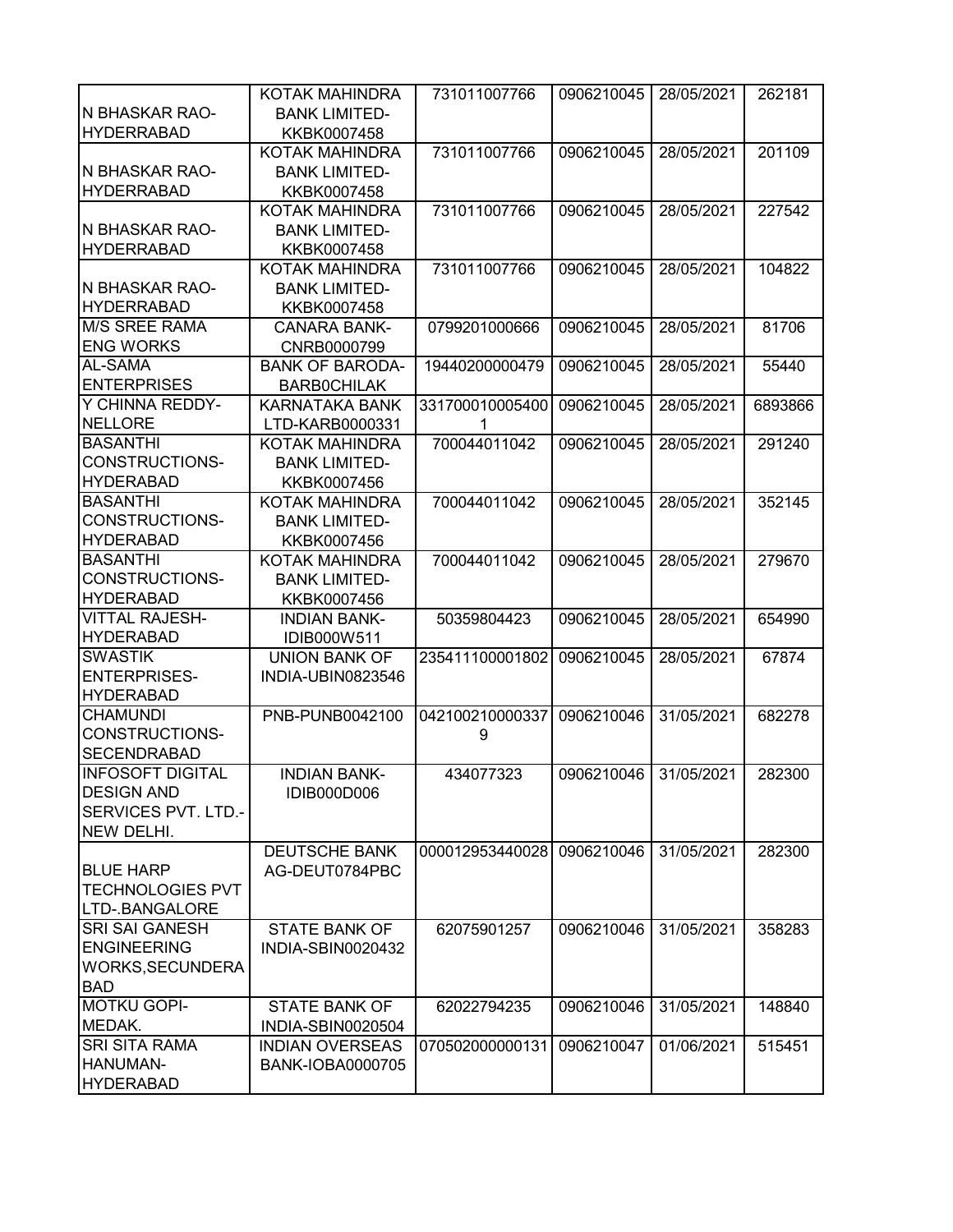| | | | | | |
|---|---|---|---|---|---|
| N BHASKAR RAO-HYDERRABAD | KOTAK MAHINDRA BANK LIMITED-KKBK0007458 | 731011007766 | 0906210045 | 28/05/2021 | 262181 |
| N BHASKAR RAO-HYDERRABAD | KOTAK MAHINDRA BANK LIMITED-KKBK0007458 | 731011007766 | 0906210045 | 28/05/2021 | 201109 |
| N BHASKAR RAO-HYDERRABAD | KOTAK MAHINDRA BANK LIMITED-KKBK0007458 | 731011007766 | 0906210045 | 28/05/2021 | 227542 |
| N BHASKAR RAO-HYDERRABAD | KOTAK MAHINDRA BANK LIMITED-KKBK0007458 | 731011007766 | 0906210045 | 28/05/2021 | 104822 |
| M/S SREE RAMA ENG WORKS | CANARA BANK-CNRB0000799 | 0799201000666 | 0906210045 | 28/05/2021 | 81706 |
| AL-SAMA ENTERPRISES | BANK OF BARODA-BARB0CHILAK | 19440200000479 | 0906210045 | 28/05/2021 | 55440 |
| Y CHINNA REDDY-NELLORE | KARNATAKA BANK LTD-KARB0000331 | 3317000100054001 | 0906210045 | 28/05/2021 | 6893866 |
| BASANTHI CONSTRUCTIONS-HYDERABAD | KOTAK MAHINDRA BANK LIMITED-KKBK0007456 | 700044011042 | 0906210045 | 28/05/2021 | 291240 |
| BASANTHI CONSTRUCTIONS-HYDERABAD | KOTAK MAHINDRA BANK LIMITED-KKBK0007456 | 700044011042 | 0906210045 | 28/05/2021 | 352145 |
| BASANTHI CONSTRUCTIONS-HYDERABAD | KOTAK MAHINDRA BANK LIMITED-KKBK0007456 | 700044011042 | 0906210045 | 28/05/2021 | 279670 |
| VITTAL RAJESH-HYDERABAD | INDIAN BANK-IDIB000W511 | 50359804423 | 0906210045 | 28/05/2021 | 654990 |
| SWASTIK ENTERPRISES-HYDERABAD | UNION BANK OF INDIA-UBIN0823546 | 235411100001802 | 0906210045 | 28/05/2021 | 67874 |
| CHAMUNDI CONSTRUCTIONS-SECENDRABAD | PNB-PUNB0042100 | 0421002100003379 | 0906210046 | 31/05/2021 | 682278 |
| INFOSOFT DIGITAL DESIGN AND SERVICES PVT. LTD.-NEW DELHI. | INDIAN BANK-IDIB000D006 | 434077323 | 0906210046 | 31/05/2021 | 282300 |
| BLUE HARP TECHNOLOGIES PVT LTD-.BANGALORE | DEUTSCHE BANK AG-DEUT0784PBC | 000012953440028 | 0906210046 | 31/05/2021 | 282300 |
| SRI SAI GANESH ENGINEERING WORKS,SECUNDERABAD | STATE BANK OF INDIA-SBIN0020432 | 62075901257 | 0906210046 | 31/05/2021 | 358283 |
| MOTKU GOPI-MEDAK. | STATE BANK OF INDIA-SBIN0020504 | 62022794235 | 0906210046 | 31/05/2021 | 148840 |
| SRI SITA RAMA HANUMAN-HYDERABAD | INDIAN OVERSEAS BANK-IOBA0000705 | 070502000000131 | 0906210047 | 01/06/2021 | 515451 |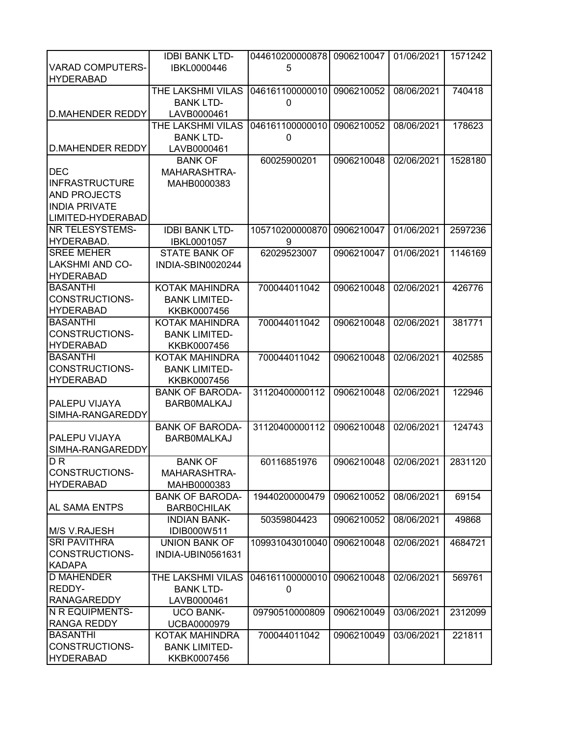| | | | | | |
|---|---|---|---|---|---|
| VARAD COMPUTERS-HYDERABAD | IDBI BANK LTD-IBKL0000446 | 0446102000008785 | 0906210047 | 01/06/2021 | 1571242 |
| D.MAHENDER REDDY | THE LAKSHMI VILAS BANK LTD-LAVB0000461 | 0461611000000100 | 0906210052 | 08/06/2021 | 740418 |
| D.MAHENDER REDDY | THE LAKSHMI VILAS BANK LTD-LAVB0000461 | 0461611000000100 | 0906210052 | 08/06/2021 | 178623 |
| DEC INFRASTRUCTURE AND PROJECTS INDIA PRIVATE LIMITED-HYDERABAD | BANK OF MAHARASHTRA-MAHB0000383 | 60025900201 | 0906210048 | 02/06/2021 | 1528180 |
| NR TELESYSTEMS-HYDERABAD. | IDBI BANK LTD-IBKL0001057 | 1057102000008709 | 0906210047 | 01/06/2021 | 2597236 |
| SREE MEHER LAKSHMI AND CO-HYDERABAD | STATE BANK OF INDIA-SBIN0020244 | 62029523007 | 0906210047 | 01/06/2021 | 1146169 |
| BASANTHI CONSTRUCTIONS-HYDERABAD | KOTAK MAHINDRA BANK LIMITED-KKBK0007456 | 700044011042 | 0906210048 | 02/06/2021 | 426776 |
| BASANTHI CONSTRUCTIONS-HYDERABAD | KOTAK MAHINDRA BANK LIMITED-KKBK0007456 | 700044011042 | 0906210048 | 02/06/2021 | 381771 |
| BASANTHI CONSTRUCTIONS-HYDERABAD | KOTAK MAHINDRA BANK LIMITED-KKBK0007456 | 700044011042 | 0906210048 | 02/06/2021 | 402585 |
| PALEPU VIJAYA SIMHA-RANGAREDDY | BANK OF BARODA-BARB0MALKAJ | 31120400000112 | 0906210048 | 02/06/2021 | 122946 |
| PALEPU VIJAYA SIMHA-RANGAREDDY | BANK OF BARODA-BARB0MALKAJ | 31120400000112 | 0906210048 | 02/06/2021 | 124743 |
| D R CONSTRUCTIONS-HYDERABAD | BANK OF MAHARASHTRA-MAHB0000383 | 60116851976 | 0906210048 | 02/06/2021 | 2831120 |
| AL SAMA ENTPS | BANK OF BARODA-BARB0CHILAK | 19440200000479 | 0906210052 | 08/06/2021 | 69154 |
| M/S V.RAJESH | INDIAN BANK-IDIB000W511 | 50359804423 | 0906210052 | 08/06/2021 | 49868 |
| SRI PAVITHRA CONSTRUCTIONS-KADAPA | UNION BANK OF INDIA-UBIN0561631 | 109931043010040 | 0906210048 | 02/06/2021 | 4684721 |
| D MAHENDER REDDY-RANAGAREDDY | THE LAKSHMI VILAS BANK LTD-LAVB0000461 | 0461611000000100 | 0906210048 | 02/06/2021 | 569761 |
| N R EQUIPMENTS-RANGA REDDY | UCO BANK-UCBA0000979 | 09790510000809 | 0906210049 | 03/06/2021 | 2312099 |
| BASANTHI CONSTRUCTIONS-HYDERABAD | KOTAK MAHINDRA BANK LIMITED-KKBK0007456 | 700044011042 | 0906210049 | 03/06/2021 | 221811 |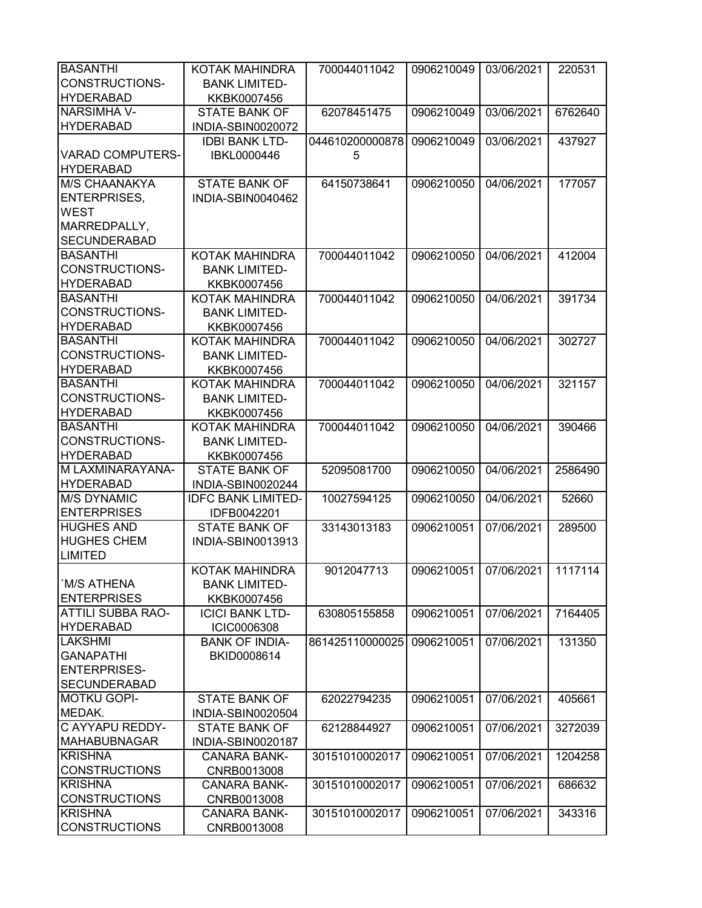| | | | | | |
|---|---|---|---|---|---|
| BASANTHI CONSTRUCTIONS-HYDERABAD | KOTAK MAHINDRA BANK LIMITED-KKBK0007456 | 700044011042 | 0906210049 | 03/06/2021 | 220531 |
| NARSIMHA V-HYDERABAD | STATE BANK OF INDIA-SBIN0020072 | 62078451475 | 0906210049 | 03/06/2021 | 6762640 |
| VARAD COMPUTERS-HYDERABAD | IDBI BANK LTD-IBKL0000446 | 0446102000008785 | 0906210049 | 03/06/2021 | 437927 |
| M/S CHAANAKYA ENTERPRISES, WEST MARREDPALLY, SECUNDERABAD | STATE BANK OF INDIA-SBIN0040462 | 64150738641 | 0906210050 | 04/06/2021 | 177057 |
| BASANTHI CONSTRUCTIONS-HYDERABAD | KOTAK MAHINDRA BANK LIMITED-KKBK0007456 | 700044011042 | 0906210050 | 04/06/2021 | 412004 |
| BASANTHI CONSTRUCTIONS-HYDERABAD | KOTAK MAHINDRA BANK LIMITED-KKBK0007456 | 700044011042 | 0906210050 | 04/06/2021 | 391734 |
| BASANTHI CONSTRUCTIONS-HYDERABAD | KOTAK MAHINDRA BANK LIMITED-KKBK0007456 | 700044011042 | 0906210050 | 04/06/2021 | 302727 |
| BASANTHI CONSTRUCTIONS-HYDERABAD | KOTAK MAHINDRA BANK LIMITED-KKBK0007456 | 700044011042 | 0906210050 | 04/06/2021 | 321157 |
| BASANTHI CONSTRUCTIONS-HYDERABAD | KOTAK MAHINDRA BANK LIMITED-KKBK0007456 | 700044011042 | 0906210050 | 04/06/2021 | 390466 |
| M LAXMINARAYANA-HYDERABAD | STATE BANK OF INDIA-SBIN0020244 | 52095081700 | 0906210050 | 04/06/2021 | 2586490 |
| M/S DYNAMIC ENTERPRISES | IDFC BANK LIMITED-IDFB0042201 | 10027594125 | 0906210050 | 04/06/2021 | 52660 |
| HUGHES AND HUGHES CHEM LIMITED | STATE BANK OF INDIA-SBIN0013913 | 33143013183 | 0906210051 | 07/06/2021 | 289500 |
| `M/S ATHENA ENTERPRISES | KOTAK MAHINDRA BANK LIMITED-KKBK0007456 | 9012047713 | 0906210051 | 07/06/2021 | 1117114 |
| ATTILI SUBBA RAO-HYDERABAD | ICICI BANK LTD-ICIC0006308 | 630805155858 | 0906210051 | 07/06/2021 | 7164405 |
| LAKSHMI GANAPATHI ENTERPRISES-SECUNDERABAD | BANK OF INDIA-BKID0008614 | 861425110000025 | 0906210051 | 07/06/2021 | 131350 |
| MOTKU GOPI-MEDAK. | STATE BANK OF INDIA-SBIN0020504 | 62022794235 | 0906210051 | 07/06/2021 | 405661 |
| C AYYAPU REDDY-MAHABUBNAGAR | STATE BANK OF INDIA-SBIN0020187 | 62128844927 | 0906210051 | 07/06/2021 | 3272039 |
| KRISHNA CONSTRUCTIONS | CANARA BANK-CNRB0013008 | 30151010002017 | 0906210051 | 07/06/2021 | 1204258 |
| KRISHNA CONSTRUCTIONS | CANARA BANK-CNRB0013008 | 30151010002017 | 0906210051 | 07/06/2021 | 686632 |
| KRISHNA CONSTRUCTIONS | CANARA BANK-CNRB0013008 | 30151010002017 | 0906210051 | 07/06/2021 | 343316 |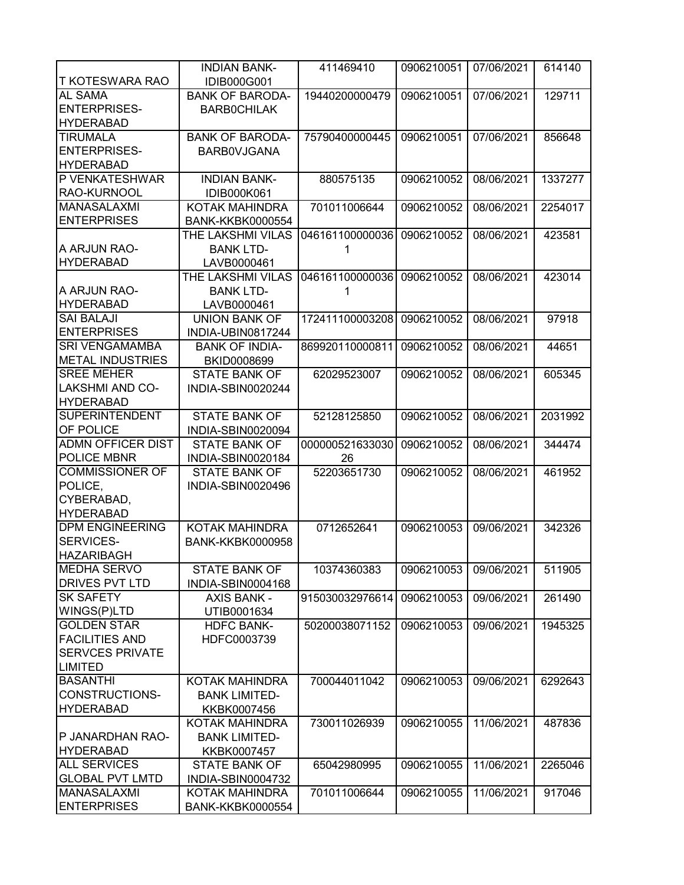| | | | | | |
|---|---|---|---|---|---|
| T KOTESWARA RAO | INDIAN BANK-IDIB000G001 | 411469410 | 0906210051 | 07/06/2021 | 614140 |
| AL SAMA ENTERPRISES-HYDERABAD | BANK OF BARODA-BARB0CHILAK | 19440200000479 | 0906210051 | 07/06/2021 | 129711 |
| TIRUMALA ENTERPRISES-HYDERABAD | BANK OF BARODA-BARB0VJGANA | 75790400000445 | 0906210051 | 07/06/2021 | 856648 |
| P VENKATESHWAR RAO-KURNOOL | INDIAN BANK-IDIB000K061 | 880575135 | 0906210052 | 08/06/2021 | 1337277 |
| MANASALAXMI ENTERPRISES | KOTAK MAHINDRA BANK-KKBK0000554 | 701011006644 | 0906210052 | 08/06/2021 | 2254017 |
| A ARJUN RAO-HYDERABAD | THE LAKSHMI VILAS BANK LTD-LAVB0000461 | 0461611000000361 | 0906210052 | 08/06/2021 | 423581 |
| A ARJUN RAO-HYDERABAD | THE LAKSHMI VILAS BANK LTD-LAVB0000461 | 0461611000000361 | 0906210052 | 08/06/2021 | 423014 |
| SAI BALAJI ENTERPRISES | UNION BANK OF INDIA-UBIN0817244 | 172411100003208 | 0906210052 | 08/06/2021 | 97918 |
| SRI VENGAMAMBA METAL INDUSTRIES | BANK OF INDIA-BKID0008699 | 869920110000811 | 0906210052 | 08/06/2021 | 44651 |
| SREE MEHER LAKSHMI AND CO-HYDERABAD | STATE BANK OF INDIA-SBIN0020244 | 62029523007 | 0906210052 | 08/06/2021 | 605345 |
| SUPERINTENDENT OF POLICE | STATE BANK OF INDIA-SBIN0020094 | 52128125850 | 0906210052 | 08/06/2021 | 2031992 |
| ADMN OFFICER DIST POLICE MBNR | STATE BANK OF INDIA-SBIN0020184 | 00000052163303026 | 0906210052 | 08/06/2021 | 344474 |
| COMMISSIONER OF POLICE, CYBERABAD, HYDERABAD | STATE BANK OF INDIA-SBIN0020496 | 52203651730 | 0906210052 | 08/06/2021 | 461952 |
| DPM ENGINEERING SERVICES-HAZARIBAGH | KOTAK MAHINDRA BANK-KKBK0000958 | 0712652641 | 0906210053 | 09/06/2021 | 342326 |
| MEDHA SERVO DRIVES PVT LTD | STATE BANK OF INDIA-SBIN0004168 | 10374360383 | 0906210053 | 09/06/2021 | 511905 |
| SK SAFETY WINGS(P)LTD | AXIS BANK - UTIB0001634 | 915030032976614 | 0906210053 | 09/06/2021 | 261490 |
| GOLDEN STAR FACILITIES AND SERVCES PRIVATE LIMITED | HDFC BANK-HDFC0003739 | 50200038071152 | 0906210053 | 09/06/2021 | 1945325 |
| BASANTHI CONSTRUCTIONS-HYDERABAD | KOTAK MAHINDRA BANK LIMITED-KKBK0007456 | 700044011042 | 0906210053 | 09/06/2021 | 6292643 |
| P JANARDHAN RAO-HYDERABAD | KOTAK MAHINDRA BANK LIMITED-KKBK0007457 | 730011026939 | 0906210055 | 11/06/2021 | 487836 |
| ALL SERVICES GLOBAL PVT LMTD | STATE BANK OF INDIA-SBIN0004732 | 65042980995 | 0906210055 | 11/06/2021 | 2265046 |
| MANASALAXMI ENTERPRISES | KOTAK MAHINDRA BANK-KKBK0000554 | 701011006644 | 0906210055 | 11/06/2021 | 917046 |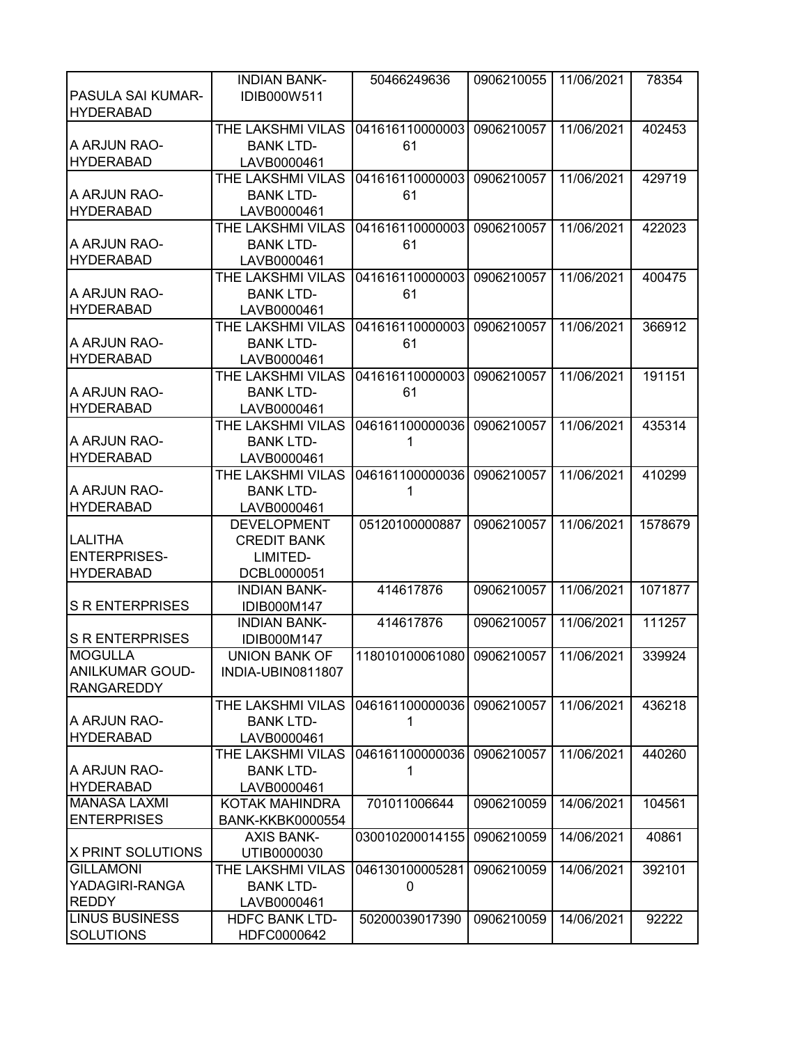| | | | | | |
|---|---|---|---|---|---|
| PASULA SAI KUMAR-HYDERABAD | INDIAN BANK-IDIB000W511 | 50466249636 | 0906210055 | 11/06/2021 | 78354 |
| A ARJUN RAO-HYDERABAD | THE LAKSHMI VILAS BANK LTD-LAVB0000461 | 041616110000003 61 | 0906210057 | 11/06/2021 | 402453 |
| A ARJUN RAO-HYDERABAD | THE LAKSHMI VILAS BANK LTD-LAVB0000461 | 041616110000003 61 | 0906210057 | 11/06/2021 | 429719 |
| A ARJUN RAO-HYDERABAD | THE LAKSHMI VILAS BANK LTD-LAVB0000461 | 041616110000003 61 | 0906210057 | 11/06/2021 | 422023 |
| A ARJUN RAO-HYDERABAD | THE LAKSHMI VILAS BANK LTD-LAVB0000461 | 041616110000003 61 | 0906210057 | 11/06/2021 | 400475 |
| A ARJUN RAO-HYDERABAD | THE LAKSHMI VILAS BANK LTD-LAVB0000461 | 041616110000003 61 | 0906210057 | 11/06/2021 | 366912 |
| A ARJUN RAO-HYDERABAD | THE LAKSHMI VILAS BANK LTD-LAVB0000461 | 041616110000003 61 | 0906210057 | 11/06/2021 | 191151 |
| A ARJUN RAO-HYDERABAD | THE LAKSHMI VILAS BANK LTD-LAVB0000461 | 046161100000036 1 | 0906210057 | 11/06/2021 | 435314 |
| A ARJUN RAO-HYDERABAD | THE LAKSHMI VILAS BANK LTD-LAVB0000461 | 046161100000036 1 | 0906210057 | 11/06/2021 | 410299 |
| LALITHA ENTERPRISES-HYDERABAD | DEVELOPMENT CREDIT BANK LIMITED-DCBL0000051 | 05120100000887 | 0906210057 | 11/06/2021 | 1578679 |
| S R ENTERPRISES | INDIAN BANK-IDIB000M147 | 414617876 | 0906210057 | 11/06/2021 | 1071877 |
| S R ENTERPRISES | INDIAN BANK-IDIB000M147 | 414617876 | 0906210057 | 11/06/2021 | 111257 |
| MOGULLA ANILKUMAR GOUD-RANGAREDDY | UNION BANK OF INDIA-UBIN0811807 | 118010100061080 | 0906210057 | 11/06/2021 | 339924 |
| A ARJUN RAO-HYDERABAD | THE LAKSHMI VILAS BANK LTD-LAVB0000461 | 046161100000036 1 | 0906210057 | 11/06/2021 | 436218 |
| A ARJUN RAO-HYDERABAD | THE LAKSHMI VILAS BANK LTD-LAVB0000461 | 046161100000036 1 | 0906210057 | 11/06/2021 | 440260 |
| MANASA LAXMI ENTERPRISES | KOTAK MAHINDRA BANK-KKBK0000554 | 701011006644 | 0906210059 | 14/06/2021 | 104561 |
| X PRINT SOLUTIONS | AXIS BANK-UTIB0000030 | 030010200014155 | 0906210059 | 14/06/2021 | 40861 |
| GILLAMONI YADAGIRI-RANGA REDDY | THE LAKSHMI VILAS BANK LTD-LAVB0000461 | 046130100005281 0 | 0906210059 | 14/06/2021 | 392101 |
| LINUS BUSINESS SOLUTIONS | HDFC BANK LTD-HDFC0000642 | 50200039017390 | 0906210059 | 14/06/2021 | 92222 |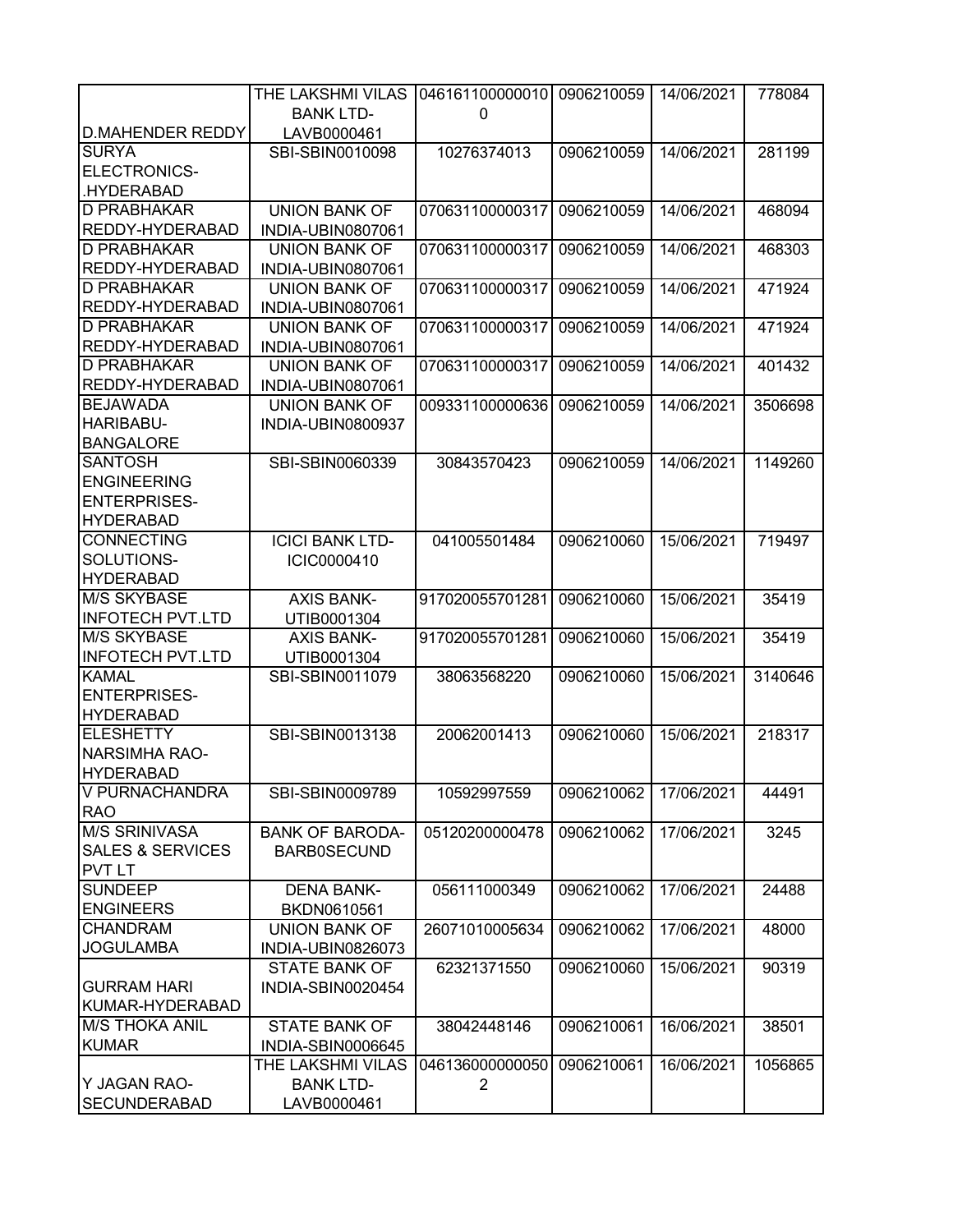| | | | | | |
|---|---|---|---|---|---|
| D.MAHENDER REDDY | THE LAKSHMI VILAS BANK LTD-LAVB0000461 | 0461611000000100 | 0906210059 | 14/06/2021 | 778084 |
| SURYA ELECTRONICS-.HYDERABAD | SBI-SBIN0010098 | 10276374013 | 0906210059 | 14/06/2021 | 281199 |
| D PRABHAKAR REDDY-HYDERABAD | UNION BANK OF INDIA-UBIN0807061 | 070631100000317 | 0906210059 | 14/06/2021 | 468094 |
| D PRABHAKAR REDDY-HYDERABAD | UNION BANK OF INDIA-UBIN0807061 | 070631100000317 | 0906210059 | 14/06/2021 | 468303 |
| D PRABHAKAR REDDY-HYDERABAD | UNION BANK OF INDIA-UBIN0807061 | 070631100000317 | 0906210059 | 14/06/2021 | 471924 |
| D PRABHAKAR REDDY-HYDERABAD | UNION BANK OF INDIA-UBIN0807061 | 070631100000317 | 0906210059 | 14/06/2021 | 471924 |
| D PRABHAKAR REDDY-HYDERABAD | UNION BANK OF INDIA-UBIN0807061 | 070631100000317 | 0906210059 | 14/06/2021 | 401432 |
| BEJAWADA HARIBABU-BANGALORE | UNION BANK OF INDIA-UBIN0800937 | 009331100000636 | 0906210059 | 14/06/2021 | 3506698 |
| SANTOSH ENGINEERING ENTERPRISES-HYDERABAD | SBI-SBIN0060339 | 30843570423 | 0906210059 | 14/06/2021 | 1149260 |
| CONNECTING SOLUTIONS-HYDERABAD | ICICI BANK LTD-ICIC0000410 | 041005501484 | 0906210060 | 15/06/2021 | 719497 |
| M/S SKYBASE INFOTECH PVT.LTD | AXIS BANK-UTIB0001304 | 917020055701281 | 0906210060 | 15/06/2021 | 35419 |
| M/S SKYBASE INFOTECH PVT.LTD | AXIS BANK-UTIB0001304 | 917020055701281 | 0906210060 | 15/06/2021 | 35419 |
| KAMAL ENTERPRISES-HYDERABAD | SBI-SBIN0011079 | 38063568220 | 0906210060 | 15/06/2021 | 3140646 |
| ELESHETTY NARSIMHA RAO-HYDERABAD | SBI-SBIN0013138 | 20062001413 | 0906210060 | 15/06/2021 | 218317 |
| V PURNACHANDRA RAO | SBI-SBIN0009789 | 10592997559 | 0906210062 | 17/06/2021 | 44491 |
| M/S SRINIVASA SALES & SERVICES PVT LT | BANK OF BARODA-BARB0SECUND | 05120200000478 | 0906210062 | 17/06/2021 | 3245 |
| SUNDEEP ENGINEERS | DENA BANK-BKDN0610561 | 056111000349 | 0906210062 | 17/06/2021 | 24488 |
| CHANDRAM JOGULAMBA | UNION BANK OF INDIA-UBIN0826073 | 26071010005634 | 0906210062 | 17/06/2021 | 48000 |
| GURRAM HARI KUMAR-HYDERABAD | STATE BANK OF INDIA-SBIN0020454 | 62321371550 | 0906210060 | 15/06/2021 | 90319 |
| M/S THOKA ANIL KUMAR | STATE BANK OF INDIA-SBIN0006645 | 38042448146 | 0906210061 | 16/06/2021 | 38501 |
| Y JAGAN RAO-SECUNDERABAD | THE LAKSHMI VILAS BANK LTD-LAVB0000461 | 0461360000000502 | 0906210061 | 16/06/2021 | 1056865 |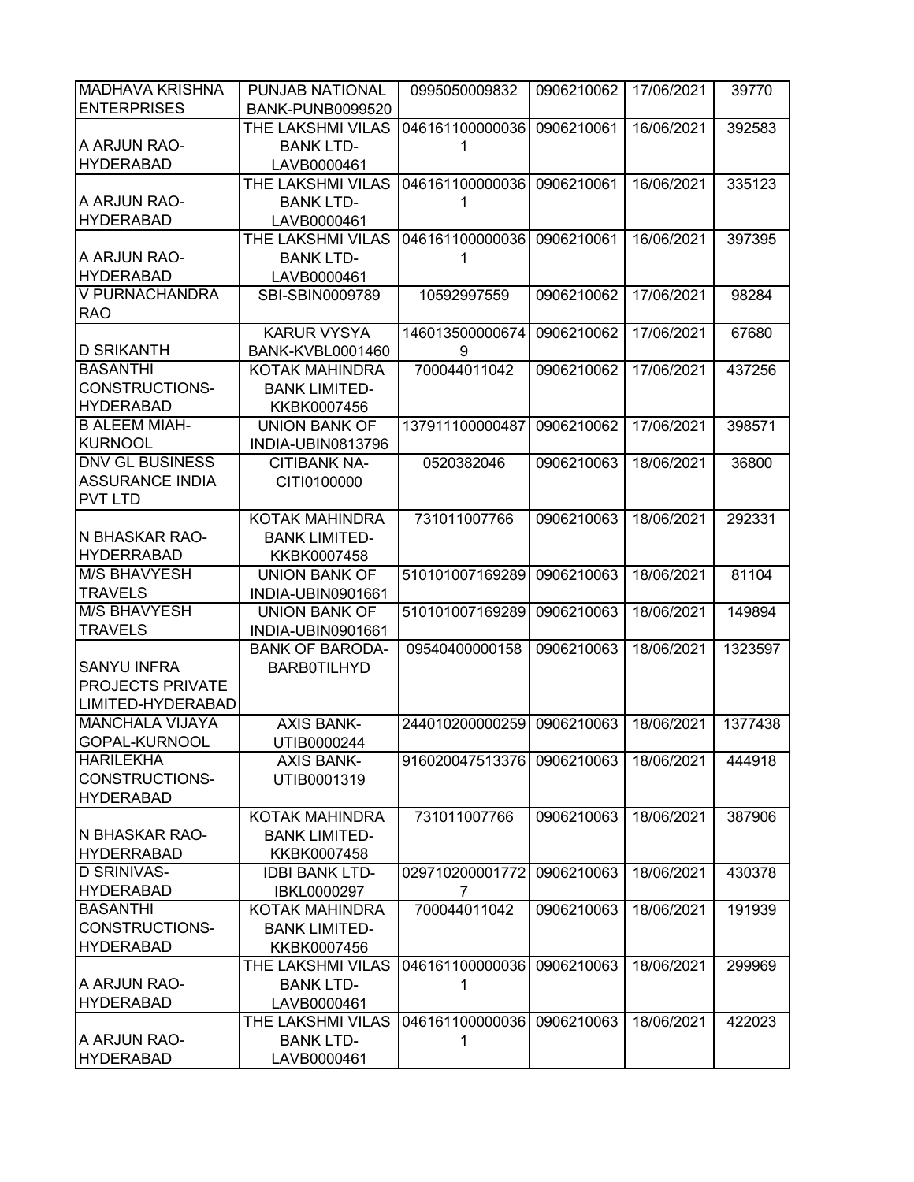| MADHAVA KRISHNA ENTERPRISES | PUNJAB NATIONAL BANK-PUNB0099520 | 0995050009832 | 0906210062 | 17/06/2021 | 39770 |
|---|---|---|---|---|---|
| A ARJUN RAO-HYDERABAD | THE LAKSHMI VILAS BANK LTD-LAVB0000461 | 0461611000000361 | 0906210061 | 16/06/2021 | 392583 |
| A ARJUN RAO-HYDERABAD | THE LAKSHMI VILAS BANK LTD-LAVB0000461 | 0461611000000361 | 0906210061 | 16/06/2021 | 335123 |
| A ARJUN RAO-HYDERABAD | THE LAKSHMI VILAS BANK LTD-LAVB0000461 | 0461611000000361 | 0906210061 | 16/06/2021 | 397395 |
| V PURNACHANDRA RAO | SBI-SBIN0009789 | 10592997559 | 0906210062 | 17/06/2021 | 98284 |
| D SRIKANTH | KARUR VYSYA BANK-KVBL0001460 | 1460135000006749 | 0906210062 | 17/06/2021 | 67680 |
| BASANTHI CONSTRUCTIONS-HYDERABAD | KOTAK MAHINDRA BANK LIMITED-KKBK0007456 | 700044011042 | 0906210062 | 17/06/2021 | 437256 |
| B ALEEM MIAH-KURNOOL | UNION BANK OF INDIA-UBIN0813796 | 137911100000487 | 0906210062 | 17/06/2021 | 398571 |
| DNV GL BUSINESS ASSURANCE INDIA PVT LTD | CITIBANK NA-CITI0100000 | 0520382046 | 0906210063 | 18/06/2021 | 36800 |
| N BHASKAR RAO-HYDERRABAD | KOTAK MAHINDRA BANK LIMITED-KKBK0007458 | 731011007766 | 0906210063 | 18/06/2021 | 292331 |
| M/S BHAVYESH TRAVELS | UNION BANK OF INDIA-UBIN0901661 | 510101007169289 | 0906210063 | 18/06/2021 | 81104 |
| M/S BHAVYESH TRAVELS | UNION BANK OF INDIA-UBIN0901661 | 510101007169289 | 0906210063 | 18/06/2021 | 149894 |
| SANYU INFRA PROJECTS PRIVATE LIMITED-HYDERABAD | BANK OF BARODA-BARB0TILHYD | 09540400000158 | 0906210063 | 18/06/2021 | 1323597 |
| MANCHALA VIJAYA GOPAL-KURNOOL | AXIS BANK-UTIB0000244 | 244010200000259 | 0906210063 | 18/06/2021 | 1377438 |
| HARILEKHA CONSTRUCTIONS-HYDERABAD | AXIS BANK-UTIB0001319 | 916020047513376 | 0906210063 | 18/06/2021 | 444918 |
| N BHASKAR RAO-HYDERRABAD | KOTAK MAHINDRA BANK LIMITED-KKBK0007458 | 731011007766 | 0906210063 | 18/06/2021 | 387906 |
| D SRINIVAS-HYDERABAD | IDBI BANK LTD-IBKL0000297 | 0297102000017727 | 0906210063 | 18/06/2021 | 430378 |
| BASANTHI CONSTRUCTIONS-HYDERABAD | KOTAK MAHINDRA BANK LIMITED-KKBK0007456 | 700044011042 | 0906210063 | 18/06/2021 | 191939 |
| A ARJUN RAO-HYDERABAD | THE LAKSHMI VILAS BANK LTD-LAVB0000461 | 0461611000000361 | 0906210063 | 18/06/2021 | 299969 |
| A ARJUN RAO-HYDERABAD | THE LAKSHMI VILAS BANK LTD-LAVB0000461 | 0461611000000361 | 0906210063 | 18/06/2021 | 422023 |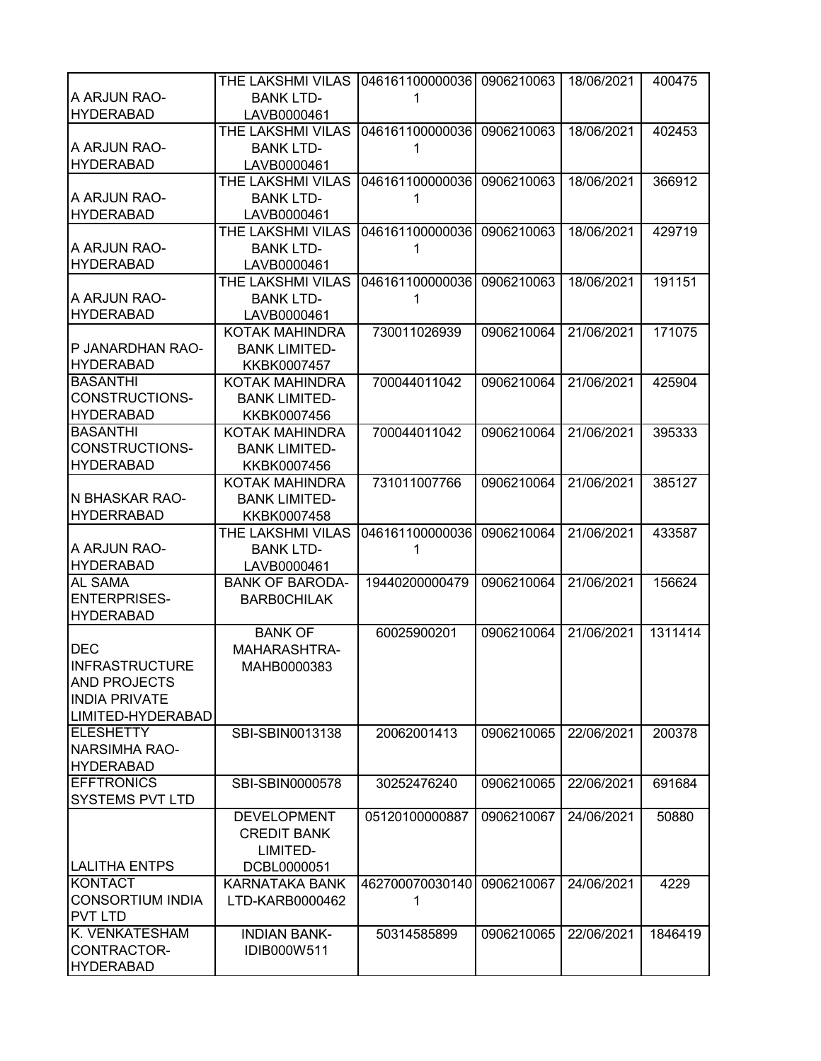| | | | | | |
|---|---|---|---|---|---|
| A ARJUN RAO-HYDERABAD | THE LAKSHMI VILAS BANK LTD-LAVB0000461 | 0461611000000361 | 0906210063 | 18/06/2021 | 400475 |
| A ARJUN RAO-HYDERABAD | THE LAKSHMI VILAS BANK LTD-LAVB0000461 | 0461611000000361 | 0906210063 | 18/06/2021 | 402453 |
| A ARJUN RAO-HYDERABAD | THE LAKSHMI VILAS BANK LTD-LAVB0000461 | 0461611000000361 | 0906210063 | 18/06/2021 | 366912 |
| A ARJUN RAO-HYDERABAD | THE LAKSHMI VILAS BANK LTD-LAVB0000461 | 0461611000000361 | 0906210063 | 18/06/2021 | 429719 |
| A ARJUN RAO-HYDERABAD | THE LAKSHMI VILAS BANK LTD-LAVB0000461 | 0461611000000361 | 0906210063 | 18/06/2021 | 191151 |
| P JANARDHAN RAO-HYDERABAD | KOTAK MAHINDRA BANK LIMITED-KKBK0007457 | 730011026939 | 0906210064 | 21/06/2021 | 171075 |
| BASANTHI CONSTRUCTIONS-HYDERABAD | KOTAK MAHINDRA BANK LIMITED-KKBK0007456 | 700044011042 | 0906210064 | 21/06/2021 | 425904 |
| BASANTHI CONSTRUCTIONS-HYDERABAD | KOTAK MAHINDRA BANK LIMITED-KKBK0007456 | 700044011042 | 0906210064 | 21/06/2021 | 395333 |
| N BHASKAR RAO-HYDERRABAD | KOTAK MAHINDRA BANK LIMITED-KKBK0007458 | 731011007766 | 0906210064 | 21/06/2021 | 385127 |
| A ARJUN RAO-HYDERABAD | THE LAKSHMI VILAS BANK LTD-LAVB0000461 | 0461611000000361 | 0906210064 | 21/06/2021 | 433587 |
| AL SAMA ENTERPRISES-HYDERABAD | BANK OF BARODA-BARB0CHILAK | 19440200000479 | 0906210064 | 21/06/2021 | 156624 |
| DEC INFRASTRUCTURE AND PROJECTS INDIA PRIVATE LIMITED-HYDERABAD | BANK OF MAHARASHTRA-MAHB0000383 | 60025900201 | 0906210064 | 21/06/2021 | 1311414 |
| ELESHETTY NARSIMHA RAO-HYDERABAD | SBI-SBIN0013138 | 20062001413 | 0906210065 | 22/06/2021 | 200378 |
| EFFTRONICS SYSTEMS PVT LTD | SBI-SBIN0000578 | 30252476240 | 0906210065 | 22/06/2021 | 691684 |
| LALITHA ENTPS | DEVELOPMENT CREDIT BANK LIMITED-DCBL0000051 | 05120100000887 | 0906210067 | 24/06/2021 | 50880 |
| KONTACT CONSORTIUM INDIA PVT LTD | KARNATAKA BANK LTD-KARB0000462 | 4627000700301401 | 0906210067 | 24/06/2021 | 4229 |
| K. VENKATESHAM CONTRACTOR-HYDERABAD | INDIAN BANK-IDIB000W511 | 50314585899 | 0906210065 | 22/06/2021 | 1846419 |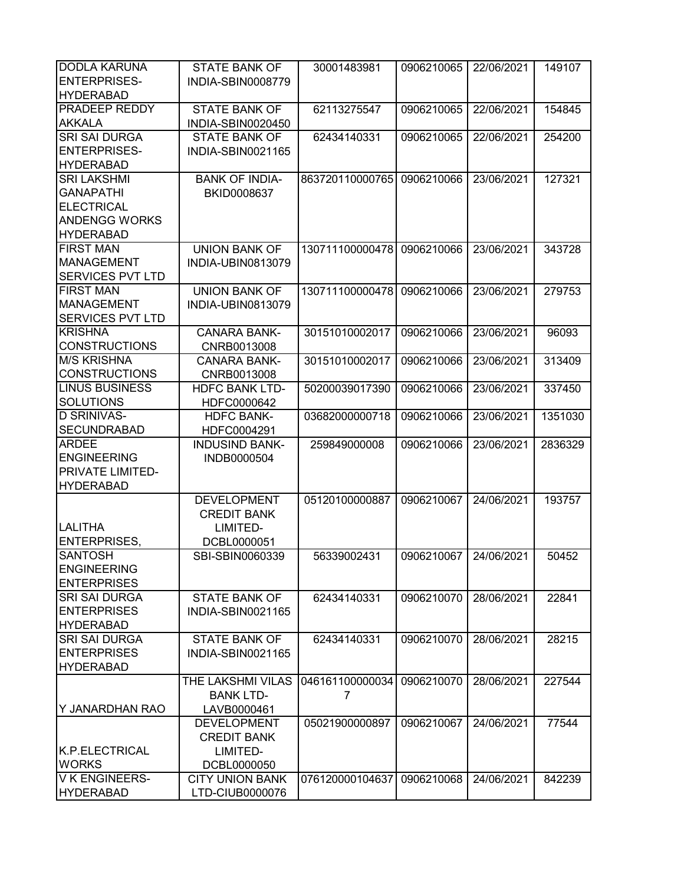| | | | | | |
|---|---|---|---|---|---|
| DODLA KARUNA ENTERPRISES-HYDERABAD | STATE BANK OF INDIA-SBIN0008779 | 30001483981 | 0906210065 | 22/06/2021 | 149107 |
| PRADEEP REDDY AKKALA | STATE BANK OF INDIA-SBIN0020450 | 62113275547 | 0906210065 | 22/06/2021 | 154845 |
| SRI SAI DURGA ENTERPRISES-HYDERABAD | STATE BANK OF INDIA-SBIN0021165 | 62434140331 | 0906210065 | 22/06/2021 | 254200 |
| SRI LAKSHMI GANAPATHI ELECTRICAL ANDENGG WORKS HYDERABAD | BANK OF INDIA-BKID0008637 | 863720110000765 | 0906210066 | 23/06/2021 | 127321 |
| FIRST MAN MANAGEMENT SERVICES PVT LTD | UNION BANK OF INDIA-UBIN0813079 | 130711100000478 | 0906210066 | 23/06/2021 | 343728 |
| FIRST MAN MANAGEMENT SERVICES PVT LTD | UNION BANK OF INDIA-UBIN0813079 | 130711100000478 | 0906210066 | 23/06/2021 | 279753 |
| KRISHNA CONSTRUCTIONS | CANARA BANK-CNRB0013008 | 30151010002017 | 0906210066 | 23/06/2021 | 96093 |
| M/S KRISHNA CONSTRUCTIONS | CANARA BANK-CNRB0013008 | 30151010002017 | 0906210066 | 23/06/2021 | 313409 |
| LINUS BUSINESS SOLUTIONS | HDFC BANK LTD-HDFC0000642 | 50200039017390 | 0906210066 | 23/06/2021 | 337450 |
| D SRINIVAS-SECUNDRABAD | HDFC BANK-HDFC0004291 | 03682000000718 | 0906210066 | 23/06/2021 | 1351030 |
| ARDEE ENGINEERING PRIVATE LIMITED-HYDERABAD | INDUSIND BANK-INDB0000504 | 259849000008 | 0906210066 | 23/06/2021 | 2836329 |
| LALITHA ENTERPRISES, | DEVELOPMENT CREDIT BANK LIMITED-DCBL0000051 | 05120100000887 | 0906210067 | 24/06/2021 | 193757 |
| SANTOSH ENGINEERING ENTERPRISES | SBI-SBIN0060339 | 56339002431 | 0906210067 | 24/06/2021 | 50452 |
| SRI SAI DURGA ENTERPRISES HYDERABAD | STATE BANK OF INDIA-SBIN0021165 | 62434140331 | 0906210070 | 28/06/2021 | 22841 |
| SRI SAI DURGA ENTERPRISES HYDERABAD | STATE BANK OF INDIA-SBIN0021165 | 62434140331 | 0906210070 | 28/06/2021 | 28215 |
| Y JANARDHAN RAO | THE LAKSHMI VILAS BANK LTD-LAVB0000461 | 0461611000000347 | 0906210070 | 28/06/2021 | 227544 |
| K.P.ELECTRICAL WORKS | DEVELOPMENT CREDIT BANK LIMITED-DCBL0000050 | 05021900000897 | 0906210067 | 24/06/2021 | 77544 |
| V K ENGINEERS-HYDERABAD | CITY UNION BANK LTD-CIUB0000076 | 076120000104637 | 0906210068 | 24/06/2021 | 842239 |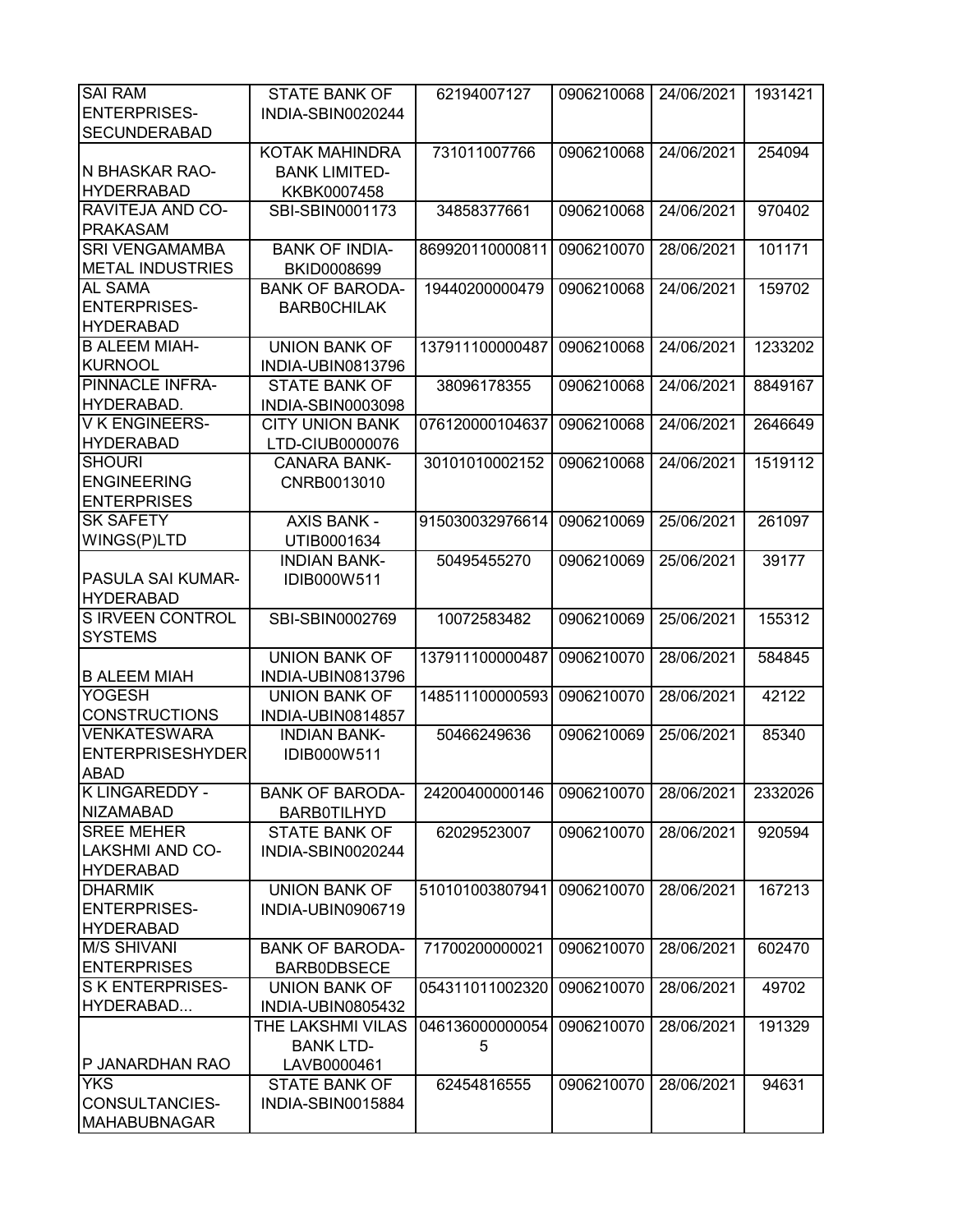| SAI RAM ENTERPRISES-SECUNDERABAD | STATE BANK OF INDIA-SBIN0020244 | 62194007127 | 0906210068 | 24/06/2021 | 1931421 |
|---|---|---|---|---|---|
| N BHASKAR RAO-HYDERRABAD | KOTAK MAHINDRA BANK LIMITED-KKBK0007458 | 731011007766 | 0906210068 | 24/06/2021 | 254094 |
| RAVITEJA AND CO-PRAKASAM | SBI-SBIN0001173 | 34858377661 | 0906210068 | 24/06/2021 | 970402 |
| SRI VENGAMAMBA METAL INDUSTRIES | BANK OF INDIA-BKID0008699 | 869920110000811 | 0906210070 | 28/06/2021 | 101171 |
| AL SAMA ENTERPRISES-HYDERABAD | BANK OF BARODA-BARB0CHILAK | 19440200000479 | 0906210068 | 24/06/2021 | 159702 |
| B ALEEM MIAH-KURNOOL | UNION BANK OF INDIA-UBIN0813796 | 137911100000487 | 0906210068 | 24/06/2021 | 1233202 |
| PINNACLE INFRA-HYDERABAD. | STATE BANK OF INDIA-SBIN0003098 | 38096178355 | 0906210068 | 24/06/2021 | 8849167 |
| V K ENGINEERS-HYDERABAD | CITY UNION BANK LTD-CIUB0000076 | 076120000104637 | 0906210068 | 24/06/2021 | 2646649 |
| SHOURI ENGINEERING ENTERPRISES | CANARA BANK-CNRB0013010 | 30101010002152 | 0906210068 | 24/06/2021 | 1519112 |
| SK SAFETY WINGS(P)LTD | AXIS BANK - UTIB0001634 | 915030032976614 | 0906210069 | 25/06/2021 | 261097 |
| PASULA SAI KUMAR-HYDERABAD | INDIAN BANK-IDIB000W511 | 50495455270 | 0906210069 | 25/06/2021 | 39177 |
| S IRVEEN CONTROL SYSTEMS | SBI-SBIN0002769 | 10072583482 | 0906210069 | 25/06/2021 | 155312 |
| B ALEEM MIAH | UNION BANK OF INDIA-UBIN0813796 | 137911100000487 | 0906210070 | 28/06/2021 | 584845 |
| YOGESH CONSTRUCTIONS | UNION BANK OF INDIA-UBIN0814857 | 148511100000593 | 0906210070 | 28/06/2021 | 42122 |
| VENKATESWARA ENTERPRISESHYDERABAD | INDIAN BANK-IDIB000W511 | 50466249636 | 0906210069 | 25/06/2021 | 85340 |
| K LINGAREDDY - NIZAMABAD | BANK OF BARODA-BARB0TILHYD | 24200400000146 | 0906210070 | 28/06/2021 | 2332026 |
| SREE MEHER LAKSHMI AND CO-HYDERABAD | STATE BANK OF INDIA-SBIN0020244 | 62029523007 | 0906210070 | 28/06/2021 | 920594 |
| DHARMIK ENTERPRISES-HYDERABAD | UNION BANK OF INDIA-UBIN0906719 | 510101003807941 | 0906210070 | 28/06/2021 | 167213 |
| M/S SHIVANI ENTERPRISES | BANK OF BARODA-BARB0DBSECE | 71700200000021 | 0906210070 | 28/06/2021 | 602470 |
| S K ENTERPRISES-HYDERABAD... | UNION BANK OF INDIA-UBIN0805432 | 054311011002320 | 0906210070 | 28/06/2021 | 49702 |
| P JANARDHAN RAO | THE LAKSHMI VILAS BANK LTD-LAVB0000461 | 0461360000000545 | 0906210070 | 28/06/2021 | 191329 |
| YKS CONSULTANCIES-MAHABUBNAGAR | STATE BANK OF INDIA-SBIN0015884 | 62454816555 | 0906210070 | 28/06/2021 | 94631 |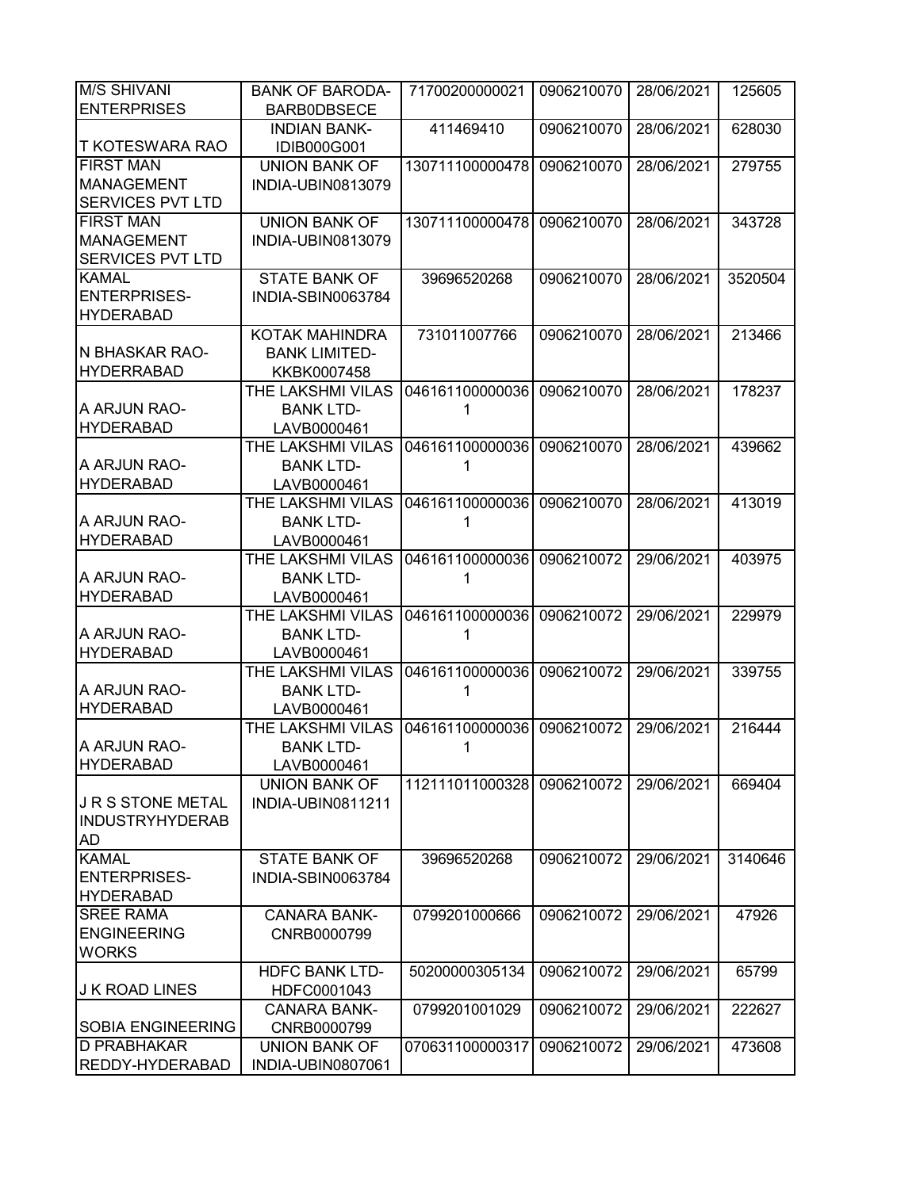| M/S SHIVANI ENTERPRISES | BANK OF BARODA-BARB0DBSECE | 71700200000021 | 0906210070 | 28/06/2021 | 125605 |
|---|---|---|---|---|---|
| T KOTESWARA RAO | INDIAN BANK-IDIB000G001 | 411469410 | 0906210070 | 28/06/2021 | 628030 |
| FIRST MAN MANAGEMENT SERVICES PVT LTD | UNION BANK OF INDIA-UBIN0813079 | 130711100000478 | 0906210070 | 28/06/2021 | 279755 |
| FIRST MAN MANAGEMENT SERVICES PVT LTD | UNION BANK OF INDIA-UBIN0813079 | 130711100000478 | 0906210070 | 28/06/2021 | 343728 |
| KAMAL ENTERPRISES-HYDERABAD | STATE BANK OF INDIA-SBIN0063784 | 39696520268 | 0906210070 | 28/06/2021 | 3520504 |
| N BHASKAR RAO-HYDERRABAD | KOTAK MAHINDRA BANK LIMITED-KKBK0007458 | 731011007766 | 0906210070 | 28/06/2021 | 213466 |
| A ARJUN RAO-HYDERABAD | THE LAKSHMI VILAS BANK LTD-LAVB0000461 | 0461611000000361 | 0906210070 | 28/06/2021 | 178237 |
| A ARJUN RAO-HYDERABAD | THE LAKSHMI VILAS BANK LTD-LAVB0000461 | 0461611000000361 | 0906210070 | 28/06/2021 | 439662 |
| A ARJUN RAO-HYDERABAD | THE LAKSHMI VILAS BANK LTD-LAVB0000461 | 0461611000000361 | 0906210070 | 28/06/2021 | 413019 |
| A ARJUN RAO-HYDERABAD | THE LAKSHMI VILAS BANK LTD-LAVB0000461 | 0461611000000361 | 0906210072 | 29/06/2021 | 403975 |
| A ARJUN RAO-HYDERABAD | THE LAKSHMI VILAS BANK LTD-LAVB0000461 | 0461611000000361 | 0906210072 | 29/06/2021 | 229979 |
| A ARJUN RAO-HYDERABAD | THE LAKSHMI VILAS BANK LTD-LAVB0000461 | 0461611000000361 | 0906210072 | 29/06/2021 | 339755 |
| A ARJUN RAO-HYDERABAD | THE LAKSHMI VILAS BANK LTD-LAVB0000461 | 0461611000000361 | 0906210072 | 29/06/2021 | 216444 |
| J R S STONE METAL INDUSTRYHYDERABAD | UNION BANK OF INDIA-UBIN0811211 | 112111011000328 | 0906210072 | 29/06/2021 | 669404 |
| KAMAL ENTERPRISES-HYDERABAD | STATE BANK OF INDIA-SBIN0063784 | 39696520268 | 0906210072 | 29/06/2021 | 3140646 |
| SREE RAMA ENGINEERING WORKS | CANARA BANK-CNRB0000799 | 0799201000666 | 0906210072 | 29/06/2021 | 47926 |
| J K ROAD LINES | HDFC BANK LTD-HDFC0001043 | 50200000305134 | 0906210072 | 29/06/2021 | 65799 |
| SOBIA ENGINEERING | CANARA BANK-CNRB0000799 | 0799201001029 | 0906210072 | 29/06/2021 | 222627 |
| D PRABHAKAR REDDY-HYDERABAD | UNION BANK OF INDIA-UBIN0807061 | 070631100000317 | 0906210072 | 29/06/2021 | 473608 |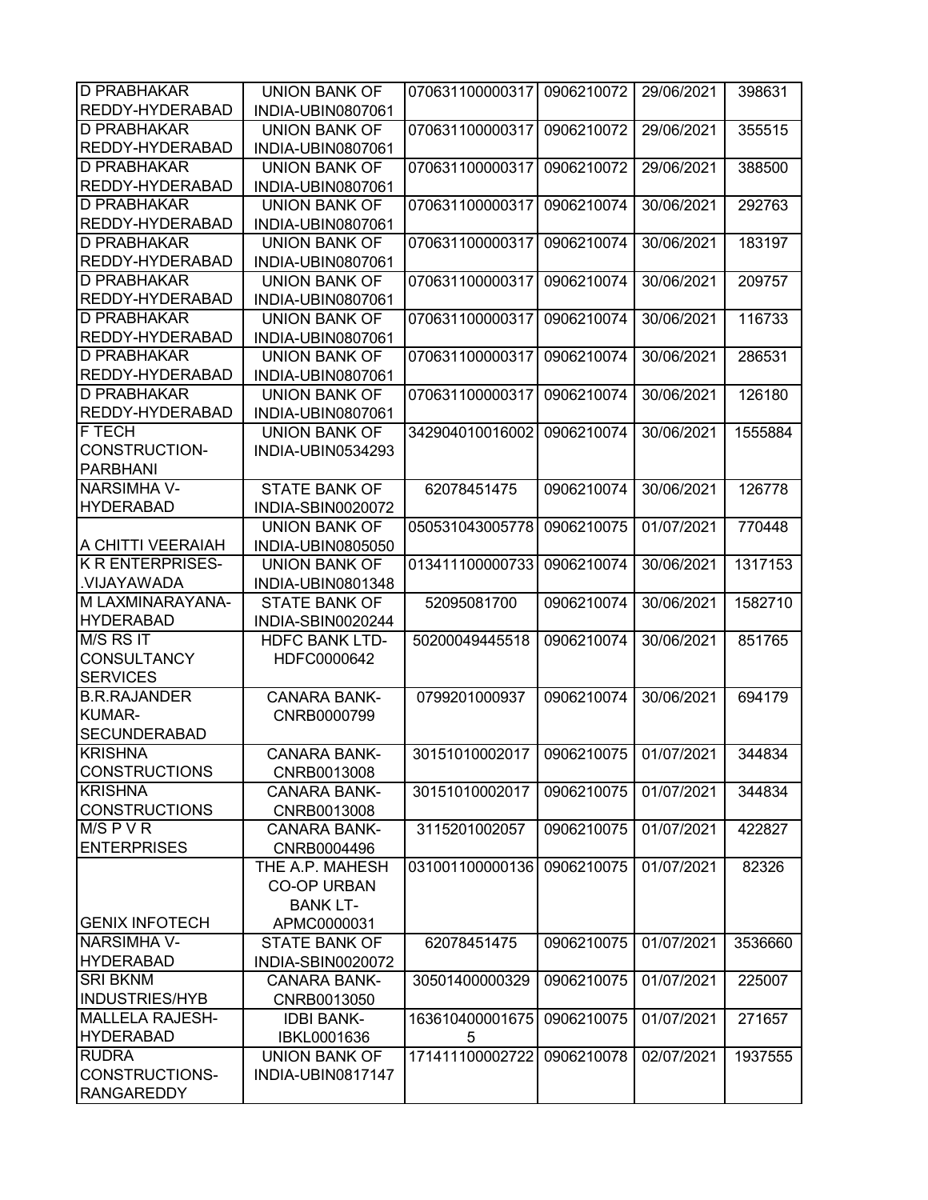| | | | | | |
|---|---|---|---|---|---|
| D PRABHAKAR REDDY-HYDERABAD | UNION BANK OF INDIA-UBIN0807061 | 070631100000317 | 0906210072 | 29/06/2021 | 398631 |
| D PRABHAKAR REDDY-HYDERABAD | UNION BANK OF INDIA-UBIN0807061 | 070631100000317 | 0906210072 | 29/06/2021 | 355515 |
| D PRABHAKAR REDDY-HYDERABAD | UNION BANK OF INDIA-UBIN0807061 | 070631100000317 | 0906210072 | 29/06/2021 | 388500 |
| D PRABHAKAR REDDY-HYDERABAD | UNION BANK OF INDIA-UBIN0807061 | 070631100000317 | 0906210074 | 30/06/2021 | 292763 |
| D PRABHAKAR REDDY-HYDERABAD | UNION BANK OF INDIA-UBIN0807061 | 070631100000317 | 0906210074 | 30/06/2021 | 183197 |
| D PRABHAKAR REDDY-HYDERABAD | UNION BANK OF INDIA-UBIN0807061 | 070631100000317 | 0906210074 | 30/06/2021 | 209757 |
| D PRABHAKAR REDDY-HYDERABAD | UNION BANK OF INDIA-UBIN0807061 | 070631100000317 | 0906210074 | 30/06/2021 | 116733 |
| D PRABHAKAR REDDY-HYDERABAD | UNION BANK OF INDIA-UBIN0807061 | 070631100000317 | 0906210074 | 30/06/2021 | 286531 |
| D PRABHAKAR REDDY-HYDERABAD | UNION BANK OF INDIA-UBIN0807061 | 070631100000317 | 0906210074 | 30/06/2021 | 126180 |
| F TECH CONSTRUCTION-PARBHANI | UNION BANK OF INDIA-UBIN0534293 | 342904010016002 | 0906210074 | 30/06/2021 | 1555884 |
| NARSIMHA V-HYDERABAD | STATE BANK OF INDIA-SBIN0020072 | 62078451475 | 0906210074 | 30/06/2021 | 126778 |
| A CHITTI VEERAIAH | UNION BANK OF INDIA-UBIN0805050 | 050531043005778 | 0906210075 | 01/07/2021 | 770448 |
| K R ENTERPRISES-.VIJAYAWADA | UNION BANK OF INDIA-UBIN0801348 | 013411100000733 | 0906210074 | 30/06/2021 | 1317153 |
| M LAXMINARAYANA-HYDERABAD | STATE BANK OF INDIA-SBIN0020244 | 52095081700 | 0906210074 | 30/06/2021 | 1582710 |
| M/S RS IT CONSULTANCY SERVICES | HDFC BANK LTD-HDFC0000642 | 50200049445518 | 0906210074 | 30/06/2021 | 851765 |
| B.R.RAJANDER KUMAR-SECUNDERABAD | CANARA BANK-CNRB0000799 | 0799201000937 | 0906210074 | 30/06/2021 | 694179 |
| KRISHNA CONSTRUCTIONS | CANARA BANK-CNRB0013008 | 30151010002017 | 0906210075 | 01/07/2021 | 344834 |
| KRISHNA CONSTRUCTIONS | CANARA BANK-CNRB0013008 | 30151010002017 | 0906210075 | 01/07/2021 | 344834 |
| M/S P V R ENTERPRISES | CANARA BANK-CNRB0004496 | 3115201002057 | 0906210075 | 01/07/2021 | 422827 |
| GENIX INFOTECH | THE A.P. MAHESH CO-OP URBAN BANK LT-APMC0000031 | 031001100000136 | 0906210075 | 01/07/2021 | 82326 |
| NARSIMHA V-HYDERABAD | STATE BANK OF INDIA-SBIN0020072 | 62078451475 | 0906210075 | 01/07/2021 | 3536660 |
| SRI BKNM INDUSTRIES/HYB | CANARA BANK-CNRB0013050 | 30501400000329 | 0906210075 | 01/07/2021 | 225007 |
| MALLELA RAJESH-HYDERABAD | IDBI BANK-IBKL0001636 | 1636104000016755 | 0906210075 | 01/07/2021 | 271657 |
| RUDRA CONSTRUCTIONS-RANGAREDDY | UNION BANK OF INDIA-UBIN0817147 | 171411100002722 | 0906210078 | 02/07/2021 | 1937555 |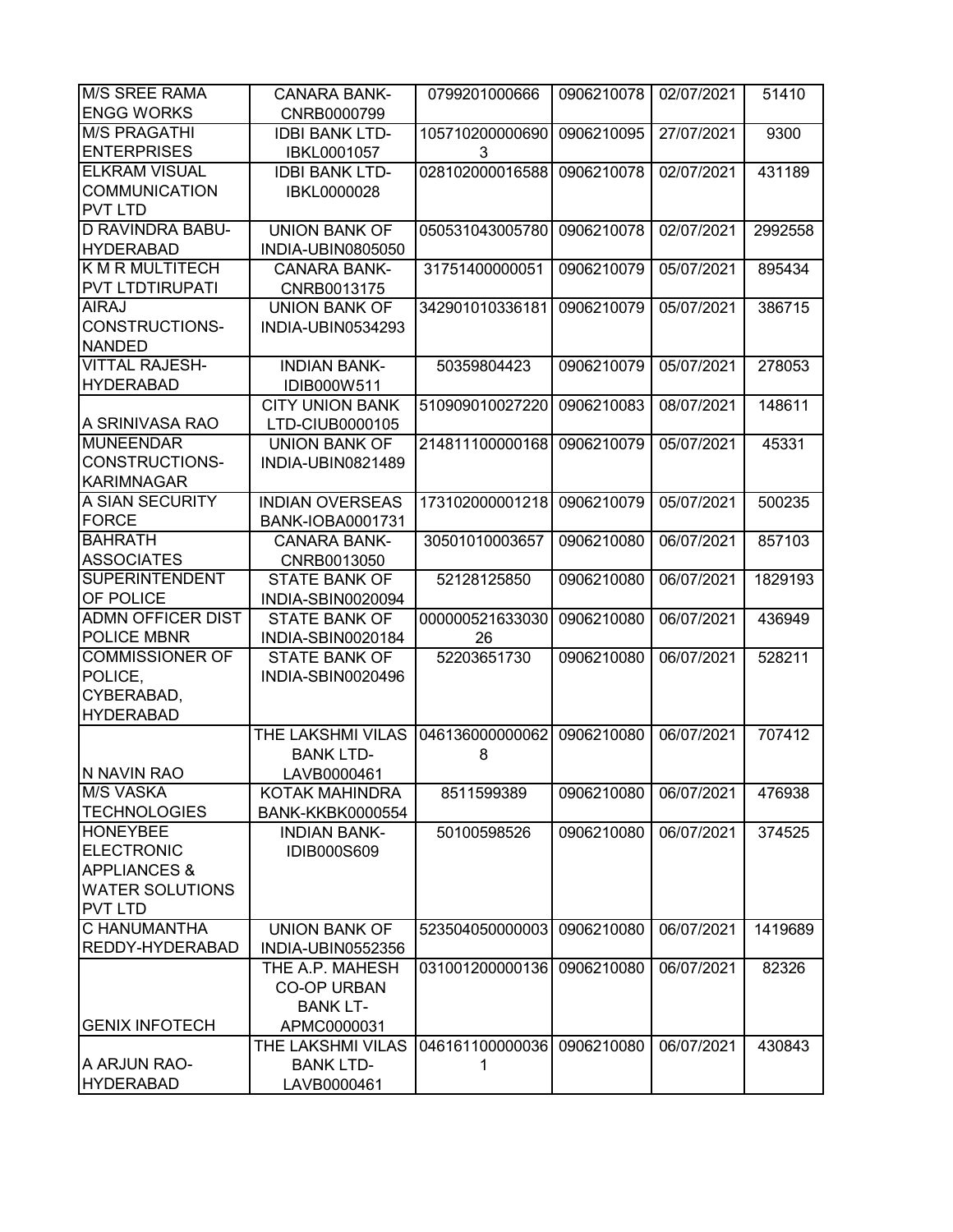| M/S SREE RAMA ENGG WORKS | CANARA BANK-CNRB0000799 | 0799201000666 | 0906210078 | 02/07/2021 | 51410 |
|---|---|---|---|---|---|
| M/S PRAGATHI ENTERPRISES | IDBI BANK LTD-IBKL0001057 | 1057102000006903 | 0906210095 | 27/07/2021 | 9300 |
| ELKRAM VISUAL COMMUNICATION PVT LTD | IDBI BANK LTD-IBKL0000028 | 028102000016588 | 0906210078 | 02/07/2021 | 431189 |
| D RAVINDRA BABU-HYDERABAD | UNION BANK OF INDIA-UBIN0805050 | 050531043005780 | 0906210078 | 02/07/2021 | 2992558 |
| K M R MULTITECH PVT LTDTIRUPATI | CANARA BANK-CNRB0013175 | 31751400000051 | 0906210079 | 05/07/2021 | 895434 |
| AIRAJ CONSTRUCTIONS-NANDED | UNION BANK OF INDIA-UBIN0534293 | 342901010336181 | 0906210079 | 05/07/2021 | 386715 |
| VITTAL RAJESH-HYDERABAD | INDIAN BANK-IDIB000W511 | 50359804423 | 0906210079 | 05/07/2021 | 278053 |
| A SRINIVASA RAO | CITY UNION BANK LTD-CIUB0000105 | 510909010027220 | 0906210083 | 08/07/2021 | 148611 |
| MUNEENDAR CONSTRUCTIONS-KARIMNAGAR | UNION BANK OF INDIA-UBIN0821489 | 214811100000168 | 0906210079 | 05/07/2021 | 45331 |
| A SIAN SECURITY FORCE | INDIAN OVERSEAS BANK-IOBA0001731 | 173102000001218 | 0906210079 | 05/07/2021 | 500235 |
| BAHRATH ASSOCIATES | CANARA BANK-CNRB0013050 | 30501010003657 | 0906210080 | 06/07/2021 | 857103 |
| SUPERINTENDENT OF POLICE | STATE BANK OF INDIA-SBIN0020094 | 52128125850 | 0906210080 | 06/07/2021 | 1829193 |
| ADMN OFFICER DIST POLICE MBNR | STATE BANK OF INDIA-SBIN0020184 | 00000052163303026 | 0906210080 | 06/07/2021 | 436949 |
| COMMISSIONER OF POLICE, CYBERABAD, HYDERABAD | STATE BANK OF INDIA-SBIN0020496 | 52203651730 | 0906210080 | 06/07/2021 | 528211 |
| N NAVIN RAO | THE LAKSHMI VILAS BANK LTD-LAVB0000461 | 0461360000000628 | 0906210080 | 06/07/2021 | 707412 |
| M/S VASKA TECHNOLOGIES | KOTAK MAHINDRA BANK-KKBK0000554 | 8511599389 | 0906210080 | 06/07/2021 | 476938 |
| HONEYBEE ELECTRONIC APPLIANCES & WATER SOLUTIONS PVT LTD | INDIAN BANK-IDIB000S609 | 50100598526 | 0906210080 | 06/07/2021 | 374525 |
| C HANUMANTHA REDDY-HYDERABAD | UNION BANK OF INDIA-UBIN0552356 | 523504050000003 | 0906210080 | 06/07/2021 | 1419689 |
| GENIX INFOTECH | THE A.P. MAHESH CO-OP URBAN BANK LT-APMC0000031 | 031001200000136 | 0906210080 | 06/07/2021 | 82326 |
| A ARJUN RAO-HYDERABAD | THE LAKSHMI VILAS BANK LTD-LAVB0000461 | 0461611000000361 | 0906210080 | 06/07/2021 | 430843 |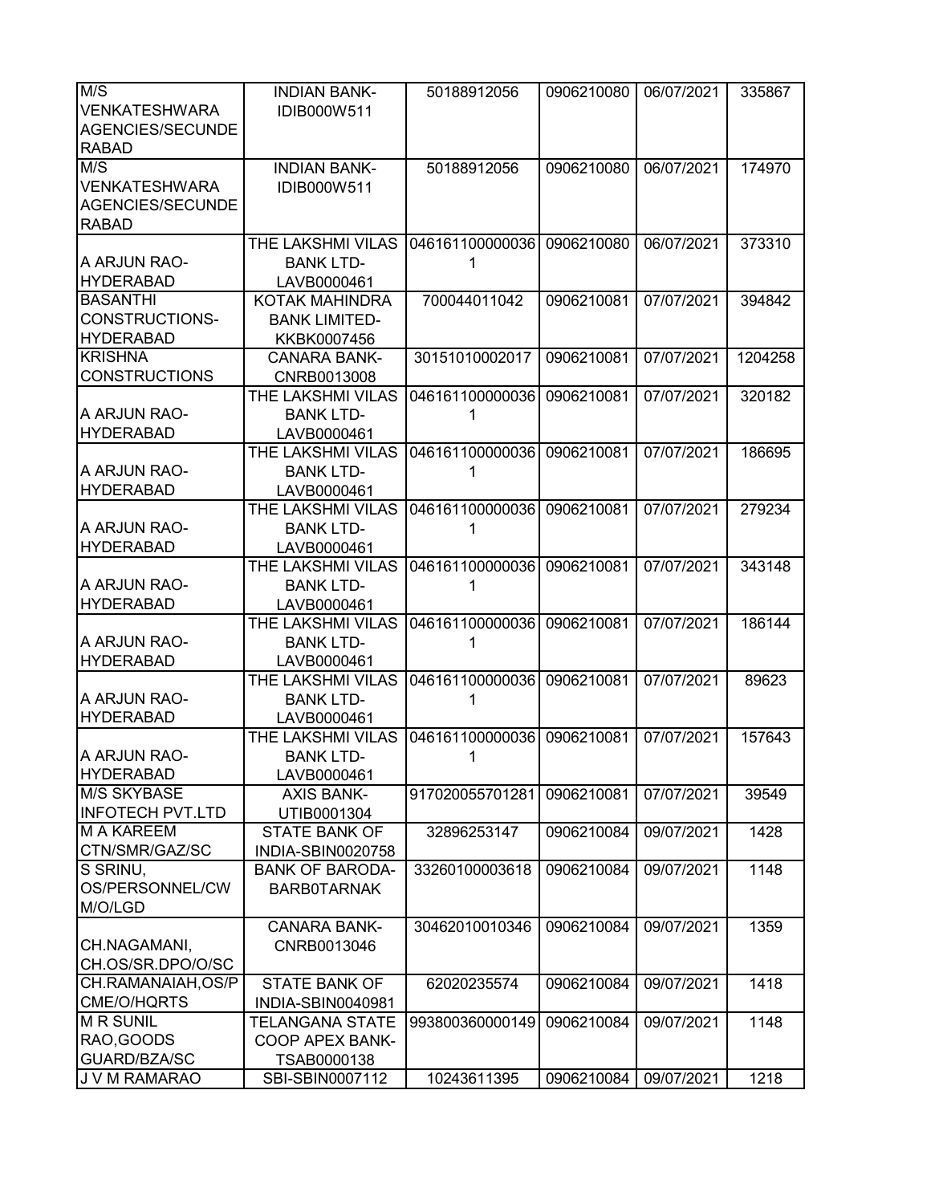| | | | | | |
|---|---|---|---|---|---|
| M/S VENKATESHWARA AGENCIES/SECUNDERABAD | INDIAN BANK-IDIB000W511 | 50188912056 | 0906210080 | 06/07/2021 | 335867 |
| M/S VENKATESHWARA AGENCIES/SECUNDERABAD | INDIAN BANK-IDIB000W511 | 50188912056 | 0906210080 | 06/07/2021 | 174970 |
| A ARJUN RAO-HYDERABAD | THE LAKSHMI VILAS BANK LTD-LAVB0000461 | 0461611000000361 | 0906210080 | 06/07/2021 | 373310 |
| BASANTHI CONSTRUCTIONS-HYDERABAD | KOTAK MAHINDRA BANK LIMITED-KKBK0007456 | 700044011042 | 0906210081 | 07/07/2021 | 394842 |
| KRISHNA CONSTRUCTIONS | CANARA BANK-CNRB0013008 | 30151010002017 | 0906210081 | 07/07/2021 | 1204258 |
| A ARJUN RAO-HYDERABAD | THE LAKSHMI VILAS BANK LTD-LAVB0000461 | 0461611000000361 | 0906210081 | 07/07/2021 | 320182 |
| A ARJUN RAO-HYDERABAD | THE LAKSHMI VILAS BANK LTD-LAVB0000461 | 0461611000000361 | 0906210081 | 07/07/2021 | 186695 |
| A ARJUN RAO-HYDERABAD | THE LAKSHMI VILAS BANK LTD-LAVB0000461 | 0461611000000361 | 0906210081 | 07/07/2021 | 279234 |
| A ARJUN RAO-HYDERABAD | THE LAKSHMI VILAS BANK LTD-LAVB0000461 | 0461611000000361 | 0906210081 | 07/07/2021 | 343148 |
| A ARJUN RAO-HYDERABAD | THE LAKSHMI VILAS BANK LTD-LAVB0000461 | 0461611000000361 | 0906210081 | 07/07/2021 | 186144 |
| A ARJUN RAO-HYDERABAD | THE LAKSHMI VILAS BANK LTD-LAVB0000461 | 0461611000000361 | 0906210081 | 07/07/2021 | 89623 |
| A ARJUN RAO-HYDERABAD | THE LAKSHMI VILAS BANK LTD-LAVB0000461 | 0461611000000361 | 0906210081 | 07/07/2021 | 157643 |
| M/S SKYBASE INFOTECH PVT.LTD | AXIS BANK-UTIB0001304 | 917020055701281 | 0906210081 | 07/07/2021 | 39549 |
| M A KAREEM CTN/SMR/GAZ/SC | STATE BANK OF INDIA-SBIN0020758 | 32896253147 | 0906210084 | 09/07/2021 | 1428 |
| S SRINU, OS/PERSONNEL/CWM/O/LGD | BANK OF BARODA-BARB0TARNAK | 33260100003618 | 0906210084 | 09/07/2021 | 1148 |
| CH.NAGAMANI, CH.OS/SR.DPO/O/SC | CANARA BANK-CNRB0013046 | 30462010010346 | 0906210084 | 09/07/2021 | 1359 |
| CH.RAMANAIAH,OS/PCME/O/HQRTS | STATE BANK OF INDIA-SBIN0040981 | 62020235574 | 0906210084 | 09/07/2021 | 1418 |
| M R SUNIL RAO,GOODS GUARD/BZA/SC | TELANGANA STATE COOP APEX BANK-TSAB0000138 | 993800360000149 | 0906210084 | 09/07/2021 | 1148 |
| J V M RAMARAO | SBI-SBIN0007112 | 10243611395 | 0906210084 | 09/07/2021 | 1218 |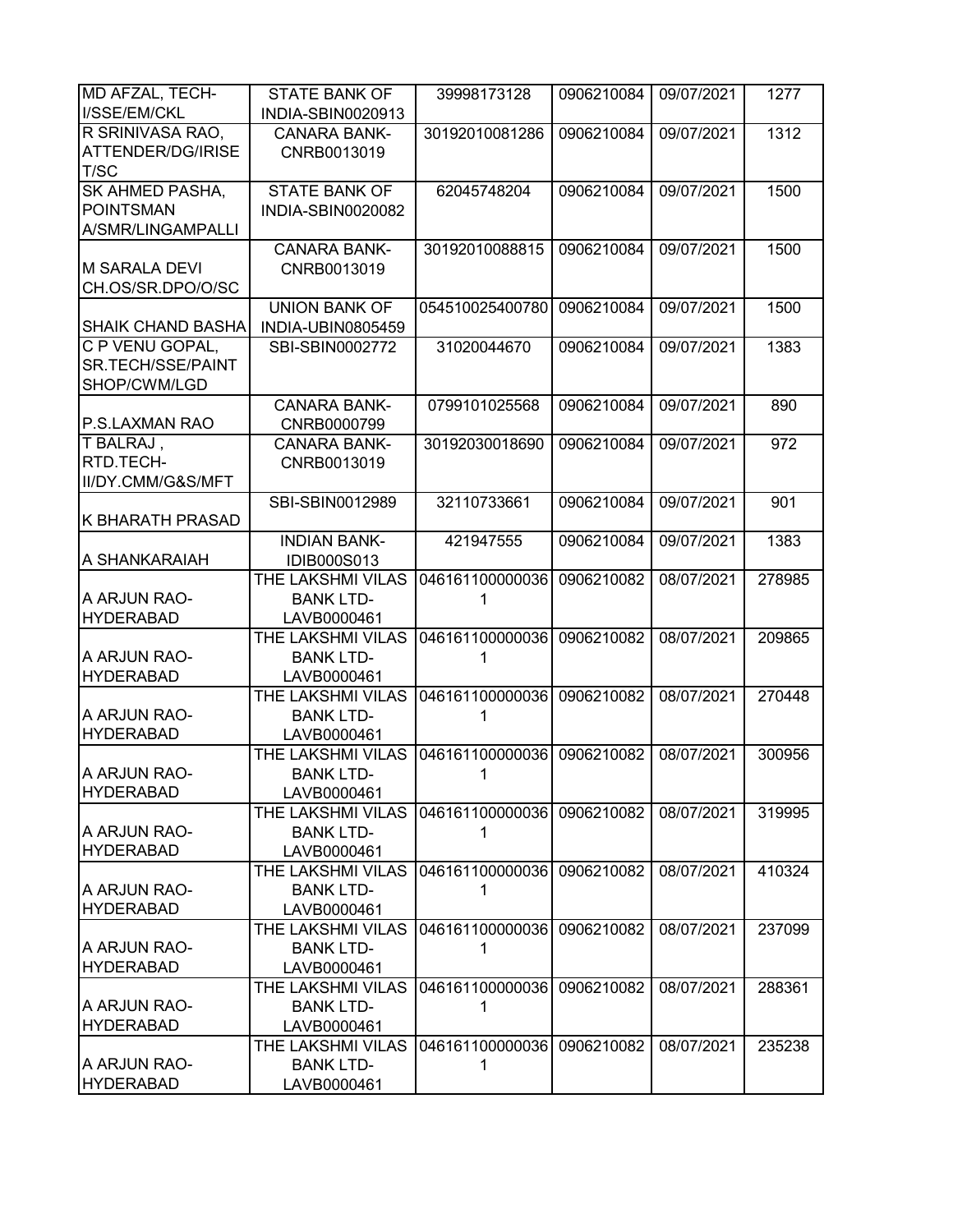| | | | | | |
|---|---|---|---|---|---|
| MD AFZAL, TECH-I/SSE/EM/CKL | STATE BANK OF INDIA-SBIN0020913 | 39998173128 | 0906210084 | 09/07/2021 | 1277 |
| R SRINIVASA RAO, ATTENDER/DG/IRISET/SC | CANARA BANK-CNRB0013019 | 30192010081286 | 0906210084 | 09/07/2021 | 1312 |
| SK AHMED PASHA, POINTSMAN A/SMR/LINGAMPALLI | STATE BANK OF INDIA-SBIN0020082 | 62045748204 | 0906210084 | 09/07/2021 | 1500 |
| M SARALA DEVI CH.OS/SR.DPO/O/SC | CANARA BANK-CNRB0013019 | 30192010088815 | 0906210084 | 09/07/2021 | 1500 |
| SHAIK CHAND BASHA | UNION BANK OF INDIA-UBIN0805459 | 054510025400780 | 0906210084 | 09/07/2021 | 1500 |
| C P VENU GOPAL, SR.TECH/SSE/PAINT SHOP/CWM/LGD | SBI-SBIN0002772 | 31020044670 | 0906210084 | 09/07/2021 | 1383 |
| P.S.LAXMAN RAO | CANARA BANK-CNRB0000799 | 0799101025568 | 0906210084 | 09/07/2021 | 890 |
| T BALRAJ , RTD.TECH-II/DY.CMM/G&S/MFT | CANARA BANK-CNRB0013019 | 30192030018690 | 0906210084 | 09/07/2021 | 972 |
| K BHARATH PRASAD | SBI-SBIN0012989 | 32110733661 | 0906210084 | 09/07/2021 | 901 |
| A SHANKARAIAH | INDIAN BANK-IDIB000S013 | 421947555 | 0906210084 | 09/07/2021 | 1383 |
| A ARJUN RAO-HYDERABAD | THE LAKSHMI VILAS BANK LTD-LAVB0000461 | 0461611000000361 | 0906210082 | 08/07/2021 | 278985 |
| A ARJUN RAO-HYDERABAD | THE LAKSHMI VILAS BANK LTD-LAVB0000461 | 0461611000000361 | 0906210082 | 08/07/2021 | 209865 |
| A ARJUN RAO-HYDERABAD | THE LAKSHMI VILAS BANK LTD-LAVB0000461 | 0461611000000361 | 0906210082 | 08/07/2021 | 270448 |
| A ARJUN RAO-HYDERABAD | THE LAKSHMI VILAS BANK LTD-LAVB0000461 | 0461611000000361 | 0906210082 | 08/07/2021 | 300956 |
| A ARJUN RAO-HYDERABAD | THE LAKSHMI VILAS BANK LTD-LAVB0000461 | 0461611000000361 | 0906210082 | 08/07/2021 | 319995 |
| A ARJUN RAO-HYDERABAD | THE LAKSHMI VILAS BANK LTD-LAVB0000461 | 0461611000000361 | 0906210082 | 08/07/2021 | 410324 |
| A ARJUN RAO-HYDERABAD | THE LAKSHMI VILAS BANK LTD-LAVB0000461 | 0461611000000361 | 0906210082 | 08/07/2021 | 237099 |
| A ARJUN RAO-HYDERABAD | THE LAKSHMI VILAS BANK LTD-LAVB0000461 | 0461611000000361 | 0906210082 | 08/07/2021 | 288361 |
| A ARJUN RAO-HYDERABAD | THE LAKSHMI VILAS BANK LTD-LAVB0000461 | 0461611000000361 | 0906210082 | 08/07/2021 | 235238 |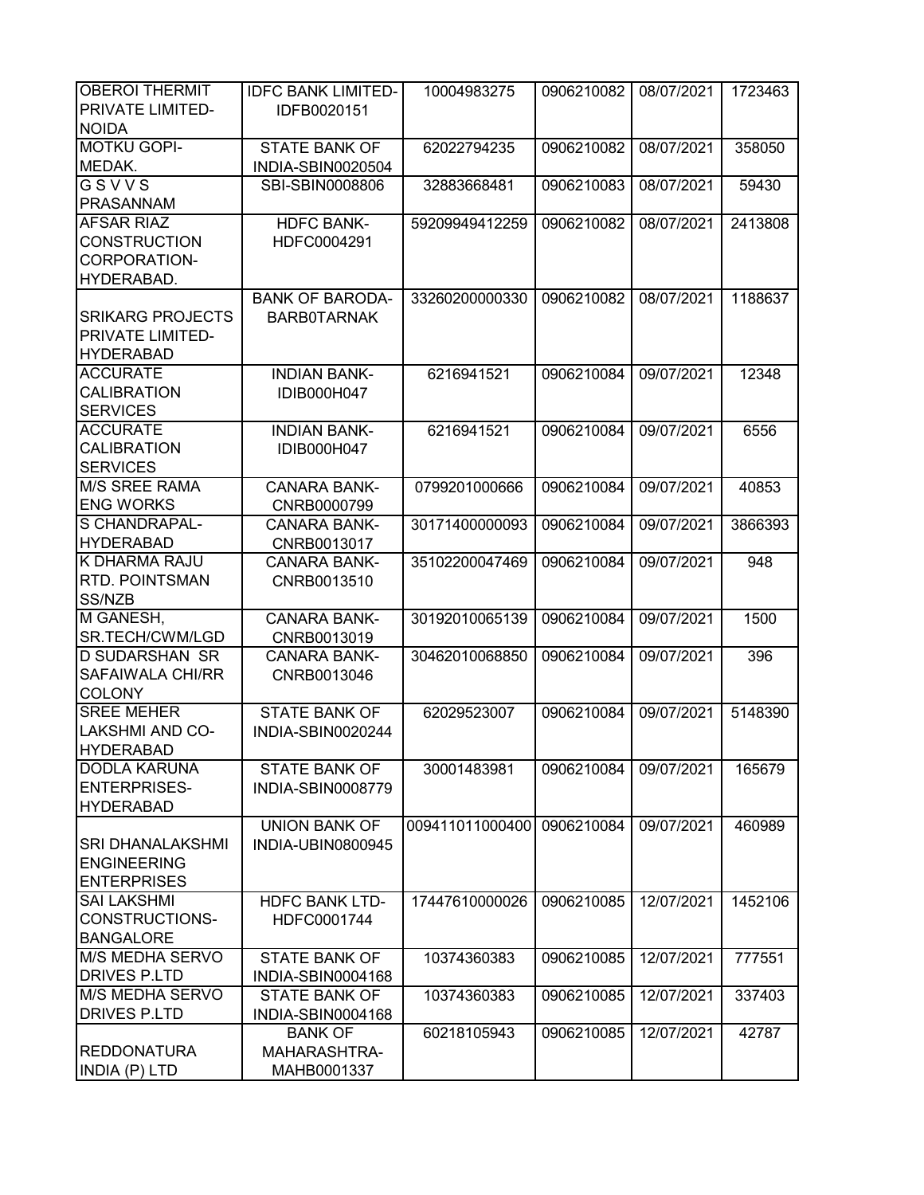| OBEROI THERMIT PRIVATE LIMITED-NOIDA | IDFC BANK LIMITED-IDFB0020151 | 10004983275 | 0906210082 | 08/07/2021 | 1723463 |
|---|---|---|---|---|---|
| MOTKU GOPI-MEDAK. | STATE BANK OF INDIA-SBIN0020504 | 62022794235 | 0906210082 | 08/07/2021 | 358050 |
| G S V V S PRASANNAM | SBI-SBIN0008806 | 32883668481 | 0906210083 | 08/07/2021 | 59430 |
| AFSAR RIAZ CONSTRUCTION CORPORATION-HYDERABAD. | HDFC BANK-HDFC0004291 | 59209949412259 | 0906210082 | 08/07/2021 | 2413808 |
| SRIKARG PROJECTS PRIVATE LIMITED-HYDERABAD | BANK OF BARODA-BARB0TARNAK | 33260200000330 | 0906210082 | 08/07/2021 | 1188637 |
| ACCURATE CALIBRATION SERVICES | INDIAN BANK-IDIB000H047 | 6216941521 | 0906210084 | 09/07/2021 | 12348 |
| ACCURATE CALIBRATION SERVICES | INDIAN BANK-IDIB000H047 | 6216941521 | 0906210084 | 09/07/2021 | 6556 |
| M/S SREE RAMA ENG WORKS | CANARA BANK-CNRB0000799 | 0799201000666 | 0906210084 | 09/07/2021 | 40853 |
| S CHANDRAPAL-HYDERABAD | CANARA BANK-CNRB0013017 | 30171400000093 | 0906210084 | 09/07/2021 | 3866393 |
| K DHARMA RAJU RTD. POINTSMAN SS/NZB | CANARA BANK-CNRB0013510 | 35102200047469 | 0906210084 | 09/07/2021 | 948 |
| M GANESH, SR.TECH/CWM/LGD | CANARA BANK-CNRB0013019 | 30192010065139 | 0906210084 | 09/07/2021 | 1500 |
| D SUDARSHAN SR SAFAIWALA CHI/RR COLONY | CANARA BANK-CNRB0013046 | 30462010068850 | 0906210084 | 09/07/2021 | 396 |
| SREE MEHER LAKSHMI AND CO-HYDERABAD | STATE BANK OF INDIA-SBIN0020244 | 62029523007 | 0906210084 | 09/07/2021 | 5148390 |
| DODLA KARUNA ENTERPRISES-HYDERABAD | STATE BANK OF INDIA-SBIN0008779 | 30001483981 | 0906210084 | 09/07/2021 | 165679 |
| SRI DHANALAKSHMI ENGINEERING ENTERPRISES | UNION BANK OF INDIA-UBIN0800945 | 009411011000400 | 0906210084 | 09/07/2021 | 460989 |
| SAI LAKSHMI CONSTRUCTIONS-BANGALORE | HDFC BANK LTD-HDFC0001744 | 17447610000026 | 0906210085 | 12/07/2021 | 1452106 |
| M/S MEDHA SERVO DRIVES P.LTD | STATE BANK OF INDIA-SBIN0004168 | 10374360383 | 0906210085 | 12/07/2021 | 777551 |
| M/S MEDHA SERVO DRIVES P.LTD | STATE BANK OF INDIA-SBIN0004168 | 10374360383 | 0906210085 | 12/07/2021 | 337403 |
| REDDONATURA INDIA (P) LTD | BANK OF MAHARASHTRA-MAHB0001337 | 60218105943 | 0906210085 | 12/07/2021 | 42787 |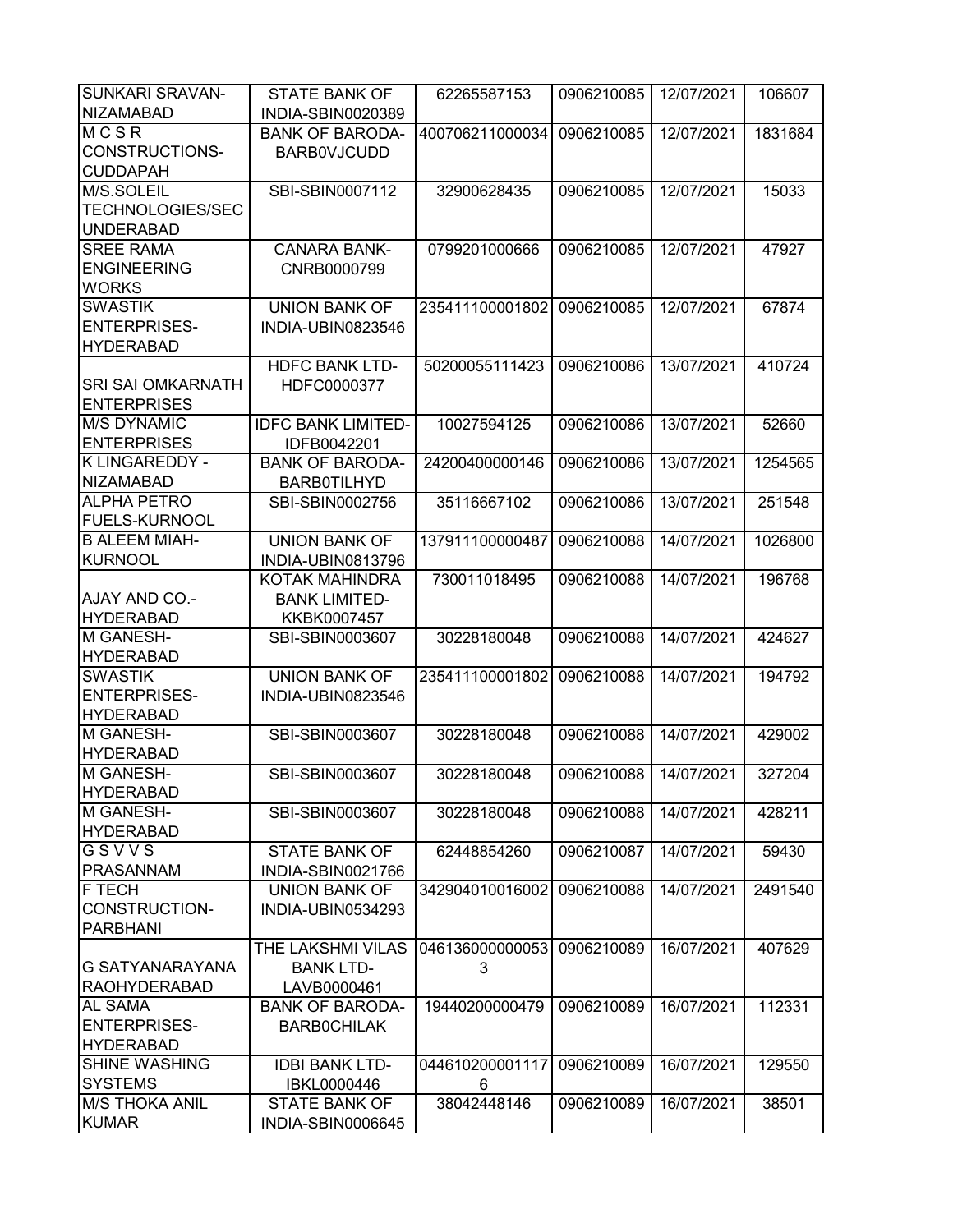| SUNKARI SRAVAN-NIZAMABAD | STATE BANK OF INDIA-SBIN0020389 | 62265587153 | 0906210085 | 12/07/2021 | 106607 |
|---|---|---|---|---|---|
| M C S R CONSTRUCTIONS-CUDDAPAH | BANK OF BARODA-BARB0VJCUDD | 400706211000034 | 0906210085 | 12/07/2021 | 1831684 |
| M/S.SOLEIL TECHNOLOGIES/SECUNDERABAD | SBI-SBIN0007112 | 32900628435 | 0906210085 | 12/07/2021 | 15033 |
| SREE RAMA ENGINEERING WORKS | CANARA BANK-CNRB0000799 | 0799201000666 | 0906210085 | 12/07/2021 | 47927 |
| SWASTIK ENTERPRISES-HYDERABAD | UNION BANK OF INDIA-UBIN0823546 | 235411100001802 | 0906210085 | 12/07/2021 | 67874 |
| SRI SAI OMKARNATH ENTERPRISES | HDFC BANK LTD-HDFC0000377 | 50200055111423 | 0906210086 | 13/07/2021 | 410724 |
| M/S DYNAMIC ENTERPRISES | IDFC BANK LIMITED-IDFB0042201 | 10027594125 | 0906210086 | 13/07/2021 | 52660 |
| K LINGAREDDY - NIZAMABAD | BANK OF BARODA-BARB0TILHYD | 24200400000146 | 0906210086 | 13/07/2021 | 1254565 |
| ALPHA PETRO FUELS-KURNOOL | SBI-SBIN0002756 | 35116667102 | 0906210086 | 13/07/2021 | 251548 |
| B ALEEM MIAH-KURNOOL | UNION BANK OF INDIA-UBIN0813796 | 137911100000487 | 0906210088 | 14/07/2021 | 1026800 |
| AJAY AND CO.-HYDERABAD | KOTAK MAHINDRA BANK LIMITED-KKBK0007457 | 730011018495 | 0906210088 | 14/07/2021 | 196768 |
| M GANESH-HYDERABAD | SBI-SBIN0003607 | 30228180048 | 0906210088 | 14/07/2021 | 424627 |
| SWASTIK ENTERPRISES-HYDERABAD | UNION BANK OF INDIA-UBIN0823546 | 235411100001802 | 0906210088 | 14/07/2021 | 194792 |
| M GANESH-HYDERABAD | SBI-SBIN0003607 | 30228180048 | 0906210088 | 14/07/2021 | 429002 |
| M GANESH-HYDERABAD | SBI-SBIN0003607 | 30228180048 | 0906210088 | 14/07/2021 | 327204 |
| M GANESH-HYDERABAD | SBI-SBIN0003607 | 30228180048 | 0906210088 | 14/07/2021 | 428211 |
| G S V V S PRASANNAM | STATE BANK OF INDIA-SBIN0021766 | 62448854260 | 0906210087 | 14/07/2021 | 59430 |
| F TECH CONSTRUCTION-PARBHANI | UNION BANK OF INDIA-UBIN0534293 | 342904010016002 | 0906210088 | 14/07/2021 | 2491540 |
| G SATYANARAYANA RAOHYDERABAD | THE LAKSHMI VILAS BANK LTD-LAVB0000461 | 0461360000000533 | 0906210089 | 16/07/2021 | 407629 |
| AL SAMA ENTERPRISES-HYDERABAD | BANK OF BARODA-BARB0CHILAK | 19440200000479 | 0906210089 | 16/07/2021 | 112331 |
| SHINE WASHING SYSTEMS | IDBI BANK LTD-IBKL0000446 | 0446102000011176 | 0906210089 | 16/07/2021 | 129550 |
| M/S THOKA ANIL KUMAR | STATE BANK OF INDIA-SBIN0006645 | 38042448146 | 0906210089 | 16/07/2021 | 38501 |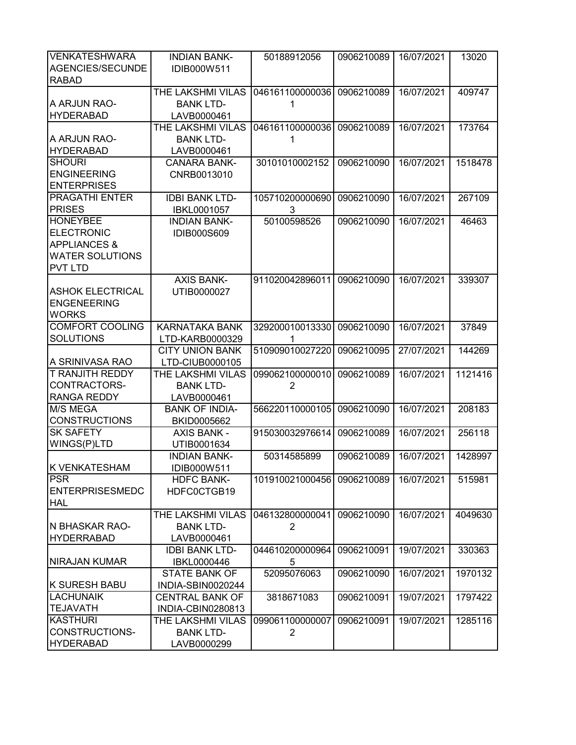| VENKATESHWARA AGENCIES/SECUNDERABAD | INDIAN BANK-IDIB000W511 | 50188912056 | 0906210089 | 16/07/2021 | 13020 |
|---|---|---|---|---|---|
| A ARJUN RAO-HYDERABAD | THE LAKSHMI VILAS BANK LTD-LAVB0000461 | 0461611000000361 | 0906210089 | 16/07/2021 | 409747 |
| A ARJUN RAO-HYDERABAD | THE LAKSHMI VILAS BANK LTD-LAVB0000461 | 0461611000000361 | 0906210089 | 16/07/2021 | 173764 |
| SHOURI ENGINEERING ENTERPRISES | CANARA BANK-CNRB0013010 | 30101010002152 | 0906210090 | 16/07/2021 | 1518478 |
| PRAGATHI ENTER PRISES | IDBI BANK LTD-IBKL0001057 | 1057102000006903 | 0906210090 | 16/07/2021 | 267109 |
| HONEYBEE ELECTRONIC APPLIANCES & WATER SOLUTIONS PVT LTD | INDIAN BANK-IDIB000S609 | 50100598526 | 0906210090 | 16/07/2021 | 46463 |
| ASHOK ELECTRICAL ENGENEERING WORKS | AXIS BANK-UTIB0000027 | 911020042896011 | 0906210090 | 16/07/2021 | 339307 |
| COMFORT COOLING SOLUTIONS | KARNATAKA BANK LTD-KARB0000329 | 3292000100133301 | 0906210090 | 16/07/2021 | 37849 |
| A SRINIVASA RAO | CITY UNION BANK LTD-CIUB0000105 | 510909010027220 | 0906210095 | 27/07/2021 | 144269 |
| T RANJITH REDDY CONTRACTORS-RANGA REDDY | THE LAKSHMI VILAS BANK LTD-LAVB0000461 | 0990621000000102 | 0906210089 | 16/07/2021 | 1121416 |
| M/S MEGA CONSTRUCTIONS | BANK OF INDIA-BKID0005662 | 566220110000105 | 0906210090 | 16/07/2021 | 208183 |
| SK SAFETY WINGS(P)LTD | AXIS BANK -UTIB0001634 | 915030032976614 | 0906210089 | 16/07/2021 | 256118 |
| K VENKATESHAM | INDIAN BANK-IDIB000W511 | 50314585899 | 0906210089 | 16/07/2021 | 1428997 |
| PSR ENTERPRISESMEDCHAL | HDFC BANK-HDFC0CTGB19 | 101910021000456 | 0906210089 | 16/07/2021 | 515981 |
| N BHASKAR RAO-HYDERRABAD | THE LAKSHMI VILAS BANK LTD-LAVB0000461 | 0461328000000412 | 0906210090 | 16/07/2021 | 4049630 |
| NIRAJAN KUMAR | IDBI BANK LTD-IBKL0000446 | 0446102000009645 | 0906210091 | 19/07/2021 | 330363 |
| K SURESH BABU | STATE BANK OF INDIA-SBIN0020244 | 52095076063 | 0906210090 | 16/07/2021 | 1970132 |
| LACHUNAIK TEJAVATH | CENTRAL BANK OF INDIA-CBIN0280813 | 3818671083 | 0906210091 | 19/07/2021 | 1797422 |
| KASTHURI CONSTRUCTIONS-HYDERABAD | THE LAKSHMI VILAS BANK LTD-LAVB0000299 | 0990611000000072 | 0906210091 | 19/07/2021 | 1285116 |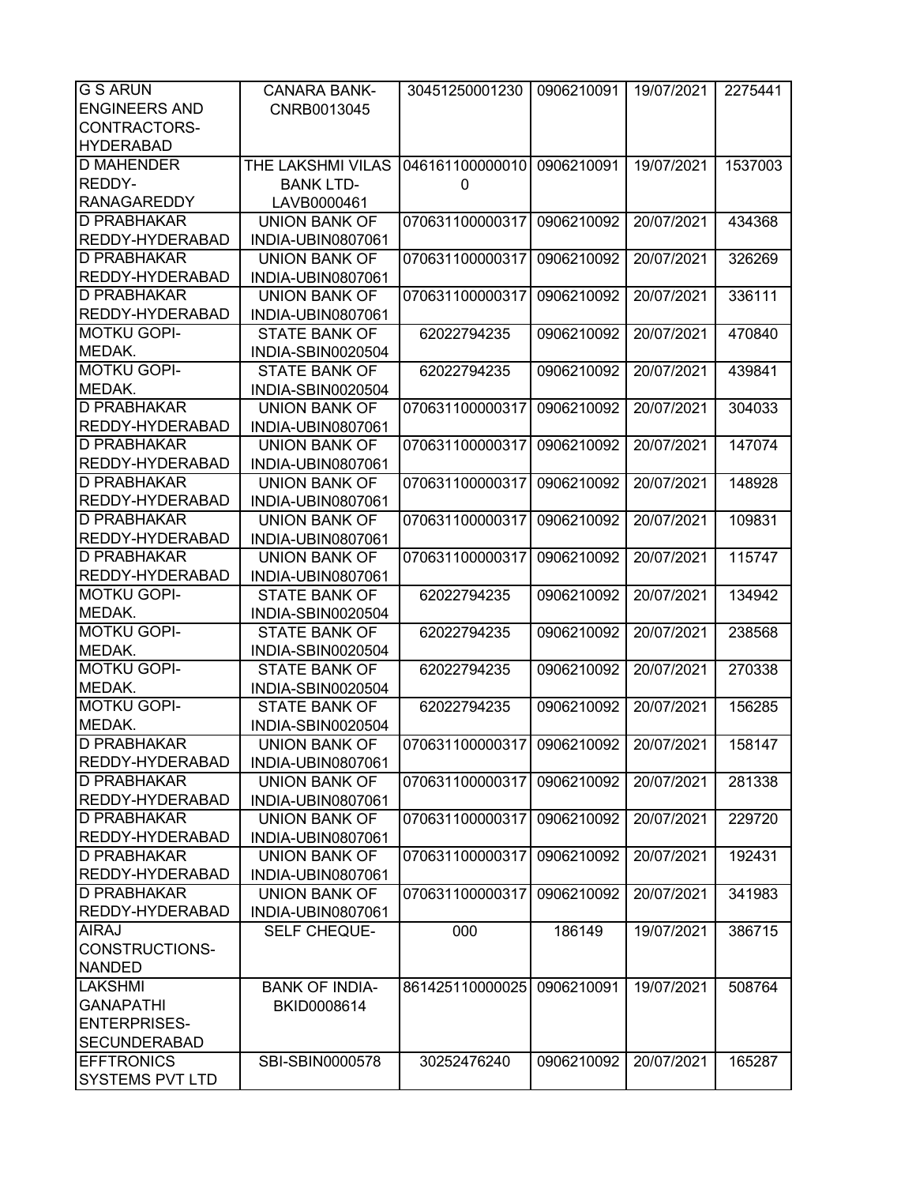| G S ARUN ENGINEERS AND CONTRACTORS-HYDERABAD | CANARA BANK-CNRB0013045 | 30451250001230 | 0906210091 | 19/07/2021 | 2275441 |
|---|---|---|---|---|---|
| D MAHENDER REDDY-RANAGAREDDY | THE LAKSHMI VILAS BANK LTD-LAVB0000461 | 0461611000000100 | 0906210091 | 19/07/2021 | 1537003 |
| D PRABHAKAR REDDY-HYDERABAD | UNION BANK OF INDIA-UBIN0807061 | 070631100000317 | 0906210092 | 20/07/2021 | 434368 |
| D PRABHAKAR REDDY-HYDERABAD | UNION BANK OF INDIA-UBIN0807061 | 070631100000317 | 0906210092 | 20/07/2021 | 326269 |
| D PRABHAKAR REDDY-HYDERABAD | UNION BANK OF INDIA-UBIN0807061 | 070631100000317 | 0906210092 | 20/07/2021 | 336111 |
| MOTKU GOPI-MEDAK. | STATE BANK OF INDIA-SBIN0020504 | 62022794235 | 0906210092 | 20/07/2021 | 470840 |
| MOTKU GOPI-MEDAK. | STATE BANK OF INDIA-SBIN0020504 | 62022794235 | 0906210092 | 20/07/2021 | 439841 |
| D PRABHAKAR REDDY-HYDERABAD | UNION BANK OF INDIA-UBIN0807061 | 070631100000317 | 0906210092 | 20/07/2021 | 304033 |
| D PRABHAKAR REDDY-HYDERABAD | UNION BANK OF INDIA-UBIN0807061 | 070631100000317 | 0906210092 | 20/07/2021 | 147074 |
| D PRABHAKAR REDDY-HYDERABAD | UNION BANK OF INDIA-UBIN0807061 | 070631100000317 | 0906210092 | 20/07/2021 | 148928 |
| D PRABHAKAR REDDY-HYDERABAD | UNION BANK OF INDIA-UBIN0807061 | 070631100000317 | 0906210092 | 20/07/2021 | 109831 |
| D PRABHAKAR REDDY-HYDERABAD | UNION BANK OF INDIA-UBIN0807061 | 070631100000317 | 0906210092 | 20/07/2021 | 115747 |
| MOTKU GOPI-MEDAK. | STATE BANK OF INDIA-SBIN0020504 | 62022794235 | 0906210092 | 20/07/2021 | 134942 |
| MOTKU GOPI-MEDAK. | STATE BANK OF INDIA-SBIN0020504 | 62022794235 | 0906210092 | 20/07/2021 | 238568 |
| MOTKU GOPI-MEDAK. | STATE BANK OF INDIA-SBIN0020504 | 62022794235 | 0906210092 | 20/07/2021 | 270338 |
| MOTKU GOPI-MEDAK. | STATE BANK OF INDIA-SBIN0020504 | 62022794235 | 0906210092 | 20/07/2021 | 156285 |
| D PRABHAKAR REDDY-HYDERABAD | UNION BANK OF INDIA-UBIN0807061 | 070631100000317 | 0906210092 | 20/07/2021 | 158147 |
| D PRABHAKAR REDDY-HYDERABAD | UNION BANK OF INDIA-UBIN0807061 | 070631100000317 | 0906210092 | 20/07/2021 | 281338 |
| D PRABHAKAR REDDY-HYDERABAD | UNION BANK OF INDIA-UBIN0807061 | 070631100000317 | 0906210092 | 20/07/2021 | 229720 |
| D PRABHAKAR REDDY-HYDERABAD | UNION BANK OF INDIA-UBIN0807061 | 070631100000317 | 0906210092 | 20/07/2021 | 192431 |
| D PRABHAKAR REDDY-HYDERABAD | UNION BANK OF INDIA-UBIN0807061 | 070631100000317 | 0906210092 | 20/07/2021 | 341983 |
| AIRAJ CONSTRUCTIONS-NANDED | SELF CHEQUE- | 000 | 186149 | 19/07/2021 | 386715 |
| LAKSHMI GANAPATHI ENTERPRISES-SECUNDERABAD | BANK OF INDIA-BKID0008614 | 861425110000025 | 0906210091 | 19/07/2021 | 508764 |
| EFFTRONICS SYSTEMS PVT LTD | SBI-SBIN0000578 | 30252476240 | 0906210092 | 20/07/2021 | 165287 |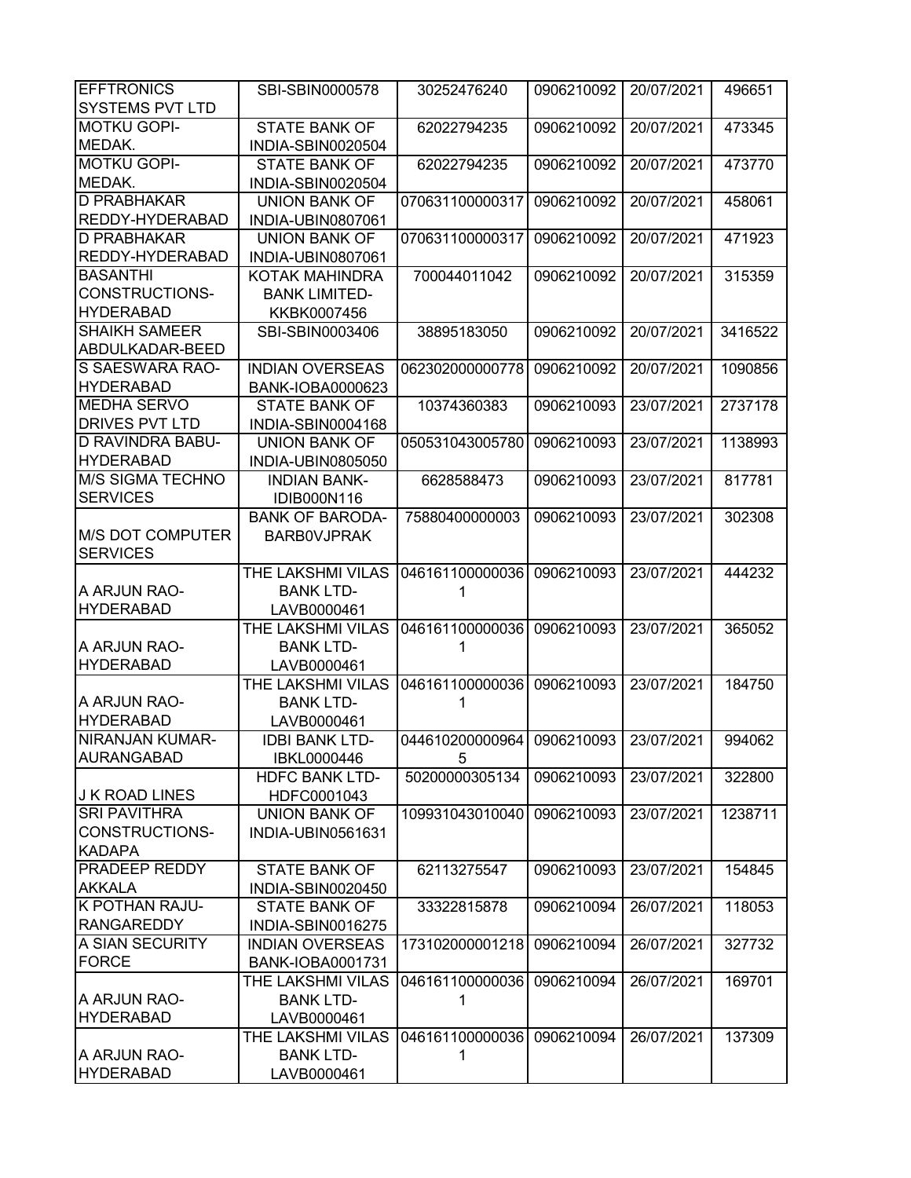| | | | | | |
|---|---|---|---|---|---|
| EFFTRONICS SYSTEMS PVT LTD | SBI-SBIN0000578 | 30252476240 | 0906210092 | 20/07/2021 | 496651 |
| MOTKU GOPI-MEDAK. | STATE BANK OF INDIA-SBIN0020504 | 62022794235 | 0906210092 | 20/07/2021 | 473345 |
| MOTKU GOPI-MEDAK. | STATE BANK OF INDIA-SBIN0020504 | 62022794235 | 0906210092 | 20/07/2021 | 473770 |
| D PRABHAKAR REDDY-HYDERABAD | UNION BANK OF INDIA-UBIN0807061 | 070631100000317 | 0906210092 | 20/07/2021 | 458061 |
| D PRABHAKAR REDDY-HYDERABAD | UNION BANK OF INDIA-UBIN0807061 | 070631100000317 | 0906210092 | 20/07/2021 | 471923 |
| BASANTHI CONSTRUCTIONS-HYDERABAD | KOTAK MAHINDRA BANK LIMITED-KKBK0007456 | 700044011042 | 0906210092 | 20/07/2021 | 315359 |
| SHAIKH SAMEER ABDULKADAR-BEED | SBI-SBIN0003406 | 38895183050 | 0906210092 | 20/07/2021 | 3416522 |
| S SAESWARA RAO-HYDERABAD | INDIAN OVERSEAS BANK-IOBA0000623 | 062302000000778 | 0906210092 | 20/07/2021 | 1090856 |
| MEDHA SERVO DRIVES PVT LTD | STATE BANK OF INDIA-SBIN0004168 | 10374360383 | 0906210093 | 23/07/2021 | 2737178 |
| D RAVINDRA BABU-HYDERABAD | UNION BANK OF INDIA-UBIN0805050 | 050531043005780 | 0906210093 | 23/07/2021 | 1138993 |
| M/S SIGMA TECHNO SERVICES | INDIAN BANK-IDIB000N116 | 6628588473 | 0906210093 | 23/07/2021 | 817781 |
| M/S DOT COMPUTER SERVICES | BANK OF BARODA-BARB0VJPRAK | 75880400000003 | 0906210093 | 23/07/2021 | 302308 |
| A ARJUN RAO-HYDERABAD | THE LAKSHMI VILAS BANK LTD-LAVB0000461 | 0461611000000361 | 0906210093 | 23/07/2021 | 444232 |
| A ARJUN RAO-HYDERABAD | THE LAKSHMI VILAS BANK LTD-LAVB0000461 | 0461611000000361 | 0906210093 | 23/07/2021 | 365052 |
| A ARJUN RAO-HYDERABAD | THE LAKSHMI VILAS BANK LTD-LAVB0000461 | 0461611000000361 | 0906210093 | 23/07/2021 | 184750 |
| NIRANJAN KUMAR-AURANGABAD | IDBI BANK LTD-IBKL0000446 | 0446102000009645 | 0906210093 | 23/07/2021 | 994062 |
| J K ROAD LINES | HDFC BANK LTD-HDFC0001043 | 50200000305134 | 0906210093 | 23/07/2021 | 322800 |
| SRI PAVITHRA CONSTRUCTIONS-KADAPA | UNION BANK OF INDIA-UBIN0561631 | 109931043010040 | 0906210093 | 23/07/2021 | 1238711 |
| PRADEEP REDDY AKKALA | STATE BANK OF INDIA-SBIN0020450 | 62113275547 | 0906210093 | 23/07/2021 | 154845 |
| K POTHAN RAJU-RANGAREDDY | STATE BANK OF INDIA-SBIN0016275 | 33322815878 | 0906210094 | 26/07/2021 | 118053 |
| A SIAN SECURITY FORCE | INDIAN OVERSEAS BANK-IOBA0001731 | 173102000001218 | 0906210094 | 26/07/2021 | 327732 |
| A ARJUN RAO-HYDERABAD | THE LAKSHMI VILAS BANK LTD-LAVB0000461 | 0461611000000361 | 0906210094 | 26/07/2021 | 169701 |
| A ARJUN RAO-HYDERABAD | THE LAKSHMI VILAS BANK LTD-LAVB0000461 | 0461611000000361 | 0906210094 | 26/07/2021 | 137309 |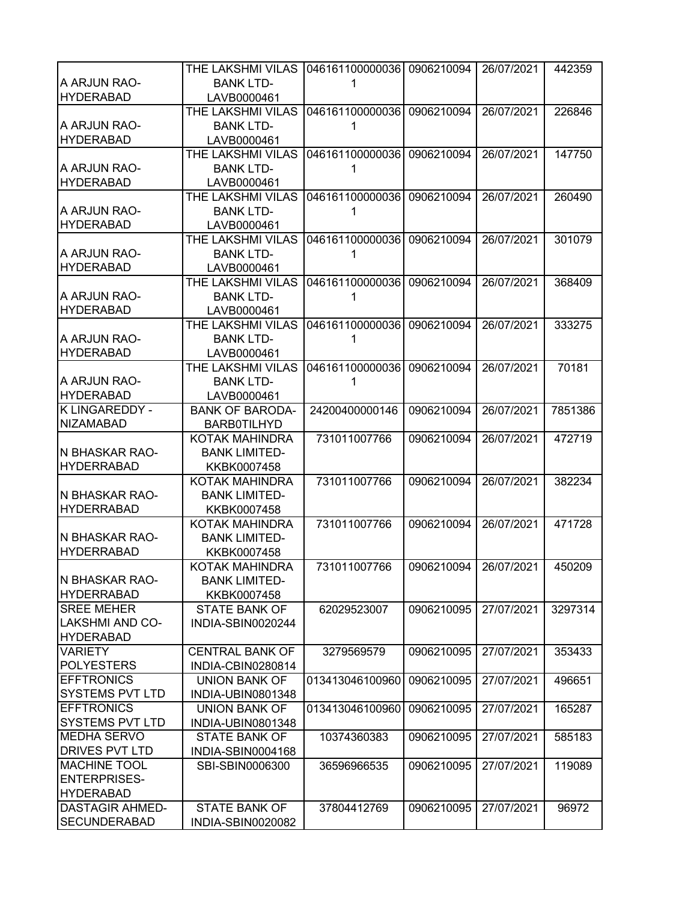| | | | | | |
|---|---|---|---|---|---|
| A ARJUN RAO-HYDERABAD | THE LAKSHMI VILAS BANK LTD-LAVB0000461 | 0461611000000361 | 0906210094 | 26/07/2021 | 442359 |
| A ARJUN RAO-HYDERABAD | THE LAKSHMI VILAS BANK LTD-LAVB0000461 | 0461611000000361 | 0906210094 | 26/07/2021 | 226846 |
| A ARJUN RAO-HYDERABAD | THE LAKSHMI VILAS BANK LTD-LAVB0000461 | 0461611000000361 | 0906210094 | 26/07/2021 | 147750 |
| A ARJUN RAO-HYDERABAD | THE LAKSHMI VILAS BANK LTD-LAVB0000461 | 0461611000000361 | 0906210094 | 26/07/2021 | 260490 |
| A ARJUN RAO-HYDERABAD | THE LAKSHMI VILAS BANK LTD-LAVB0000461 | 0461611000000361 | 0906210094 | 26/07/2021 | 301079 |
| A ARJUN RAO-HYDERABAD | THE LAKSHMI VILAS BANK LTD-LAVB0000461 | 0461611000000361 | 0906210094 | 26/07/2021 | 368409 |
| A ARJUN RAO-HYDERABAD | THE LAKSHMI VILAS BANK LTD-LAVB0000461 | 0461611000000361 | 0906210094 | 26/07/2021 | 333275 |
| A ARJUN RAO-HYDERABAD | THE LAKSHMI VILAS BANK LTD-LAVB0000461 | 0461611000000361 | 0906210094 | 26/07/2021 | 70181 |
| K LINGAREDDY - NIZAMABAD | BANK OF BARODA-BARB0TILHYD | 24200400000146 | 0906210094 | 26/07/2021 | 7851386 |
| N BHASKAR RAO-HYDERRABAD | KOTAK MAHINDRA BANK LIMITED-KKBK0007458 | 731011007766 | 0906210094 | 26/07/2021 | 472719 |
| N BHASKAR RAO-HYDERRABAD | KOTAK MAHINDRA BANK LIMITED-KKBK0007458 | 731011007766 | 0906210094 | 26/07/2021 | 382234 |
| N BHASKAR RAO-HYDERRABAD | KOTAK MAHINDRA BANK LIMITED-KKBK0007458 | 731011007766 | 0906210094 | 26/07/2021 | 471728 |
| N BHASKAR RAO-HYDERRABAD | KOTAK MAHINDRA BANK LIMITED-KKBK0007458 | 731011007766 | 0906210094 | 26/07/2021 | 450209 |
| SREE MEHER LAKSHMI AND CO-HYDERABAD | STATE BANK OF INDIA-SBIN0020244 | 62029523007 | 0906210095 | 27/07/2021 | 3297314 |
| VARIETY POLYESTERS | CENTRAL BANK OF INDIA-CBIN0280814 | 3279569579 | 0906210095 | 27/07/2021 | 353433 |
| EFFTRONICS SYSTEMS PVT LTD | UNION BANK OF INDIA-UBIN0801348 | 013413046100960 | 0906210095 | 27/07/2021 | 496651 |
| EFFTRONICS SYSTEMS PVT LTD | UNION BANK OF INDIA-UBIN0801348 | 013413046100960 | 0906210095 | 27/07/2021 | 165287 |
| MEDHA SERVO DRIVES PVT LTD | STATE BANK OF INDIA-SBIN0004168 | 10374360383 | 0906210095 | 27/07/2021 | 585183 |
| MACHINE TOOL ENTERPRISES-HYDERABAD | SBI-SBIN0006300 | 36596966535 | 0906210095 | 27/07/2021 | 119089 |
| DASTAGIR AHMED-SECUNDERABAD | STATE BANK OF INDIA-SBIN0020082 | 37804412769 | 0906210095 | 27/07/2021 | 96972 |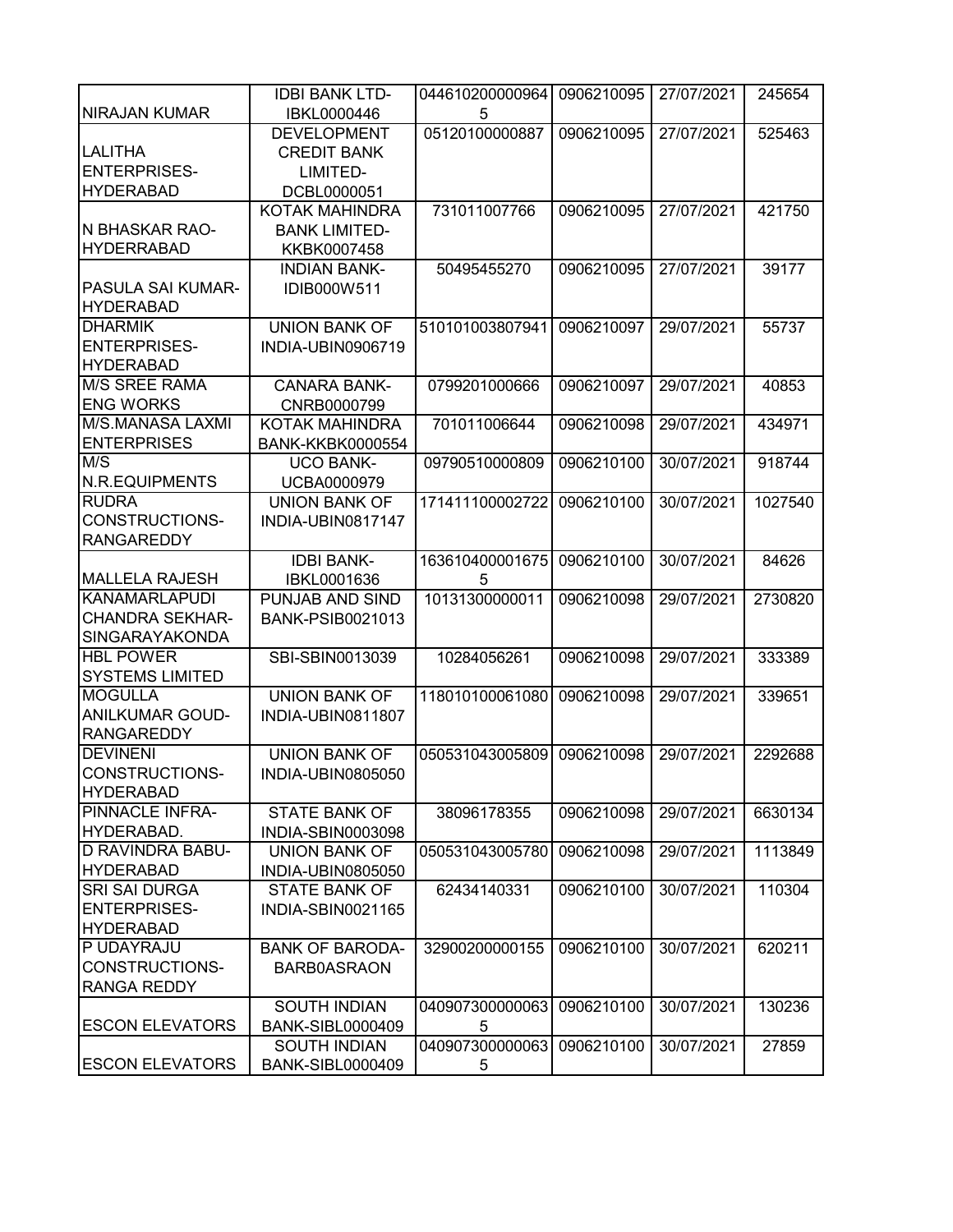| | | | | | |
|---|---|---|---|---|---|
| NIRAJAN KUMAR | IDBI BANK LTD-IBKL0000446 | 0446102000009645 | 0906210095 | 27/07/2021 | 245654 |
| LALITHA ENTERPRISES-HYDERABAD | DEVELOPMENT CREDIT BANK LIMITED-DCBL0000051 | 05120100000887 | 0906210095 | 27/07/2021 | 525463 |
| N BHASKAR RAO-HYDERRABAD | KOTAK MAHINDRA BANK LIMITED-KKBK0007458 | 731011007766 | 0906210095 | 27/07/2021 | 421750 |
| PASULA SAI KUMAR-HYDERABAD | INDIAN BANK-IDIB000W511 | 50495455270 | 0906210095 | 27/07/2021 | 39177 |
| DHARMIK ENTERPRISES-HYDERABAD | UNION BANK OF INDIA-UBIN0906719 | 510101003807941 | 0906210097 | 29/07/2021 | 55737 |
| M/S SREE RAMA ENG WORKS | CANARA BANK-CNRB0000799 | 0799201000666 | 0906210097 | 29/07/2021 | 40853 |
| M/S.MANASA LAXMI ENTERPRISES | KOTAK MAHINDRA BANK-KKBK0000554 | 701011006644 | 0906210098 | 29/07/2021 | 434971 |
| M/S N.R.EQUIPMENTS | UCO BANK-UCBA0000979 | 09790510000809 | 0906210100 | 30/07/2021 | 918744 |
| RUDRA CONSTRUCTIONS-RANGAREDDY | UNION BANK OF INDIA-UBIN0817147 | 171411100002722 | 0906210100 | 30/07/2021 | 1027540 |
| MALLELA RAJESH | IDBI BANK-IBKL0001636 | 1636104000016755 | 0906210100 | 30/07/2021 | 84626 |
| KANAMARLAPUDI CHANDRA SEKHAR-SINGARAYAKONDA | PUNJAB AND SIND BANK-PSIB0021013 | 10131300000011 | 0906210098 | 29/07/2021 | 2730820 |
| HBL POWER SYSTEMS LIMITED | SBI-SBIN0013039 | 10284056261 | 0906210098 | 29/07/2021 | 333389 |
| MOGULLA ANILKUMAR GOUD-RANGAREDDY | UNION BANK OF INDIA-UBIN0811807 | 118010100061080 | 0906210098 | 29/07/2021 | 339651 |
| DEVINENI CONSTRUCTIONS-HYDERABAD | UNION BANK OF INDIA-UBIN0805050 | 050531043005809 | 0906210098 | 29/07/2021 | 2292688 |
| PINNACLE INFRA-HYDERABAD. | STATE BANK OF INDIA-SBIN0003098 | 38096178355 | 0906210098 | 29/07/2021 | 6630134 |
| D RAVINDRA BABU-HYDERABAD | UNION BANK OF INDIA-UBIN0805050 | 050531043005780 | 0906210098 | 29/07/2021 | 1113849 |
| SRI SAI DURGA ENTERPRISES-HYDERABAD | STATE BANK OF INDIA-SBIN0021165 | 62434140331 | 0906210100 | 30/07/2021 | 110304 |
| P UDAYRAJU CONSTRUCTIONS-RANGA REDDY | BANK OF BARODA-BARB0ASRAON | 32900200000155 | 0906210100 | 30/07/2021 | 620211 |
| ESCON ELEVATORS | SOUTH INDIAN BANK-SIBL0000409 | 0409073000000635 | 0906210100 | 30/07/2021 | 130236 |
| ESCON ELEVATORS | SOUTH INDIAN BANK-SIBL0000409 | 0409073000000635 | 0906210100 | 30/07/2021 | 27859 |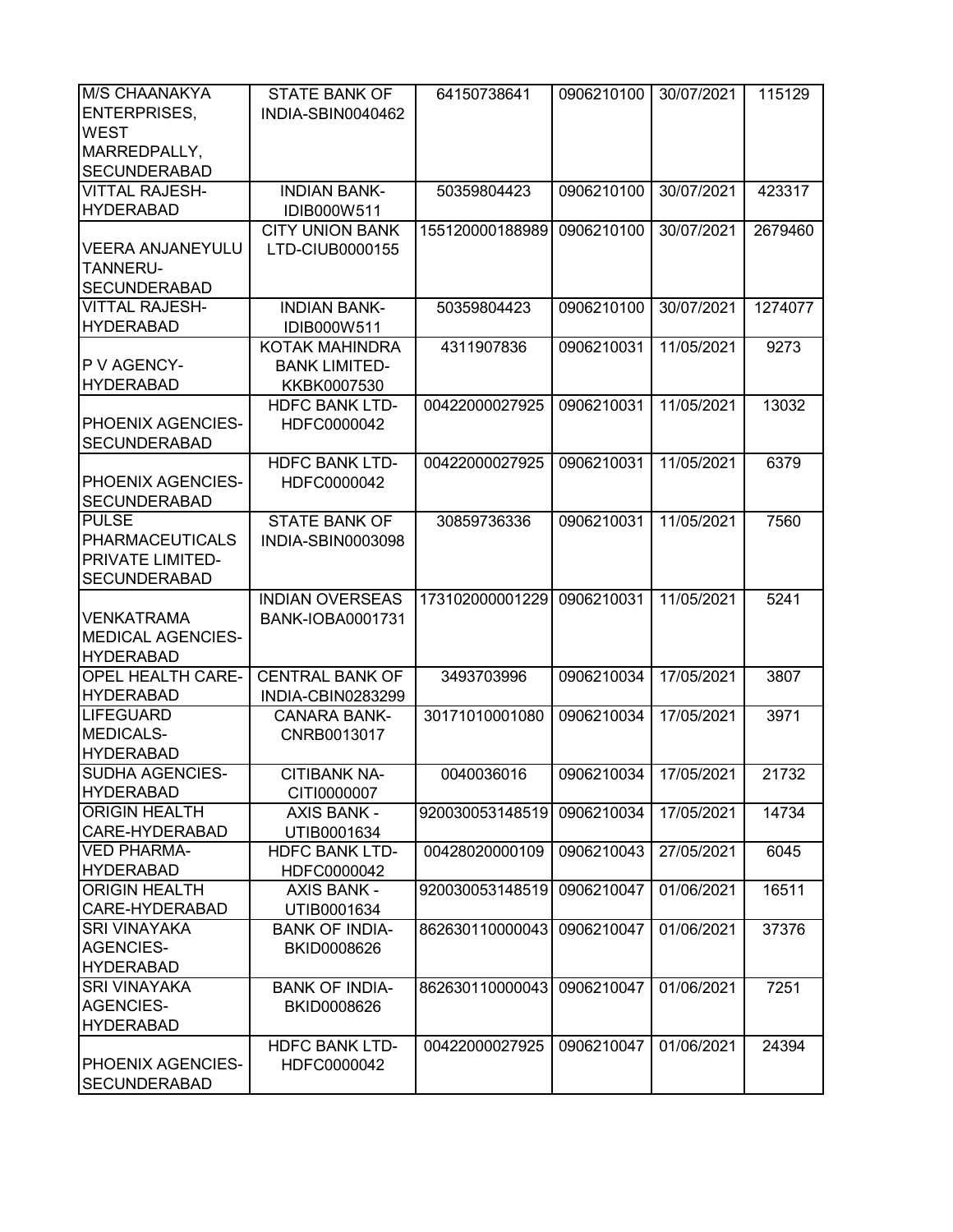| M/S CHAANAKYA ENTERPRISES, WEST MARREDPALLY, SECUNDERABAD | STATE BANK OF INDIA-SBIN0040462 | 64150738641 | 0906210100 | 30/07/2021 | 115129 |
|---|---|---|---|---|---|
| VITTAL RAJESH-HYDERABAD | INDIAN BANK-IDIB000W511 | 50359804423 | 0906210100 | 30/07/2021 | 423317 |
| VEERA ANJANEYULU TANNERU-SECUNDERABAD | CITY UNION BANK LTD-CIUB0000155 | 155120000188989 | 0906210100 | 30/07/2021 | 2679460 |
| VITTAL RAJESH-HYDERABAD | INDIAN BANK-IDIB000W511 | 50359804423 | 0906210100 | 30/07/2021 | 1274077 |
| P V AGENCY-HYDERABAD | KOTAK MAHINDRA BANK LIMITED-KKBK0007530 | 4311907836 | 0906210031 | 11/05/2021 | 9273 |
| PHOENIX AGENCIES-SECUNDERABAD | HDFC BANK LTD-HDFC0000042 | 00422000027925 | 0906210031 | 11/05/2021 | 13032 |
| PHOENIX AGENCIES-SECUNDERABAD | HDFC BANK LTD-HDFC0000042 | 00422000027925 | 0906210031 | 11/05/2021 | 6379 |
| PULSE PHARMACEUTICALS PRIVATE LIMITED-SECUNDERABAD | STATE BANK OF INDIA-SBIN0003098 | 30859736336 | 0906210031 | 11/05/2021 | 7560 |
| VENKATRAMA MEDICAL AGENCIES-HYDERABAD | INDIAN OVERSEAS BANK-IOBA0001731 | 173102000001229 | 0906210031 | 11/05/2021 | 5241 |
| OPEL HEALTH CARE-HYDERABAD | CENTRAL BANK OF INDIA-CBIN0283299 | 3493703996 | 0906210034 | 17/05/2021 | 3807 |
| LIFEGUARD MEDICALS-HYDERABAD | CANARA BANK-CNRB0013017 | 30171010001080 | 0906210034 | 17/05/2021 | 3971 |
| SUDHA AGENCIES-HYDERABAD | CITIBANK NA-CITI0000007 | 0040036016 | 0906210034 | 17/05/2021 | 21732 |
| ORIGIN HEALTH CARE-HYDERABAD | AXIS BANK -UTIB0001634 | 920030053148519 | 0906210034 | 17/05/2021 | 14734 |
| VED PHARMA-HYDERABAD | HDFC BANK LTD-HDFC0000042 | 00428020000109 | 0906210043 | 27/05/2021 | 6045 |
| ORIGIN HEALTH CARE-HYDERABAD | AXIS BANK -UTIB0001634 | 920030053148519 | 0906210047 | 01/06/2021 | 16511 |
| SRI VINAYAKA AGENCIES-HYDERABAD | BANK OF INDIA-BKID0008626 | 862630110000043 | 0906210047 | 01/06/2021 | 37376 |
| SRI VINAYAKA AGENCIES-HYDERABAD | BANK OF INDIA-BKID0008626 | 862630110000043 | 0906210047 | 01/06/2021 | 7251 |
| PHOENIX AGENCIES-SECUNDERABAD | HDFC BANK LTD-HDFC0000042 | 00422000027925 | 0906210047 | 01/06/2021 | 24394 |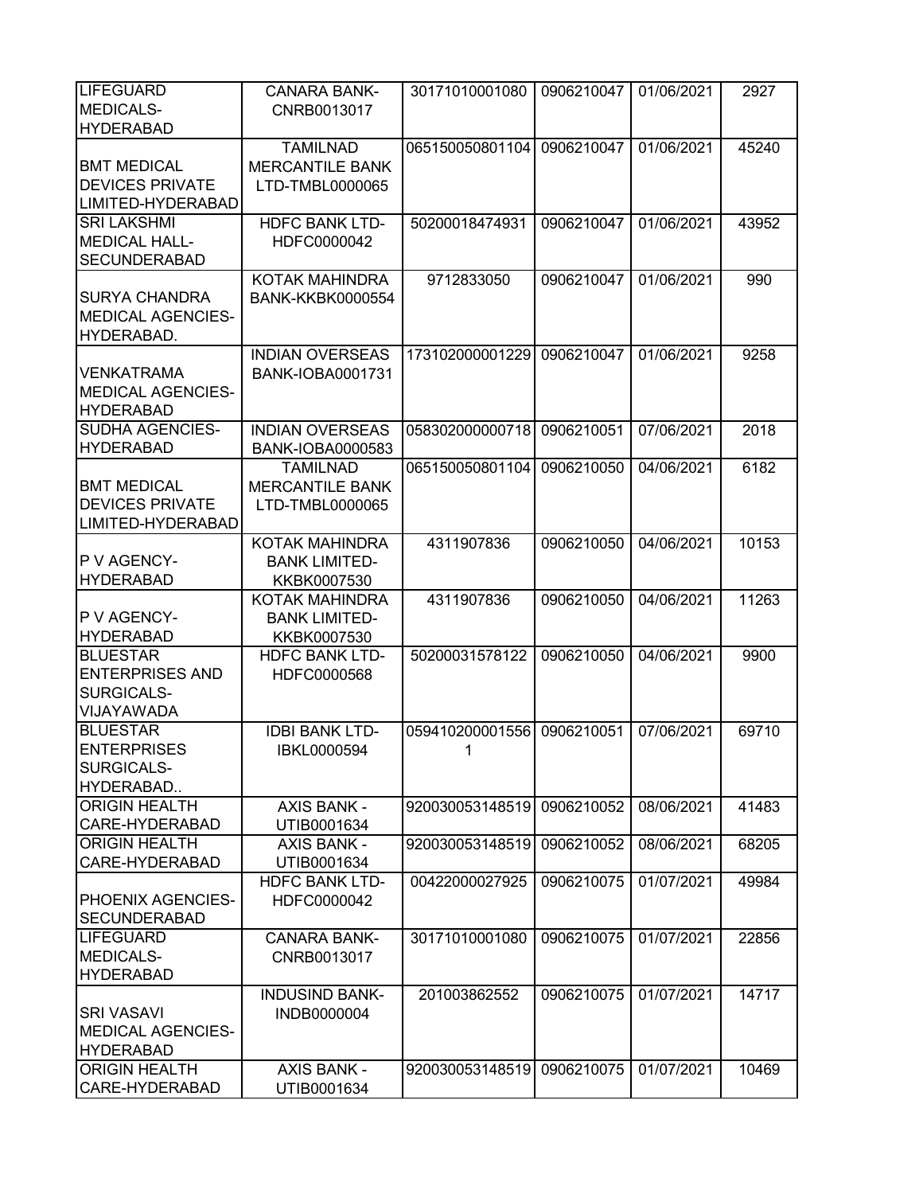| | | | | | |
|---|---|---|---|---|---|
| LIFEGUARD MEDICALS-HYDERABAD | CANARA BANK-CNRB0013017 | 30171010001080 | 0906210047 | 01/06/2021 | 2927 |
| BMT MEDICAL DEVICES PRIVATE LIMITED-HYDERABAD | TAMILNAD MERCANTILE BANK LTD-TMBL0000065 | 065150050801104 | 0906210047 | 01/06/2021 | 45240 |
| SRI LAKSHMI MEDICAL HALL-SECUNDERABAD | HDFC BANK LTD-HDFC0000042 | 50200018474931 | 0906210047 | 01/06/2021 | 43952 |
| SURYA CHANDRA MEDICAL AGENCIES-HYDERABAD. | KOTAK MAHINDRA BANK-KKBK0000554 | 9712833050 | 0906210047 | 01/06/2021 | 990 |
| VENKATRAMA MEDICAL AGENCIES-HYDERABAD | INDIAN OVERSEAS BANK-IOBA0001731 | 173102000001229 | 0906210047 | 01/06/2021 | 9258 |
| SUDHA AGENCIES-HYDERABAD | INDIAN OVERSEAS BANK-IOBA0000583 | 058302000000718 | 0906210051 | 07/06/2021 | 2018 |
| BMT MEDICAL DEVICES PRIVATE LIMITED-HYDERABAD | TAMILNAD MERCANTILE BANK LTD-TMBL0000065 | 065150050801104 | 0906210050 | 04/06/2021 | 6182 |
| P V AGENCY-HYDERABAD | KOTAK MAHINDRA BANK LIMITED-KKBK0007530 | 4311907836 | 0906210050 | 04/06/2021 | 10153 |
| P V AGENCY-HYDERABAD | KOTAK MAHINDRA BANK LIMITED-KKBK0007530 | 4311907836 | 0906210050 | 04/06/2021 | 11263 |
| BLUESTAR ENTERPRISES AND SURGICALS-VIJAYAWADA | HDFC BANK LTD-HDFC0000568 | 50200031578122 | 0906210050 | 04/06/2021 | 9900 |
| BLUESTAR ENTERPRISES SURGICALS-HYDERABAD.. | IDBI BANK LTD-IBKL0000594 | 0594102000015561 | 0906210051 | 07/06/2021 | 69710 |
| ORIGIN HEALTH CARE-HYDERABAD | AXIS BANK - UTIB0001634 | 920030053148519 | 0906210052 | 08/06/2021 | 41483 |
| ORIGIN HEALTH CARE-HYDERABAD | AXIS BANK - UTIB0001634 | 920030053148519 | 0906210052 | 08/06/2021 | 68205 |
| PHOENIX AGENCIES-SECUNDERABAD | HDFC BANK LTD-HDFC0000042 | 00422000027925 | 0906210075 | 01/07/2021 | 49984 |
| LIFEGUARD MEDICALS-HYDERABAD | CANARA BANK-CNRB0013017 | 30171010001080 | 0906210075 | 01/07/2021 | 22856 |
| SRI VASAVI MEDICAL AGENCIES-HYDERABAD | INDUSIND BANK-INDB0000004 | 201003862552 | 0906210075 | 01/07/2021 | 14717 |
| ORIGIN HEALTH CARE-HYDERABAD | AXIS BANK - UTIB0001634 | 920030053148519 | 0906210075 | 01/07/2021 | 10469 |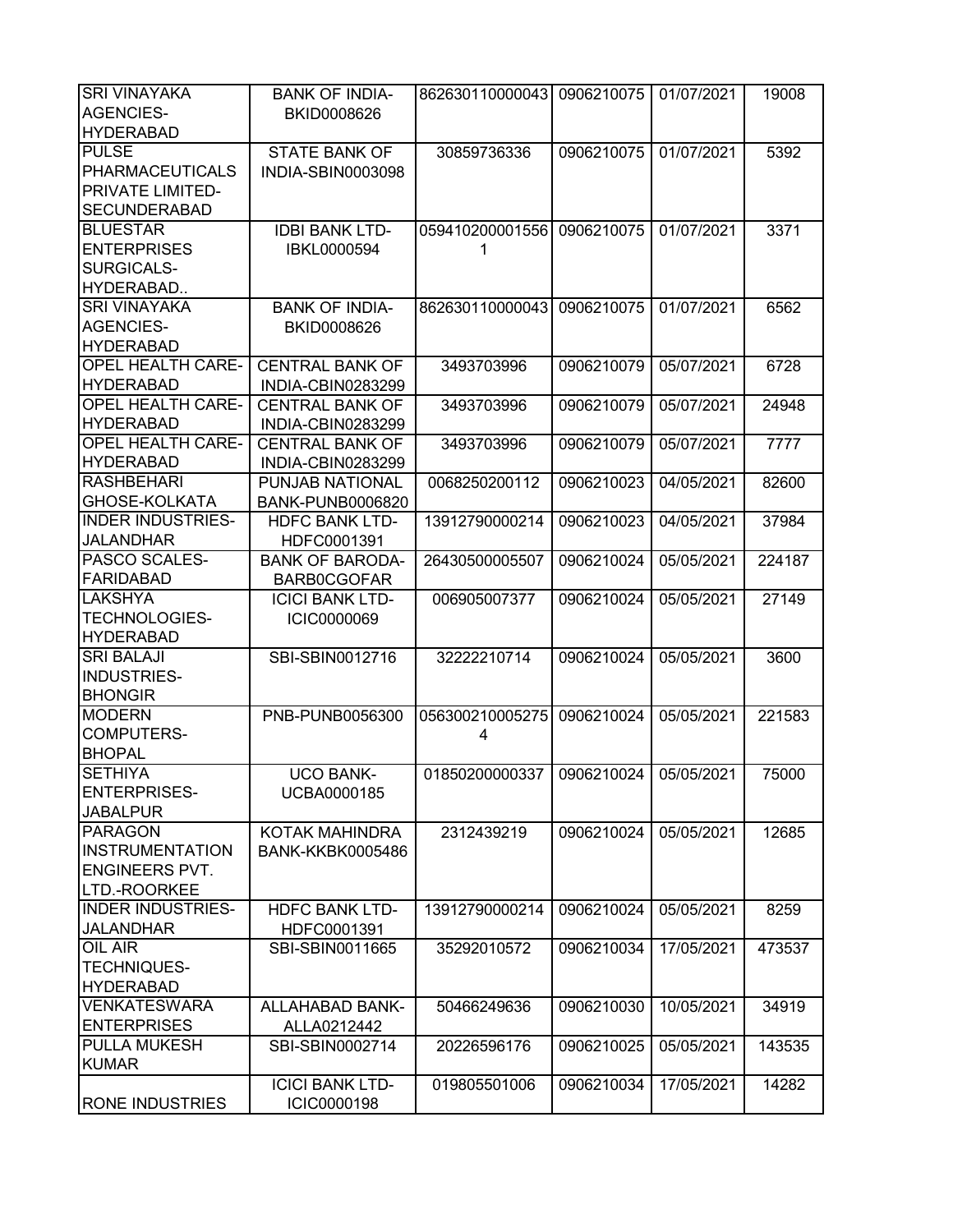| SRI VINAYAKA AGENCIES-HYDERABAD | BANK OF INDIA-BKID0008626 | 862630110000043 | 0906210075 | 01/07/2021 | 19008 |
|---|---|---|---|---|---|
| PULSE PHARMACEUTICALS PRIVATE LIMITED-SECUNDERABAD | STATE BANK OF INDIA-SBIN0003098 | 30859736336 | 0906210075 | 01/07/2021 | 5392 |
| BLUESTAR ENTERPRISES SURGICALS-HYDERABAD.. | IDBI BANK LTD-IBKL0000594 | 0594102000015561 | 0906210075 | 01/07/2021 | 3371 |
| SRI VINAYAKA AGENCIES-HYDERABAD | BANK OF INDIA-BKID0008626 | 862630110000043 | 0906210075 | 01/07/2021 | 6562 |
| OPEL HEALTH CARE-HYDERABAD | CENTRAL BANK OF INDIA-CBIN0283299 | 3493703996 | 0906210079 | 05/07/2021 | 6728 |
| OPEL HEALTH CARE-HYDERABAD | CENTRAL BANK OF INDIA-CBIN0283299 | 3493703996 | 0906210079 | 05/07/2021 | 24948 |
| OPEL HEALTH CARE-HYDERABAD | CENTRAL BANK OF INDIA-CBIN0283299 | 3493703996 | 0906210079 | 05/07/2021 | 7777 |
| RASHBEHARI GHOSE-KOLKATA | PUNJAB NATIONAL BANK-PUNB0006820 | 0068250200112 | 0906210023 | 04/05/2021 | 82600 |
| INDER INDUSTRIES-JALANDHAR | HDFC BANK LTD-HDFC0001391 | 13912790000214 | 0906210023 | 04/05/2021 | 37984 |
| PASCO SCALES-FARIDABAD | BANK OF BARODA-BARB0CGOFAR | 26430500005507 | 0906210024 | 05/05/2021 | 224187 |
| LAKSHYA TECHNOLOGIES-HYDERABAD | ICICI BANK LTD-ICIC0000069 | 006905007377 | 0906210024 | 05/05/2021 | 27149 |
| SRI BALAJI INDUSTRIES-BHONGIR | SBI-SBIN0012716 | 32222210714 | 0906210024 | 05/05/2021 | 3600 |
| MODERN COMPUTERS-BHOPAL | PNB-PUNB0056300 | 0563002100052754 | 0906210024 | 05/05/2021 | 221583 |
| SETHIYA ENTERPRISES-JABALPUR | UCO BANK-UCBA0000185 | 01850200000337 | 0906210024 | 05/05/2021 | 75000 |
| PARAGON INSTRUMENTATION ENGINEERS PVT. LTD.-ROORKEE | KOTAK MAHINDRA BANK-KKBK0005486 | 2312439219 | 0906210024 | 05/05/2021 | 12685 |
| INDER INDUSTRIES-JALANDHAR | HDFC BANK LTD-HDFC0001391 | 13912790000214 | 0906210024 | 05/05/2021 | 8259 |
| OIL AIR TECHNIQUES-HYDERABAD | SBI-SBIN0011665 | 35292010572 | 0906210034 | 17/05/2021 | 473537 |
| VENKATESWARA ENTERPRISES | ALLAHABAD BANK-ALLA0212442 | 50466249636 | 0906210030 | 10/05/2021 | 34919 |
| PULLA MUKESH KUMAR | SBI-SBIN0002714 | 20226596176 | 0906210025 | 05/05/2021 | 143535 |
| RONE INDUSTRIES | ICICI BANK LTD-ICIC0000198 | 019805501006 | 0906210034 | 17/05/2021 | 14282 |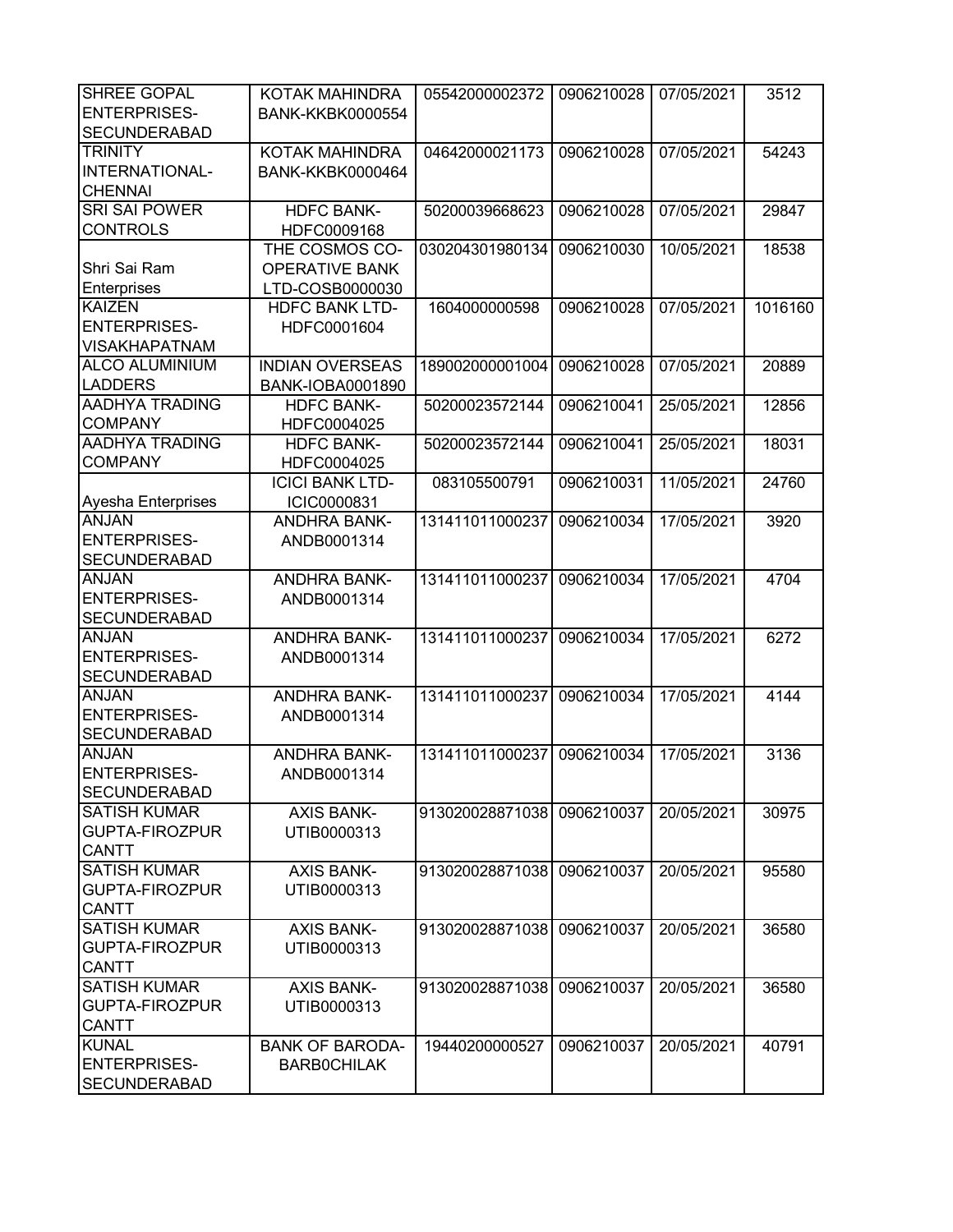| SHREE GOPAL ENTERPRISES-SECUNDERABAD | KOTAK MAHINDRA BANK-KKBK0000554 | 05542000002372 | 0906210028 | 07/05/2021 | 3512 |
|---|---|---|---|---|---|
| TRINITY INTERNATIONAL-CHENNAI | KOTAK MAHINDRA BANK-KKBK0000464 | 04642000021173 | 0906210028 | 07/05/2021 | 54243 |
| SRI SAI POWER CONTROLS | HDFC BANK-HDFC0009168 | 50200039668623 | 0906210028 | 07/05/2021 | 29847 |
| Shri Sai Ram Enterprises | THE COSMOS CO-OPERATIVE BANK LTD-COSB0000030 | 030204301980134 | 0906210030 | 10/05/2021 | 18538 |
| KAIZEN ENTERPRISES-VISAKHAPATNAM | HDFC BANK LTD-HDFC0001604 | 1604000000598 | 0906210028 | 07/05/2021 | 1016160 |
| ALCO ALUMINIUM LADDERS | INDIAN OVERSEAS BANK-IOBA0001890 | 189002000001004 | 0906210028 | 07/05/2021 | 20889 |
| AADHYA TRADING COMPANY | HDFC BANK-HDFC0004025 | 50200023572144 | 0906210041 | 25/05/2021 | 12856 |
| AADHYA TRADING COMPANY | HDFC BANK-HDFC0004025 | 50200023572144 | 0906210041 | 25/05/2021 | 18031 |
| Ayesha Enterprises | ICICI BANK LTD-ICIC0000831 | 083105500791 | 0906210031 | 11/05/2021 | 24760 |
| ANJAN ENTERPRISES-SECUNDERABAD | ANDHRA BANK-ANDB0001314 | 131411011000237 | 0906210034 | 17/05/2021 | 3920 |
| ANJAN ENTERPRISES-SECUNDERABAD | ANDHRA BANK-ANDB0001314 | 131411011000237 | 0906210034 | 17/05/2021 | 4704 |
| ANJAN ENTERPRISES-SECUNDERABAD | ANDHRA BANK-ANDB0001314 | 131411011000237 | 0906210034 | 17/05/2021 | 6272 |
| ANJAN ENTERPRISES-SECUNDERABAD | ANDHRA BANK-ANDB0001314 | 131411011000237 | 0906210034 | 17/05/2021 | 4144 |
| ANJAN ENTERPRISES-SECUNDERABAD | ANDHRA BANK-ANDB0001314 | 131411011000237 | 0906210034 | 17/05/2021 | 3136 |
| SATISH KUMAR GUPTA-FIROZPUR CANTT | AXIS BANK-UTIB0000313 | 913020028871038 | 0906210037 | 20/05/2021 | 30975 |
| SATISH KUMAR GUPTA-FIROZPUR CANTT | AXIS BANK-UTIB0000313 | 913020028871038 | 0906210037 | 20/05/2021 | 95580 |
| SATISH KUMAR GUPTA-FIROZPUR CANTT | AXIS BANK-UTIB0000313 | 913020028871038 | 0906210037 | 20/05/2021 | 36580 |
| SATISH KUMAR GUPTA-FIROZPUR CANTT | AXIS BANK-UTIB0000313 | 913020028871038 | 0906210037 | 20/05/2021 | 36580 |
| KUNAL ENTERPRISES-SECUNDERABAD | BANK OF BARODA-BARB0CHILAK | 19440200000527 | 0906210037 | 20/05/2021 | 40791 |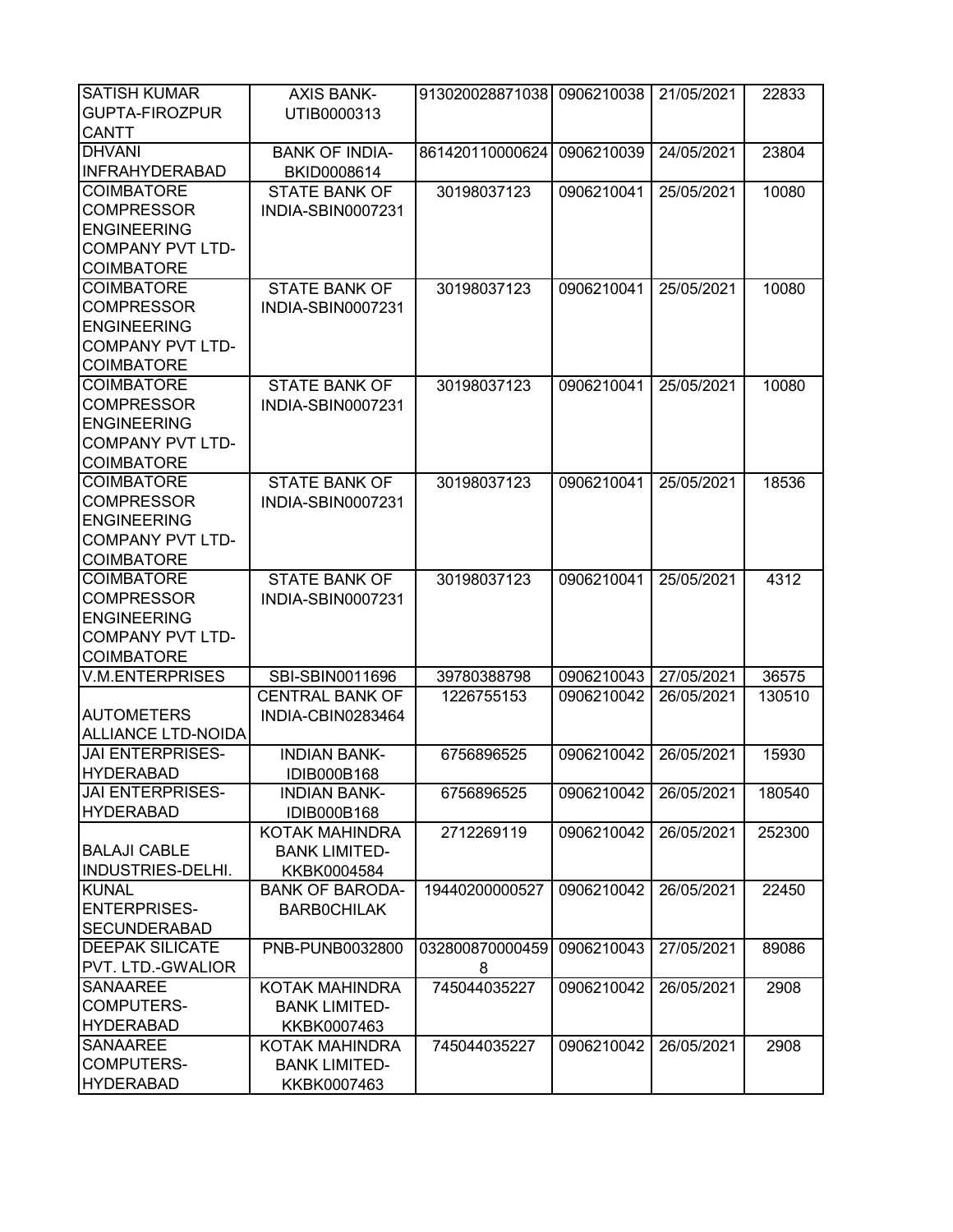| | | | | | |
|---|---|---|---|---|---|
| SATISH KUMAR GUPTA-FIROZPUR CANTT | AXIS BANK-UTIB0000313 | 913020028871038 | 0906210038 | 21/05/2021 | 22833 |
| DHVANI INFRAHYDERABAD | BANK OF INDIA-BKID0008614 | 861420110000624 | 0906210039 | 24/05/2021 | 23804 |
| COIMBATORE COMPRESSOR ENGINEERING COMPANY PVT LTD-COIMBATORE | STATE BANK OF INDIA-SBIN0007231 | 30198037123 | 0906210041 | 25/05/2021 | 10080 |
| COIMBATORE COMPRESSOR ENGINEERING COMPANY PVT LTD-COIMBATORE | STATE BANK OF INDIA-SBIN0007231 | 30198037123 | 0906210041 | 25/05/2021 | 10080 |
| COIMBATORE COMPRESSOR ENGINEERING COMPANY PVT LTD-COIMBATORE | STATE BANK OF INDIA-SBIN0007231 | 30198037123 | 0906210041 | 25/05/2021 | 10080 |
| COIMBATORE COMPRESSOR ENGINEERING COMPANY PVT LTD-COIMBATORE | STATE BANK OF INDIA-SBIN0007231 | 30198037123 | 0906210041 | 25/05/2021 | 18536 |
| COIMBATORE COMPRESSOR ENGINEERING COMPANY PVT LTD-COIMBATORE | STATE BANK OF INDIA-SBIN0007231 | 30198037123 | 0906210041 | 25/05/2021 | 4312 |
| V.M.ENTERPRISES | SBI-SBIN0011696 | 39780388798 | 0906210043 | 27/05/2021 | 36575 |
| AUTOMETERS ALLIANCE LTD-NOIDA | CENTRAL BANK OF INDIA-CBIN0283464 | 1226755153 | 0906210042 | 26/05/2021 | 130510 |
| JAI ENTERPRISES-HYDERABAD | INDIAN BANK-IDIB000B168 | 6756896525 | 0906210042 | 26/05/2021 | 15930 |
| JAI ENTERPRISES-HYDERABAD | INDIAN BANK-IDIB000B168 | 6756896525 | 0906210042 | 26/05/2021 | 180540 |
| BALAJI CABLE INDUSTRIES-DELHI. | KOTAK MAHINDRA BANK LIMITED-KKBK0004584 | 2712269119 | 0906210042 | 26/05/2021 | 252300 |
| KUNAL ENTERPRISES-SECUNDERABAD | BANK OF BARODA-BARB0CHILAK | 19440200000527 | 0906210042 | 26/05/2021 | 22450 |
| DEEPAK SILICATE PVT. LTD.-GWALIOR | PNB-PUNB0032800 | 0328008700004598 | 0906210043 | 27/05/2021 | 89086 |
| SANAAREE COMPUTERS-HYDERABAD | KOTAK MAHINDRA BANK LIMITED-KKBK0007463 | 745044035227 | 0906210042 | 26/05/2021 | 2908 |
| SANAAREE COMPUTERS-HYDERABAD | KOTAK MAHINDRA BANK LIMITED-KKBK0007463 | 745044035227 | 0906210042 | 26/05/2021 | 2908 |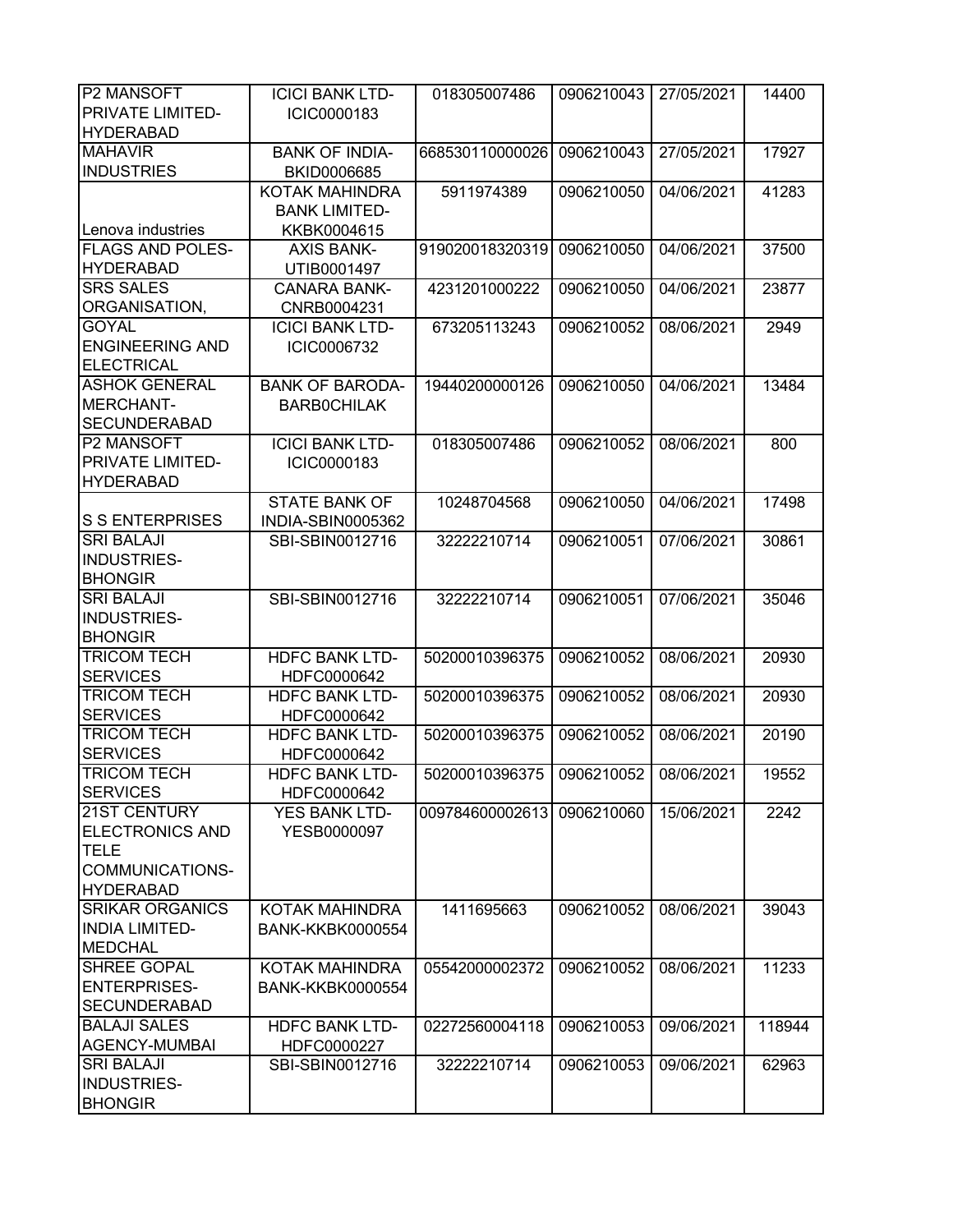| | | | | | |
|---|---|---|---|---|---|
| P2 MANSOFT PRIVATE LIMITED-HYDERABAD | ICICI BANK LTD-ICIC0000183 | 018305007486 | 0906210043 | 27/05/2021 | 14400 |
| MAHAVIR INDUSTRIES | BANK OF INDIA-BKID0006685 | 668530110000026 | 0906210043 | 27/05/2021 | 17927 |
| Lenova industries | KOTAK MAHINDRA BANK LIMITED-KKBK0004615 | 5911974389 | 0906210050 | 04/06/2021 | 41283 |
| FLAGS AND POLES-HYDERABAD | AXIS BANK-UTIB0001497 | 919020018320319 | 0906210050 | 04/06/2021 | 37500 |
| SRS SALES ORGANISATION, | CANARA BANK-CNRB0004231 | 4231201000222 | 0906210050 | 04/06/2021 | 23877 |
| GOYAL ENGINEERING AND ELECTRICAL | ICICI BANK LTD-ICIC0006732 | 673205113243 | 0906210052 | 08/06/2021 | 2949 |
| ASHOK GENERAL MERCHANT-SECUNDERABAD | BANK OF BARODA-BARB0CHILAK | 19440200000126 | 0906210050 | 04/06/2021 | 13484 |
| P2 MANSOFT PRIVATE LIMITED-HYDERABAD | ICICI BANK LTD-ICIC0000183 | 018305007486 | 0906210052 | 08/06/2021 | 800 |
| S S ENTERPRISES | STATE BANK OF INDIA-SBIN0005362 | 10248704568 | 0906210050 | 04/06/2021 | 17498 |
| SRI BALAJI INDUSTRIES-BHONGIR | SBI-SBIN0012716 | 32222210714 | 0906210051 | 07/06/2021 | 30861 |
| SRI BALAJI INDUSTRIES-BHONGIR | SBI-SBIN0012716 | 32222210714 | 0906210051 | 07/06/2021 | 35046 |
| TRICOM TECH SERVICES | HDFC BANK LTD-HDFC0000642 | 50200010396375 | 0906210052 | 08/06/2021 | 20930 |
| TRICOM TECH SERVICES | HDFC BANK LTD-HDFC0000642 | 50200010396375 | 0906210052 | 08/06/2021 | 20930 |
| TRICOM TECH SERVICES | HDFC BANK LTD-HDFC0000642 | 50200010396375 | 0906210052 | 08/06/2021 | 20190 |
| TRICOM TECH SERVICES | HDFC BANK LTD-HDFC0000642 | 50200010396375 | 0906210052 | 08/06/2021 | 19552 |
| 21ST CENTURY ELECTRONICS AND TELE COMMUNICATIONS-HYDERABAD | YES BANK LTD-YESB0000097 | 009784600002613 | 0906210060 | 15/06/2021 | 2242 |
| SRIKAR ORGANICS INDIA LIMITED-MEDCHAL | KOTAK MAHINDRA BANK-KKBK0000554 | 1411695663 | 0906210052 | 08/06/2021 | 39043 |
| SHREE GOPAL ENTERPRISES-SECUNDERABAD | KOTAK MAHINDRA BANK-KKBK0000554 | 05542000002372 | 0906210052 | 08/06/2021 | 11233 |
| BALAJI SALES AGENCY-MUMBAI | HDFC BANK LTD-HDFC0000227 | 02272560004118 | 0906210053 | 09/06/2021 | 118944 |
| SRI BALAJI INDUSTRIES-BHONGIR | SBI-SBIN0012716 | 32222210714 | 0906210053 | 09/06/2021 | 62963 |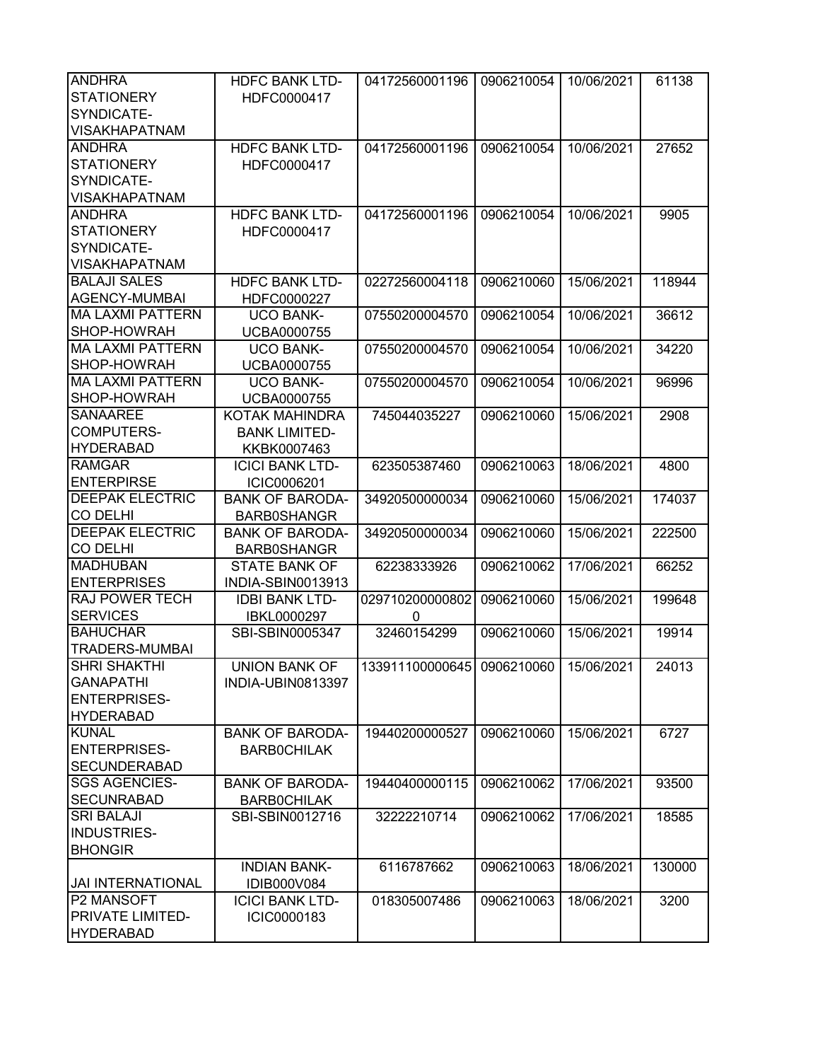| | | | | | |
|---|---|---|---|---|---|
| ANDHRA STATIONERY SYNDICATE-VISAKHAPATNAM | HDFC BANK LTD-HDFC0000417 | 04172560001196 | 0906210054 | 10/06/2021 | 61138 |
| ANDHRA STATIONERY SYNDICATE-VISAKHAPATNAM | HDFC BANK LTD-HDFC0000417 | 04172560001196 | 0906210054 | 10/06/2021 | 27652 |
| ANDHRA STATIONERY SYNDICATE-VISAKHAPATNAM | HDFC BANK LTD-HDFC0000417 | 04172560001196 | 0906210054 | 10/06/2021 | 9905 |
| BALAJI SALES AGENCY-MUMBAI | HDFC BANK LTD-HDFC0000227 | 02272560004118 | 0906210060 | 15/06/2021 | 118944 |
| MA LAXMI PATTERN SHOP-HOWRAH | UCO BANK-UCBA0000755 | 07550200004570 | 0906210054 | 10/06/2021 | 36612 |
| MA LAXMI PATTERN SHOP-HOWRAH | UCO BANK-UCBA0000755 | 07550200004570 | 0906210054 | 10/06/2021 | 34220 |
| MA LAXMI PATTERN SHOP-HOWRAH | UCO BANK-UCBA0000755 | 07550200004570 | 0906210054 | 10/06/2021 | 96996 |
| SANAAREE COMPUTERS-HYDERABAD | KOTAK MAHINDRA BANK LIMITED-KKBK0007463 | 745044035227 | 0906210060 | 15/06/2021 | 2908 |
| RAMGAR ENTERPIRSE | ICICI BANK LTD-ICIC0006201 | 623505387460 | 0906210063 | 18/06/2021 | 4800 |
| DEEPAK ELECTRIC CO DELHI | BANK OF BARODA-BARB0SHANGR | 34920500000034 | 0906210060 | 15/06/2021 | 174037 |
| DEEPAK ELECTRIC CO DELHI | BANK OF BARODA-BARB0SHANGR | 34920500000034 | 0906210060 | 15/06/2021 | 222500 |
| MADHUBAN ENTERPRISES | STATE BANK OF INDIA-SBIN0013913 | 62238333926 | 0906210062 | 17/06/2021 | 66252 |
| RAJ POWER TECH SERVICES | IDBI BANK LTD-IBKL0000297 | 0297102000008020 | 0906210060 | 15/06/2021 | 199648 |
| BAHUCHAR TRADERS-MUMBAI | SBI-SBIN0005347 | 32460154299 | 0906210060 | 15/06/2021 | 19914 |
| SHRI SHAKTHI GANAPATHI ENTERPRISES-HYDERABAD | UNION BANK OF INDIA-UBIN0813397 | 133911100000645 | 0906210060 | 15/06/2021 | 24013 |
| KUNAL ENTERPRISES-SECUNDERABAD | BANK OF BARODA-BARB0CHILAK | 19440200000527 | 0906210060 | 15/06/2021 | 6727 |
| SGS AGENCIES-SECUNRABAD | BANK OF BARODA-BARB0CHILAK | 19440400000115 | 0906210062 | 17/06/2021 | 93500 |
| SRI BALAJI INDUSTRIES-BHONGIR | SBI-SBIN0012716 | 32222210714 | 0906210062 | 17/06/2021 | 18585 |
| JAI INTERNATIONAL | INDIAN BANK-IDIB000V084 | 6116787662 | 0906210063 | 18/06/2021 | 130000 |
| P2 MANSOFT PRIVATE LIMITED-HYDERABAD | ICICI BANK LTD-ICIC0000183 | 018305007486 | 0906210063 | 18/06/2021 | 3200 |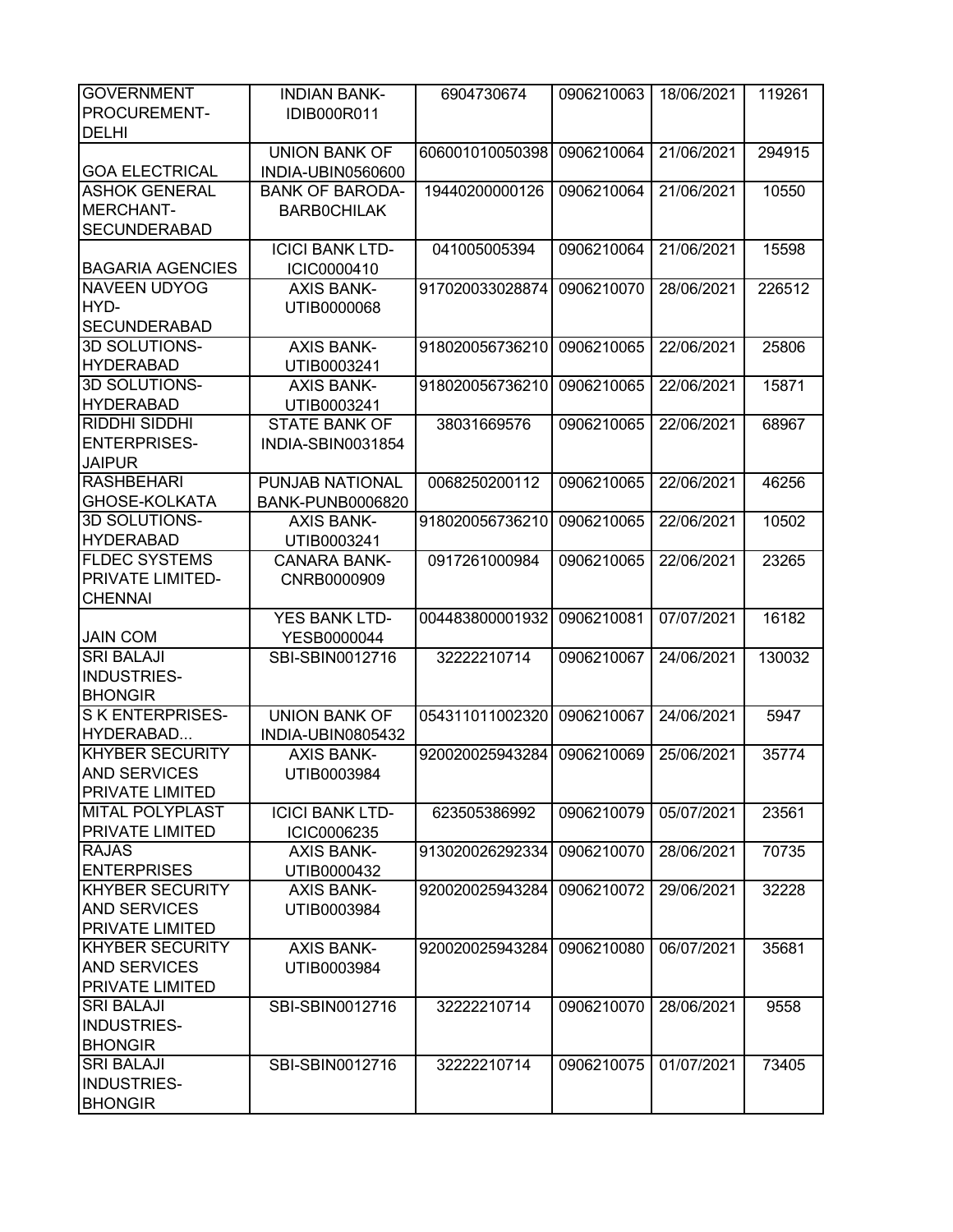| | | | | | |
|---|---|---|---|---|---|
| GOVERNMENT PROCUREMENT-DELHI | INDIAN BANK-IDIB000R011 | 6904730674 | 0906210063 | 18/06/2021 | 119261 |
| GOA ELECTRICAL | UNION BANK OF INDIA-UBIN0560600 | 606001010050398 | 0906210064 | 21/06/2021 | 294915 |
| ASHOK GENERAL MERCHANT-SECUNDERABAD | BANK OF BARODA-BARB0CHILAK | 19440200000126 | 0906210064 | 21/06/2021 | 10550 |
| BAGARIA AGENCIES | ICICI BANK LTD-ICIC0000410 | 041005005394 | 0906210064 | 21/06/2021 | 15598 |
| NAVEEN UDYOG HYD-SECUNDERABAD | AXIS BANK-UTIB0000068 | 917020033028874 | 0906210070 | 28/06/2021 | 226512 |
| 3D SOLUTIONS-HYDERABAD | AXIS BANK-UTIB0003241 | 918020056736210 | 0906210065 | 22/06/2021 | 25806 |
| 3D SOLUTIONS-HYDERABAD | AXIS BANK-UTIB0003241 | 918020056736210 | 0906210065 | 22/06/2021 | 15871 |
| RIDDHI SIDDHI ENTERPRISES-JAIPUR | STATE BANK OF INDIA-SBIN0031854 | 38031669576 | 0906210065 | 22/06/2021 | 68967 |
| RASHBEHARI GHOSE-KOLKATA | PUNJAB NATIONAL BANK-PUNB0006820 | 0068250200112 | 0906210065 | 22/06/2021 | 46256 |
| 3D SOLUTIONS-HYDERABAD | AXIS BANK-UTIB0003241 | 918020056736210 | 0906210065 | 22/06/2021 | 10502 |
| FLDEC SYSTEMS PRIVATE LIMITED-CHENNAI | CANARA BANK-CNRB0000909 | 0917261000984 | 0906210065 | 22/06/2021 | 23265 |
| JAIN COM | YES BANK LTD-YESB0000044 | 004483800001932 | 0906210081 | 07/07/2021 | 16182 |
| SRI BALAJI INDUSTRIES-BHONGIR | SBI-SBIN0012716 | 32222210714 | 0906210067 | 24/06/2021 | 130032 |
| S K ENTERPRISES-HYDERABAD... | UNION BANK OF INDIA-UBIN0805432 | 054311011002320 | 0906210067 | 24/06/2021 | 5947 |
| KHYBER SECURITY AND SERVICES PRIVATE LIMITED | AXIS BANK-UTIB0003984 | 920020025943284 | 0906210069 | 25/06/2021 | 35774 |
| MITAL POLYPLAST PRIVATE LIMITED | ICICI BANK LTD-ICIC0006235 | 623505386992 | 0906210079 | 05/07/2021 | 23561 |
| RAJAS ENTERPRISES | AXIS BANK-UTIB0000432 | 913020026292334 | 0906210070 | 28/06/2021 | 70735 |
| KHYBER SECURITY AND SERVICES PRIVATE LIMITED | AXIS BANK-UTIB0003984 | 920020025943284 | 0906210072 | 29/06/2021 | 32228 |
| KHYBER SECURITY AND SERVICES PRIVATE LIMITED | AXIS BANK-UTIB0003984 | 920020025943284 | 0906210080 | 06/07/2021 | 35681 |
| SRI BALAJI INDUSTRIES-BHONGIR | SBI-SBIN0012716 | 32222210714 | 0906210070 | 28/06/2021 | 9558 |
| SRI BALAJI INDUSTRIES-BHONGIR | SBI-SBIN0012716 | 32222210714 | 0906210075 | 01/07/2021 | 73405 |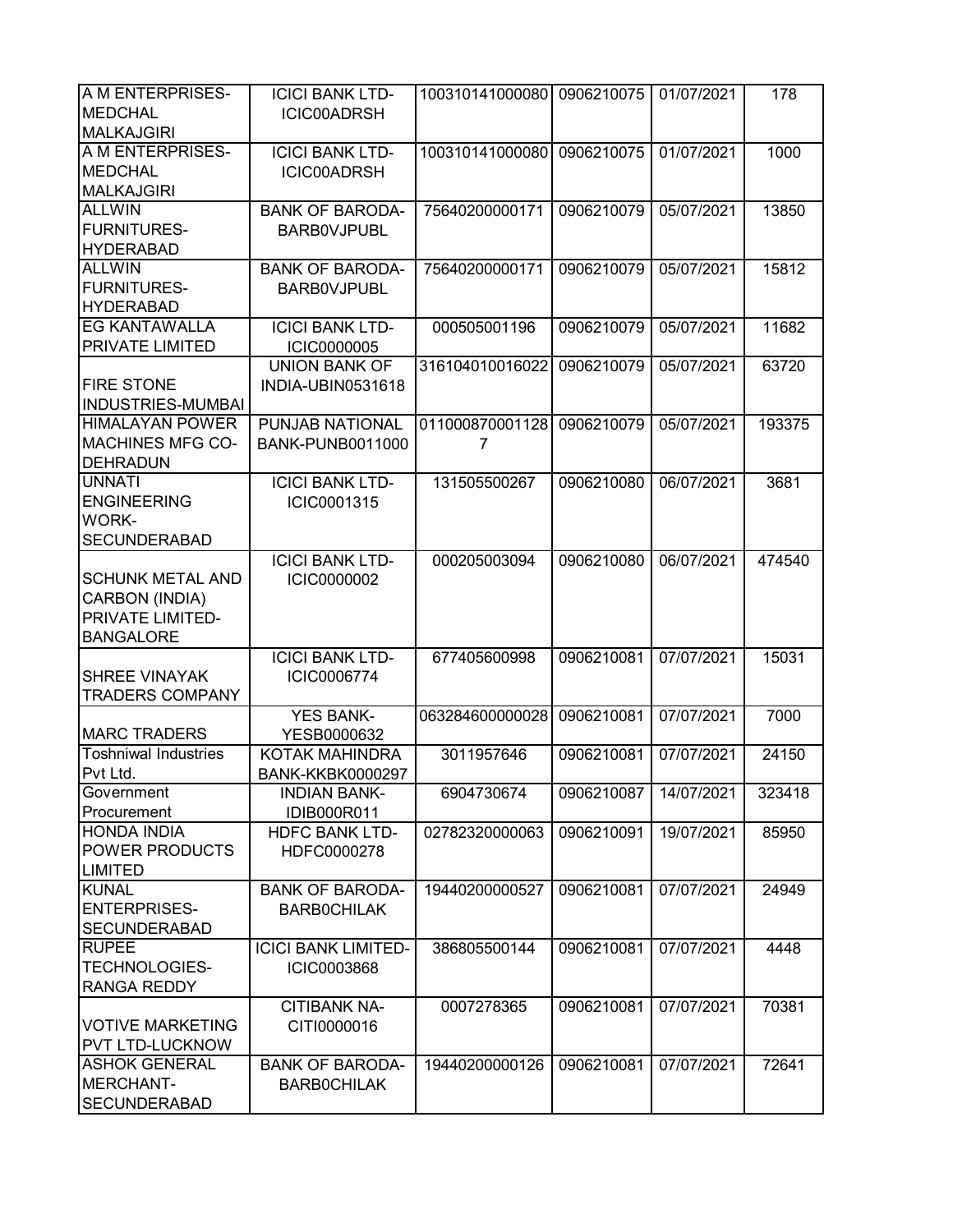| | | | | | |
|---|---|---|---|---|---|
| A M ENTERPRISES-MEDCHAL MALKAJGIRI | ICICI BANK LTD-ICIC00ADRSH | 100310141000080 | 0906210075 | 01/07/2021 | 178 |
| A M ENTERPRISES-MEDCHAL MALKAJGIRI | ICICI BANK LTD-ICIC00ADRSH | 100310141000080 | 0906210075 | 01/07/2021 | 1000 |
| ALLWIN FURNITURES-HYDERABAD | BANK OF BARODA-BARB0VJPUBL | 75640200000171 | 0906210079 | 05/07/2021 | 13850 |
| ALLWIN FURNITURES-HYDERABAD | BANK OF BARODA-BARB0VJPUBL | 75640200000171 | 0906210079 | 05/07/2021 | 15812 |
| EG KANTAWALLA PRIVATE LIMITED | ICICI BANK LTD-ICIC0000005 | 000505001196 | 0906210079 | 05/07/2021 | 11682 |
| FIRE STONE INDUSTRIES-MUMBAI | UNION BANK OF INDIA-UBIN0531618 | 316104010016022 | 0906210079 | 05/07/2021 | 63720 |
| HIMALAYAN POWER MACHINES MFG CO-DEHRADUN | PUNJAB NATIONAL BANK-PUNB0011000 | 0110008700011287 | 0906210079 | 05/07/2021 | 193375 |
| UNNATI ENGINEERING WORK-SECUNDERABAD | ICICI BANK LTD-ICIC0001315 | 131505500267 | 0906210080 | 06/07/2021 | 3681 |
| SCHUNK METAL AND CARBON (INDIA) PRIVATE LIMITED-BANGALORE | ICICI BANK LTD-ICIC0000002 | 000205003094 | 0906210080 | 06/07/2021 | 474540 |
| SHREE VINAYAK TRADERS COMPANY | ICICI BANK LTD-ICIC0006774 | 677405600998 | 0906210081 | 07/07/2021 | 15031 |
| MARC TRADERS | YES BANK-YESB0000632 | 063284600000028 | 0906210081 | 07/07/2021 | 7000 |
| Toshniwal Industries Pvt Ltd. | KOTAK MAHINDRA BANK-KKBK0000297 | 3011957646 | 0906210081 | 07/07/2021 | 24150 |
| Government Procurement | INDIAN BANK-IDIB000R011 | 6904730674 | 0906210087 | 14/07/2021 | 323418 |
| HONDA INDIA POWER PRODUCTS LIMITED | HDFC BANK LTD-HDFC0000278 | 02782320000063 | 0906210091 | 19/07/2021 | 85950 |
| KUNAL ENTERPRISES-SECUNDERABAD | BANK OF BARODA-BARB0CHILAK | 19440200000527 | 0906210081 | 07/07/2021 | 24949 |
| RUPEE TECHNOLOGIES-RANGA REDDY | ICICI BANK LIMITED-ICIC0003868 | 386805500144 | 0906210081 | 07/07/2021 | 4448 |
| VOTIVE MARKETING PVT LTD-LUCKNOW | CITIBANK NA-CITI0000016 | 0007278365 | 0906210081 | 07/07/2021 | 70381 |
| ASHOK GENERAL MERCHANT-SECUNDERABAD | BANK OF BARODA-BARB0CHILAK | 19440200000126 | 0906210081 | 07/07/2021 | 72641 |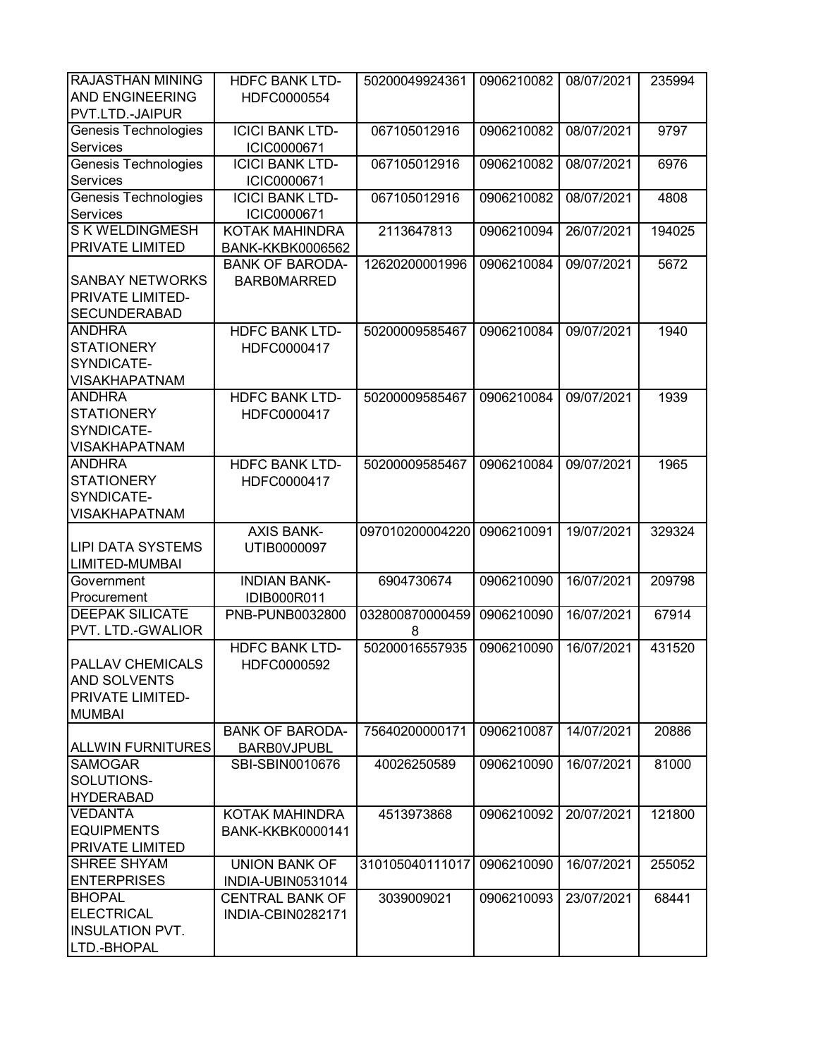| | | | | | |
|---|---|---|---|---|---|
| RAJASTHAN MINING AND ENGINEERING PVT.LTD.-JAIPUR | HDFC BANK LTD-HDFC0000554 | 50200049924361 | 0906210082 | 08/07/2021 | 235994 |
| Genesis Technologies Services | ICICI BANK LTD-ICIC0000671 | 067105012916 | 0906210082 | 08/07/2021 | 9797 |
| Genesis Technologies Services | ICICI BANK LTD-ICIC0000671 | 067105012916 | 0906210082 | 08/07/2021 | 6976 |
| Genesis Technologies Services | ICICI BANK LTD-ICIC0000671 | 067105012916 | 0906210082 | 08/07/2021 | 4808 |
| S K WELDINGMESH PRIVATE LIMITED | KOTAK MAHINDRA BANK-KKBK0006562 | 2113647813 | 0906210094 | 26/07/2021 | 194025 |
| SANBAY NETWORKS PRIVATE LIMITED-SECUNDERABAD | BANK OF BARODA-BARB0MARRED | 12620200001996 | 0906210084 | 09/07/2021 | 5672 |
| ANDHRA STATIONERY SYNDICATE-VISAKHAPATNAM | HDFC BANK LTD-HDFC0000417 | 50200009585467 | 0906210084 | 09/07/2021 | 1940 |
| ANDHRA STATIONERY SYNDICATE-VISAKHAPATNAM | HDFC BANK LTD-HDFC0000417 | 50200009585467 | 0906210084 | 09/07/2021 | 1939 |
| ANDHRA STATIONERY SYNDICATE-VISAKHAPATNAM | HDFC BANK LTD-HDFC0000417 | 50200009585467 | 0906210084 | 09/07/2021 | 1965 |
| LIPI DATA SYSTEMS LIMITED-MUMBAI | AXIS BANK-UTIB0000097 | 097010200004220 | 0906210091 | 19/07/2021 | 329324 |
| Government Procurement | INDIAN BANK-IDIB000R011 | 6904730674 | 0906210090 | 16/07/2021 | 209798 |
| DEEPAK SILICATE PVT. LTD.-GWALIOR | PNB-PUNB0032800 | 0328008700004598 | 0906210090 | 16/07/2021 | 67914 |
| PALLAV CHEMICALS AND SOLVENTS PRIVATE LIMITED-MUMBAI | HDFC BANK LTD-HDFC0000592 | 50200016557935 | 0906210090 | 16/07/2021 | 431520 |
| ALLWIN FURNITURES | BANK OF BARODA-BARB0VJPUBL | 75640200000171 | 0906210087 | 14/07/2021 | 20886 |
| SAMOGAR SOLUTIONS-HYDERABAD | SBI-SBIN0010676 | 40026250589 | 0906210090 | 16/07/2021 | 81000 |
| VEDANTA EQUIPMENTS PRIVATE LIMITED | KOTAK MAHINDRA BANK-KKBK0000141 | 4513973868 | 0906210092 | 20/07/2021 | 121800 |
| SHREE SHYAM ENTERPRISES | UNION BANK OF INDIA-UBIN0531014 | 310105040111017 | 0906210090 | 16/07/2021 | 255052 |
| BHOPAL ELECTRICAL INSULATION PVT. LTD.-BHOPAL | CENTRAL BANK OF INDIA-CBIN0282171 | 3039009021 | 0906210093 | 23/07/2021 | 68441 |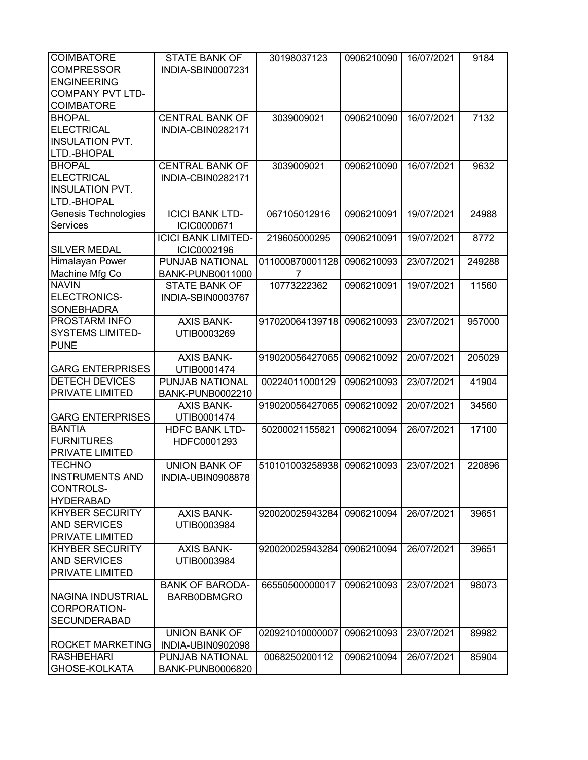| | | | | | |
|---|---|---|---|---|---|
| COIMBATORE COMPRESSOR ENGINEERING COMPANY PVT LTD-COIMBATORE | STATE BANK OF INDIA-SBIN0007231 | 30198037123 | 0906210090 | 16/07/2021 | 9184 |
| BHOPAL ELECTRICAL INSULATION PVT. LTD.-BHOPAL | CENTRAL BANK OF INDIA-CBIN0282171 | 3039009021 | 0906210090 | 16/07/2021 | 7132 |
| BHOPAL ELECTRICAL INSULATION PVT. LTD.-BHOPAL | CENTRAL BANK OF INDIA-CBIN0282171 | 3039009021 | 0906210090 | 16/07/2021 | 9632 |
| Genesis Technologies Services | ICICI BANK LTD-ICIC0000671 | 067105012916 | 0906210091 | 19/07/2021 | 24988 |
| SILVER MEDAL | ICICI BANK LIMITED-ICIC0002196 | 219605000295 | 0906210091 | 19/07/2021 | 8772 |
| Himalayan Power Machine Mfg Co | PUNJAB NATIONAL BANK-PUNB0011000 | 0110008700011287 | 0906210093 | 23/07/2021 | 249288 |
| NAVIN ELECTRONICS-SONEBHADRA | STATE BANK OF INDIA-SBIN0003767 | 10773222362 | 0906210091 | 19/07/2021 | 11560 |
| PROSTARM INFO SYSTEMS LIMITED-PUNE | AXIS BANK-UTIB0003269 | 917020064139718 | 0906210093 | 23/07/2021 | 957000 |
| GARG ENTERPRISES | AXIS BANK-UTIB0001474 | 919020056427065 | 0906210092 | 20/07/2021 | 205029 |
| DETECH DEVICES PRIVATE LIMITED | PUNJAB NATIONAL BANK-PUNB0002210 | 00224011000129 | 0906210093 | 23/07/2021 | 41904 |
| GARG ENTERPRISES | AXIS BANK-UTIB0001474 | 919020056427065 | 0906210092 | 20/07/2021 | 34560 |
| BANTIA FURNITURES PRIVATE LIMITED | HDFC BANK LTD-HDFC0001293 | 50200021155821 | 0906210094 | 26/07/2021 | 17100 |
| TECHNO INSTRUMENTS AND CONTROLS-HYDERABAD | UNION BANK OF INDIA-UBIN0908878 | 510101003258938 | 0906210093 | 23/07/2021 | 220896 |
| KHYBER SECURITY AND SERVICES PRIVATE LIMITED | AXIS BANK-UTIB0003984 | 920020025943284 | 0906210094 | 26/07/2021 | 39651 |
| KHYBER SECURITY AND SERVICES PRIVATE LIMITED | AXIS BANK-UTIB0003984 | 920020025943284 | 0906210094 | 26/07/2021 | 39651 |
| NAGINA INDUSTRIAL CORPORATION-SECUNDERABAD | BANK OF BARODA-BARB0DBMGRO | 66550500000017 | 0906210093 | 23/07/2021 | 98073 |
| ROCKET MARKETING | UNION BANK OF INDIA-UBIN0902098 | 020921010000007 | 0906210093 | 23/07/2021 | 89982 |
| RASHBEHARI GHOSE-KOLKATA | PUNJAB NATIONAL BANK-PUNB0006820 | 0068250200112 | 0906210094 | 26/07/2021 | 85904 |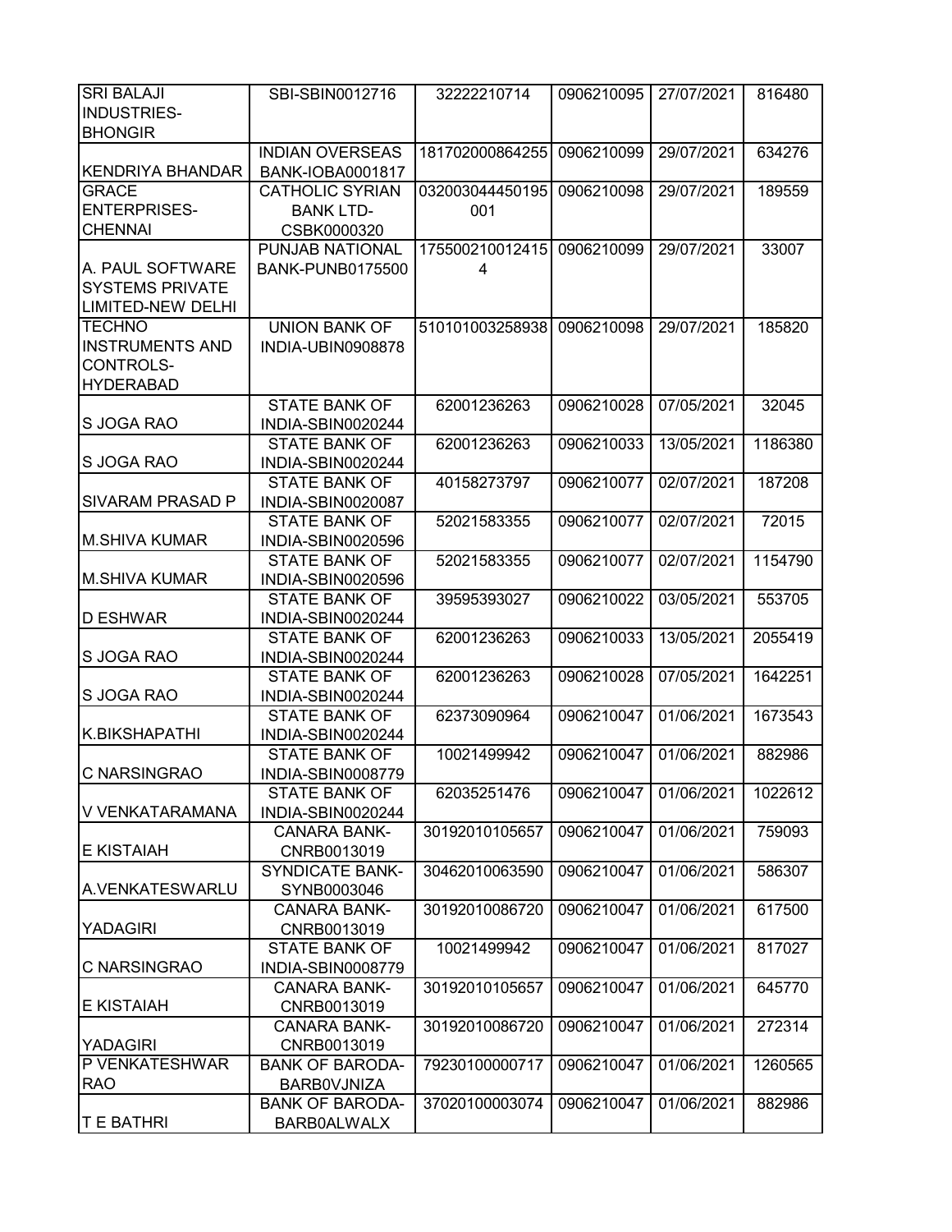| SRI BALAJI INDUSTRIES-BHONGIR | SBI-SBIN0012716 | 32222210714 | 0906210095 | 27/07/2021 | 816480 |
|---|---|---|---|---|---|
| KENDRIYA BHANDAR | INDIAN OVERSEAS BANK-IOBA0001817 | 181702000864255 | 0906210099 | 29/07/2021 | 634276 |
| GRACE ENTERPRISES-CHENNAI | CATHOLIC SYRIAN BANK LTD-CSBK0000320 | 032003044450195001 | 0906210098 | 29/07/2021 | 189559 |
| A. PAUL SOFTWARE SYSTEMS PRIVATE LIMITED-NEW DELHI | PUNJAB NATIONAL BANK-PUNB0175500 | 1755002100124154 | 0906210099 | 29/07/2021 | 33007 |
| TECHNO INSTRUMENTS AND CONTROLS-HYDERABAD | UNION BANK OF INDIA-UBIN0908878 | 510101003258938 | 0906210098 | 29/07/2021 | 185820 |
| S JOGA RAO | STATE BANK OF INDIA-SBIN0020244 | 62001236263 | 0906210028 | 07/05/2021 | 32045 |
| S JOGA RAO | STATE BANK OF INDIA-SBIN0020244 | 62001236263 | 0906210033 | 13/05/2021 | 1186380 |
| SIVARAM PRASAD P | STATE BANK OF INDIA-SBIN0020087 | 40158273797 | 0906210077 | 02/07/2021 | 187208 |
| M.SHIVA KUMAR | STATE BANK OF INDIA-SBIN0020596 | 52021583355 | 0906210077 | 02/07/2021 | 72015 |
| M.SHIVA KUMAR | STATE BANK OF INDIA-SBIN0020596 | 52021583355 | 0906210077 | 02/07/2021 | 1154790 |
| D ESHWAR | STATE BANK OF INDIA-SBIN0020244 | 39595393027 | 0906210022 | 03/05/2021 | 553705 |
| S JOGA RAO | STATE BANK OF INDIA-SBIN0020244 | 62001236263 | 0906210033 | 13/05/2021 | 2055419 |
| S JOGA RAO | STATE BANK OF INDIA-SBIN0020244 | 62001236263 | 0906210028 | 07/05/2021 | 1642251 |
| K.BIKSHAPATHI | STATE BANK OF INDIA-SBIN0020244 | 62373090964 | 0906210047 | 01/06/2021 | 1673543 |
| C NARSINGRAO | STATE BANK OF INDIA-SBIN0008779 | 10021499942 | 0906210047 | 01/06/2021 | 882986 |
| V VENKATARAMANA | STATE BANK OF INDIA-SBIN0020244 | 62035251476 | 0906210047 | 01/06/2021 | 1022612 |
| E KISTAIAH | CANARA BANK-CNRB0013019 | 30192010105657 | 0906210047 | 01/06/2021 | 759093 |
| A.VENKATESWARLU | SYNDICATE BANK-SYNB0003046 | 30462010063590 | 0906210047 | 01/06/2021 | 586307 |
| YADAGIRI | CANARA BANK-CNRB0013019 | 30192010086720 | 0906210047 | 01/06/2021 | 617500 |
| C NARSINGRAO | STATE BANK OF INDIA-SBIN0008779 | 10021499942 | 0906210047 | 01/06/2021 | 817027 |
| E KISTAIAH | CANARA BANK-CNRB0013019 | 30192010105657 | 0906210047 | 01/06/2021 | 645770 |
| YADAGIRI | CANARA BANK-CNRB0013019 | 30192010086720 | 0906210047 | 01/06/2021 | 272314 |
| P VENKATESHWAR RAO | BANK OF BARODA-BARB0VJNIZA | 79230100000717 | 0906210047 | 01/06/2021 | 1260565 |
| T E BATHRI | BANK OF BARODA-BARB0ALWALX | 37020100003074 | 0906210047 | 01/06/2021 | 882986 |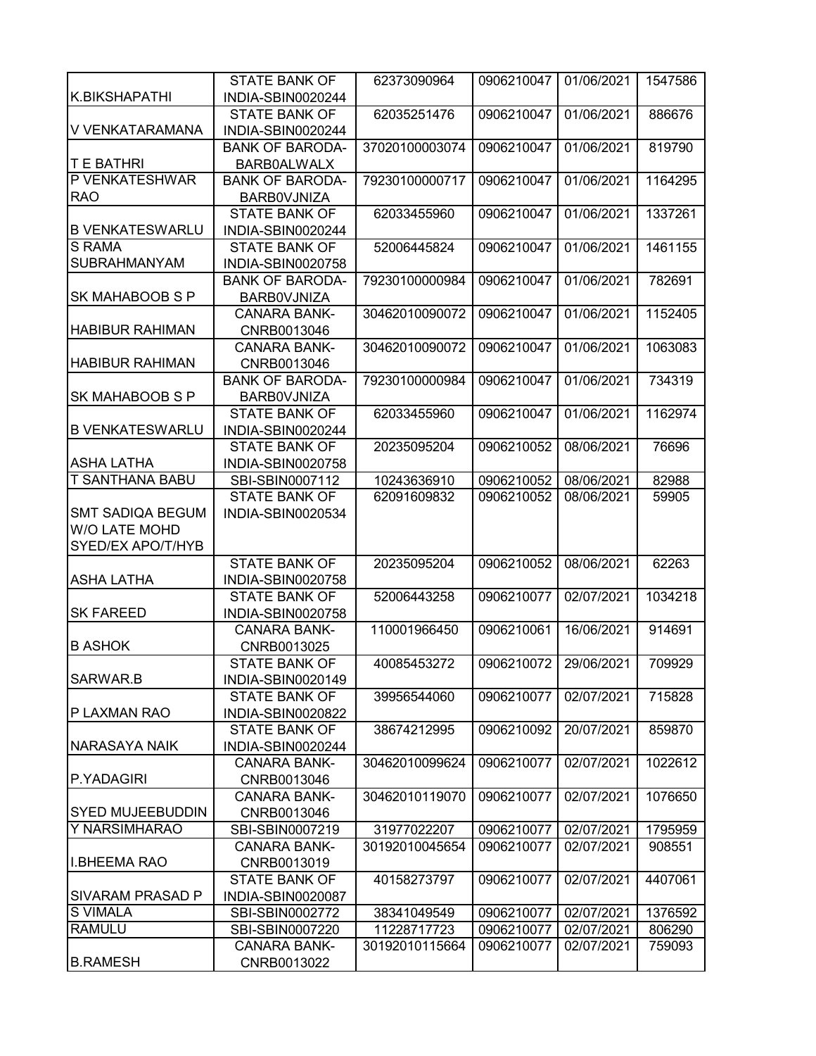| | | | | | |
|---|---|---|---|---|---|
| K.BIKSHAPATHI | STATE BANK OF INDIA-SBIN0020244 | 62373090964 | 0906210047 | 01/06/2021 | 1547586 |
| V VENKATARAMANA | STATE BANK OF INDIA-SBIN0020244 | 62035251476 | 0906210047 | 01/06/2021 | 886676 |
| T E BATHRI | BANK OF BARODA-BARB0ALWALX | 37020100003074 | 0906210047 | 01/06/2021 | 819790 |
| P VENKATESHWAR RAO | BANK OF BARODA-BARB0VJNIZA | 79230100000717 | 0906210047 | 01/06/2021 | 1164295 |
| B VENKATESWARLU | STATE BANK OF INDIA-SBIN0020244 | 62033455960 | 0906210047 | 01/06/2021 | 1337261 |
| S RAMA SUBRAHMANYAM | STATE BANK OF INDIA-SBIN0020758 | 52006445824 | 0906210047 | 01/06/2021 | 1461155 |
| SK MAHABOOB S P | BANK OF BARODA-BARB0VJNIZA | 79230100000984 | 0906210047 | 01/06/2021 | 782691 |
| HABIBUR RAHIMAN | CANARA BANK-CNRB0013046 | 30462010090072 | 0906210047 | 01/06/2021 | 1152405 |
| HABIBUR RAHIMAN | CANARA BANK-CNRB0013046 | 30462010090072 | 0906210047 | 01/06/2021 | 1063083 |
| SK MAHABOOB S P | BANK OF BARODA-BARB0VJNIZA | 79230100000984 | 0906210047 | 01/06/2021 | 734319 |
| B VENKATESWARLU | STATE BANK OF INDIA-SBIN0020244 | 62033455960 | 0906210047 | 01/06/2021 | 1162974 |
| ASHA LATHA | STATE BANK OF INDIA-SBIN0020758 | 20235095204 | 0906210052 | 08/06/2021 | 76696 |
| T SANTHANA BABU | SBI-SBIN0007112 | 10243636910 | 0906210052 | 08/06/2021 | 82988 |
| SMT SADIQA BEGUM W/O LATE MOHD SYED/EX APO/T/HYB | STATE BANK OF INDIA-SBIN0020534 | 62091609832 | 0906210052 | 08/06/2021 | 59905 |
| ASHA LATHA | STATE BANK OF INDIA-SBIN0020758 | 20235095204 | 0906210052 | 08/06/2021 | 62263 |
| SK FAREED | STATE BANK OF INDIA-SBIN0020758 | 52006443258 | 0906210077 | 02/07/2021 | 1034218 |
| B ASHOK | CANARA BANK-CNRB0013025 | 110001966450 | 0906210061 | 16/06/2021 | 914691 |
| SARWAR.B | STATE BANK OF INDIA-SBIN0020149 | 40085453272 | 0906210072 | 29/06/2021 | 709929 |
| P LAXMAN RAO | STATE BANK OF INDIA-SBIN0020822 | 39956544060 | 0906210077 | 02/07/2021 | 715828 |
| NARASAYA NAIK | STATE BANK OF INDIA-SBIN0020244 | 38674212995 | 0906210092 | 20/07/2021 | 859870 |
| P.YADAGIRI | CANARA BANK-CNRB0013046 | 30462010099624 | 0906210077 | 02/07/2021 | 1022612 |
| SYED MUJEEBUDDIN | CANARA BANK-CNRB0013046 | 30462010119070 | 0906210077 | 02/07/2021 | 1076650 |
| Y NARSIMHARAO | SBI-SBIN0007219 | 31977022207 | 0906210077 | 02/07/2021 | 1795959 |
| I.BHEEMA RAO | CANARA BANK-CNRB0013019 | 30192010045654 | 0906210077 | 02/07/2021 | 908551 |
| SIVARAM PRASAD P | STATE BANK OF INDIA-SBIN0020087 | 40158273797 | 0906210077 | 02/07/2021 | 4407061 |
| S VIMALA | SBI-SBIN0002772 | 38341049549 | 0906210077 | 02/07/2021 | 1376592 |
| RAMULU | SBI-SBIN0007220 | 11228717723 | 0906210077 | 02/07/2021 | 806290 |
| B.RAMESH | CANARA BANK-CNRB0013022 | 30192010115664 | 0906210077 | 02/07/2021 | 759093 |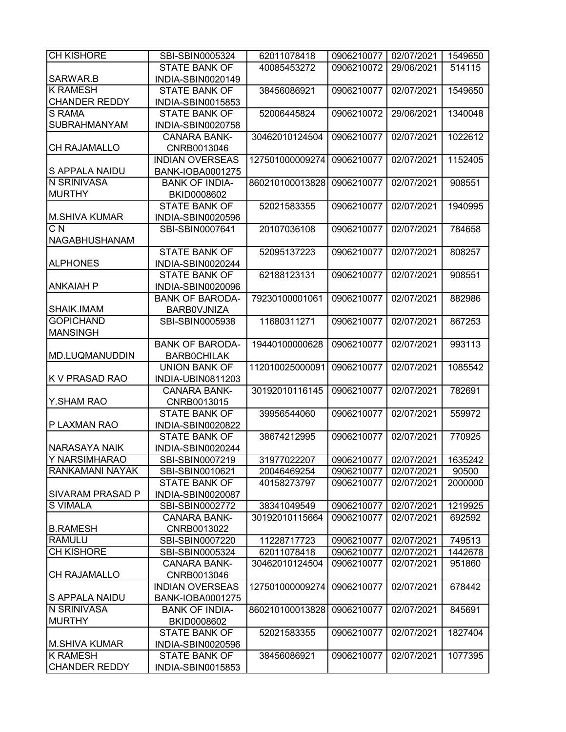| CH KISHORE | SBI-SBIN0005324 | 62011078418 | 0906210077 | 02/07/2021 | 1549650 |
|---|---|---|---|---|---|
| SARWAR.B | STATE BANK OF INDIA-SBIN0020149 | 40085453272 | 0906210072 | 29/06/2021 | 514115 |
| K RAMESH CHANDER REDDY | STATE BANK OF INDIA-SBIN0015853 | 38456086921 | 0906210077 | 02/07/2021 | 1549650 |
| S RAMA SUBRAHMANYAM | STATE BANK OF INDIA-SBIN0020758 | 52006445824 | 0906210072 | 29/06/2021 | 1340048 |
| CH RAJAMALLO | CANARA BANK-CNRB0013046 | 30462010124504 | 0906210077 | 02/07/2021 | 1022612 |
| S APPALA NAIDU | INDIAN OVERSEAS BANK-IOBA0001275 | 127501000009274 | 0906210077 | 02/07/2021 | 1152405 |
| N SRINIVASA MURTHY | BANK OF INDIA-BKID0008602 | 860210100013828 | 0906210077 | 02/07/2021 | 908551 |
| M.SHIVA KUMAR | STATE BANK OF INDIA-SBIN0020596 | 52021583355 | 0906210077 | 02/07/2021 | 1940995 |
| C N NAGABHUSHANAM | SBI-SBIN0007641 | 20107036108 | 0906210077 | 02/07/2021 | 784658 |
| ALPHONES | STATE BANK OF INDIA-SBIN0020244 | 52095137223 | 0906210077 | 02/07/2021 | 808257 |
| ANKAIAH P | STATE BANK OF INDIA-SBIN0020096 | 62188123131 | 0906210077 | 02/07/2021 | 908551 |
| SHAIK.IMAM | BANK OF BARODA-BARB0VJNIZA | 79230100001061 | 0906210077 | 02/07/2021 | 882986 |
| GOPICHAND MANSINGH | SBI-SBIN0005938 | 11680311271 | 0906210077 | 02/07/2021 | 867253 |
| MD.LUQMANUDDIN | BANK OF BARODA-BARB0CHILAK | 19440100000628 | 0906210077 | 02/07/2021 | 993113 |
| K V PRASAD RAO | UNION BANK OF INDIA-UBIN0811203 | 112010025000091 | 0906210077 | 02/07/2021 | 1085542 |
| Y.SHAM RAO | CANARA BANK-CNRB0013015 | 30192010116145 | 0906210077 | 02/07/2021 | 782691 |
| P LAXMAN RAO | STATE BANK OF INDIA-SBIN0020822 | 39956544060 | 0906210077 | 02/07/2021 | 559972 |
| NARASAYA NAIK | STATE BANK OF INDIA-SBIN0020244 | 38674212995 | 0906210077 | 02/07/2021 | 770925 |
| Y NARSIMHARAO | SBI-SBIN0007219 | 31977022207 | 0906210077 | 02/07/2021 | 1635242 |
| RANKAMANI NAYAK | SBI-SBIN0010621 | 20046469254 | 0906210077 | 02/07/2021 | 90500 |
| SIVARAM PRASAD P | STATE BANK OF INDIA-SBIN0020087 | 40158273797 | 0906210077 | 02/07/2021 | 2000000 |
| S VIMALA | SBI-SBIN0002772 | 38341049549 | 0906210077 | 02/07/2021 | 1219925 |
| B.RAMESH | CANARA BANK-CNRB0013022 | 30192010115664 | 0906210077 | 02/07/2021 | 692592 |
| RAMULU | SBI-SBIN0007220 | 11228717723 | 0906210077 | 02/07/2021 | 749513 |
| CH KISHORE | SBI-SBIN0005324 | 62011078418 | 0906210077 | 02/07/2021 | 1442678 |
| CH RAJAMALLO | CANARA BANK-CNRB0013046 | 30462010124504 | 0906210077 | 02/07/2021 | 951860 |
| S APPALA NAIDU | INDIAN OVERSEAS BANK-IOBA0001275 | 127501000009274 | 0906210077 | 02/07/2021 | 678442 |
| N SRINIVASA MURTHY | BANK OF INDIA-BKID0008602 | 860210100013828 | 0906210077 | 02/07/2021 | 845691 |
| M.SHIVA KUMAR | STATE BANK OF INDIA-SBIN0020596 | 52021583355 | 0906210077 | 02/07/2021 | 1827404 |
| K RAMESH CHANDER REDDY | STATE BANK OF INDIA-SBIN0015853 | 38456086921 | 0906210077 | 02/07/2021 | 1077395 |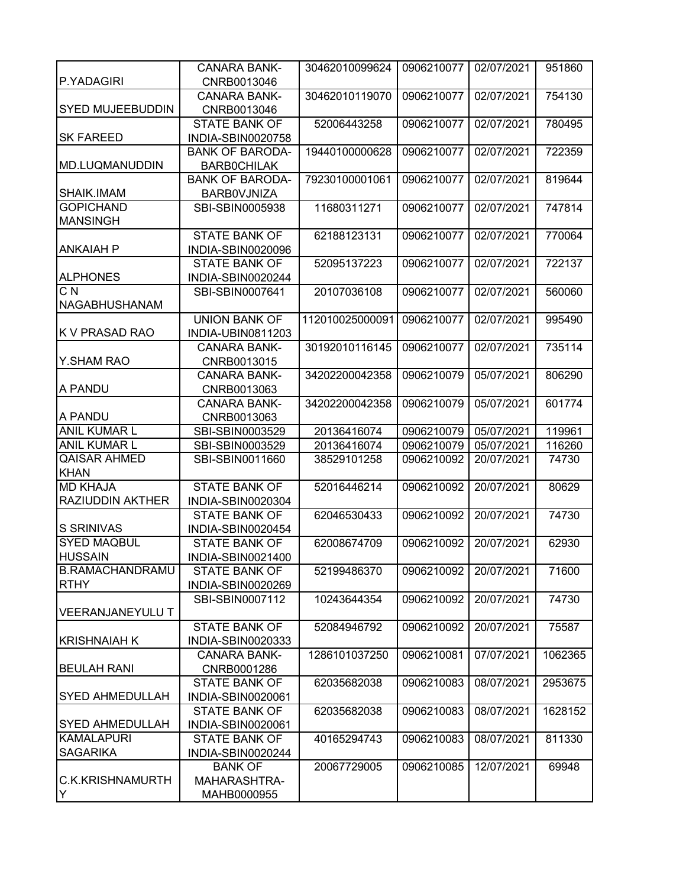| | | | | | |
|---|---|---|---|---|---|
| P.YADAGIRI | CANARA BANK-CNRB0013046 | 30462010099624 | 0906210077 | 02/07/2021 | 951860 |
| SYED MUJEEBUDDIN | CANARA BANK-CNRB0013046 | 30462010119070 | 0906210077 | 02/07/2021 | 754130 |
| SK FAREED | STATE BANK OF INDIA-SBIN0020758 | 52006443258 | 0906210077 | 02/07/2021 | 780495 |
| MD.LUQMANUDDIN | BANK OF BARODA-BARB0CHILAK | 19440100000628 | 0906210077 | 02/07/2021 | 722359 |
| SHAIK.IMAM | BANK OF BARODA-BARB0VJNIZA | 79230100001061 | 0906210077 | 02/07/2021 | 819644 |
| GOPICHAND MANSINGH | SBI-SBIN0005938 | 11680311271 | 0906210077 | 02/07/2021 | 747814 |
| ANKAIAH P | STATE BANK OF INDIA-SBIN0020096 | 62188123131 | 0906210077 | 02/07/2021 | 770064 |
| ALPHONES | STATE BANK OF INDIA-SBIN0020244 | 52095137223 | 0906210077 | 02/07/2021 | 722137 |
| C N NAGABHUSHANAM | SBI-SBIN0007641 | 20107036108 | 0906210077 | 02/07/2021 | 560060 |
| K V PRASAD RAO | UNION BANK OF INDIA-UBIN0811203 | 112010025000091 | 0906210077 | 02/07/2021 | 995490 |
| Y.SHAM RAO | CANARA BANK-CNRB0013015 | 30192010116145 | 0906210077 | 02/07/2021 | 735114 |
| A PANDU | CANARA BANK-CNRB0013063 | 34202200042358 | 0906210079 | 05/07/2021 | 806290 |
| A PANDU | CANARA BANK-CNRB0013063 | 34202200042358 | 0906210079 | 05/07/2021 | 601774 |
| ANIL KUMAR L | SBI-SBIN0003529 | 20136416074 | 0906210079 | 05/07/2021 | 119961 |
| ANIL KUMAR L | SBI-SBIN0003529 | 20136416074 | 0906210079 | 05/07/2021 | 116260 |
| QAISAR AHMED KHAN | SBI-SBIN0011660 | 38529101258 | 0906210092 | 20/07/2021 | 74730 |
| MD KHAJA RAZIUDDIN AKTHER | STATE BANK OF INDIA-SBIN0020304 | 52016446214 | 0906210092 | 20/07/2021 | 80629 |
| S SRINIVAS | STATE BANK OF INDIA-SBIN0020454 | 62046530433 | 0906210092 | 20/07/2021 | 74730 |
| SYED MAQBUL HUSSAIN | STATE BANK OF INDIA-SBIN0021400 | 62008674709 | 0906210092 | 20/07/2021 | 62930 |
| B.RAMACHANDRAMURTHY | STATE BANK OF INDIA-SBIN0020269 | 52199486370 | 0906210092 | 20/07/2021 | 71600 |
| VEERANJANEYULU T | SBI-SBIN0007112 | 10243644354 | 0906210092 | 20/07/2021 | 74730 |
| KRISHNAIAH K | STATE BANK OF INDIA-SBIN0020333 | 52084946792 | 0906210092 | 20/07/2021 | 75587 |
| BEULAH RANI | CANARA BANK-CNRB0001286 | 1286101037250 | 0906210081 | 07/07/2021 | 1062365 |
| SYED AHMEDULLAH | STATE BANK OF INDIA-SBIN0020061 | 62035682038 | 0906210083 | 08/07/2021 | 2953675 |
| SYED AHMEDULLAH | STATE BANK OF INDIA-SBIN0020061 | 62035682038 | 0906210083 | 08/07/2021 | 1628152 |
| KAMALAPURI SAGARIKA | STATE BANK OF INDIA-SBIN0020244 | 40165294743 | 0906210083 | 08/07/2021 | 811330 |
| C.K.KRISHNAMURTHY | BANK OF MAHARASHTRA-MAHB0000955 | 20067729005 | 0906210085 | 12/07/2021 | 69948 |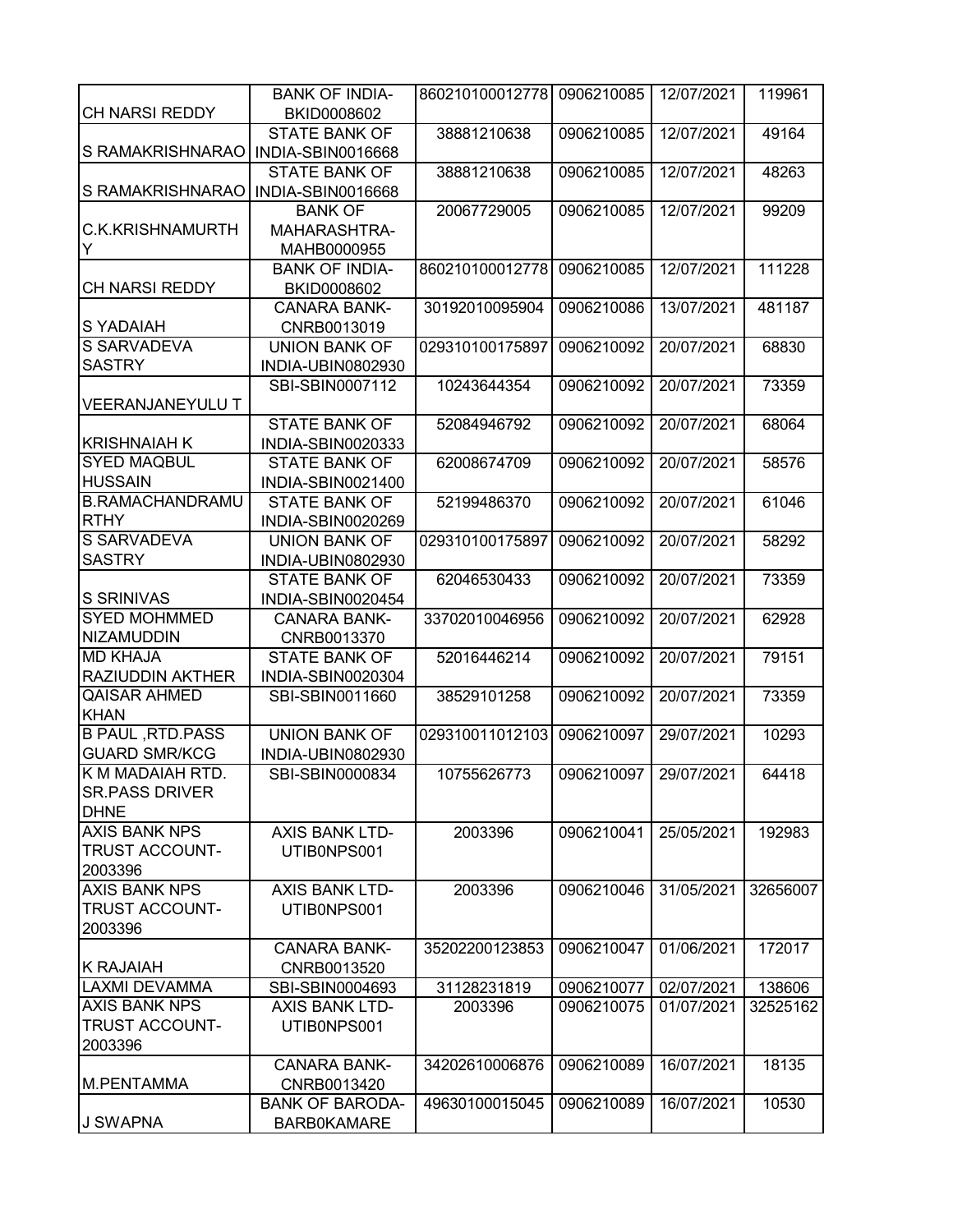| CH NARSI REDDY | BANK OF INDIA-BKID0008602 | 860210100012778 | 0906210085 | 12/07/2021 | 119961 |
|---|---|---|---|---|---|
| S RAMAKRISHNARAO | STATE BANK OF INDIA-SBIN0016668 | 38881210638 | 0906210085 | 12/07/2021 | 49164 |
| S RAMAKRISHNARAO | STATE BANK OF INDIA-SBIN0016668 | 38881210638 | 0906210085 | 12/07/2021 | 48263 |
| C.K.KRISHNAMURTHY | BANK OF MAHARASHTRA-MAHB0000955 | 20067729005 | 0906210085 | 12/07/2021 | 99209 |
| CH NARSI REDDY | BANK OF INDIA-BKID0008602 | 860210100012778 | 0906210085 | 12/07/2021 | 111228 |
| S YADAIAH | CANARA BANK-CNRB0013019 | 30192010095904 | 0906210086 | 13/07/2021 | 481187 |
| S SARVADEVA SASTRY | UNION BANK OF INDIA-UBIN0802930 | 029310100175897 | 0906210092 | 20/07/2021 | 68830 |
| VEERANJANEYULU T | SBI-SBIN0007112 | 10243644354 | 0906210092 | 20/07/2021 | 73359 |
| KRISHNAIAH K | STATE BANK OF INDIA-SBIN0020333 | 52084946792 | 0906210092 | 20/07/2021 | 68064 |
| SYED MAQBUL HUSSAIN | STATE BANK OF INDIA-SBIN0021400 | 62008674709 | 0906210092 | 20/07/2021 | 58576 |
| B.RAMACHANDRAMURTHY | STATE BANK OF INDIA-SBIN0020269 | 52199486370 | 0906210092 | 20/07/2021 | 61046 |
| S SARVADEVA SASTRY | UNION BANK OF INDIA-UBIN0802930 | 029310100175897 | 0906210092 | 20/07/2021 | 58292 |
| S SRINIVAS | STATE BANK OF INDIA-SBIN0020454 | 62046530433 | 0906210092 | 20/07/2021 | 73359 |
| SYED MOHMMED NIZAMUDDIN | CANARA BANK-CNRB0013370 | 33702010046956 | 0906210092 | 20/07/2021 | 62928 |
| MD KHAJA RAZIUDDIN AKTHER | STATE BANK OF INDIA-SBIN0020304 | 52016446214 | 0906210092 | 20/07/2021 | 79151 |
| QAISAR AHMED KHAN | SBI-SBIN0011660 | 38529101258 | 0906210092 | 20/07/2021 | 73359 |
| B PAUL ,RTD.PASS GUARD SMR/KCG | UNION BANK OF INDIA-UBIN0802930 | 029310011012103 | 0906210097 | 29/07/2021 | 10293 |
| K M MADAIAH RTD. SR.PASS DRIVER DHNE | SBI-SBIN0000834 | 10755626773 | 0906210097 | 29/07/2021 | 64418 |
| AXIS BANK NPS TRUST ACCOUNT-2003396 | AXIS BANK LTD-UTIB0NPS001 | 2003396 | 0906210041 | 25/05/2021 | 192983 |
| AXIS BANK NPS TRUST ACCOUNT-2003396 | AXIS BANK LTD-UTIB0NPS001 | 2003396 | 0906210046 | 31/05/2021 | 32656007 |
| K RAJAIAH | CANARA BANK-CNRB0013520 | 35202200123853 | 0906210047 | 01/06/2021 | 172017 |
| LAXMI DEVAMMA | SBI-SBIN0004693 | 31128231819 | 0906210077 | 02/07/2021 | 138606 |
| AXIS BANK NPS TRUST ACCOUNT-2003396 | AXIS BANK LTD-UTIB0NPS001 | 2003396 | 0906210075 | 01/07/2021 | 32525162 |
| M.PENTAMMA | CANARA BANK-CNRB0013420 | 34202610006876 | 0906210089 | 16/07/2021 | 18135 |
| J SWAPNA | BANK OF BARODA-BARB0KAMARE | 49630100015045 | 0906210089 | 16/07/2021 | 10530 |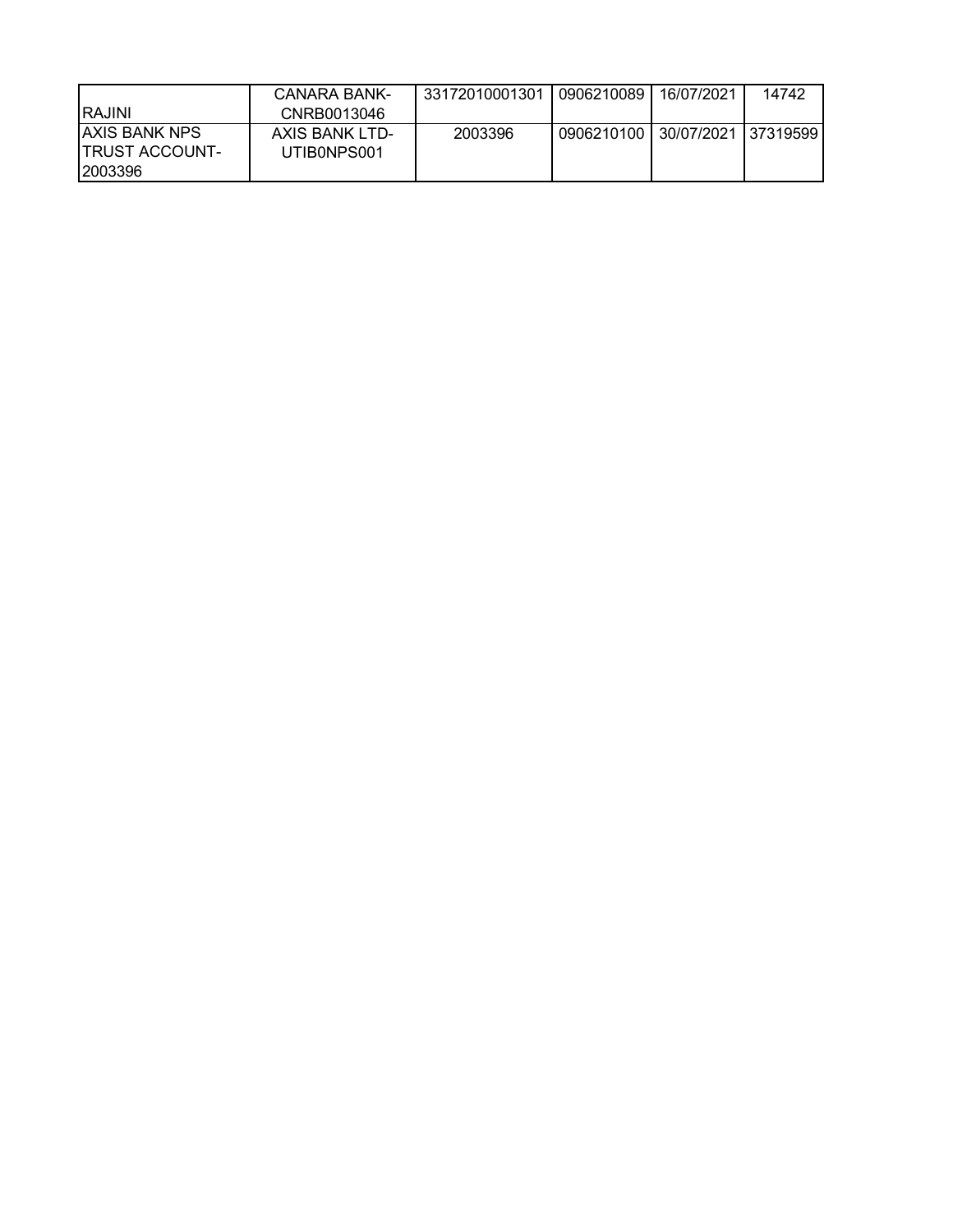| | | | | | |
|---|---|---|---|---|---|
| RAJINI | CANARA BANK-CNRB0013046 | 33172010001301 | 0906210089 | 16/07/2021 | 14742 |
| AXIS BANK NPS TRUST ACCOUNT-2003396 | AXIS BANK LTD-UTIB0NPS001 | 2003396 | 0906210100 | 30/07/2021 | 37319599 |